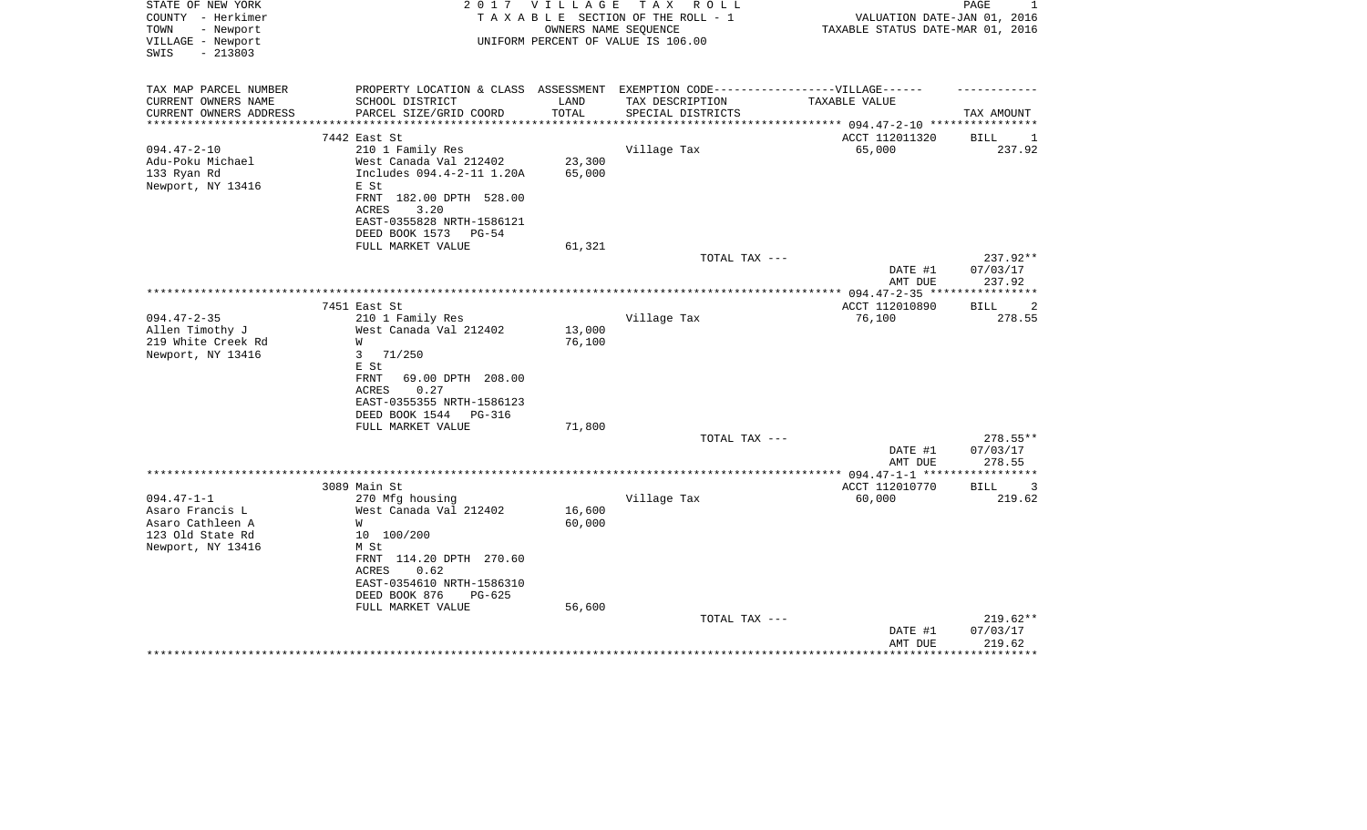STATE OF NEW YORK
COUNTY - Herkimer
TOWN - Newport
VILLAGE - Newport
SWIS - 213803

2 0 1 7 V I L L A G E T A X R O L L
T A X A B L E SECTION OF THE ROLL - 1
OWNERS NAME SEQUENCE
UNIFORM PERCENT OF VALUE IS 106.00

VALUATION DATE-JAN 01, 2016
TAXABLE STATUS DATE-MAR 01, 2016

| TAX MAP PARCEL NUMBER / CURRENT OWNERS NAME / CURRENT OWNERS ADDRESS | PROPERTY LOCATION & CLASS / SCHOOL DISTRICT / PARCEL SIZE/GRID COORD | ASSESSMENT LAND / TOTAL | EXEMPTION CODE-----VILLAGE------ TAX DESCRIPTION / SPECIAL DISTRICTS | TAXABLE VALUE | TAX AMOUNT |
|---|---|---|---|---|---|
| | 7442 East St | | | ACCT 112011320 | BILL 1 |
| 094.47-2-10 | 210 1 Family Res | | Village Tax | 65,000 | 237.92 |
| Adu-Poku Michael | West Canada Val 212402 | 23,300 | | | |
| 133 Ryan Rd | Includes 094.4-2-11 1.20A | 65,000 | | | |
| Newport, NY 13416 | E St | | | | |
| | FRNT 182.00 DPTH 528.00 | | | | |
| | ACRES 3.20 | | | | |
| | EAST-0355828 NRTH-1586121 | | | | |
| | DEED BOOK 1573 PG-54 | | | | |
| | FULL MARKET VALUE | 61,321 | | | |
| | | | TOTAL TAX --- | | 237.92** |
| | | | | DATE #1 | 07/03/17 |
| | | | | AMT DUE | 237.92 |
| | 7451 East St | | | ACCT 112010890 | BILL 2 |
| 094.47-2-35 | 210 1 Family Res | | Village Tax | 76,100 | 278.55 |
| Allen Timothy J | West Canada Val 212402 | 13,000 | | | |
| 219 White Creek Rd | W | 76,100 | | | |
| Newport, NY 13416 | 3 71/250 | | | | |
| | E St | | | | |
| | FRNT 69.00 DPTH 208.00 | | | | |
| | ACRES 0.27 | | | | |
| | EAST-0355355 NRTH-1586123 | | | | |
| | DEED BOOK 1544 PG-316 | | | | |
| | FULL MARKET VALUE | 71,800 | | | |
| | | | TOTAL TAX --- | | 278.55** |
| | | | | DATE #1 | 07/03/17 |
| | | | | AMT DUE | 278.55 |
| | 3089 Main St | | | ACCT 112010770 | BILL 3 |
| 094.47-1-1 | 270 Mfg housing | | Village Tax | 60,000 | 219.62 |
| Asaro Francis L | West Canada Val 212402 | 16,600 | | | |
| Asaro Cathleen A | W | 60,000 | | | |
| 123 Old State Rd | 10 100/200 | | | | |
| Newport, NY 13416 | M St | | | | |
| | FRNT 114.20 DPTH 270.60 | | | | |
| | ACRES 0.62 | | | | |
| | EAST-0354610 NRTH-1586310 | | | | |
| | DEED BOOK 876 PG-625 | | | | |
| | FULL MARKET VALUE | 56,600 | | | |
| | | | TOTAL TAX --- | | 219.62** |
| | | | | DATE #1 | 07/03/17 |
| | | | | AMT DUE | 219.62 |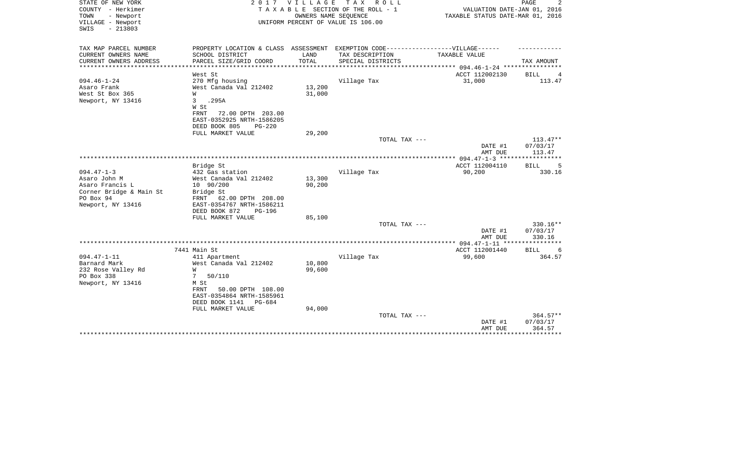STATE OF NEW YORK — 2017 VILLAGE TAX ROLL
COUNTY - Herkimer — TAXABLE SECTION OF THE ROLL - 1 — VALUATION DATE-JAN 01, 2016
TOWN - Newport — OWNERS NAME SEQUENCE — TAXABLE STATUS DATE-MAR 01, 2016
VILLAGE - Newport — UNIFORM PERCENT OF VALUE IS 106.00
SWIS - 213803

| TAX MAP PARCEL NUMBER / CURRENT OWNERS NAME / CURRENT OWNERS ADDRESS | PROPERTY LOCATION & CLASS / SCHOOL DISTRICT / PARCEL SIZE/GRID COORD | ASSESSMENT LAND / TOTAL | EXEMPTION CODE-----VILLAGE----- / TAX DESCRIPTION / SPECIAL DISTRICTS | TAXABLE VALUE | TAX AMOUNT |
|---|---|---|---|---|---|
| 094.46-1-24 | West St | | | ACCT 112002130 | BILL 4 |
| Asaro Frank | 270 Mfg housing | | Village Tax | 31,000 | 113.47 |
| West St Box 365 | West Canada Val 212402 | 13,200 | | | |
| Newport, NY 13416 | W | 31,000 | | | |
| | 3 .295A | | | | |
| | W St | | | | |
| | FRNT 72.00 DPTH 203.00 | | | | |
| | EAST-0352925 NRTH-1586205 | | | | |
| | DEED BOOK 805 PG-220 | | | | |
| | FULL MARKET VALUE | 29,200 | | | |
| | | | TOTAL TAX --- | | 113.47** |
| | | | | DATE #1 | 07/03/17 |
| | | | | AMT DUE | 113.47 |
| 094.47-1-3 | Bridge St | | | ACCT 112004110 | BILL 5 |
| Asaro John M | 432 Gas station | | Village Tax | 90,200 | 330.16 |
| Asaro Francis L | West Canada Val 212402 | 13,300 | | | |
| Corner Bridge & Main St | 10 90/200 | 90,200 | | | |
| PO Box 94 | Bridge St | | | | |
| Newport, NY 13416 | FRNT 62.00 DPTH 208.00 | | | | |
| | EAST-0354767 NRTH-1586211 | | | | |
| | DEED BOOK 872 PG-196 | | | | |
| | FULL MARKET VALUE | 85,100 | | | |
| | | | TOTAL TAX --- | | 330.16** |
| | | | | DATE #1 | 07/03/17 |
| | | | | AMT DUE | 330.16 |
| 094.47-1-11 | 7441 Main St | | | ACCT 112001440 | BILL 6 |
| Barnard Mark | 411 Apartment | | Village Tax | 99,600 | 364.57 |
| 232 Rose Valley Rd | West Canada Val 212402 | 10,800 | | | |
| PO Box 338 | W | 99,600 | | | |
| Newport, NY 13416 | 7 50/110 | | | | |
| | M St | | | | |
| | FRNT 50.00 DPTH 108.00 | | | | |
| | EAST-0354864 NRTH-1585961 | | | | |
| | DEED BOOK 1141 PG-684 | | | | |
| | FULL MARKET VALUE | 94,000 | | | |
| | | | TOTAL TAX --- | | 364.57** |
| | | | | DATE #1 | 07/03/17 |
| | | | | AMT DUE | 364.57 |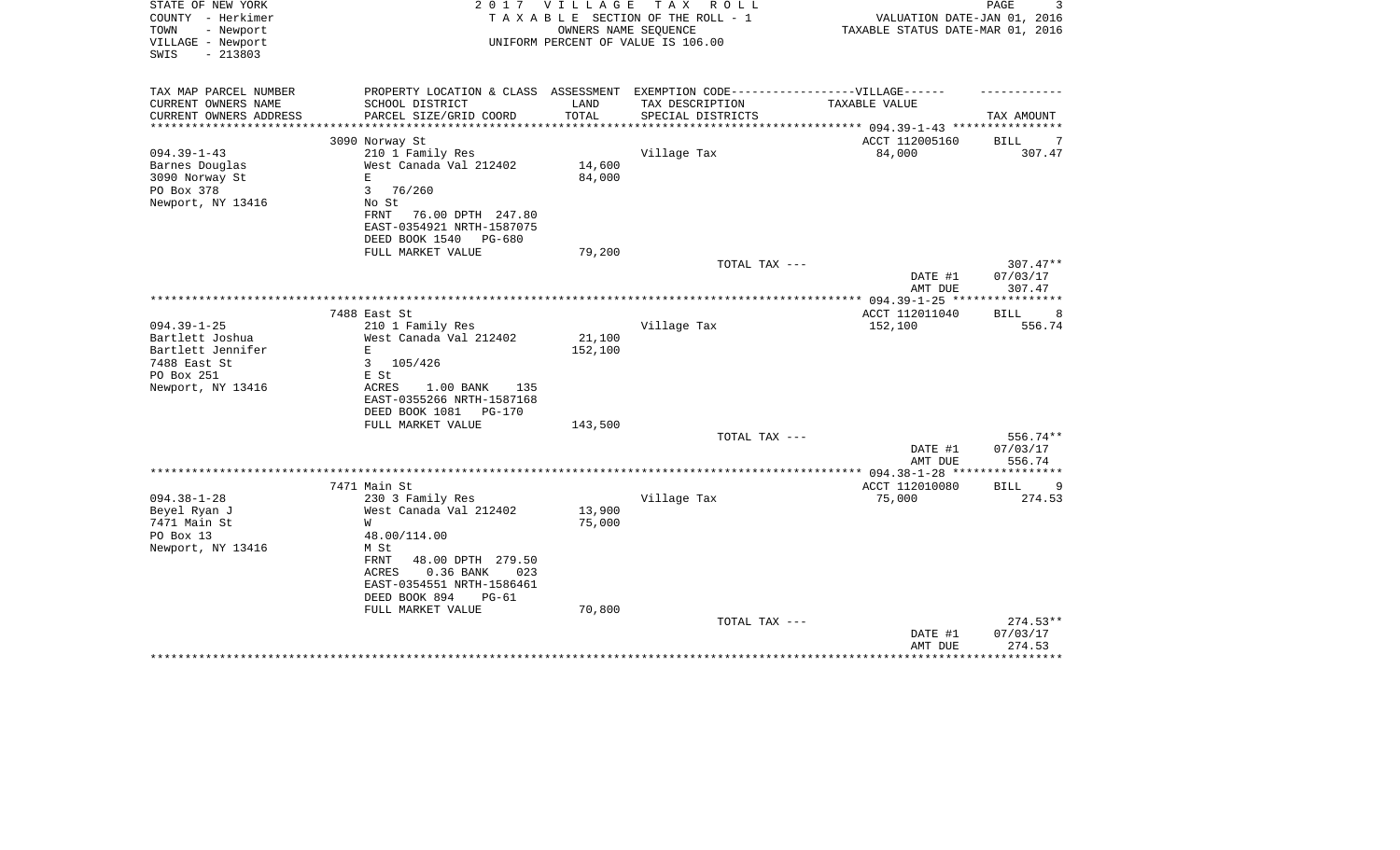STATE OF NEW YORK
COUNTY - Herkimer
TOWN - Newport
VILLAGE - Newport
SWIS - 213803

2 0 1 7 V I L L A G E T A X R O L L
T A X A B L E SECTION OF THE ROLL - 1
OWNERS NAME SEQUENCE
UNIFORM PERCENT OF VALUE IS 106.00

VALUATION DATE-JAN 01, 2016
TAXABLE STATUS DATE-MAR 01, 2016

| TAX MAP PARCEL NUMBER<br>CURRENT OWNERS NAME<br>CURRENT OWNERS ADDRESS | PROPERTY LOCATION & CLASS<br>SCHOOL DISTRICT<br>PARCEL SIZE/GRID COORD | ASSESSMENT<br>LAND<br>TOTAL | EXEMPTION CODE------VILLAGE------<br>TAX DESCRIPTION<br>SPECIAL DISTRICTS | TAXABLE VALUE | TAX AMOUNT |
|---|---|---|---|---|---|
| **094.39-1-43** | 3090 Norway St | | | ACCT 112005160 | BILL 7 |
| 094.39-1-43 | 210 1 Family Res | | Village Tax | 84,000 | 307.47 |
| Barnes Douglas | West Canada Val 212402 | 14,600 | | | |
| 3090 Norway St | E | 84,000 | | | |
| PO Box 378 | 3 76/260 | | | | |
| Newport, NY 13416 | No St | | | | |
| | FRNT 76.00 DPTH 247.80 | | | | |
| | EAST-0354921 NRTH-1587075 | | | | |
| | DEED BOOK 1540 PG-680 | | | | |
| | FULL MARKET VALUE | 79,200 | | | |
| | | | TOTAL TAX --- | | 307.47** |
| | | | | DATE #1 | 07/03/17 |
| | | | | AMT DUE | 307.47 |
| **094.39-1-25** | 7488 East St | | | ACCT 112011040 | BILL 8 |
| 094.39-1-25 | 210 1 Family Res | | Village Tax | 152,100 | 556.74 |
| Bartlett Joshua | West Canada Val 212402 | 21,100 | | | |
| Bartlett Jennifer | E | 152,100 | | | |
| 7488 East St | 3 105/426 | | | | |
| PO Box 251 | E St | | | | |
| Newport, NY 13416 | ACRES 1.00 BANK 135 | | | | |
| | EAST-0355266 NRTH-1587168 | | | | |
| | DEED BOOK 1081 PG-170 | | | | |
| | FULL MARKET VALUE | 143,500 | | | |
| | | | TOTAL TAX --- | | 556.74** |
| | | | | DATE #1 | 07/03/17 |
| | | | | AMT DUE | 556.74 |
| **094.38-1-28** | 7471 Main St | | | ACCT 112010080 | BILL 9 |
| 094.38-1-28 | 230 3 Family Res | | Village Tax | 75,000 | 274.53 |
| Beyel Ryan J | West Canada Val 212402 | 13,900 | | | |
| 7471 Main St | W | 75,000 | | | |
| PO Box 13 | 48.00/114.00 | | | | |
| Newport, NY 13416 | M St | | | | |
| | FRNT 48.00 DPTH 279.50 | | | | |
| | ACRES 0.36 BANK 023 | | | | |
| | EAST-0354551 NRTH-1586461 | | | | |
| | DEED BOOK 894 PG-61 | | | | |
| | FULL MARKET VALUE | 70,800 | | | |
| | | | TOTAL TAX --- | | 274.53** |
| | | | | DATE #1 | 07/03/17 |
| | | | | AMT DUE | 274.53 |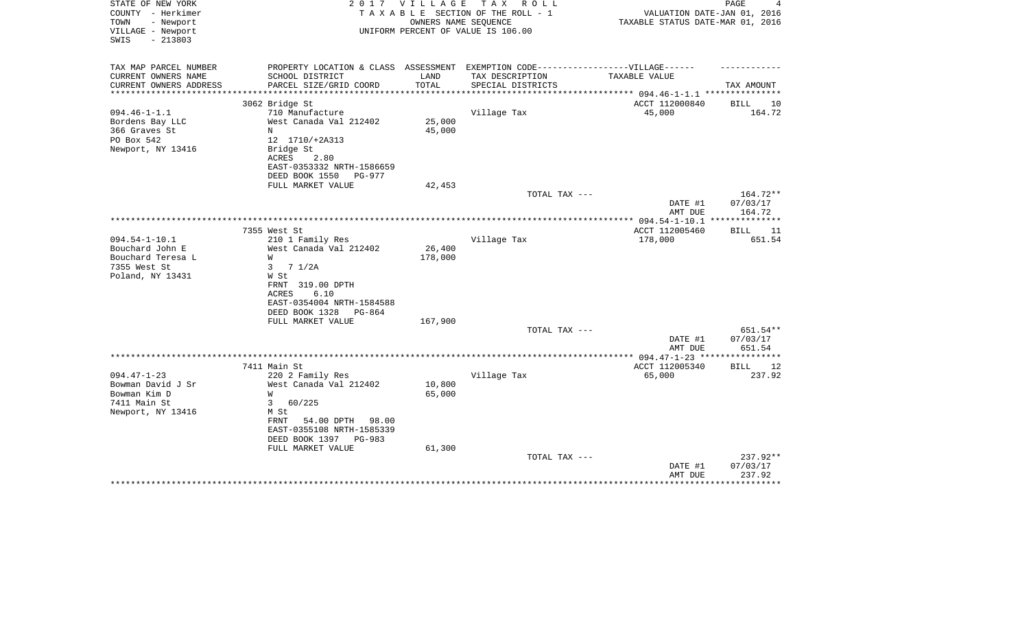STATE OF NEW YORK
COUNTY - Herkimer
TOWN - Newport
VILLAGE - Newport
SWIS - 213803

2 0 1 7 V I L L A G E T A X R O L L
T A X A B L E SECTION OF THE ROLL - 1
OWNERS NAME SEQUENCE
UNIFORM PERCENT OF VALUE IS 106.00

VALUATION DATE-JAN 01, 2016
TAXABLE STATUS DATE-MAR 01, 2016

| TAX MAP PARCEL NUMBER<br>CURRENT OWNERS NAME<br>CURRENT OWNERS ADDRESS | PROPERTY LOCATION & CLASS<br>SCHOOL DISTRICT<br>PARCEL SIZE/GRID COORD | ASSESSMENT<br>LAND<br>TOTAL | EXEMPTION CODE------------------VILLAGE------<br>TAX DESCRIPTION<br>SPECIAL DISTRICTS | TAXABLE VALUE | TAX AMOUNT |
|---|---|---|---|---|---|
| **094.46-1-1.1** | 3062 Bridge St | | | ACCT 112000840 | BILL 10 |
| 094.46-1-1.1 | 710 Manufacture | | Village Tax | 45,000 | 164.72 |
| Bordens Bay LLC | West Canada Val 212402 | 25,000 | | | |
| 366 Graves St | N | 45,000 | | | |
| PO Box 542 | 12 1710/+2A313 | | | | |
| Newport, NY 13416 | Bridge St | | | | |
| | ACRES 2.80 | | | | |
| | EAST-0353332 NRTH-1586659 | | | | |
| | DEED BOOK 1550 PG-977 | | | | |
| | FULL MARKET VALUE | 42,453 | | | |
| | | | TOTAL TAX --- | | 164.72** |
| | | | | DATE #1 | 07/03/17 |
| | | | | AMT DUE | 164.72 |
| **094.54-1-10.1** | 7355 West St | | | ACCT 112005460 | BILL 11 |
| 094.54-1-10.1 | 210 1 Family Res | | Village Tax | 178,000 | 651.54 |
| Bouchard John E | West Canada Val 212402 | 26,400 | | | |
| Bouchard Teresa L | W | 178,000 | | | |
| 7355 West St | 3 7 1/2A | | | | |
| Poland, NY 13431 | W St | | | | |
| | FRNT 319.00 DPTH | | | | |
| | ACRES 6.10 | | | | |
| | EAST-0354004 NRTH-1584588 | | | | |
| | DEED BOOK 1328 PG-864 | | | | |
| | FULL MARKET VALUE | 167,900 | | | |
| | | | TOTAL TAX --- | | 651.54** |
| | | | | DATE #1 | 07/03/17 |
| | | | | AMT DUE | 651.54 |
| **094.47-1-23** | 7411 Main St | | | ACCT 112005340 | BILL 12 |
| 094.47-1-23 | 220 2 Family Res | | Village Tax | 65,000 | 237.92 |
| Bowman David J Sr | West Canada Val 212402 | 10,800 | | | |
| Bowman Kim D | W | 65,000 | | | |
| 7411 Main St | 3 60/225 | | | | |
| Newport, NY 13416 | M St | | | | |
| | FRNT 54.00 DPTH 98.00 | | | | |
| | EAST-0355108 NRTH-1585339 | | | | |
| | DEED BOOK 1397 PG-983 | | | | |
| | FULL MARKET VALUE | 61,300 | | | |
| | | | TOTAL TAX --- | | 237.92** |
| | | | | DATE #1 | 07/03/17 |
| | | | | AMT DUE | 237.92 |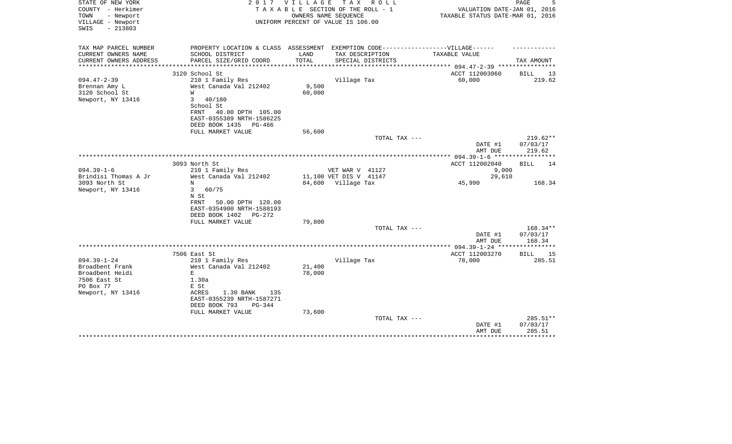STATE OF NEW YORK
COUNTY - Herkimer
TOWN - Newport
VILLAGE - Newport
SWIS - 213803

2 0 1 7 V I L L A G E T A X R O L L
T A X A B L E SECTION OF THE ROLL - 1
OWNERS NAME SEQUENCE
UNIFORM PERCENT OF VALUE IS 106.00

VALUATION DATE-JAN 01, 2016
TAXABLE STATUS DATE-MAR 01, 2016

| TAX MAP PARCEL NUMBER<br>CURRENT OWNERS NAME<br>CURRENT OWNERS ADDRESS | PROPERTY LOCATION & CLASS<br>SCHOOL DISTRICT<br>PARCEL SIZE/GRID COORD | ASSESSMENT<br>LAND<br>TOTAL | EXEMPTION CODE------------------VILLAGE------<br>TAX DESCRIPTION<br>SPECIAL DISTRICTS | TAXABLE VALUE | TAX AMOUNT |
|---|---|---|---|---|---|
| 094.47-2-39 | 3120 School St | | | ACCT 112003060 | BILL 13 |
| 094.47-2-39 | 210 1 Family Res | | Village Tax | 60,000 | 219.62 |
| Brennan Amy L | West Canada Val 212402 | 9,500 | | | |
| 3120 School St | W | 60,000 | | | |
| Newport, NY 13416 | 3 40/180 | | | | |
| | School St | | | | |
| | FRNT 40.00 DPTH 105.00 | | | | |
| | EAST-0355389 NRTH-1586225 | | | | |
| | DEED BOOK 1435 PG-466 | | | | |
| | FULL MARKET VALUE | 56,600 | | | |
| | | | TOTAL TAX --- | | 219.62** |
| | | | | DATE #1 | 07/03/17 |
| | | | | AMT DUE | 219.62 |
| 094.39-1-6 | 3093 North St | | | ACCT 112002040 | BILL 14 |
| 094.39-1-6 | 210 1 Family Res | | VET WAR V 41127 | 9,000 | |
| Brindisi Thomas A Jr | West Canada Val 212402 | 11,100 | VET DIS V 41147 | 29,610 | |
| 3093 North St | N | 84,600 | Village Tax | 45,990 | 168.34 |
| Newport, NY 13416 | 3 60/75 | | | | |
| | N St | | | | |
| | FRNT 50.00 DPTH 120.00 | | | | |
| | EAST-0354900 NRTH-1588193 | | | | |
| | DEED BOOK 1402 PG-272 | | | | |
| | FULL MARKET VALUE | 79,800 | | | |
| | | | TOTAL TAX --- | | 168.34** |
| | | | | DATE #1 | 07/03/17 |
| | | | | AMT DUE | 168.34 |
| 094.39-1-24 | 7506 East St | | | ACCT 112003270 | BILL 15 |
| 094.39-1-24 | 210 1 Family Res | | Village Tax | 78,000 | 285.51 |
| Broadbent Frank | West Canada Val 212402 | 21,400 | | | |
| Broadbent Heidi | E | 78,000 | | | |
| 7506 East St | 1.30a | | | | |
| PO Box 77 | E St | | | | |
| Newport, NY 13416 | ACRES 1.30 BANK 135 | | | | |
| | EAST-0355239 NRTH-1587271 | | | | |
| | DEED BOOK 793 PG-344 | | | | |
| | FULL MARKET VALUE | 73,600 | | | |
| | | | TOTAL TAX --- | | 285.51** |
| | | | | DATE #1 | 07/03/17 |
| | | | | AMT DUE | 285.51 |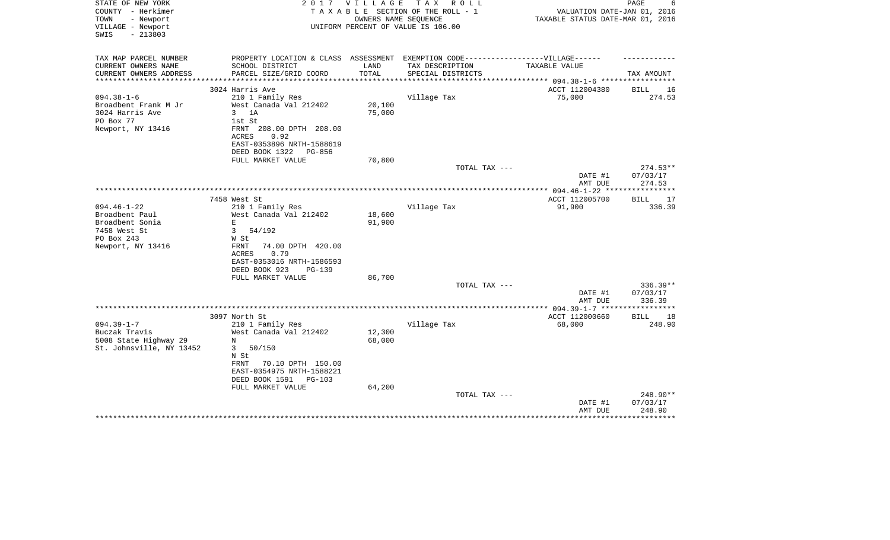STATE OF NEW YORK
COUNTY - Herkimer
TOWN - Newport
VILLAGE - Newport
SWIS - 213803

2 0 1 7 V I L L A G E T A X R O L L
T A X A B L E SECTION OF THE ROLL - 1
OWNERS NAME SEQUENCE
UNIFORM PERCENT OF VALUE IS 106.00

VALUATION DATE-JAN 01, 2016
TAXABLE STATUS DATE-MAR 01, 2016

| TAX MAP PARCEL NUMBER<br>CURRENT OWNERS NAME<br>CURRENT OWNERS ADDRESS | PROPERTY LOCATION & CLASS<br>SCHOOL DISTRICT<br>PARCEL SIZE/GRID COORD | ASSESSMENT<br>LAND<br>TOTAL | EXEMPTION CODE------------------VILLAGE------<br>TAX DESCRIPTION<br>SPECIAL DISTRICTS | TAXABLE VALUE | TAX AMOUNT |
|---|---|---|---|---|---|
| ********************************** 094.38-1-6 ***************** | | | | | |
| | 3024 Harris Ave | | | ACCT 112004380 | BILL 16 |
| 094.38-1-6 | 210 1 Family Res | | Village Tax | 75,000 | 274.53 |
| Broadbent Frank M Jr | West Canada Val 212402 | 20,100 | | | |
| 3024 Harris Ave | 3 1A | 75,000 | | | |
| PO Box 77 | 1st St | | | | |
| Newport, NY 13416 | FRNT 208.00 DPTH 208.00 | | | | |
| | ACRES 0.92 | | | | |
| | EAST-0353896 NRTH-1588619 | | | | |
| | DEED BOOK 1322 PG-856 | | | | |
| | FULL MARKET VALUE | 70,800 | | | |
| | | | TOTAL TAX --- | | 274.53** |
| | | | | DATE #1 | 07/03/17 |
| | | | | AMT DUE | 274.53 |
| ********************************** 094.46-1-22 ***************** | | | | | |
| | 7458 West St | | | ACCT 112005700 | BILL 17 |
| 094.46-1-22 | 210 1 Family Res | | Village Tax | 91,900 | 336.39 |
| Broadbent Paul | West Canada Val 212402 | 18,600 | | | |
| Broadbent Sonia | E | 91,900 | | | |
| 7458 West St | 3 54/192 | | | | |
| PO Box 243 | W St | | | | |
| Newport, NY 13416 | FRNT 74.00 DPTH 420.00 | | | | |
| | ACRES 0.79 | | | | |
| | EAST-0353016 NRTH-1586593 | | | | |
| | DEED BOOK 923 PG-139 | | | | |
| | FULL MARKET VALUE | 86,700 | | | |
| | | | TOTAL TAX --- | | 336.39** |
| | | | | DATE #1 | 07/03/17 |
| | | | | AMT DUE | 336.39 |
| ********************************** 094.39-1-7 ***************** | | | | | |
| | 3097 North St | | | ACCT 112000660 | BILL 18 |
| 094.39-1-7 | 210 1 Family Res | | Village Tax | 68,000 | 248.90 |
| Buczak Travis | West Canada Val 212402 | 12,300 | | | |
| 5008 State Highway 29 | N | 68,000 | | | |
| St. Johnsville, NY 13452 | 3 50/150 | | | | |
| | N St | | | | |
| | FRNT 70.10 DPTH 150.00 | | | | |
| | EAST-0354975 NRTH-1588221 | | | | |
| | DEED BOOK 1591 PG-103 | | | | |
| | FULL MARKET VALUE | 64,200 | | | |
| | | | TOTAL TAX --- | | 248.90** |
| | | | | DATE #1 | 07/03/17 |
| | | | | AMT DUE | 248.90 |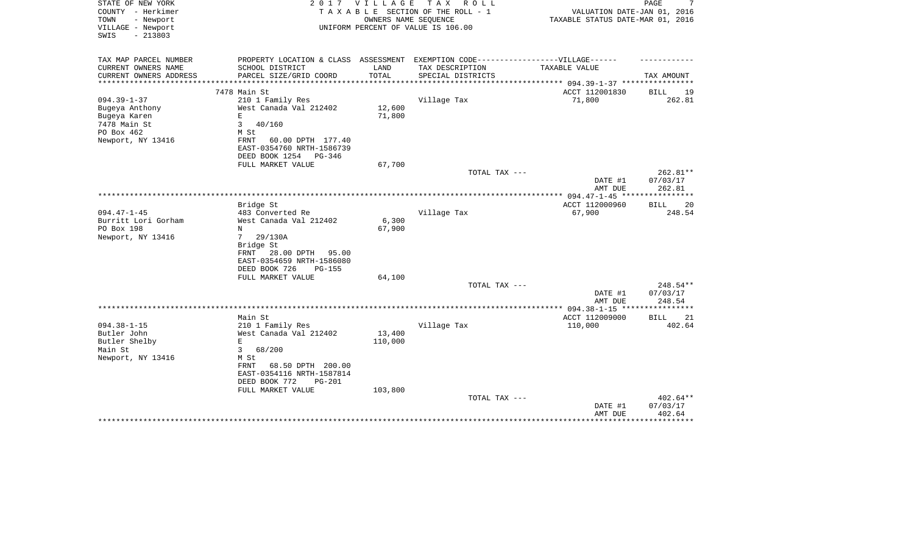STATE OF NEW YORK
COUNTY - Herkimer
TOWN - Newport
VILLAGE - Newport
SWIS - 213803

2 0 1 7 V I L L A G E T A X R O L L
T A X A B L E SECTION OF THE ROLL - 1
OWNERS NAME SEQUENCE
UNIFORM PERCENT OF VALUE IS 106.00

VALUATION DATE-JAN 01, 2016
TAXABLE STATUS DATE-MAR 01, 2016

| TAX MAP PARCEL NUMBER<br>CURRENT OWNERS NAME<br>CURRENT OWNERS ADDRESS | PROPERTY LOCATION & CLASS<br>SCHOOL DISTRICT<br>PARCEL SIZE/GRID COORD | ASSESSMENT<br>LAND<br>TOTAL | EXEMPTION CODE------VILLAGE------<br>TAX DESCRIPTION<br>SPECIAL DISTRICTS | TAXABLE VALUE | TAX AMOUNT |
|---|---|---|---|---|---|
| | 7478 Main St | | | ACCT 112001830 | BILL 19 |
| 094.39-1-37 | 210 1 Family Res | | Village Tax | 71,800 | 262.81 |
| Bugeya Anthony | West Canada Val 212402 | 12,600 | | | |
| Bugeya Karen | E | 71,800 | | | |
| 7478 Main St | 3 40/160 | | | | |
| PO Box 462 | M St | | | | |
| Newport, NY 13416 | FRNT 60.00 DPTH 177.40 | | | | |
| | EAST-0354760 NRTH-1586739 | | | | |
| | DEED BOOK 1254 PG-346 | | | | |
| | FULL MARKET VALUE | 67,700 | | | |
| | | | TOTAL TAX --- | | 262.81** |
| | | | | DATE #1 | 07/03/17 |
| | | | | AMT DUE | 262.81 |
| | Bridge St | | | ACCT 112000960 | BILL 20 |
| 094.47-1-45 | 483 Converted Re | | Village Tax | 67,900 | 248.54 |
| Burritt Lori Gorham | West Canada Val 212402 | 6,300 | | | |
| PO Box 198 | N | 67,900 | | | |
| Newport, NY 13416 | 7 29/130A | | | | |
| | Bridge St | | | | |
| | FRNT 28.00 DPTH 95.00 | | | | |
| | EAST-0354659 NRTH-1586080 | | | | |
| | DEED BOOK 726 PG-155 | | | | |
| | FULL MARKET VALUE | 64,100 | | | |
| | | | TOTAL TAX --- | | 248.54** |
| | | | | DATE #1 | 07/03/17 |
| | | | | AMT DUE | 248.54 |
| | Main St | | | ACCT 112009000 | BILL 21 |
| 094.38-1-15 | 210 1 Family Res | | Village Tax | 110,000 | 402.64 |
| Butler John | West Canada Val 212402 | 13,400 | | | |
| Butler Shelby | E | 110,000 | | | |
| Main St | 3 68/200 | | | | |
| Newport, NY 13416 | M St | | | | |
| | FRNT 68.50 DPTH 200.00 | | | | |
| | EAST-0354116 NRTH-1587814 | | | | |
| | DEED BOOK 772 PG-201 | | | | |
| | FULL MARKET VALUE | 103,800 | | | |
| | | | TOTAL TAX --- | | 402.64** |
| | | | | DATE #1 | 07/03/17 |
| | | | | AMT DUE | 402.64 |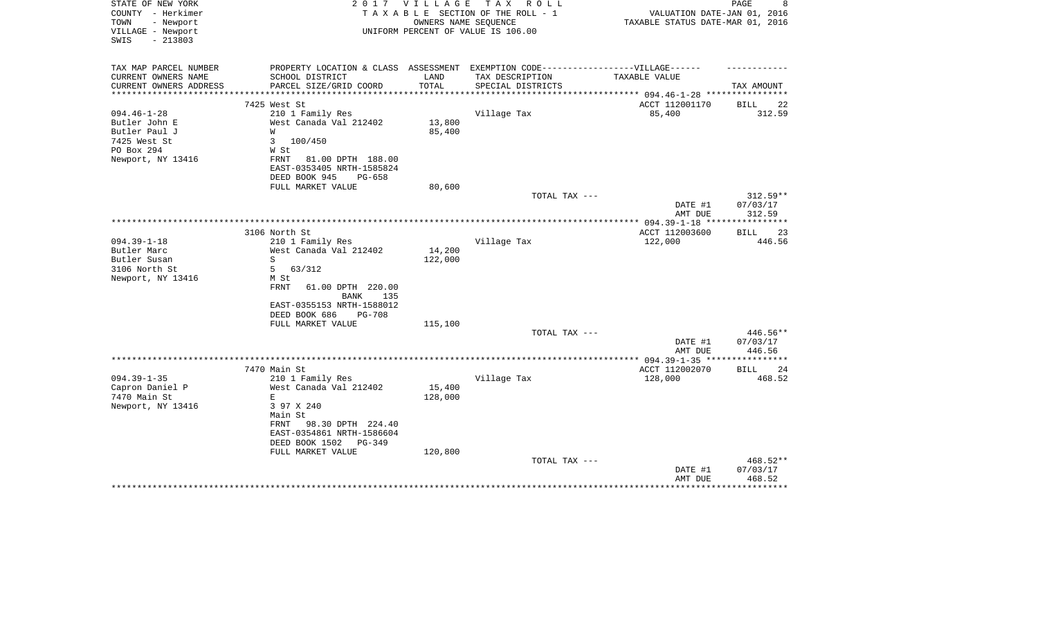STATE OF NEW YORK
COUNTY - Herkimer
TOWN - Newport
VILLAGE - Newport
SWIS - 213803

# 2017 VILLAGE TAX ROLL

TAXABLE SECTION OF THE ROLL - 1
OWNERS NAME SEQUENCE
UNIFORM PERCENT OF VALUE IS 106.00

VALUATION DATE-JAN 01, 2016
TAXABLE STATUS DATE-MAR 01, 2016

| TAX MAP PARCEL NUMBER / CURRENT OWNERS NAME / CURRENT OWNERS ADDRESS | PROPERTY LOCATION & CLASS / SCHOOL DISTRICT / PARCEL SIZE/GRID COORD | ASSESSMENT LAND / TOTAL | EXEMPTION CODE / TAX DESCRIPTION / SPECIAL DISTRICTS | TAXABLE VALUE | TAX AMOUNT |
|---|---|---|---|---|---|
| | 7425 West St | | | ACCT 112001170 | BILL 22 |
| 094.46-1-28 | 210 1 Family Res | | Village Tax | 85,400 | 312.59 |
| Butler John E | West Canada Val 212402 | 13,800 | | | |
| Butler Paul J | W | 85,400 | | | |
| 7425 West St | 3 100/450 | | | | |
| PO Box 294 | W St | | | | |
| Newport, NY 13416 | FRNT 81.00 DPTH 188.00 | | | | |
| | EAST-0353405 NRTH-1585824 | | | | |
| | DEED BOOK 945 PG-658 | | | | |
| | FULL MARKET VALUE | 80,600 | | | |
| | | | TOTAL TAX --- | | 312.59** |
| | | | | DATE #1 | 07/03/17 |
| | | | | AMT DUE | 312.59 |
| | 3106 North St | | | ACCT 112003600 | BILL 23 |
| 094.39-1-18 | 210 1 Family Res | | Village Tax | 122,000 | 446.56 |
| Butler Marc | West Canada Val 212402 | 14,200 | | | |
| Butler Susan | S | 122,000 | | | |
| 3106 North St | 5 63/312 | | | | |
| Newport, NY 13416 | M St | | | | |
| | FRNT 61.00 DPTH 220.00 | | | | |
| | BANK 135 | | | | |
| | EAST-0355153 NRTH-1588012 | | | | |
| | DEED BOOK 686 PG-708 | | | | |
| | FULL MARKET VALUE | 115,100 | | | |
| | | | TOTAL TAX --- | | 446.56** |
| | | | | DATE #1 | 07/03/17 |
| | | | | AMT DUE | 446.56 |
| | 7470 Main St | | | ACCT 112002070 | BILL 24 |
| 094.39-1-35 | 210 1 Family Res | | Village Tax | 128,000 | 468.52 |
| Capron Daniel P | West Canada Val 212402 | 15,400 | | | |
| 7470 Main St | E | 128,000 | | | |
| Newport, NY 13416 | 3 97 X 240 | | | | |
| | Main St | | | | |
| | FRNT 98.30 DPTH 224.40 | | | | |
| | EAST-0354861 NRTH-1586604 | | | | |
| | DEED BOOK 1502 PG-349 | | | | |
| | FULL MARKET VALUE | 120,800 | | | |
| | | | TOTAL TAX --- | | 468.52** |
| | | | | DATE #1 | 07/03/17 |
| | | | | AMT DUE | 468.52 |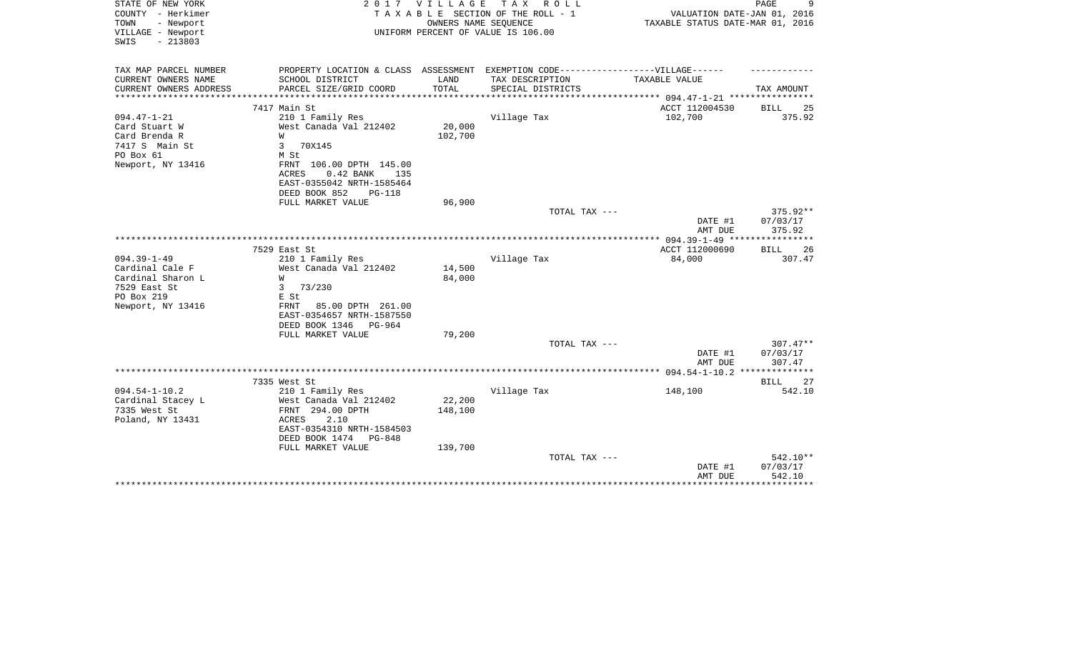STATE OF NEW YORK — 2017 VILLAGE TAX ROLL
COUNTY - Herkimer — TAXABLE SECTION OF THE ROLL - 1 — VALUATION DATE-JAN 01, 2016
TOWN - Newport — OWNERS NAME SEQUENCE — TAXABLE STATUS DATE-MAR 01, 2016
VILLAGE - Newport — UNIFORM PERCENT OF VALUE IS 106.00
SWIS - 213803

| TAX MAP PARCEL NUMBER<br>CURRENT OWNERS NAME<br>CURRENT OWNERS ADDRESS | PROPERTY LOCATION & CLASS<br>SCHOOL DISTRICT<br>PARCEL SIZE/GRID COORD | ASSESSMENT<br>LAND<br>TOTAL | EXEMPTION CODE-----VILLAGE------<br>TAX DESCRIPTION<br>SPECIAL DISTRICTS | TAXABLE VALUE | TAX AMOUNT |
|---|---|---|---|---|---|
| 094.47-1-21 | 7417 Main St | | | ACCT 112004530 | BILL 25 |
| Card Stuart W | 210 1 Family Res | | Village Tax | 102,700 | 375.92 |
| Card Brenda R | West Canada Val 212402 | 20,000 | | | |
| 7417 S Main St | W | 102,700 | | | |
| PO Box 61 | 3 70X145 | | | | |
| Newport, NY 13416 | M St | | | | |
| | FRNT 106.00 DPTH 145.00 | | | | |
| | ACRES 0.42 BANK 135 | | | | |
| | EAST-0355042 NRTH-1585464 | | | | |
| | DEED BOOK 852 PG-118 | | | | |
| | FULL MARKET VALUE | 96,900 | | | |
| | | | TOTAL TAX --- | | 375.92** |
| | | | | DATE #1 | 07/03/17 |
| | | | | AMT DUE | 375.92 |
| 094.39-1-49 | 7529 East St | | | ACCT 112000690 | BILL 26 |
| Cardinal Cale F | 210 1 Family Res | | Village Tax | 84,000 | 307.47 |
| Cardinal Sharon L | West Canada Val 212402 | 14,500 | | | |
| 7529 East St | W | 84,000 | | | |
| PO Box 219 | 3 73/230 | | | | |
| Newport, NY 13416 | E St | | | | |
| | FRNT 85.00 DPTH 261.00 | | | | |
| | EAST-0354657 NRTH-1587550 | | | | |
| | DEED BOOK 1346 PG-964 | | | | |
| | FULL MARKET VALUE | 79,200 | | | |
| | | | TOTAL TAX --- | | 307.47** |
| | | | | DATE #1 | 07/03/17 |
| | | | | AMT DUE | 307.47 |
| 094.54-1-10.2 | 7335 West St | | | | BILL 27 |
| Cardinal Stacey L | 210 1 Family Res | | Village Tax | 148,100 | 542.10 |
| 7335 West St | West Canada Val 212402 | 22,200 | | | |
| Poland, NY 13431 | FRNT 294.00 DPTH | 148,100 | | | |
| | ACRES 2.10 | | | | |
| | EAST-0354310 NRTH-1584503 | | | | |
| | DEED BOOK 1474 PG-848 | | | | |
| | FULL MARKET VALUE | 139,700 | | | |
| | | | TOTAL TAX --- | | 542.10** |
| | | | | DATE #1 | 07/03/17 |
| | | | | AMT DUE | 542.10 |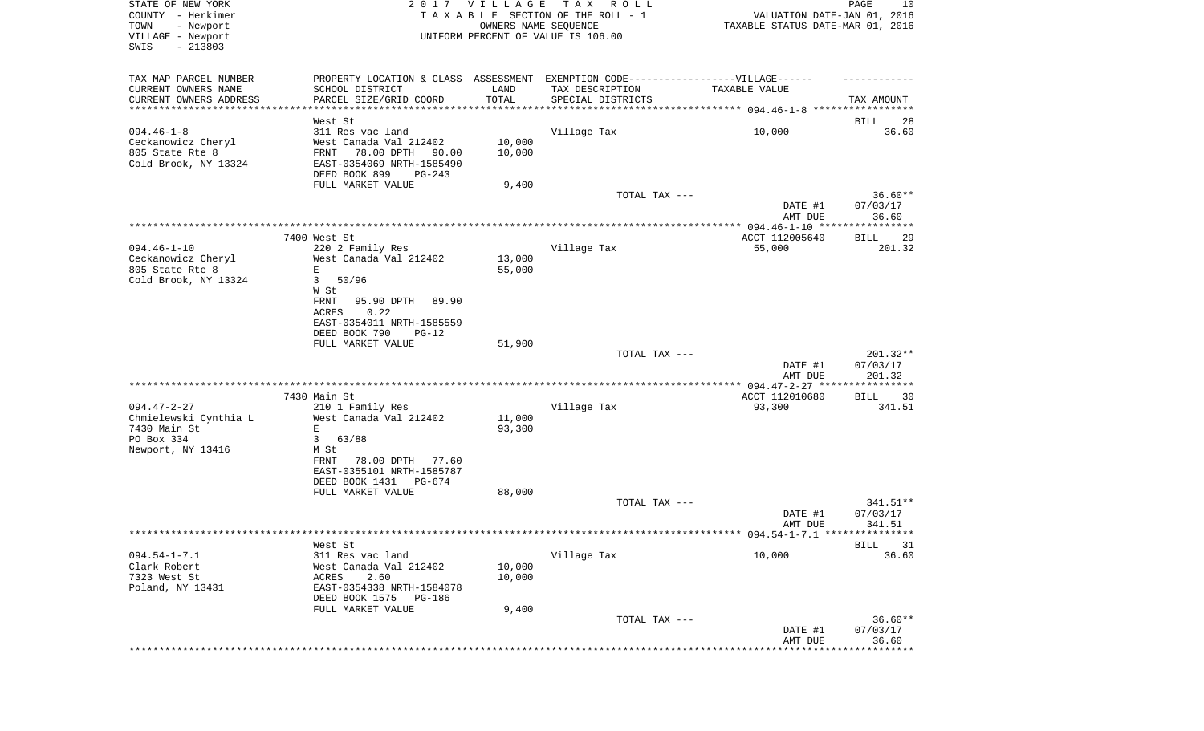STATE OF NEW YORK
COUNTY - Herkimer
TOWN - Newport
VILLAGE - Newport
SWIS - 213803

2 0 1 7 V I L L A G E T A X R O L L
T A X A B L E SECTION OF THE ROLL - 1
OWNERS NAME SEQUENCE
UNIFORM PERCENT OF VALUE IS 106.00

VALUATION DATE-JAN 01, 2016
TAXABLE STATUS DATE-MAR 01, 2016

| TAX MAP PARCEL NUMBER<br>CURRENT OWNERS NAME<br>CURRENT OWNERS ADDRESS | PROPERTY LOCATION & CLASS<br>SCHOOL DISTRICT<br>PARCEL SIZE/GRID COORD | ASSESSMENT<br>LAND<br>TOTAL | EXEMPTION CODE------------------VILLAGE------<br>TAX DESCRIPTION<br>SPECIAL DISTRICTS | TAXABLE VALUE | TAX AMOUNT |
|---|---|---|---|---|---|
| ******* 094.46-1-8 ******* | | | | | |
| | West St | | | | BILL 28 |
| 094.46-1-8 | 311 Res vac land | | Village Tax | 10,000 | 36.60 |
| Ceckanowicz Cheryl | West Canada Val 212402 | 10,000 | | | |
| 805 State Rte 8 | FRNT 78.00 DPTH 90.00 | 10,000 | | | |
| Cold Brook, NY 13324 | EAST-0354069 NRTH-1585490 | | | | |
| | DEED BOOK 899 PG-243 | | | | |
| | FULL MARKET VALUE | 9,400 | | | |
| | | | TOTAL TAX --- | | 36.60** |
| | | | | DATE #1 | 07/03/17 |
| | | | | AMT DUE | 36.60 |
| ******* 094.46-1-10 ******* | | | | | |
| | 7400 West St | | | ACCT 112005640 | BILL 29 |
| 094.46-1-10 | 220 2 Family Res | | Village Tax | 55,000 | 201.32 |
| Ceckanowicz Cheryl | West Canada Val 212402 | 13,000 | | | |
| 805 State Rte 8 | E | 55,000 | | | |
| Cold Brook, NY 13324 | 3 50/96 | | | | |
| | W St | | | | |
| | FRNT 95.90 DPTH 89.90 | | | | |
| | ACRES 0.22 | | | | |
| | EAST-0354011 NRTH-1585559 | | | | |
| | DEED BOOK 790 PG-12 | | | | |
| | FULL MARKET VALUE | 51,900 | | | |
| | | | TOTAL TAX --- | | 201.32** |
| | | | | DATE #1 | 07/03/17 |
| | | | | AMT DUE | 201.32 |
| ******* 094.47-2-27 ******* | | | | | |
| | 7430 Main St | | | ACCT 112010680 | BILL 30 |
| 094.47-2-27 | 210 1 Family Res | | Village Tax | 93,300 | 341.51 |
| Chmielewski Cynthia L | West Canada Val 212402 | 11,000 | | | |
| 7430 Main St | E | 93,300 | | | |
| PO Box 334 | 3 63/88 | | | | |
| Newport, NY 13416 | M St | | | | |
| | FRNT 78.00 DPTH 77.60 | | | | |
| | EAST-0355101 NRTH-1585787 | | | | |
| | DEED BOOK 1431 PG-674 | | | | |
| | FULL MARKET VALUE | 88,000 | | | |
| | | | TOTAL TAX --- | | 341.51** |
| | | | | DATE #1 | 07/03/17 |
| | | | | AMT DUE | 341.51 |
| ******* 094.54-1-7.1 ******* | | | | | |
| | West St | | | | BILL 31 |
| 094.54-1-7.1 | 311 Res vac land | | Village Tax | 10,000 | 36.60 |
| Clark Robert | West Canada Val 212402 | 10,000 | | | |
| 7323 West St | ACRES 2.60 | 10,000 | | | |
| Poland, NY 13431 | EAST-0354338 NRTH-1584078 | | | | |
| | DEED BOOK 1575 PG-186 | | | | |
| | FULL MARKET VALUE | 9,400 | | | |
| | | | TOTAL TAX --- | | 36.60** |
| | | | | DATE #1 | 07/03/17 |
| | | | | AMT DUE | 36.60 |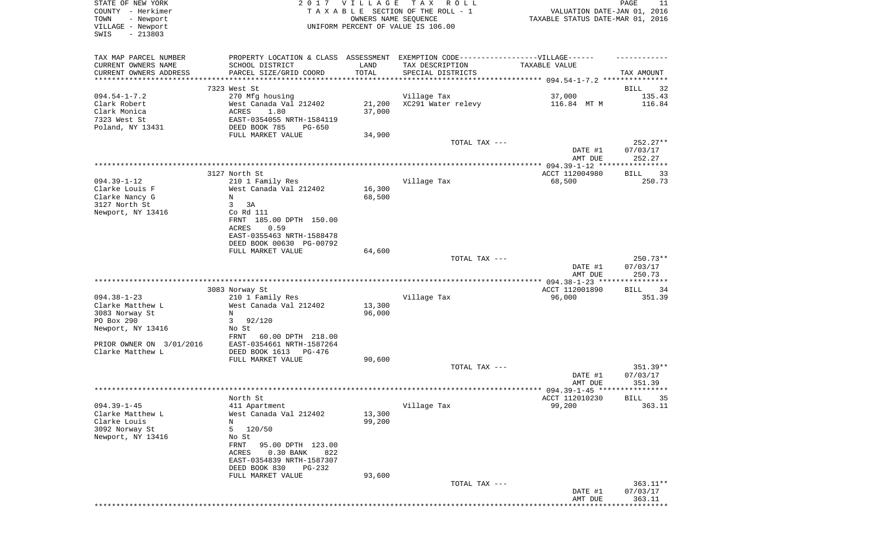STATE OF NEW YORK | 2017 VILLAGE TAX ROLL | PAGE 11
COUNTY - Herkimer | TAXABLE SECTION OF THE ROLL - 1 | VALUATION DATE-JAN 01, 2016
TOWN - Newport | OWNERS NAME SEQUENCE | TAXABLE STATUS DATE-MAR 01, 2016
VILLAGE - Newport | UNIFORM PERCENT OF VALUE IS 106.00
SWIS - 213803

| TAX MAP PARCEL NUMBER<br>CURRENT OWNERS NAME<br>CURRENT OWNERS ADDRESS | PROPERTY LOCATION & CLASS<br>SCHOOL DISTRICT<br>PARCEL SIZE/GRID COORD | ASSESSMENT<br>LAND<br>TOTAL | EXEMPTION CODE------VILLAGE------<br>TAX DESCRIPTION<br>SPECIAL DISTRICTS | TAXABLE VALUE | TAX AMOUNT |
|---|---|---|---|---|---|
| **094.54-1-7.2** | 7323 West St | | | | BILL 32 |
| 094.54-1-7.2 | 270 Mfg housing | | Village Tax | 37,000 | 135.43 |
| Clark Robert | West Canada Val 212402 | 21,200 | XC291 Water relevy | 116.84 MT M | 116.84 |
| Clark Monica | ACRES 1.80 | 37,000 | | | |
| 7323 West St | EAST-0354055 NRTH-1584119 | | | | |
| Poland, NY 13431 | DEED BOOK 785 PG-650 | | | | |
| | FULL MARKET VALUE | 34,900 | | | |
| | | | TOTAL TAX --- | | 252.27** |
| | | | | DATE #1 | 07/03/17 |
| | | | | AMT DUE | 252.27 |
| **094.39-1-12** | 3127 North St | | | ACCT 112004980 | BILL 33 |
| 094.39-1-12 | 210 1 Family Res | | Village Tax | 68,500 | 250.73 |
| Clarke Louis F | West Canada Val 212402 | 16,300 | | | |
| Clarke Nancy G | N | 68,500 | | | |
| 3127 North St | 3 3A | | | | |
| Newport, NY 13416 | Co Rd 111 | | | | |
| | FRNT 185.00 DPTH 150.00 | | | | |
| | ACRES 0.59 | | | | |
| | EAST-0355463 NRTH-1588478 | | | | |
| | DEED BOOK 00630 PG-00792 | | | | |
| | FULL MARKET VALUE | 64,600 | | | |
| | | | TOTAL TAX --- | | 250.73** |
| | | | | DATE #1 | 07/03/17 |
| | | | | AMT DUE | 250.73 |
| **094.38-1-23** | 3083 Norway St | | | ACCT 112001890 | BILL 34 |
| 094.38-1-23 | 210 1 Family Res | | Village Tax | 96,000 | 351.39 |
| Clarke Matthew L | West Canada Val 212402 | 13,300 | | | |
| 3083 Norway St | N | 96,000 | | | |
| PO Box 290 | 3 92/120 | | | | |
| Newport, NY 13416 | No St | | | | |
| | FRNT 60.00 DPTH 218.00 | | | | |
| PRIOR OWNER ON 3/01/2016 | EAST-0354661 NRTH-1587264 | | | | |
| Clarke Matthew L | DEED BOOK 1613 PG-476 | | | | |
| | FULL MARKET VALUE | 90,600 | | | |
| | | | TOTAL TAX --- | | 351.39** |
| | | | | DATE #1 | 07/03/17 |
| | | | | AMT DUE | 351.39 |
| **094.39-1-45** | North St | | | ACCT 112010230 | BILL 35 |
| 094.39-1-45 | 411 Apartment | | Village Tax | 99,200 | 363.11 |
| Clarke Matthew L | West Canada Val 212402 | 13,300 | | | |
| Clarke Louis | N | 99,200 | | | |
| 3092 Norway St | 5 120/50 | | | | |
| Newport, NY 13416 | No St | | | | |
| | FRNT 95.00 DPTH 123.00 | | | | |
| | ACRES 0.30 BANK 822 | | | | |
| | EAST-0354839 NRTH-1587307 | | | | |
| | DEED BOOK 830 PG-232 | | | | |
| | FULL MARKET VALUE | 93,600 | | | |
| | | | TOTAL TAX --- | | 363.11** |
| | | | | DATE #1 | 07/03/17 |
| | | | | AMT DUE | 363.11 |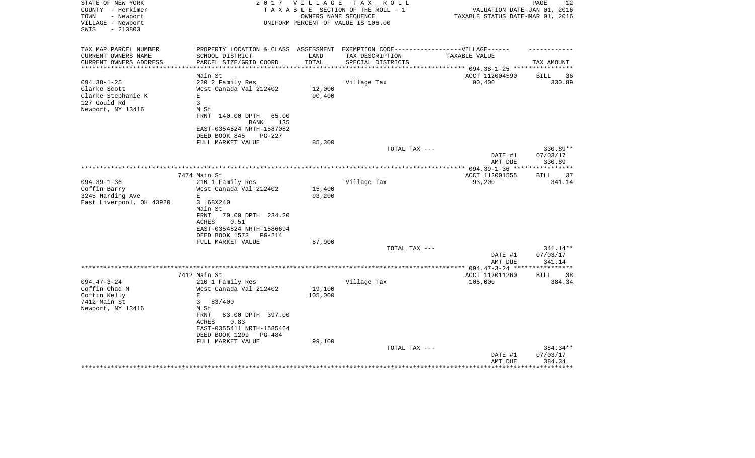STATE OF NEW YORK
COUNTY - Herkimer
TOWN - Newport
VILLAGE - Newport
SWIS - 213803

2 0 1 7 V I L L A G E T A X R O L L
T A X A B L E SECTION OF THE ROLL - 1
OWNERS NAME SEQUENCE
UNIFORM PERCENT OF VALUE IS 106.00

VALUATION DATE-JAN 01, 2016
TAXABLE STATUS DATE-MAR 01, 2016

| TAX MAP PARCEL NUMBER<br>CURRENT OWNERS NAME<br>CURRENT OWNERS ADDRESS | PROPERTY LOCATION & CLASS<br>SCHOOL DISTRICT<br>PARCEL SIZE/GRID COORD | ASSESSMENT<br>LAND<br>TOTAL | EXEMPTION CODE------------------VILLAGE------<br>TAX DESCRIPTION<br>SPECIAL DISTRICTS | TAXABLE VALUE | TAX AMOUNT |
|---|---|---|---|---|---|
| ********** 094.38-1-25 ********** | | | | | |
| | Main St | | | ACCT 112004590 | BILL 36 |
| 094.38-1-25 | 220 2 Family Res | | Village Tax | 90,400 | 330.89 |
| Clarke Scott | West Canada Val 212402 | 12,000 | | | |
| Clarke Stephanie K | E | 90,400 | | | |
| 127 Gould Rd | 3 | | | | |
| Newport, NY 13416 | M St | | | | |
| | FRNT 140.00 DPTH 65.00 | | | | |
| | BANK 135 | | | | |
| | EAST-0354524 NRTH-1587082 | | | | |
| | DEED BOOK 845 PG-227 | | | | |
| | FULL MARKET VALUE | 85,300 | | | |
| | | | TOTAL TAX --- | | 330.89** |
| | | | | DATE #1 | 07/03/17 |
| | | | | AMT DUE | 330.89 |
| ********** 094.39-1-36 ********** | | | | | |
| | 7474 Main St | | | ACCT 112001555 | BILL 37 |
| 094.39-1-36 | 210 1 Family Res | | Village Tax | 93,200 | 341.14 |
| Coffin Barry | West Canada Val 212402 | 15,400 | | | |
| 3245 Harding Ave | E | 93,200 | | | |
| East Liverpool, OH 43920 | 3 68X240 | | | | |
| | Main St | | | | |
| | FRNT 70.00 DPTH 234.20 | | | | |
| | ACRES 0.51 | | | | |
| | EAST-0354824 NRTH-1586694 | | | | |
| | DEED BOOK 1573 PG-214 | | | | |
| | FULL MARKET VALUE | 87,900 | | | |
| | | | TOTAL TAX --- | | 341.14** |
| | | | | DATE #1 | 07/03/17 |
| | | | | AMT DUE | 341.14 |
| ********** 094.47-3-24 ********** | | | | | |
| | 7412 Main St | | | ACCT 112011260 | BILL 38 |
| 094.47-3-24 | 210 1 Family Res | | Village Tax | 105,000 | 384.34 |
| Coffin Chad M | West Canada Val 212402 | 19,100 | | | |
| Coffin Kelly | E | 105,000 | | | |
| 7412 Main St | 3 83/400 | | | | |
| Newport, NY 13416 | M St | | | | |
| | FRNT 83.00 DPTH 397.00 | | | | |
| | ACRES 0.83 | | | | |
| | EAST-0355411 NRTH-1585464 | | | | |
| | DEED BOOK 1299 PG-484 | | | | |
| | FULL MARKET VALUE | 99,100 | | | |
| | | | TOTAL TAX --- | | 384.34** |
| | | | | DATE #1 | 07/03/17 |
| | | | | AMT DUE | 384.34 |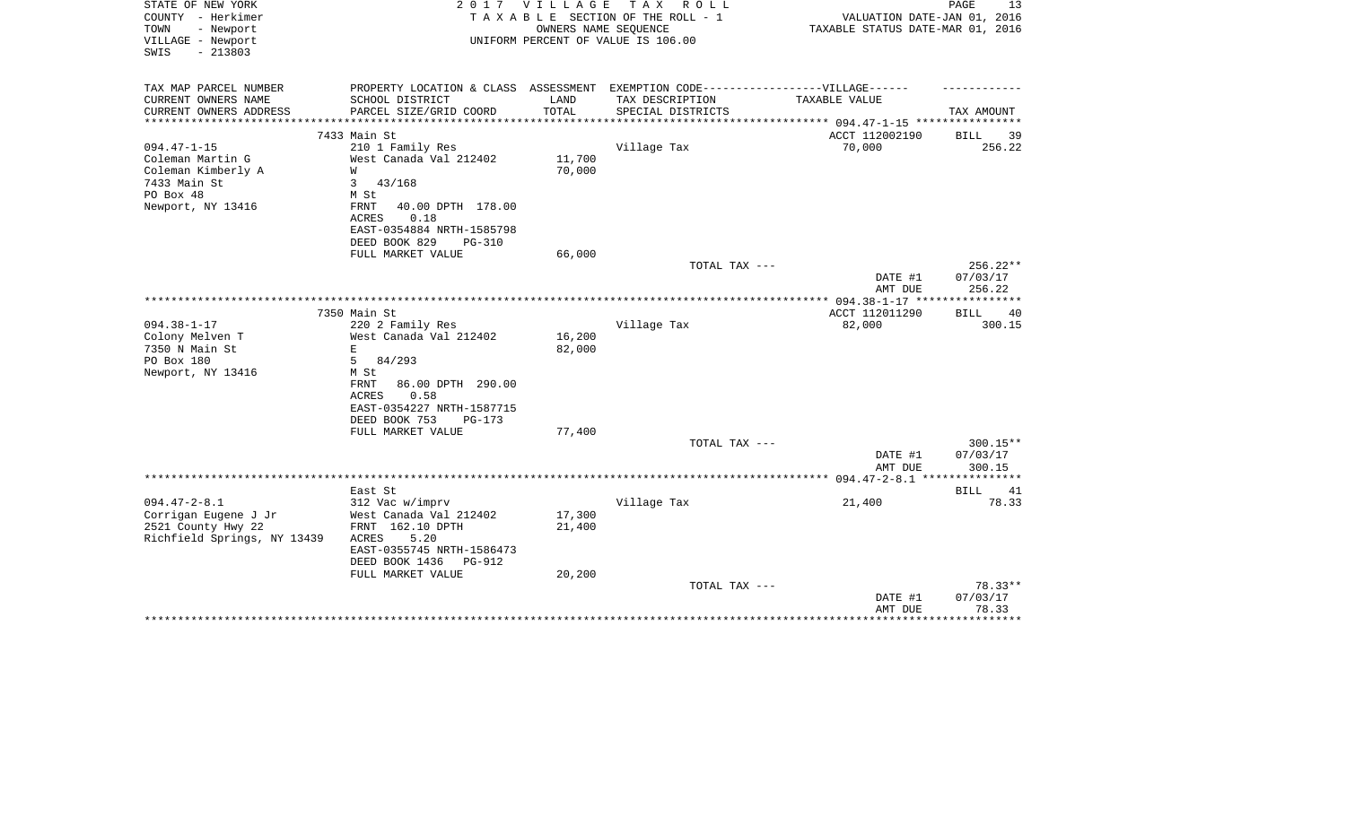STATE OF NEW YORK
COUNTY - Herkimer
TOWN - Newport
VILLAGE - Newport
SWIS - 213803

2 0 1 7 V I L L A G E T A X R O L L
T A X A B L E SECTION OF THE ROLL - 1
OWNERS NAME SEQUENCE
UNIFORM PERCENT OF VALUE IS 106.00

VALUATION DATE-JAN 01, 2016
TAXABLE STATUS DATE-MAR 01, 2016

| TAX MAP PARCEL NUMBER<br>CURRENT OWNERS NAME<br>CURRENT OWNERS ADDRESS | PROPERTY LOCATION & CLASS<br>SCHOOL DISTRICT<br>PARCEL SIZE/GRID COORD | ASSESSMENT<br>LAND<br>TOTAL | EXEMPTION CODE------VILLAGE------<br>TAX DESCRIPTION<br>SPECIAL DISTRICTS | TAXABLE VALUE | TAX AMOUNT |
|---|---|---|---|---|---|
| 094.47-1-15 | 7433 Main St | | | ACCT 112002190 | BILL 39 |
| 094.47-1-15 | 210 1 Family Res | | Village Tax | 70,000 | 256.22 |
| Coleman Martin G | West Canada Val 212402 | 11,700 | | | |
| Coleman Kimberly A | W | 70,000 | | | |
| 7433 Main St | 3 43/168 | | | | |
| PO Box 48 | M St | | | | |
| Newport, NY 13416 | FRNT 40.00 DPTH 178.00 | | | | |
| | ACRES 0.18 | | | | |
| | EAST-0354884 NRTH-1585798 | | | | |
| | DEED BOOK 829 PG-310 | | | | |
| | FULL MARKET VALUE | 66,000 | | | |
| | | | TOTAL TAX --- | | 256.22** |
| | | | | DATE #1 | 07/03/17 |
| | | | | AMT DUE | 256.22 |
| 094.38-1-17 | 7350 Main St | | | ACCT 112011290 | BILL 40 |
| 094.38-1-17 | 220 2 Family Res | | Village Tax | 82,000 | 300.15 |
| Colony Melven T | West Canada Val 212402 | 16,200 | | | |
| 7350 N Main St | E | 82,000 | | | |
| PO Box 180 | 5 84/293 | | | | |
| Newport, NY 13416 | M St | | | | |
| | FRNT 86.00 DPTH 290.00 | | | | |
| | ACRES 0.58 | | | | |
| | EAST-0354227 NRTH-1587715 | | | | |
| | DEED BOOK 753 PG-173 | | | | |
| | FULL MARKET VALUE | 77,400 | | | |
| | | | TOTAL TAX --- | | 300.15** |
| | | | | DATE #1 | 07/03/17 |
| | | | | AMT DUE | 300.15 |
| 094.47-2-8.1 | East St | | | | BILL 41 |
| 094.47-2-8.1 | 312 Vac w/imprv | | Village Tax | 21,400 | 78.33 |
| Corrigan Eugene J Jr | West Canada Val 212402 | 17,300 | | | |
| 2521 County Hwy 22 | FRNT 162.10 DPTH | 21,400 | | | |
| Richfield Springs, NY 13439 | ACRES 5.20 | | | | |
| | EAST-0355745 NRTH-1586473 | | | | |
| | DEED BOOK 1436 PG-912 | | | | |
| | FULL MARKET VALUE | 20,200 | | | |
| | | | TOTAL TAX --- | | 78.33** |
| | | | | DATE #1 | 07/03/17 |
| | | | | AMT DUE | 78.33 |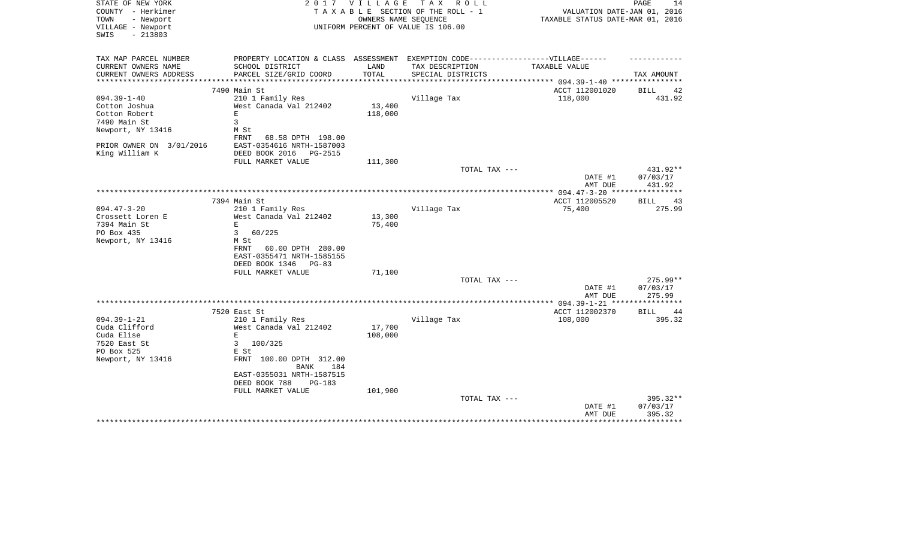STATE OF NEW YORK — 2017 VILLAGE TAX ROLL
COUNTY - Herkimer — TAXABLE SECTION OF THE ROLL - 1 — VALUATION DATE-JAN 01, 2016
TOWN - Newport — OWNERS NAME SEQUENCE — TAXABLE STATUS DATE-MAR 01, 2016
VILLAGE - Newport — UNIFORM PERCENT OF VALUE IS 106.00
SWIS - 213803

| TAX MAP PARCEL NUMBER / CURRENT OWNERS NAME / CURRENT OWNERS ADDRESS | PROPERTY LOCATION & CLASS / SCHOOL DISTRICT / PARCEL SIZE/GRID COORD | ASSESSMENT LAND / TOTAL | EXEMPTION CODE-----VILLAGE------ TAX DESCRIPTION / SPECIAL DISTRICTS | TAXABLE VALUE | TAX AMOUNT |
|---|---|---|---|---|---|
| | 7490 Main St | | | ACCT 112001020 | BILL 42 |
| 094.39-1-40 | 210 1 Family Res | | Village Tax | 118,000 | 431.92 |
| Cotton Joshua | West Canada Val 212402 | 13,400 | | | |
| Cotton Robert | E | 118,000 | | | |
| 7490 Main St | 3 | | | | |
| Newport, NY 13416 | M St | | | | |
| | FRNT 68.58 DPTH 198.00 | | | | |
| PRIOR OWNER ON 3/01/2016 | EAST-0354616 NRTH-1587003 | | | | |
| King William K | DEED BOOK 2016 PG-2515 | | | | |
| | FULL MARKET VALUE | 111,300 | | | |
| | | | TOTAL TAX --- | | 431.92** |
| | | | | DATE #1 | 07/03/17 |
| | | | | AMT DUE | 431.92 |
| | 7394 Main St | | | ACCT 112005520 | BILL 43 |
| 094.47-3-20 | 210 1 Family Res | | Village Tax | 75,400 | 275.99 |
| Crossett Loren E | West Canada Val 212402 | 13,300 | | | |
| 7394 Main St | E | 75,400 | | | |
| PO Box 435 | 3 60/225 | | | | |
| Newport, NY 13416 | M St | | | | |
| | FRNT 60.00 DPTH 280.00 | | | | |
| | EAST-0355471 NRTH-1585155 | | | | |
| | DEED BOOK 1346 PG-83 | | | | |
| | FULL MARKET VALUE | 71,100 | | | |
| | | | TOTAL TAX --- | | 275.99** |
| | | | | DATE #1 | 07/03/17 |
| | | | | AMT DUE | 275.99 |
| | 7520 East St | | | ACCT 112002370 | BILL 44 |
| 094.39-1-21 | 210 1 Family Res | | Village Tax | 108,000 | 395.32 |
| Cuda Clifford | West Canada Val 212402 | 17,700 | | | |
| Cuda Elise | E | 108,000 | | | |
| 7520 East St | 3 100/325 | | | | |
| PO Box 525 | E St | | | | |
| Newport, NY 13416 | FRNT 100.00 DPTH 312.00 | | | | |
| | BANK 184 | | | | |
| | EAST-0355031 NRTH-1587515 | | | | |
| | DEED BOOK 788 PG-183 | | | | |
| | FULL MARKET VALUE | 101,900 | | | |
| | | | TOTAL TAX --- | | 395.32** |
| | | | | DATE #1 | 07/03/17 |
| | | | | AMT DUE | 395.32 |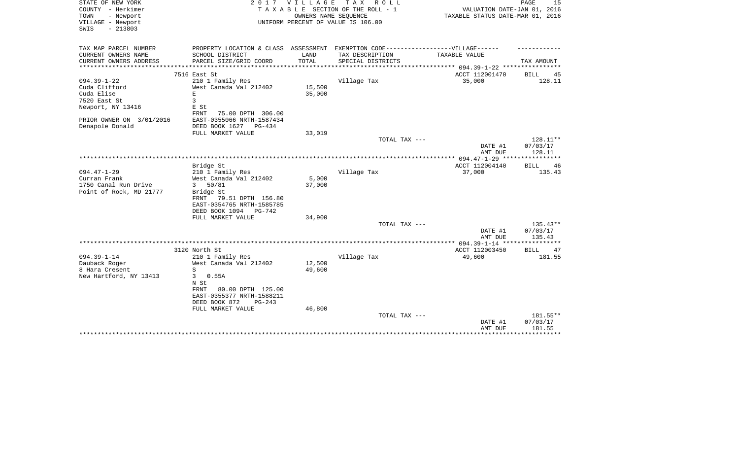STATE OF NEW YORK
COUNTY - Herkimer
TOWN - Newport
VILLAGE - Newport
SWIS - 213803

2 0 1 7 V I L L A G E T A X R O L L
T A X A B L E SECTION OF THE ROLL - 1
OWNERS NAME SEQUENCE
UNIFORM PERCENT OF VALUE IS 106.00

VALUATION DATE-JAN 01, 2016
TAXABLE STATUS DATE-MAR 01, 2016

| TAX MAP PARCEL NUMBER<br>CURRENT OWNERS NAME<br>CURRENT OWNERS ADDRESS | PROPERTY LOCATION & CLASS<br>SCHOOL DISTRICT<br>PARCEL SIZE/GRID COORD | ASSESSMENT<br>LAND<br>TOTAL | EXEMPTION CODE------------------VILLAGE------<br>TAX DESCRIPTION<br>SPECIAL DISTRICTS | TAXABLE VALUE | TAX AMOUNT |
|---|---|---|---|---|---|
| | 7516 East St | | | ACCT 112001470 | BILL 45 |
| 094.39-1-22 | 210 1 Family Res | | Village Tax | 35,000 | 128.11 |
| Cuda Clifford | West Canada Val 212402 | 15,500 | | | |
| Cuda Elise | E | 35,000 | | | |
| 7520 East St | 3 | | | | |
| Newport, NY 13416 | E St | | | | |
| | FRNT 75.00 DPTH 306.00 | | | | |
| PRIOR OWNER ON 3/01/2016 | EAST-0355066 NRTH-1587434 | | | | |
| Denapole Donald | DEED BOOK 1627 PG-434 | | | | |
| | FULL MARKET VALUE | 33,019 | | | |
| | | | TOTAL TAX --- | | 128.11** |
| | | | | DATE #1 | 07/03/17 |
| | | | | AMT DUE | 128.11 |
| | Bridge St | | | ACCT 112004140 | BILL 46 |
| 094.47-1-29 | 210 1 Family Res | | Village Tax | 37,000 | 135.43 |
| Curran Frank | West Canada Val 212402 | 5,000 | | | |
| 1750 Canal Run Drive | 3 50/81 | 37,000 | | | |
| Point of Rock, MD 21777 | Bridge St | | | | |
| | FRNT 79.51 DPTH 156.80 | | | | |
| | EAST-0354765 NRTH-1585785 | | | | |
| | DEED BOOK 1094 PG-742 | | | | |
| | FULL MARKET VALUE | 34,900 | | | |
| | | | TOTAL TAX --- | | 135.43** |
| | | | | DATE #1 | 07/03/17 |
| | | | | AMT DUE | 135.43 |
| | 3120 North St | | | ACCT 112003450 | BILL 47 |
| 094.39-1-14 | 210 1 Family Res | | Village Tax | 49,600 | 181.55 |
| Dauback Roger | West Canada Val 212402 | 12,500 | | | |
| 8 Hara Cresent | S | 49,600 | | | |
| New Hartford, NY 13413 | 3 0.55A | | | | |
| | N St | | | | |
| | FRNT 80.00 DPTH 125.00 | | | | |
| | EAST-0355377 NRTH-1588211 | | | | |
| | DEED BOOK 872 PG-243 | | | | |
| | FULL MARKET VALUE | 46,800 | | | |
| | | | TOTAL TAX --- | | 181.55** |
| | | | | DATE #1 | 07/03/17 |
| | | | | AMT DUE | 181.55 |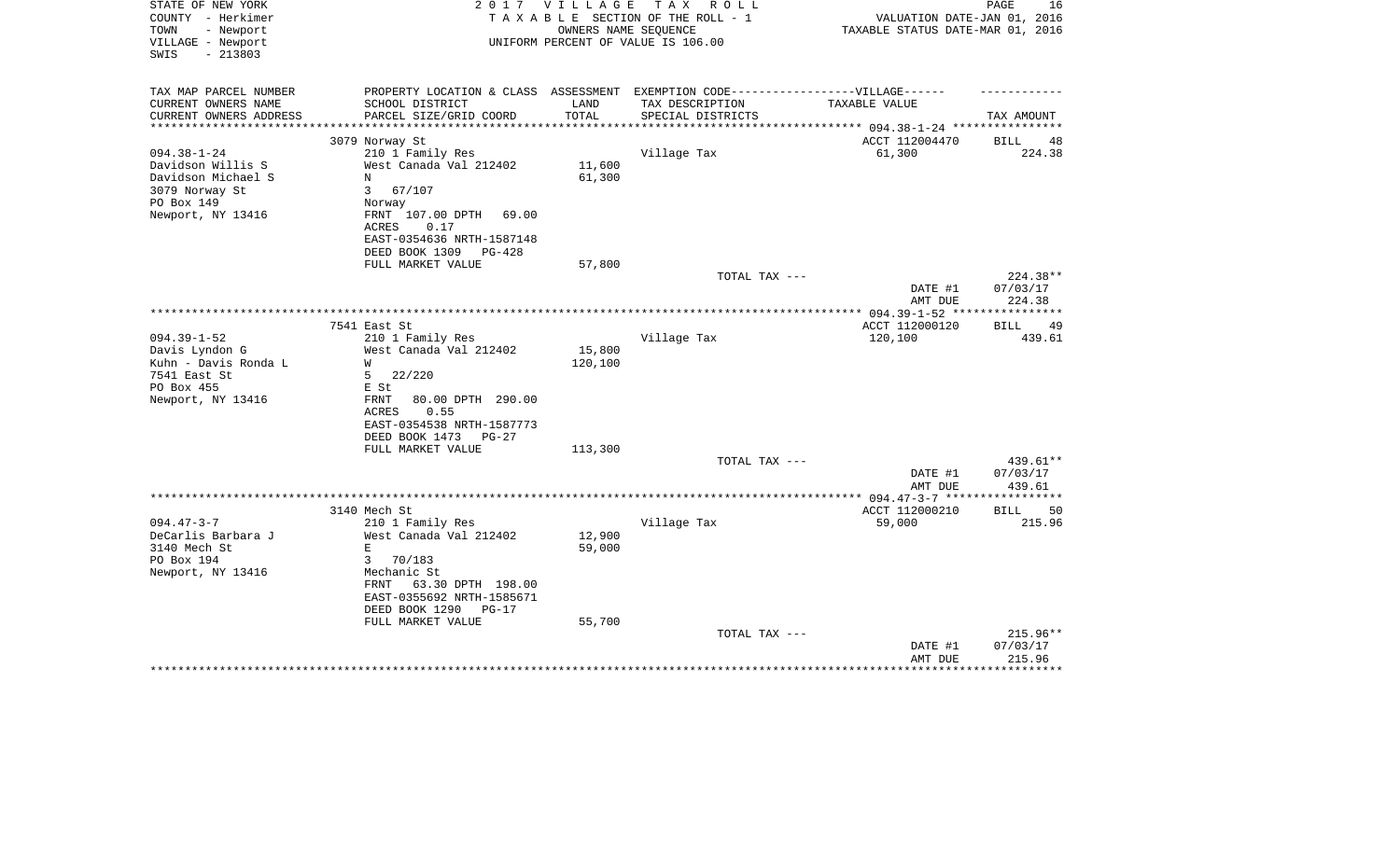STATE OF NEW YORK
COUNTY - Herkimer
TOWN - Newport
VILLAGE - Newport
SWIS - 213803

2 0 1 7 V I L L A G E T A X R O L L
T A X A B L E SECTION OF THE ROLL - 1
OWNERS NAME SEQUENCE
UNIFORM PERCENT OF VALUE IS 106.00

VALUATION DATE-JAN 01, 2016
TAXABLE STATUS DATE-MAR 01, 2016

| TAX MAP PARCEL NUMBER<br>CURRENT OWNERS NAME<br>CURRENT OWNERS ADDRESS | PROPERTY LOCATION & CLASS<br>SCHOOL DISTRICT<br>PARCEL SIZE/GRID COORD | ASSESSMENT<br>LAND<br>TOTAL | EXEMPTION CODE------VILLAGE------<br>TAX DESCRIPTION<br>SPECIAL DISTRICTS | TAXABLE VALUE | TAX AMOUNT |
|---|---|---|---|---|---|
| 094.38-1-24<br>Davidson Willis S<br>Davidson Michael S<br>3079 Norway St<br>PO Box 149<br>Newport, NY 13416 | 3079 Norway St<br>210 1 Family Res<br>West Canada Val 212402<br>N<br>3 67/107<br>Norway<br>FRNT 107.00 DPTH 69.00<br>ACRES 0.17<br>EAST-0354636 NRTH-1587148<br>DEED BOOK 1309 PG-428<br>FULL MARKET VALUE | <br><br>11,600<br>61,300<br><br><br><br><br><br><br>57,800 | Village Tax<br><br><br><br><br><br><br><br><br><br><br>TOTAL TAX --- | ACCT 112004470<br>61,300<br><br><br><br><br><br><br><br><br><br><br>DATE #1<br>AMT DUE | BILL 48<br>224.38<br><br><br><br><br><br><br><br><br><br>224.38**<br>07/03/17<br>224.38 |
| 094.39-1-52<br>Davis Lyndon G<br>Kuhn - Davis Ronda L<br>7541 East St<br>PO Box 455<br>Newport, NY 13416 | 7541 East St<br>210 1 Family Res<br>West Canada Val 212402<br>W<br>5 22/220<br>E St<br>FRNT 80.00 DPTH 290.00<br>ACRES 0.55<br>EAST-0354538 NRTH-1587773<br>DEED BOOK 1473 PG-27<br>FULL MARKET VALUE | <br><br>15,800<br>120,100<br><br><br><br><br><br><br>113,300 | Village Tax<br><br><br><br><br><br><br><br><br><br><br>TOTAL TAX --- | ACCT 112000120<br>120,100<br><br><br><br><br><br><br><br><br><br><br>DATE #1<br>AMT DUE | BILL 49<br>439.61<br><br><br><br><br><br><br><br><br><br>439.61**<br>07/03/17<br>439.61 |
| 094.47-3-7<br>DeCarlis Barbara J<br>3140 Mech St<br>PO Box 194<br>Newport, NY 13416 | 3140 Mech St<br>210 1 Family Res<br>West Canada Val 212402<br>E<br>3 70/183<br>Mechanic St<br>FRNT 63.30 DPTH 198.00<br>EAST-0355692 NRTH-1585671<br>DEED BOOK 1290 PG-17<br>FULL MARKET VALUE | <br><br>12,900<br>59,000<br><br><br><br><br><br>55,700 | Village Tax<br><br><br><br><br><br><br><br><br><br>TOTAL TAX --- | ACCT 112000210<br>59,000<br><br><br><br><br><br><br><br><br><br>DATE #1<br>AMT DUE | BILL 50<br>215.96<br><br><br><br><br><br><br><br><br>215.96**<br>07/03/17<br>215.96 |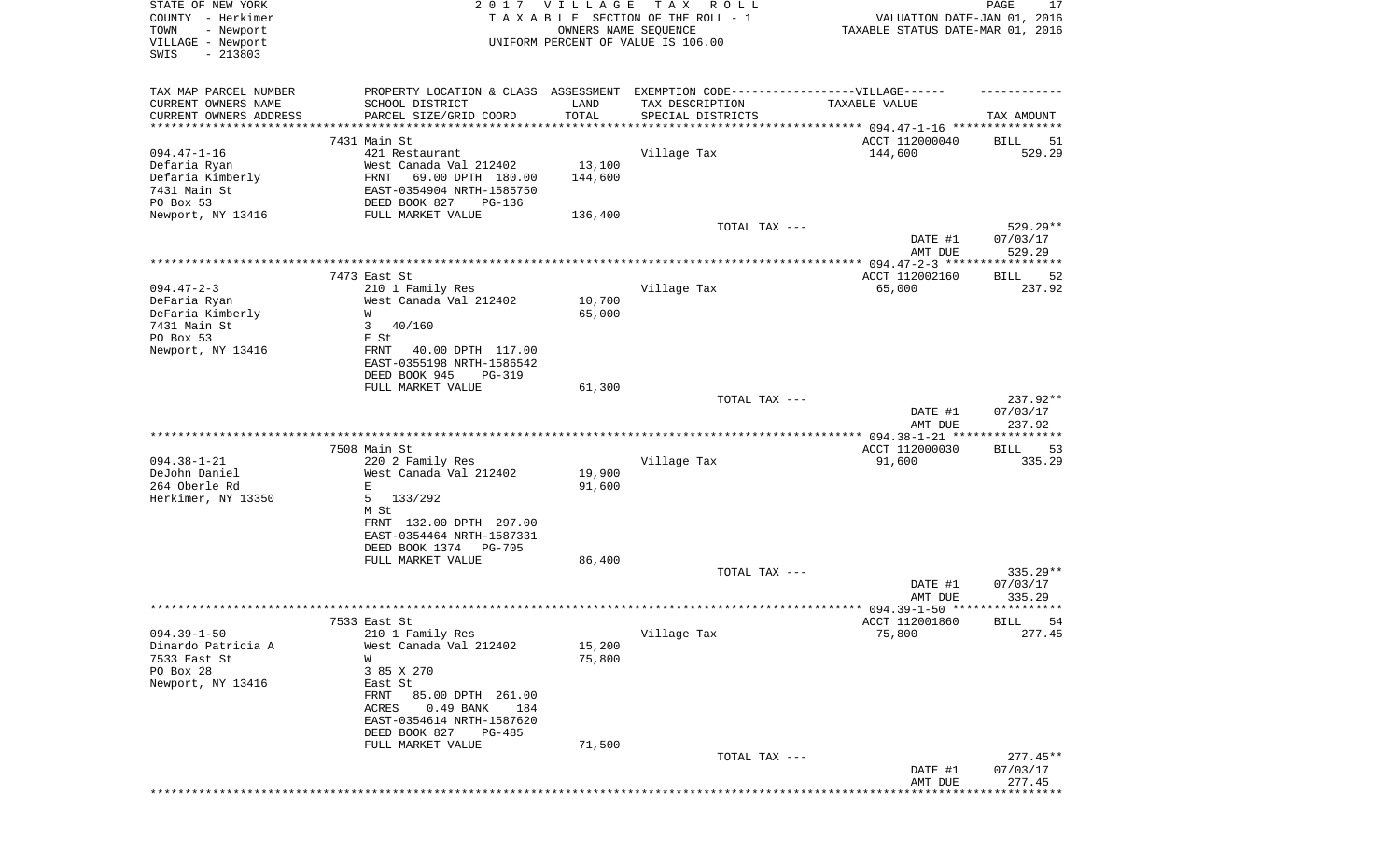STATE OF NEW YORK
COUNTY - Herkimer
TOWN - Newport
VILLAGE - Newport
SWIS - 213803

2 0 1 7 V I L L A G E T A X R O L L
T A X A B L E SECTION OF THE ROLL - 1
OWNERS NAME SEQUENCE
UNIFORM PERCENT OF VALUE IS 106.00

VALUATION DATE-JAN 01, 2016
TAXABLE STATUS DATE-MAR 01, 2016

| TAX MAP PARCEL NUMBER / CURRENT OWNERS NAME / CURRENT OWNERS ADDRESS | PROPERTY LOCATION & CLASS / SCHOOL DISTRICT / PARCEL SIZE/GRID COORD | ASSESSMENT LAND / TOTAL | EXEMPTION CODE / TAX DESCRIPTION / SPECIAL DISTRICTS | TAXABLE VALUE | TAX AMOUNT |
|---|---|---|---|---|---|
| | 7431 Main St | | | ACCT 112000040 | BILL 51 |
| 094.47-1-16 | 421 Restaurant | | Village Tax | 144,600 | 529.29 |
| Defaria Ryan | West Canada Val 212402 | 13,100 | | | |
| Defaria Kimberly | FRNT 69.00 DPTH 180.00 | 144,600 | | | |
| 7431 Main St | EAST-0354904 NRTH-1585750 | | | | |
| PO Box 53 | DEED BOOK 827 PG-136 | | | | |
| Newport, NY 13416 | FULL MARKET VALUE | 136,400 | | | |
| | | | TOTAL TAX --- | | 529.29** |
| | | | | DATE #1 | 07/03/17 |
| | | | | AMT DUE | 529.29 |
| | 7473 East St | | | ACCT 112002160 | BILL 52 |
| 094.47-2-3 | 210 1 Family Res | | Village Tax | 65,000 | 237.92 |
| DeFaria Ryan | West Canada Val 212402 | 10,700 | | | |
| DeFaria Kimberly | W | 65,000 | | | |
| 7431 Main St | 3 40/160 | | | | |
| PO Box 53 | E St | | | | |
| Newport, NY 13416 | FRNT 40.00 DPTH 117.00 | | | | |
| | EAST-0355198 NRTH-1586542 | | | | |
| | DEED BOOK 945 PG-319 | | | | |
| | FULL MARKET VALUE | 61,300 | | | |
| | | | TOTAL TAX --- | | 237.92** |
| | | | | DATE #1 | 07/03/17 |
| | | | | AMT DUE | 237.92 |
| | 7508 Main St | | | ACCT 112000030 | BILL 53 |
| 094.38-1-21 | 220 2 Family Res | | Village Tax | 91,600 | 335.29 |
| DeJohn Daniel | West Canada Val 212402 | 19,900 | | | |
| 264 Oberle Rd | E | 91,600 | | | |
| Herkimer, NY 13350 | 5 133/292 | | | | |
| | M St | | | | |
| | FRNT 132.00 DPTH 297.00 | | | | |
| | EAST-0354464 NRTH-1587331 | | | | |
| | DEED BOOK 1374 PG-705 | | | | |
| | FULL MARKET VALUE | 86,400 | | | |
| | | | TOTAL TAX --- | | 335.29** |
| | | | | DATE #1 | 07/03/17 |
| | | | | AMT DUE | 335.29 |
| | 7533 East St | | | ACCT 112001860 | BILL 54 |
| 094.39-1-50 | 210 1 Family Res | | Village Tax | 75,800 | 277.45 |
| Dinardo Patricia A | West Canada Val 212402 | 15,200 | | | |
| 7533 East St | W | 75,800 | | | |
| PO Box 28 | 3 85 X 270 | | | | |
| Newport, NY 13416 | East St | | | | |
| | FRNT 85.00 DPTH 261.00 | | | | |
| | ACRES 0.49 BANK 184 | | | | |
| | EAST-0354614 NRTH-1587620 | | | | |
| | DEED BOOK 827 PG-485 | | | | |
| | FULL MARKET VALUE | 71,500 | | | |
| | | | TOTAL TAX --- | | 277.45** |
| | | | | DATE #1 | 07/03/17 |
| | | | | AMT DUE | 277.45 |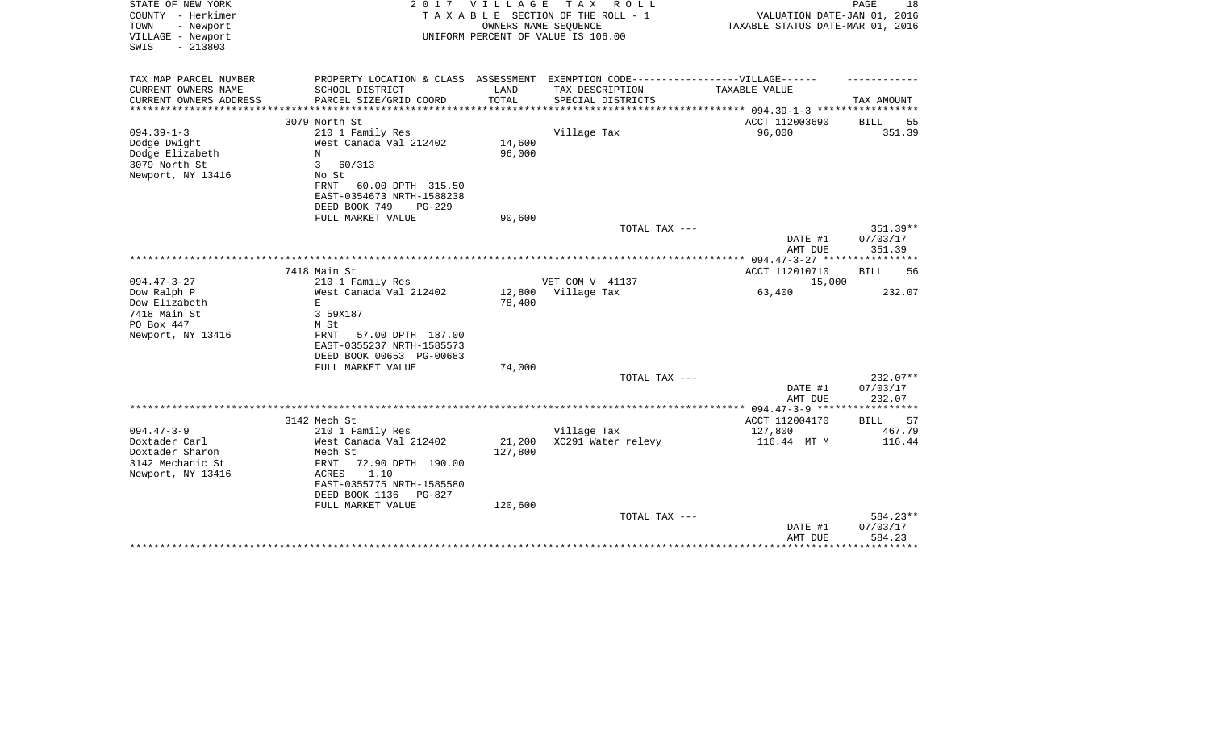STATE OF NEW YORK
COUNTY - Herkimer
TOWN - Newport
VILLAGE - Newport
SWIS - 213803

2 0 1 7 V I L L A G E T A X R O L L
T A X A B L E SECTION OF THE ROLL - 1
OWNERS NAME SEQUENCE
UNIFORM PERCENT OF VALUE IS 106.00

VALUATION DATE-JAN 01, 2016
TAXABLE STATUS DATE-MAR 01, 2016

| TAX MAP PARCEL NUMBER<br>CURRENT OWNERS NAME<br>CURRENT OWNERS ADDRESS | PROPERTY LOCATION & CLASS<br>SCHOOL DISTRICT<br>PARCEL SIZE/GRID COORD | ASSESSMENT<br>LAND<br>TOTAL | EXEMPTION CODE-----VILLAGE------<br>TAX DESCRIPTION<br>SPECIAL DISTRICTS | TAXABLE VALUE | TAX AMOUNT |
|---|---|---|---|---|---|
| | 3079 North St | | | ACCT 112003690 | BILL 55 |
| 094.39-1-3 | 210 1 Family Res | | Village Tax | 96,000 | 351.39 |
| Dodge Dwight | West Canada Val 212402 | 14,600 | | | |
| Dodge Elizabeth | N | 96,000 | | | |
| 3079 North St | 3 60/313 | | | | |
| Newport, NY 13416 | No St | | | | |
| | FRNT 60.00 DPTH 315.50 | | | | |
| | EAST-0354673 NRTH-1588238 | | | | |
| | DEED BOOK 749 PG-229 | | | | |
| | FULL MARKET VALUE | 90,600 | | | |
| | | | TOTAL TAX --- | | 351.39** |
| | | | | DATE #1 | 07/03/17 |
| | | | | AMT DUE | 351.39 |
| | 7418 Main St | | | ACCT 112010710 | BILL 56 |
| 094.47-3-27 | 210 1 Family Res | | VET COM V 41137 | 15,000 | |
| Dow Ralph P | West Canada Val 212402 | 12,800 | Village Tax | 63,400 | 232.07 |
| Dow Elizabeth | E | 78,400 | | | |
| 7418 Main St | 3 59X187 | | | | |
| PO Box 447 | M St | | | | |
| Newport, NY 13416 | FRNT 57.00 DPTH 187.00 | | | | |
| | EAST-0355237 NRTH-1585573 | | | | |
| | DEED BOOK 00653 PG-00683 | | | | |
| | FULL MARKET VALUE | 74,000 | | | |
| | | | TOTAL TAX --- | | 232.07** |
| | | | | DATE #1 | 07/03/17 |
| | | | | AMT DUE | 232.07 |
| | 3142 Mech St | | | ACCT 112004170 | BILL 57 |
| 094.47-3-9 | 210 1 Family Res | | Village Tax | 127,800 | 467.79 |
| Doxtader Carl | West Canada Val 212402 | 21,200 | XC291 Water relevy | 116.44 MT M | 116.44 |
| Doxtader Sharon | Mech St | 127,800 | | | |
| 3142 Mechanic St | FRNT 72.90 DPTH 190.00 | | | | |
| Newport, NY 13416 | ACRES 1.10 | | | | |
| | EAST-0355775 NRTH-1585580 | | | | |
| | DEED BOOK 1136 PG-827 | | | | |
| | FULL MARKET VALUE | 120,600 | | | |
| | | | TOTAL TAX --- | | 584.23** |
| | | | | DATE #1 | 07/03/17 |
| | | | | AMT DUE | 584.23 |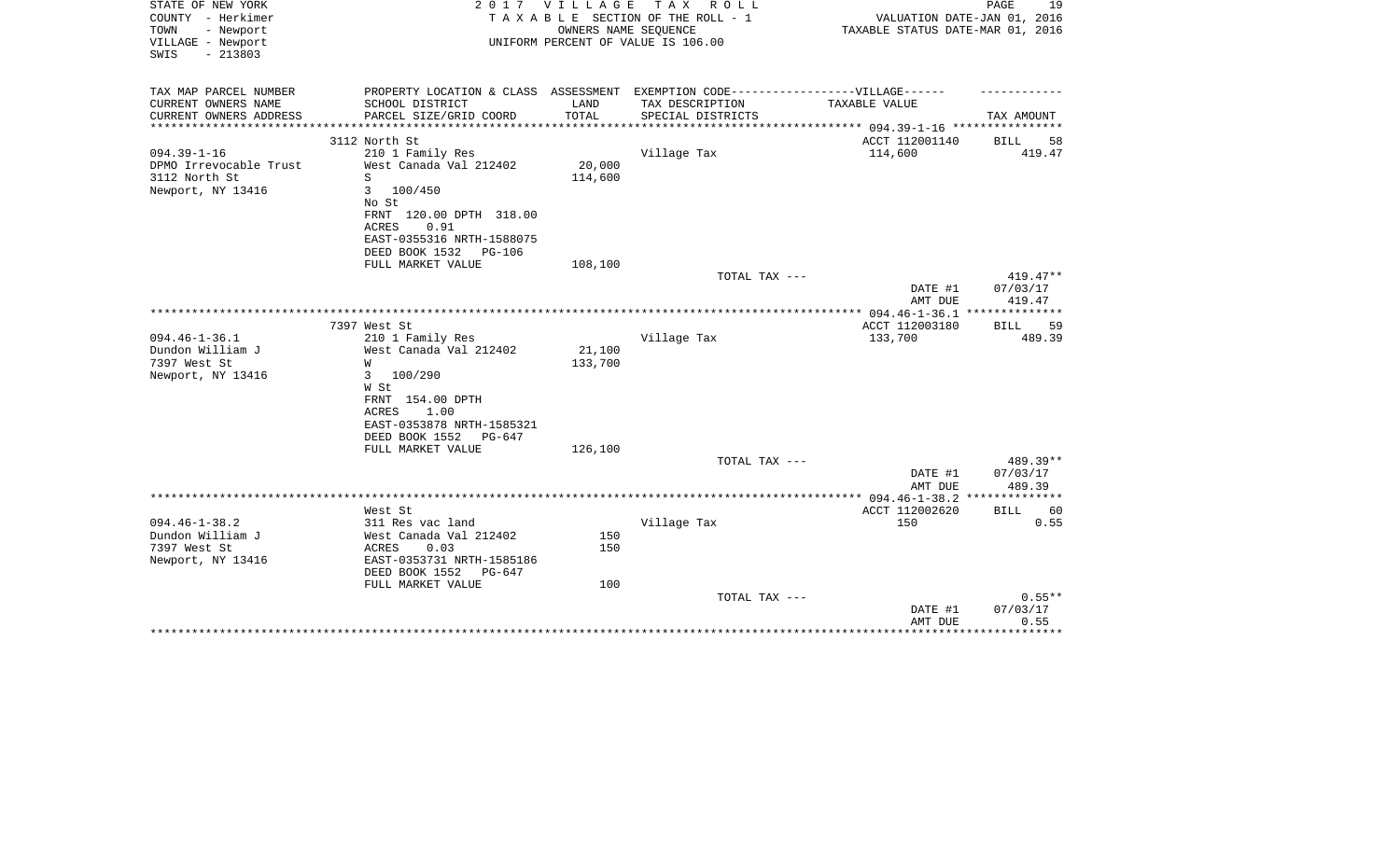STATE OF NEW YORK
COUNTY - Herkimer
TOWN - Newport
VILLAGE - Newport
SWIS - 213803

2 0 1 7 V I L L A G E T A X R O L L
T A X A B L E SECTION OF THE ROLL - 1
OWNERS NAME SEQUENCE
UNIFORM PERCENT OF VALUE IS 106.00

VALUATION DATE-JAN 01, 2016
TAXABLE STATUS DATE-MAR 01, 2016

| TAX MAP PARCEL NUMBER / CURRENT OWNERS NAME / CURRENT OWNERS ADDRESS | PROPERTY LOCATION & CLASS / SCHOOL DISTRICT / PARCEL SIZE/GRID COORD | ASSESSMENT LAND / TOTAL | EXEMPTION CODE / TAX DESCRIPTION / SPECIAL DISTRICTS | TAXABLE VALUE | TAX AMOUNT |
|---|---|---|---|---|---|
| 094.39-1-16 | 3112 North St | | | ACCT 112001140 | BILL 58 |
| DPMO Irrevocable Trust | 210 1 Family Res | | Village Tax | 114,600 | 419.47 |
| 3112 North St | West Canada Val 212402 | 20,000 | | | |
| Newport, NY 13416 | S | 114,600 | | | |
| | 3 100/450 | | | | |
| | No St | | | | |
| | FRNT 120.00 DPTH 318.00 | | | | |
| | ACRES 0.91 | | | | |
| | EAST-0355316 NRTH-1588075 | | | | |
| | DEED BOOK 1532 PG-106 | | | | |
| | FULL MARKET VALUE | 108,100 | | | |
| | | | TOTAL TAX --- | | 419.47** |
| | | | | DATE #1 | 07/03/17 |
| | | | | AMT DUE | 419.47 |
| 094.46-1-36.1 | 7397 West St | | | ACCT 112003180 | BILL 59 |
| Dundon William J | 210 1 Family Res | | Village Tax | 133,700 | 489.39 |
| 7397 West St | West Canada Val 212402 | 21,100 | | | |
| Newport, NY 13416 | W | 133,700 | | | |
| | 3 100/290 | | | | |
| | W St | | | | |
| | FRNT 154.00 DPTH | | | | |
| | ACRES 1.00 | | | | |
| | EAST-0353878 NRTH-1585321 | | | | |
| | DEED BOOK 1552 PG-647 | | | | |
| | FULL MARKET VALUE | 126,100 | | | |
| | | | TOTAL TAX --- | | 489.39** |
| | | | | DATE #1 | 07/03/17 |
| | | | | AMT DUE | 489.39 |
| 094.46-1-38.2 | West St | | | ACCT 112002620 | BILL 60 |
| Dundon William J | 311 Res vac land | | Village Tax | 150 | 0.55 |
| 7397 West St | West Canada Val 212402 | 150 | | | |
| Newport, NY 13416 | ACRES 0.03 | 150 | | | |
| | EAST-0353731 NRTH-1585186 | | | | |
| | DEED BOOK 1552 PG-647 | | | | |
| | FULL MARKET VALUE | 100 | | | |
| | | | TOTAL TAX --- | | 0.55** |
| | | | | DATE #1 | 07/03/17 |
| | | | | AMT DUE | 0.55 |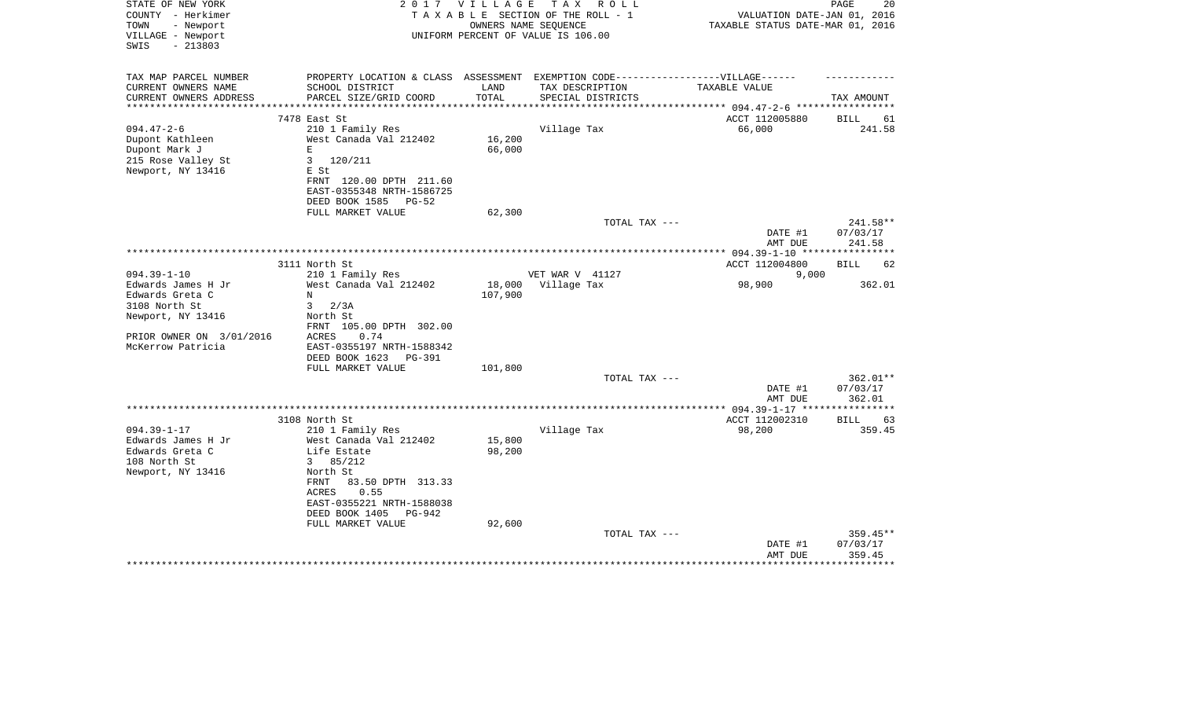STATE OF NEW YORK
COUNTY - Herkimer
TOWN - Newport
VILLAGE - Newport
SWIS - 213803

2017 VILLAGE TAX ROLL
TAXABLE SECTION OF THE ROLL - 1
OWNERS NAME SEQUENCE
UNIFORM PERCENT OF VALUE IS 106.00

VALUATION DATE-JAN 01, 2016
TAXABLE STATUS DATE-MAR 01, 2016

| TAX MAP PARCEL NUMBER / CURRENT OWNERS NAME / CURRENT OWNERS ADDRESS | PROPERTY LOCATION & CLASS / SCHOOL DISTRICT / PARCEL SIZE/GRID COORD | ASSESSMENT LAND / TOTAL | EXEMPTION CODE / TAX DESCRIPTION / SPECIAL DISTRICTS | TAXABLE VALUE | TAX AMOUNT |
|---|---|---|---|---|---|
| 094.47-2-6 | 7478 East St | | | ACCT 112005880 | BILL 61 |
| | 210 1 Family Res | | Village Tax | 66,000 | 241.58 |
| Dupont Kathleen | West Canada Val 212402 | 16,200 | | | |
| Dupont Mark J | E | 66,000 | | | |
| 215 Rose Valley St | 3 120/211 | | | | |
| Newport, NY 13416 | E St | | | | |
| | FRNT 120.00 DPTH 211.60 | | | | |
| | EAST-0355348 NRTH-1586725 | | | | |
| | DEED BOOK 1585 PG-52 | | | | |
| | FULL MARKET VALUE | 62,300 | | | |
| | | | TOTAL TAX --- | | 241.58** |
| | | | | DATE #1 | 07/03/17 |
| | | | | AMT DUE | 241.58 |
| 094.39-1-10 | 3111 North St | | | ACCT 112004800 | BILL 62 |
| | 210 1 Family Res | | VET WAR V 41127 | 9,000 | |
| Edwards James H Jr | West Canada Val 212402 | 18,000 | Village Tax | 98,900 | 362.01 |
| Edwards Greta C | N | 107,900 | | | |
| 3108 North St | 3 2/3A | | | | |
| Newport, NY 13416 | North St | | | | |
| | FRNT 105.00 DPTH 302.00 | | | | |
| PRIOR OWNER ON 3/01/2016 | ACRES 0.74 | | | | |
| McKerrow Patricia | EAST-0355197 NRTH-1588342 | | | | |
| | DEED BOOK 1623 PG-391 | | | | |
| | FULL MARKET VALUE | 101,800 | | | |
| | | | TOTAL TAX --- | | 362.01** |
| | | | | DATE #1 | 07/03/17 |
| | | | | AMT DUE | 362.01 |
| 094.39-1-17 | 3108 North St | | | ACCT 112002310 | BILL 63 |
| | 210 1 Family Res | | Village Tax | 98,200 | 359.45 |
| Edwards James H Jr | West Canada Val 212402 | 15,800 | | | |
| Edwards Greta C | Life Estate | 98,200 | | | |
| 108 North St | 3 85/212 | | | | |
| Newport, NY 13416 | North St | | | | |
| | FRNT 83.50 DPTH 313.33 | | | | |
| | ACRES 0.55 | | | | |
| | EAST-0355221 NRTH-1588038 | | | | |
| | DEED BOOK 1405 PG-942 | | | | |
| | FULL MARKET VALUE | 92,600 | | | |
| | | | TOTAL TAX --- | | 359.45** |
| | | | | DATE #1 | 07/03/17 |
| | | | | AMT DUE | 359.45 |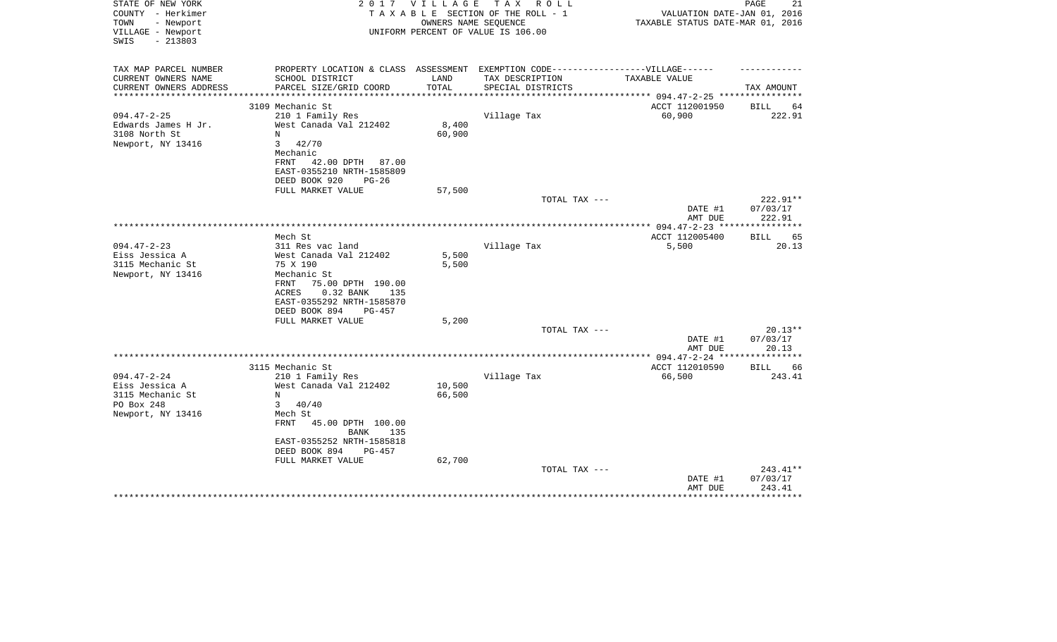STATE OF NEW YORK
COUNTY - Herkimer
TOWN - Newport
VILLAGE - Newport
SWIS - 213803

2017 VILLAGE TAX ROLL
TAXABLE SECTION OF THE ROLL - 1
OWNERS NAME SEQUENCE
UNIFORM PERCENT OF VALUE IS 106.00

VALUATION DATE-JAN 01, 2016
TAXABLE STATUS DATE-MAR 01, 2016

| TAX MAP PARCEL NUMBER / CURRENT OWNERS NAME / CURRENT OWNERS ADDRESS | PROPERTY LOCATION & CLASS / SCHOOL DISTRICT / PARCEL SIZE/GRID COORD | ASSESSMENT LAND / TOTAL | EXEMPTION CODE / TAX DESCRIPTION / SPECIAL DISTRICTS | TAXABLE VALUE | TAX AMOUNT |
|---|---|---|---|---|---|
| | 3109 Mechanic St | | | ACCT 112001950 | BILL 64 |
| 094.47-2-25 | 210 1 Family Res | | Village Tax | 60,900 | 222.91 |
| Edwards James H Jr. | West Canada Val 212402 | 8,400 | | | |
| 3108 North St | N | 60,900 | | | |
| Newport, NY 13416 | 3 42/70 | | | | |
| | Mechanic | | | | |
| | FRNT 42.00 DPTH 87.00 | | | | |
| | EAST-0355210 NRTH-1585809 | | | | |
| | DEED BOOK 920 PG-26 | | | | |
| | FULL MARKET VALUE | 57,500 | | | |
| | | | TOTAL TAX --- | | 222.91** |
| | | | | DATE #1 | 07/03/17 |
| | | | | AMT DUE | 222.91 |
| | Mech St | | | ACCT 112005400 | BILL 65 |
| 094.47-2-23 | 311 Res vac land | | Village Tax | 5,500 | 20.13 |
| Eiss Jessica A | West Canada Val 212402 | 5,500 | | | |
| 3115 Mechanic St | 75 X 190 | 5,500 | | | |
| Newport, NY 13416 | Mechanic St | | | | |
| | FRNT 75.00 DPTH 190.00 | | | | |
| | ACRES 0.32 BANK 135 | | | | |
| | EAST-0355292 NRTH-1585870 | | | | |
| | DEED BOOK 894 PG-457 | | | | |
| | FULL MARKET VALUE | 5,200 | | | |
| | | | TOTAL TAX --- | | 20.13** |
| | | | | DATE #1 | 07/03/17 |
| | | | | AMT DUE | 20.13 |
| | 3115 Mechanic St | | | ACCT 112010590 | BILL 66 |
| 094.47-2-24 | 210 1 Family Res | | Village Tax | 66,500 | 243.41 |
| Eiss Jessica A | West Canada Val 212402 | 10,500 | | | |
| 3115 Mechanic St | N | 66,500 | | | |
| PO Box 248 | 3 40/40 | | | | |
| Newport, NY 13416 | Mech St | | | | |
| | FRNT 45.00 DPTH 100.00 | | | | |
| | BANK 135 | | | | |
| | EAST-0355252 NRTH-1585818 | | | | |
| | DEED BOOK 894 PG-457 | | | | |
| | FULL MARKET VALUE | 62,700 | | | |
| | | | TOTAL TAX --- | | 243.41** |
| | | | | DATE #1 | 07/03/17 |
| | | | | AMT DUE | 243.41 |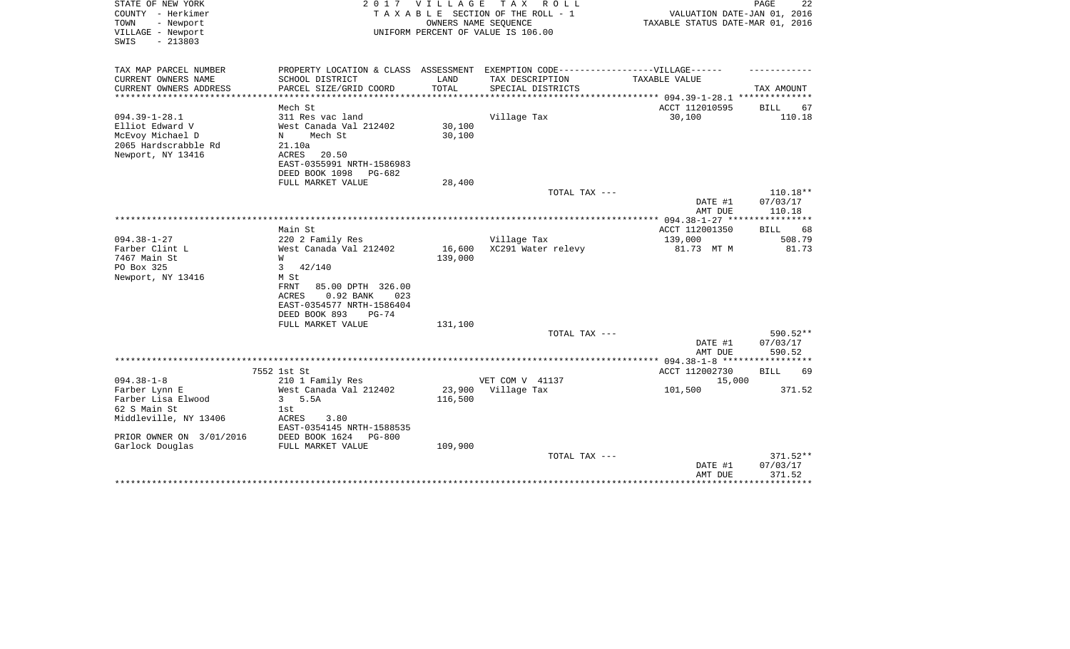STATE OF NEW YORK
COUNTY - Herkimer
TOWN - Newport
VILLAGE - Newport
SWIS - 213803

2 0 1 7 V I L L A G E T A X R O L L
T A X A B L E SECTION OF THE ROLL - 1
OWNERS NAME SEQUENCE
UNIFORM PERCENT OF VALUE IS 106.00

VALUATION DATE-JAN 01, 2016
TAXABLE STATUS DATE-MAR 01, 2016

| TAX MAP PARCEL NUMBER<br>CURRENT OWNERS NAME<br>CURRENT OWNERS ADDRESS | PROPERTY LOCATION & CLASS<br>SCHOOL DISTRICT<br>PARCEL SIZE/GRID COORD | ASSESSMENT<br>LAND<br>TOTAL | EXEMPTION CODE------VILLAGE------<br>TAX DESCRIPTION<br>SPECIAL DISTRICTS | TAXABLE VALUE | TAX AMOUNT |
|---|---|---|---|---|---|
| **094.39-1-28.1** | Mech St | | | ACCT 112010595 | BILL 67 |
| 094.39-1-28.1 | 311 Res vac land | | Village Tax | 30,100 | 110.18 |
| Elliot Edward V | West Canada Val 212402 | 30,100 | | | |
| McEvoy Michael D | N Mech St | 30,100 | | | |
| 2065 Hardscrabble Rd | 21.10a | | | | |
| Newport, NY 13416 | ACRES 20.50 | | | | |
| | EAST-0355991 NRTH-1586983 | | | | |
| | DEED BOOK 1098 PG-682 | | | | |
| | FULL MARKET VALUE | 28,400 | | | |
| | | | TOTAL TAX --- | | 110.18** |
| | | | | DATE #1 | 07/03/17 |
| | | | | AMT DUE | 110.18 |
| **094.38-1-27** | Main St | | | ACCT 112001350 | BILL 68 |
| 094.38-1-27 | 220 2 Family Res | | Village Tax | 139,000 | 508.79 |
| Farber Clint L | West Canada Val 212402 | 16,600 | XC291 Water relevy | 81.73 MT M | 81.73 |
| 7467 Main St | W | 139,000 | | | |
| PO Box 325 | 3 42/140 | | | | |
| Newport, NY 13416 | M St | | | | |
| | FRNT 85.00 DPTH 326.00 | | | | |
| | ACRES 0.92 BANK 023 | | | | |
| | EAST-0354577 NRTH-1586404 | | | | |
| | DEED BOOK 893 PG-74 | | | | |
| | FULL MARKET VALUE | 131,100 | | | |
| | | | TOTAL TAX --- | | 590.52** |
| | | | | DATE #1 | 07/03/17 |
| | | | | AMT DUE | 590.52 |
| **094.38-1-8** | 7552 1st St | | | ACCT 112002730 | BILL 69 |
| 094.38-1-8 | 210 1 Family Res | | VET COM V 41137 | 15,000 | |
| Farber Lynn E | West Canada Val 212402 | 23,900 | Village Tax | 101,500 | 371.52 |
| Farber Lisa Elwood | 3 5.5A | 116,500 | | | |
| 62 S Main St | 1st | | | | |
| Middleville, NY 13406 | ACRES 3.80 | | | | |
| | EAST-0354145 NRTH-1588535 | | | | |
| PRIOR OWNER ON 3/01/2016 | DEED BOOK 1624 PG-800 | | | | |
| Garlock Douglas | FULL MARKET VALUE | 109,900 | | | |
| | | | TOTAL TAX --- | | 371.52** |
| | | | | DATE #1 | 07/03/17 |
| | | | | AMT DUE | 371.52 |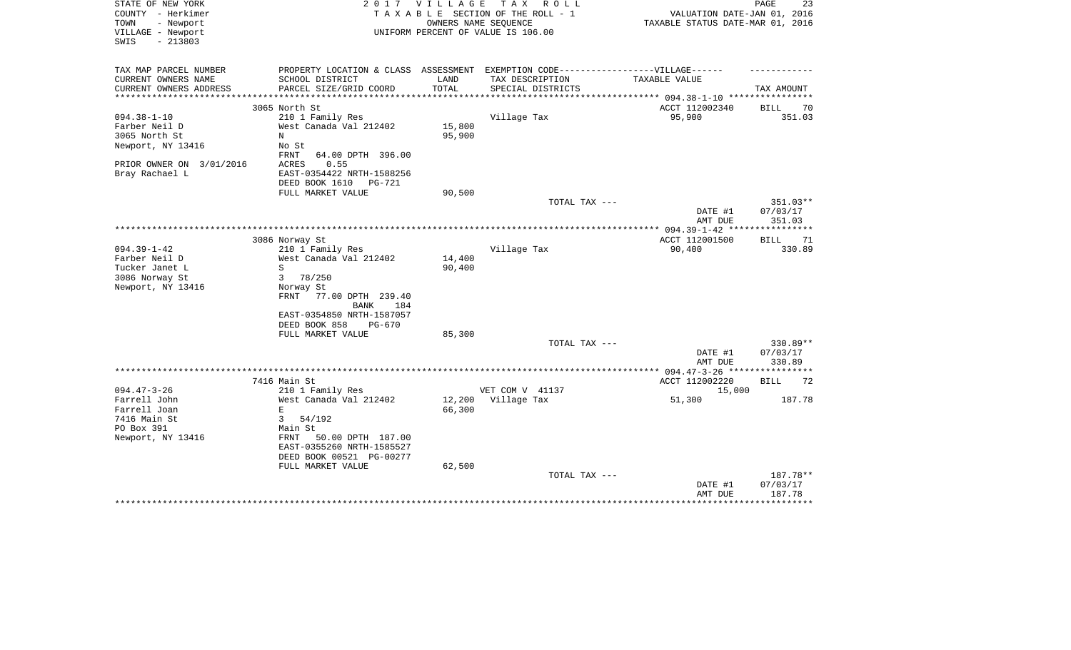STATE OF NEW YORK — 2017 VILLAGE TAX ROLL
COUNTY - Herkimer — TAXABLE SECTION OF THE ROLL - 1 — VALUATION DATE-JAN 01, 2016
TOWN - Newport — OWNERS NAME SEQUENCE — TAXABLE STATUS DATE-MAR 01, 2016
VILLAGE - Newport — UNIFORM PERCENT OF VALUE IS 106.00
SWIS - 213803

| TAX MAP PARCEL NUMBER / CURRENT OWNERS NAME / CURRENT OWNERS ADDRESS | PROPERTY LOCATION & CLASS / SCHOOL DISTRICT / PARCEL SIZE/GRID COORD | ASSESSMENT LAND / TOTAL | EXEMPTION CODE / TAX DESCRIPTION / SPECIAL DISTRICTS | VILLAGE TAXABLE VALUE | TAX AMOUNT |
|---|---|---|---|---|---|
| 094.38-1-10 | 3065 North St | | | ACCT 112002340 | BILL 70 |
| 094.38-1-10 | 210 1 Family Res | | Village Tax | 95,900 | 351.03 |
| Farber Neil D | West Canada Val 212402 | 15,800 | | | |
| 3065 North St | N | 95,900 | | | |
| Newport, NY 13416 | No St | | | | |
| | FRNT 64.00 DPTH 396.00 | | | | |
| PRIOR OWNER ON 3/01/2016 | ACRES 0.55 | | | | |
| Bray Rachael L | EAST-0354422 NRTH-1588256 | | | | |
| | DEED BOOK 1610 PG-721 | | | | |
| | FULL MARKET VALUE | 90,500 | | | |
| | | | TOTAL TAX --- | | 351.03** |
| | | | | DATE #1 | 07/03/17 |
| | | | | AMT DUE | 351.03 |
| 094.39-1-42 | 3086 Norway St | | | ACCT 112001500 | BILL 71 |
| 094.39-1-42 | 210 1 Family Res | | Village Tax | 90,400 | 330.89 |
| Farber Neil D | West Canada Val 212402 | 14,400 | | | |
| Tucker Janet L | S | 90,400 | | | |
| 3086 Norway St | 3 78/250 | | | | |
| Newport, NY 13416 | Norway St | | | | |
| | FRNT 77.00 DPTH 239.40 | | | | |
| | BANK 184 | | | | |
| | EAST-0354850 NRTH-1587057 | | | | |
| | DEED BOOK 858 PG-670 | | | | |
| | FULL MARKET VALUE | 85,300 | | | |
| | | | TOTAL TAX --- | | 330.89** |
| | | | | DATE #1 | 07/03/17 |
| | | | | AMT DUE | 330.89 |
| 094.47-3-26 | 7416 Main St | | | ACCT 112002220 | BILL 72 |
| 094.47-3-26 | 210 1 Family Res | | VET COM V 41137 | 15,000 | |
| Farrell John | West Canada Val 212402 | 12,200 | Village Tax | 51,300 | 187.78 |
| Farrell Joan | E | 66,300 | | | |
| 7416 Main St | 3 54/192 | | | | |
| PO Box 391 | Main St | | | | |
| Newport, NY 13416 | FRNT 50.00 DPTH 187.00 | | | | |
| | EAST-0355260 NRTH-1585527 | | | | |
| | DEED BOOK 00521 PG-00277 | | | | |
| | FULL MARKET VALUE | 62,500 | | | |
| | | | TOTAL TAX --- | | 187.78** |
| | | | | DATE #1 | 07/03/17 |
| | | | | AMT DUE | 187.78 |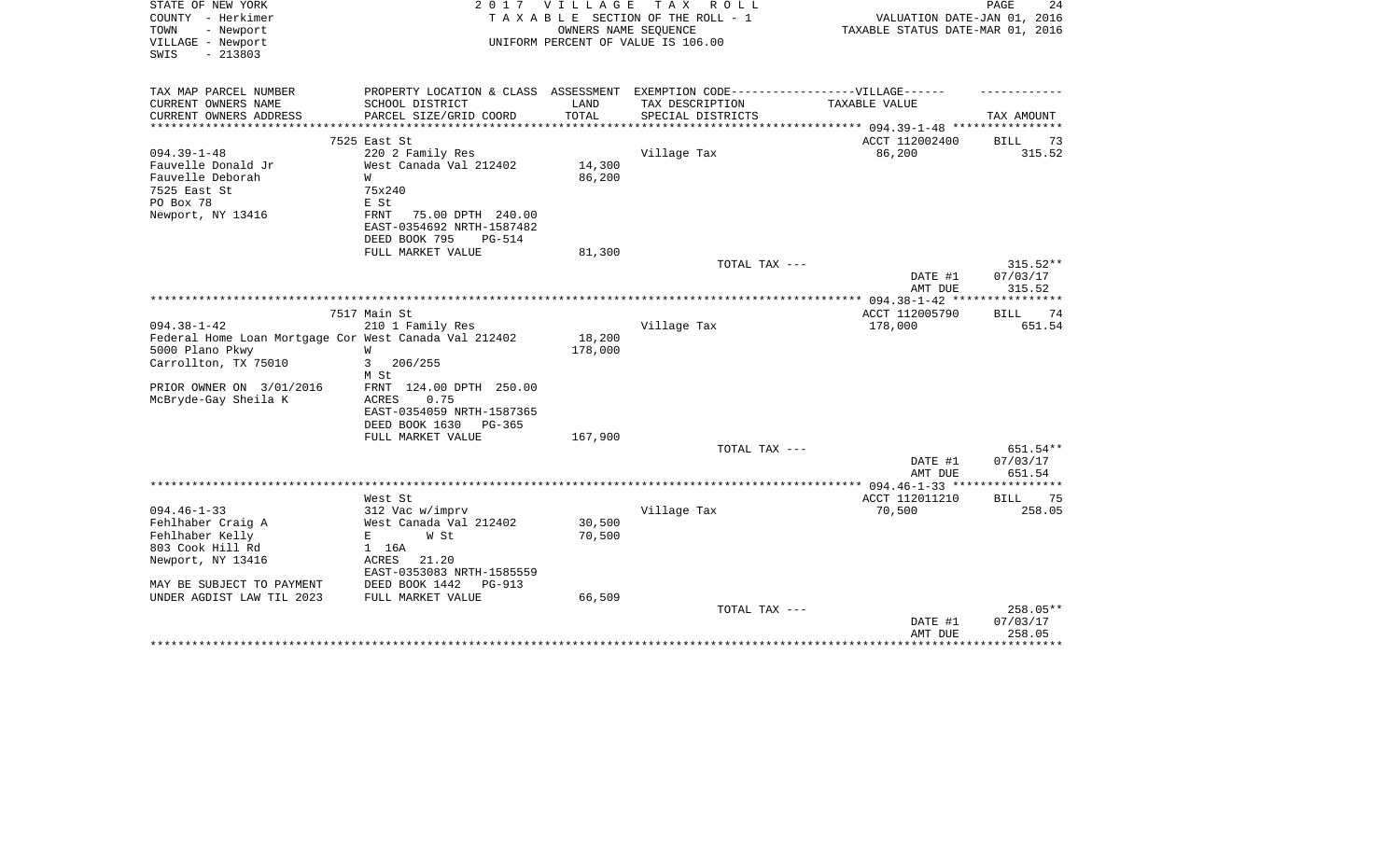STATE OF NEW YORK
COUNTY - Herkimer
TOWN - Newport
VILLAGE - Newport
SWIS - 213803

2017 VILLAGE TAX ROLL
TAXABLE SECTION OF THE ROLL - 1
OWNERS NAME SEQUENCE
UNIFORM PERCENT OF VALUE IS 106.00

VALUATION DATE-JAN 01, 2016
TAXABLE STATUS DATE-MAR 01, 2016

| TAX MAP PARCEL NUMBER / CURRENT OWNERS NAME / CURRENT OWNERS ADDRESS | PROPERTY LOCATION & CLASS / SCHOOL DISTRICT / PARCEL SIZE/GRID COORD | ASSESSMENT LAND / TOTAL | EXEMPTION CODE / TAX DESCRIPTION / SPECIAL DISTRICTS | VILLAGE TAXABLE VALUE | TAX AMOUNT |
|---|---|---|---|---|---|
| **094.39-1-48** | 7525 East St | | | ACCT 112002400 | BILL 73 |
| 094.39-1-48 | 220 2 Family Res | | Village Tax | 86,200 | 315.52 |
| Fauvelle Donald Jr | West Canada Val 212402 | 14,300 | | | |
| Fauvelle Deborah | W | 86,200 | | | |
| 7525 East St | 75x240 | | | | |
| PO Box 78 | E St | | | | |
| Newport, NY 13416 | FRNT 75.00 DPTH 240.00 | | | | |
| | EAST-0354692 NRTH-1587482 | | | | |
| | DEED BOOK 795 PG-514 | | | | |
| | FULL MARKET VALUE | 81,300 | | | |
| | | | TOTAL TAX --- | | 315.52** |
| | | | | DATE #1 | 07/03/17 |
| | | | | AMT DUE | 315.52 |
| **094.38-1-42** | 7517 Main St | | | ACCT 112005790 | BILL 74 |
| 094.38-1-42 | 210 1 Family Res | | Village Tax | 178,000 | 651.54 |
| Federal Home Loan Mortgage Cor | West Canada Val 212402 | 18,200 | | | |
| 5000 Plano Pkwy | W | 178,000 | | | |
| Carrollton, TX 75010 | 3 206/255 | | | | |
| | M St | | | | |
| PRIOR OWNER ON 3/01/2016 | FRNT 124.00 DPTH 250.00 | | | | |
| McBryde-Gay Sheila K | ACRES 0.75 | | | | |
| | EAST-0354059 NRTH-1587365 | | | | |
| | DEED BOOK 1630 PG-365 | | | | |
| | FULL MARKET VALUE | 167,900 | | | |
| | | | TOTAL TAX --- | | 651.54** |
| | | | | DATE #1 | 07/03/17 |
| | | | | AMT DUE | 651.54 |
| **094.46-1-33** | West St | | | ACCT 112011210 | BILL 75 |
| 094.46-1-33 | 312 Vac w/imprv | | Village Tax | 70,500 | 258.05 |
| Fehlhaber Craig A | West Canada Val 212402 | 30,500 | | | |
| Fehlhaber Kelly | E W St | 70,500 | | | |
| 803 Cook Hill Rd | 1 16A | | | | |
| Newport, NY 13416 | ACRES 21.20 | | | | |
| | EAST-0353083 NRTH-1585559 | | | | |
| MAY BE SUBJECT TO PAYMENT | DEED BOOK 1442 PG-913 | | | | |
| UNDER AGDIST LAW TIL 2023 | FULL MARKET VALUE | 66,509 | | | |
| | | | TOTAL TAX --- | | 258.05** |
| | | | | DATE #1 | 07/03/17 |
| | | | | AMT DUE | 258.05 |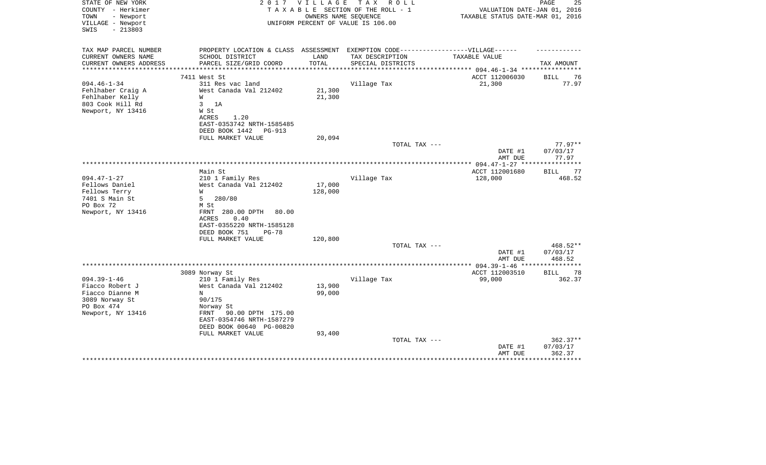STATE OF NEW YORK
COUNTY - Herkimer
TOWN - Newport
VILLAGE - Newport
SWIS - 213803

2017 VILLAGE TAX ROLL
TAXABLE SECTION OF THE ROLL - 1
OWNERS NAME SEQUENCE
UNIFORM PERCENT OF VALUE IS 106.00

VALUATION DATE-JAN 01, 2016
TAXABLE STATUS DATE-MAR 01, 2016

| TAX MAP PARCEL NUMBER<br>CURRENT OWNERS NAME<br>CURRENT OWNERS ADDRESS | PROPERTY LOCATION & CLASS<br>SCHOOL DISTRICT<br>PARCEL SIZE/GRID COORD | ASSESSMENT<br>LAND<br>TOTAL | EXEMPTION CODE-----VILLAGE------<br>TAX DESCRIPTION<br>SPECIAL DISTRICTS | TAXABLE VALUE | TAX AMOUNT |
|---|---|---|---|---|---|
| 094.46-1-34 | 7411 West St | | | ACCT 112006030 | BILL 76 |
| 094.46-1-34 | 311 Res vac land | | Village Tax | 21,300 | 77.97 |
| Fehlhaber Craig A | West Canada Val 212402 | 21,300 | | | |
| Fehlhaber Kelly | W | 21,300 | | | |
| 803 Cook Hill Rd | 3 1A | | | | |
| Newport, NY 13416 | W St | | | | |
| | ACRES 1.20 | | | | |
| | EAST-0353742 NRTH-1585485 | | | | |
| | DEED BOOK 1442 PG-913 | | | | |
| | FULL MARKET VALUE | 20,094 | | | |
| | | | TOTAL TAX --- | | 77.97** |
| | | | | DATE #1 | 07/03/17 |
| | | | | AMT DUE | 77.97 |
| 094.47-1-27 | Main St | | | ACCT 112001680 | BILL 77 |
| 094.47-1-27 | 210 1 Family Res | | Village Tax | 128,000 | 468.52 |
| Fellows Daniel | West Canada Val 212402 | 17,000 | | | |
| Fellows Terry | W | 128,000 | | | |
| 7401 S Main St | 5 280/80 | | | | |
| PO Box 72 | M St | | | | |
| Newport, NY 13416 | FRNT 280.00 DPTH 80.00 | | | | |
| | ACRES 0.40 | | | | |
| | EAST-0355220 NRTH-1585128 | | | | |
| | DEED BOOK 751 PG-78 | | | | |
| | FULL MARKET VALUE | 120,800 | | | |
| | | | TOTAL TAX --- | | 468.52** |
| | | | | DATE #1 | 07/03/17 |
| | | | | AMT DUE | 468.52 |
| 094.39-1-46 | 3089 Norway St | | | ACCT 112003510 | BILL 78 |
| 094.39-1-46 | 210 1 Family Res | | Village Tax | 99,000 | 362.37 |
| Fiacco Robert J | West Canada Val 212402 | 13,900 | | | |
| Fiacco Dianne M | N | 99,000 | | | |
| 3089 Norway St | 90/175 | | | | |
| PO Box 474 | Norway St | | | | |
| Newport, NY 13416 | FRNT 90.00 DPTH 175.00 | | | | |
| | EAST-0354746 NRTH-1587279 | | | | |
| | DEED BOOK 00640 PG-00820 | | | | |
| | FULL MARKET VALUE | 93,400 | | | |
| | | | TOTAL TAX --- | | 362.37** |
| | | | | DATE #1 | 07/03/17 |
| | | | | AMT DUE | 362.37 |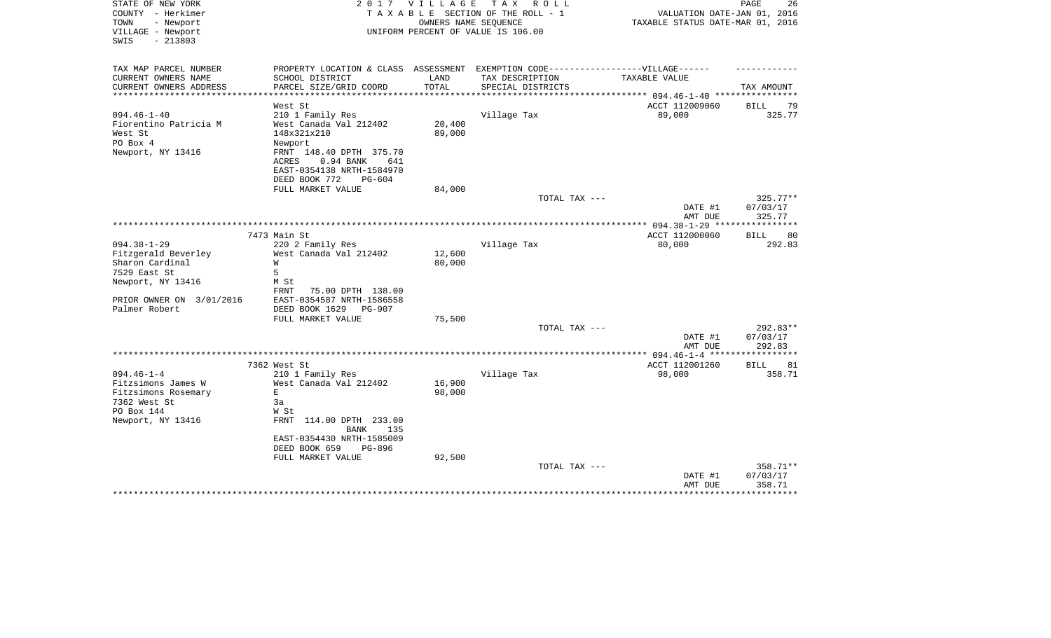STATE OF NEW YORK
COUNTY - Herkimer
TOWN - Newport
VILLAGE - Newport
SWIS - 213803

2 0 1 7 V I L L A G E T A X R O L L
T A X A B L E SECTION OF THE ROLL - 1
OWNERS NAME SEQUENCE
UNIFORM PERCENT OF VALUE IS 106.00

VALUATION DATE-JAN 01, 2016
TAXABLE STATUS DATE-MAR 01, 2016

| TAX MAP PARCEL NUMBER<br>CURRENT OWNERS NAME<br>CURRENT OWNERS ADDRESS | PROPERTY LOCATION & CLASS<br>SCHOOL DISTRICT<br>PARCEL SIZE/GRID COORD | ASSESSMENT<br>LAND<br>TOTAL | EXEMPTION CODE------------------VILLAGE------<br>TAX DESCRIPTION<br>SPECIAL DISTRICTS | TAXABLE VALUE | TAX AMOUNT |
|---|---|---|---|---|---|
| | West St | | | ACCT 112009060 | BILL 79 |
| 094.46-1-40 | 210 1 Family Res | | Village Tax | 89,000 | 325.77 |
| Fiorentino Patricia M | West Canada Val 212402 | 20,400 | | | |
| West St | 148x321x210 | 89,000 | | | |
| PO Box 4 | Newport | | | | |
| Newport, NY 13416 | FRNT 148.40 DPTH 375.70 | | | | |
| | ACRES 0.94 BANK 641 | | | | |
| | EAST-0354138 NRTH-1584970 | | | | |
| | DEED BOOK 772 PG-604 | | | | |
| | FULL MARKET VALUE | 84,000 | | | |
| | | | TOTAL TAX --- | | 325.77** |
| | | | | DATE #1 | 07/03/17 |
| | | | | AMT DUE | 325.77 |
| | 7473 Main St | | | ACCT 112000060 | BILL 80 |
| 094.38-1-29 | 220 2 Family Res | | Village Tax | 80,000 | 292.83 |
| Fitzgerald Beverley | West Canada Val 212402 | 12,600 | | | |
| Sharon Cardinal | W | 80,000 | | | |
| 7529 East St | 5 | | | | |
| Newport, NY 13416 | M St | | | | |
| | FRNT 75.00 DPTH 138.00 | | | | |
| PRIOR OWNER ON 3/01/2016 | EAST-0354587 NRTH-1586558 | | | | |
| Palmer Robert | DEED BOOK 1629 PG-907 | | | | |
| | FULL MARKET VALUE | 75,500 | | | |
| | | | TOTAL TAX --- | | 292.83** |
| | | | | DATE #1 | 07/03/17 |
| | | | | AMT DUE | 292.83 |
| | 7362 West St | | | ACCT 112001260 | BILL 81 |
| 094.46-1-4 | 210 1 Family Res | | Village Tax | 98,000 | 358.71 |
| Fitzsimons James W | West Canada Val 212402 | 16,900 | | | |
| Fitzsimons Rosemary | E | 98,000 | | | |
| 7362 West St | 3a | | | | |
| PO Box 144 | W St | | | | |
| Newport, NY 13416 | FRNT 114.00 DPTH 233.00 | | | | |
| | BANK 135 | | | | |
| | EAST-0354430 NRTH-1585009 | | | | |
| | DEED BOOK 659 PG-896 | | | | |
| | FULL MARKET VALUE | 92,500 | | | |
| | | | TOTAL TAX --- | | 358.71** |
| | | | | DATE #1 | 07/03/17 |
| | | | | AMT DUE | 358.71 |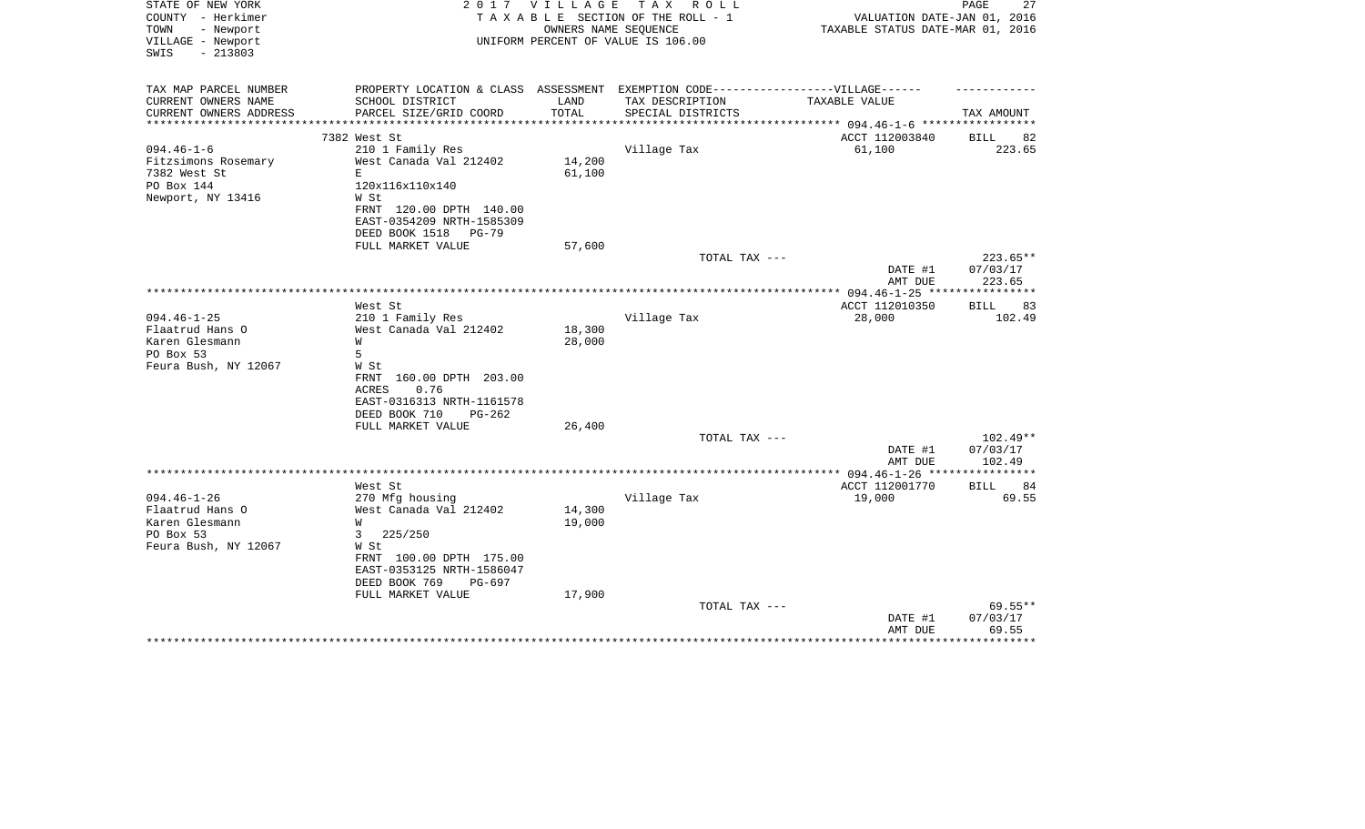STATE OF NEW YORK
COUNTY - Herkimer
TOWN - Newport
VILLAGE - Newport
SWIS - 213803

2 0 1 7 V I L L A G E T A X R O L L
T A X A B L E SECTION OF THE ROLL - 1
OWNERS NAME SEQUENCE
UNIFORM PERCENT OF VALUE IS 106.00

VALUATION DATE-JAN 01, 2016
TAXABLE STATUS DATE-MAR 01, 2016

| TAX MAP PARCEL NUMBER<br>CURRENT OWNERS NAME<br>CURRENT OWNERS ADDRESS | PROPERTY LOCATION & CLASS<br>SCHOOL DISTRICT<br>PARCEL SIZE/GRID COORD | ASSESSMENT<br>LAND<br>TOTAL | EXEMPTION CODE------------------VILLAGE------<br>TAX DESCRIPTION<br>SPECIAL DISTRICTS | TAXABLE VALUE | TAX AMOUNT |
|---|---|---|---|---|---|
| **094.46-1-6** | 7382 West St | | | ACCT 112003840 | BILL 82 |
| 094.46-1-6 | 210 1 Family Res | | Village Tax | 61,100 | 223.65 |
| Fitzsimons Rosemary | West Canada Val 212402 | 14,200 | | | |
| 7382 West St | E | 61,100 | | | |
| PO Box 144 | 120x116x110x140 | | | | |
| Newport, NY 13416 | W St | | | | |
| | FRNT 120.00 DPTH 140.00 | | | | |
| | EAST-0354209 NRTH-1585309 | | | | |
| | DEED BOOK 1518 PG-79 | | | | |
| | FULL MARKET VALUE | 57,600 | | | |
| | | | TOTAL TAX --- | | 223.65** |
| | | | | DATE #1 | 07/03/17 |
| | | | | AMT DUE | 223.65 |
| **094.46-1-25** | West St | | | ACCT 112010350 | BILL 83 |
| 094.46-1-25 | 210 1 Family Res | | Village Tax | 28,000 | 102.49 |
| Flaatrud Hans O | West Canada Val 212402 | 18,300 | | | |
| Karen Glesmann | W | 28,000 | | | |
| PO Box 53 | 5 | | | | |
| Feura Bush, NY 12067 | W St | | | | |
| | FRNT 160.00 DPTH 203.00 | | | | |
| | ACRES 0.76 | | | | |
| | EAST-0316313 NRTH-1161578 | | | | |
| | DEED BOOK 710 PG-262 | | | | |
| | FULL MARKET VALUE | 26,400 | | | |
| | | | TOTAL TAX --- | | 102.49** |
| | | | | DATE #1 | 07/03/17 |
| | | | | AMT DUE | 102.49 |
| **094.46-1-26** | West St | | | ACCT 112001770 | BILL 84 |
| 094.46-1-26 | 270 Mfg housing | | Village Tax | 19,000 | 69.55 |
| Flaatrud Hans O | West Canada Val 212402 | 14,300 | | | |
| Karen Glesmann | W | 19,000 | | | |
| PO Box 53 | 3 225/250 | | | | |
| Feura Bush, NY 12067 | W St | | | | |
| | FRNT 100.00 DPTH 175.00 | | | | |
| | EAST-0353125 NRTH-1586047 | | | | |
| | DEED BOOK 769 PG-697 | | | | |
| | FULL MARKET VALUE | 17,900 | | | |
| | | | TOTAL TAX --- | | 69.55** |
| | | | | DATE #1 | 07/03/17 |
| | | | | AMT DUE | 69.55 |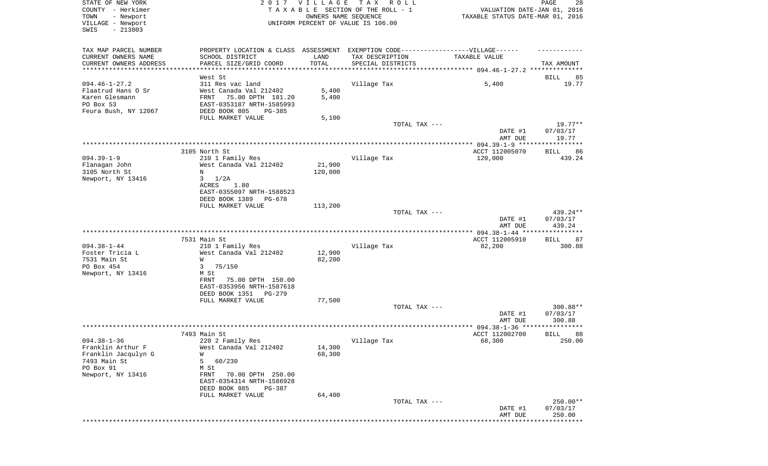STATE OF NEW YORK
COUNTY - Herkimer
TOWN - Newport
VILLAGE - Newport
SWIS - 213803

2 0 1 7 V I L L A G E T A X R O L L
T A X A B L E SECTION OF THE ROLL - 1
OWNERS NAME SEQUENCE
UNIFORM PERCENT OF VALUE IS 106.00

VALUATION DATE-JAN 01, 2016
TAXABLE STATUS DATE-MAR 01, 2016

| TAX MAP PARCEL NUMBER / CURRENT OWNERS NAME / CURRENT OWNERS ADDRESS | PROPERTY LOCATION & CLASS / SCHOOL DISTRICT / PARCEL SIZE/GRID COORD | ASSESSMENT LAND / TOTAL | EXEMPTION CODE / TAX DESCRIPTION / SPECIAL DISTRICTS | TAXABLE VALUE | TAX AMOUNT |
|---|---|---|---|---|---|
| 094.46-1-27.2 | West St | | | | BILL 85 |
| Flaatrud Hans O Sr | 311 Res vac land | | Village Tax | 5,400 | 19.77 |
| Karen Glesmann | West Canada Val 212402 | 5,400 | | | |
| PO Box 53 | FRNT 75.00 DPTH 181.20 | 5,400 | | | |
| Feura Bush, NY 12067 | EAST-0353187 NRTH-1585993 | | | | |
| | DEED BOOK 805 PG-385 | | | | |
| | FULL MARKET VALUE | 5,100 | | | |
| | | | TOTAL TAX --- | | 19.77** |
| | | | | DATE #1 | 07/03/17 |
| | | | | AMT DUE | 19.77 |
| 094.39-1-9 | 3105 North St | | | ACCT 112005070 | BILL 86 |
| Flanagan John | 210 1 Family Res | | Village Tax | 120,000 | 439.24 |
| 3105 North St | West Canada Val 212402 | 21,900 | | | |
| Newport, NY 13416 | N | 120,000 | | | |
| | 3 1/2A | | | | |
| | ACRES 1.80 | | | | |
| | EAST-0355097 NRTH-1588523 | | | | |
| | DEED BOOK 1389 PG-678 | | | | |
| | FULL MARKET VALUE | 113,200 | | | |
| | | | TOTAL TAX --- | | 439.24** |
| | | | | DATE #1 | 07/03/17 |
| | | | | AMT DUE | 439.24 |
| 094.38-1-44 | 7531 Main St | | | ACCT 112005910 | BILL 87 |
| Foster Tricia L | 210 1 Family Res | | Village Tax | 82,200 | 300.88 |
| 7531 Main St | West Canada Val 212402 | 12,900 | | | |
| PO Box 454 | W | 82,200 | | | |
| Newport, NY 13416 | 3 75/150 | | | | |
| | M St | | | | |
| | FRNT 75.00 DPTH 150.00 | | | | |
| | EAST-0353956 NRTH-1587618 | | | | |
| | DEED BOOK 1351 PG-279 | | | | |
| | FULL MARKET VALUE | 77,500 | | | |
| | | | TOTAL TAX --- | | 300.88** |
| | | | | DATE #1 | 07/03/17 |
| | | | | AMT DUE | 300.88 |
| 094.38-1-36 | 7493 Main St | | | ACCT 112002700 | BILL 88 |
| Franklin Arthur F | 220 2 Family Res | | Village Tax | 68,300 | 250.00 |
| Franklin Jacqulyn G | West Canada Val 212402 | 14,300 | | | |
| 7493 Main St | W | 68,300 | | | |
| PO Box 91 | 5 60/230 | | | | |
| Newport, NY 13416 | M St | | | | |
| | FRNT 70.00 DPTH 250.00 | | | | |
| | EAST-0354314 NRTH-1586928 | | | | |
| | DEED BOOK 885 PG-387 | | | | |
| | FULL MARKET VALUE | 64,400 | | | |
| | | | TOTAL TAX --- | | 250.00** |
| | | | | DATE #1 | 07/03/17 |
| | | | | AMT DUE | 250.00 |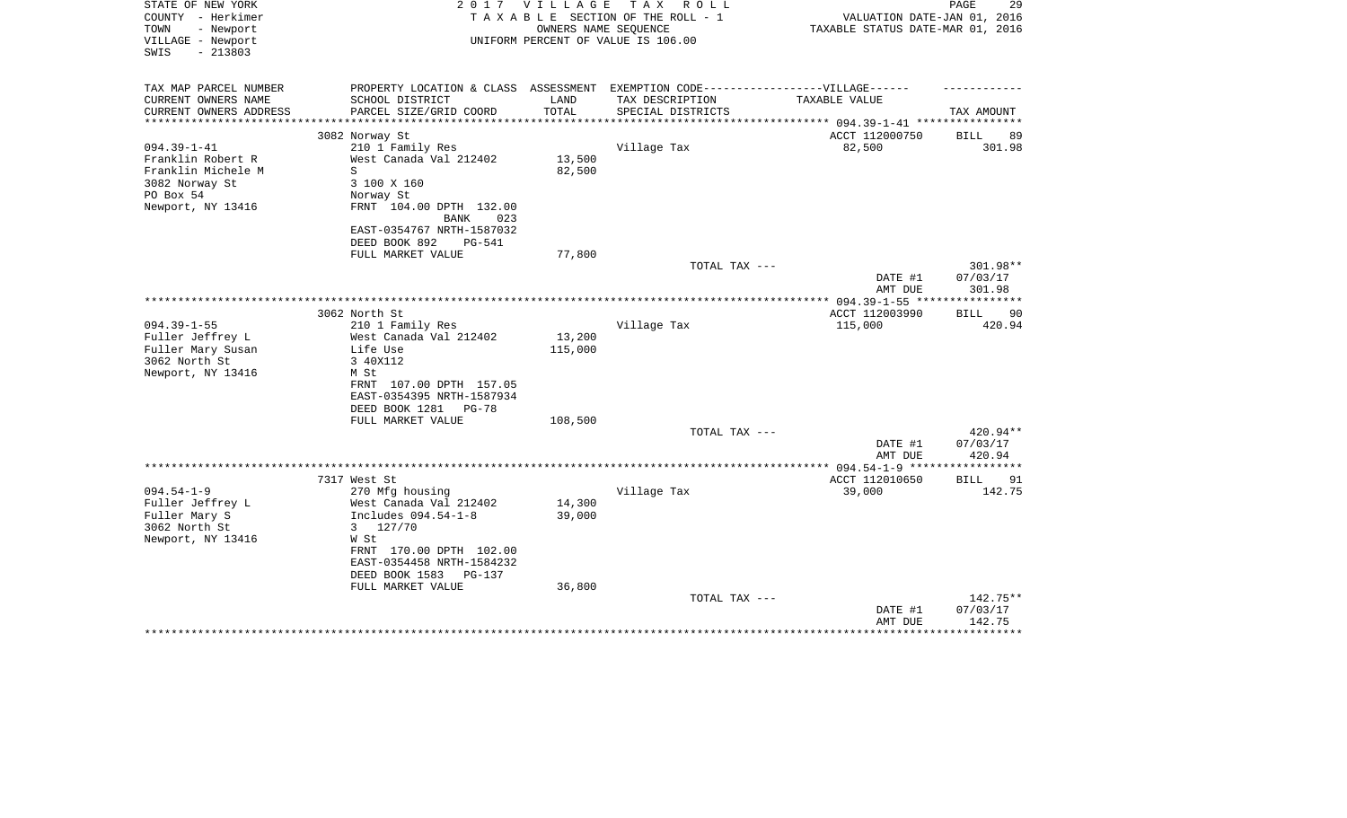STATE OF NEW YORK
COUNTY - Herkimer
TOWN - Newport
VILLAGE - Newport
SWIS - 213803

2 0 1 7 V I L L A G E T A X R O L L
T A X A B L E SECTION OF THE ROLL - 1
OWNERS NAME SEQUENCE
UNIFORM PERCENT OF VALUE IS 106.00

VALUATION DATE-JAN 01, 2016
TAXABLE STATUS DATE-MAR 01, 2016

| TAX MAP PARCEL NUMBER<br>CURRENT OWNERS NAME<br>CURRENT OWNERS ADDRESS | PROPERTY LOCATION & CLASS<br>SCHOOL DISTRICT<br>PARCEL SIZE/GRID COORD | ASSESSMENT<br>LAND<br>TOTAL | EXEMPTION CODE------VILLAGE------<br>TAX DESCRIPTION<br>SPECIAL DISTRICTS | TAXABLE VALUE | TAX AMOUNT |
|---|---|---|---|---|---|
| | 3082 Norway St | | | ACCT 112000750 | BILL 89 |
| 094.39-1-41 | 210 1 Family Res | | Village Tax | 82,500 | 301.98 |
| Franklin Robert R | West Canada Val 212402 | 13,500 | | | |
| Franklin Michele M | S | 82,500 | | | |
| 3082 Norway St | 3 100 X 160 | | | | |
| PO Box 54 | Norway St | | | | |
| Newport, NY 13416 | FRNT 104.00 DPTH 132.00<br>BANK 023 | | | | |
| | EAST-0354767 NRTH-1587032 | | | | |
| | DEED BOOK 892 PG-541 | | | | |
| | FULL MARKET VALUE | 77,800 | | | |
| | | | TOTAL TAX --- | | 301.98** |
| | | | | DATE #1 | 07/03/17 |
| | | | | AMT DUE | 301.98 |
| | 3062 North St | | | ACCT 112003990 | BILL 90 |
| 094.39-1-55 | 210 1 Family Res | | Village Tax | 115,000 | 420.94 |
| Fuller Jeffrey L | West Canada Val 212402 | 13,200 | | | |
| Fuller Mary Susan | Life Use | 115,000 | | | |
| 3062 North St | 3 40X112 | | | | |
| Newport, NY 13416 | M St | | | | |
| | FRNT 107.00 DPTH 157.05 | | | | |
| | EAST-0354395 NRTH-1587934 | | | | |
| | DEED BOOK 1281 PG-78 | | | | |
| | FULL MARKET VALUE | 108,500 | | | |
| | | | TOTAL TAX --- | | 420.94** |
| | | | | DATE #1 | 07/03/17 |
| | | | | AMT DUE | 420.94 |
| | 7317 West St | | | ACCT 112010650 | BILL 91 |
| 094.54-1-9 | 270 Mfg housing | | Village Tax | 39,000 | 142.75 |
| Fuller Jeffrey L | West Canada Val 212402 | 14,300 | | | |
| Fuller Mary S | Includes 094.54-1-8 | 39,000 | | | |
| 3062 North St | 3 127/70 | | | | |
| Newport, NY 13416 | W St | | | | |
| | FRNT 170.00 DPTH 102.00 | | | | |
| | EAST-0354458 NRTH-1584232 | | | | |
| | DEED BOOK 1583 PG-137 | | | | |
| | FULL MARKET VALUE | 36,800 | | | |
| | | | TOTAL TAX --- | | 142.75** |
| | | | | DATE #1 | 07/03/17 |
| | | | | AMT DUE | 142.75 |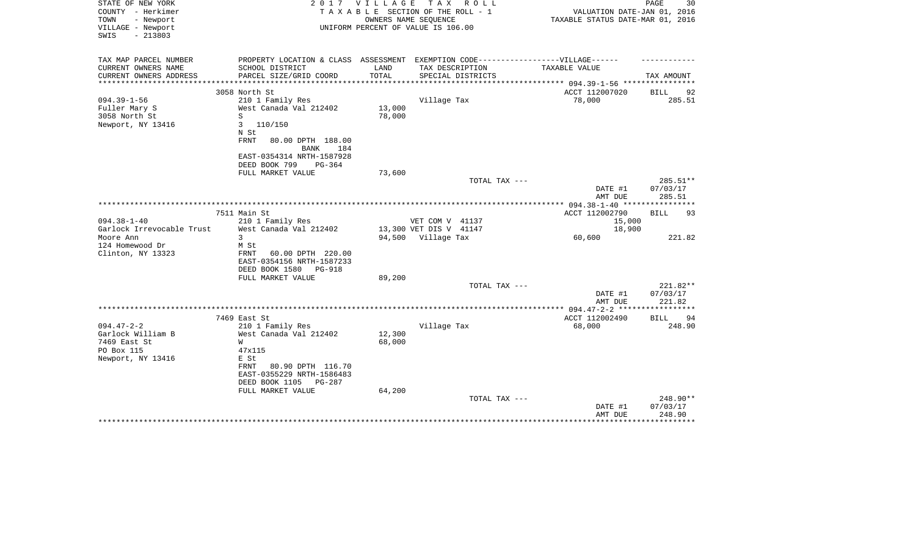STATE OF NEW YORK 2 0 1 7 V I L L A G E T A X R O L L PAGE 30
COUNTY - Herkimer T A X A B L E SECTION OF THE ROLL - 1 VALUATION DATE-JAN 01, 2016
TOWN - Newport OWNERS NAME SEQUENCE TAXABLE STATUS DATE-MAR 01, 2016
VILLAGE - Newport UNIFORM PERCENT OF VALUE IS 106.00
SWIS - 213803

| TAX MAP PARCEL NUMBER<br>CURRENT OWNERS NAME<br>CURRENT OWNERS ADDRESS | PROPERTY LOCATION & CLASS<br>SCHOOL DISTRICT<br>PARCEL SIZE/GRID COORD | ASSESSMENT<br>LAND<br>TOTAL | EXEMPTION CODE------------------VILLAGE------<br>TAX DESCRIPTION<br>SPECIAL DISTRICTS | TAXABLE VALUE | TAX AMOUNT |
|---|---|---|---|---|---|
| **094.39-1-56** | 3058 North St | | | ACCT 112007020 | BILL 92 |
| 094.39-1-56 | 210 1 Family Res | | Village Tax | 78,000 | 285.51 |
| Fuller Mary S | West Canada Val 212402 | 13,000 | | | |
| 3058 North St | S | 78,000 | | | |
| Newport, NY 13416 | 3 110/150 | | | | |
| | N St | | | | |
| | FRNT 80.00 DPTH 188.00 | | | | |
| | BANK 184 | | | | |
| | EAST-0354314 NRTH-1587928 | | | | |
| | DEED BOOK 799 PG-364 | | | | |
| | FULL MARKET VALUE | 73,600 | | | |
| | | | TOTAL TAX --- | | 285.51** |
| | | | | DATE #1 | 07/03/17 |
| | | | | AMT DUE | 285.51 |
| **094.38-1-40** | 7511 Main St | | | ACCT 112002790 | BILL 93 |
| 094.38-1-40 | 210 1 Family Res | | VET COM V 41137 | 15,000 | |
| Garlock Irrevocable Trust | West Canada Val 212402 | 13,300 | VET DIS V 41147 | 18,900 | |
| Moore Ann | 3 | 94,500 | Village Tax | 60,600 | 221.82 |
| 124 Homewood Dr | M St | | | | |
| Clinton, NY 13323 | FRNT 60.00 DPTH 220.00 | | | | |
| | EAST-0354156 NRTH-1587233 | | | | |
| | DEED BOOK 1580 PG-918 | | | | |
| | FULL MARKET VALUE | 89,200 | | | |
| | | | TOTAL TAX --- | | 221.82** |
| | | | | DATE #1 | 07/03/17 |
| | | | | AMT DUE | 221.82 |
| **094.47-2-2** | 7469 East St | | | ACCT 112002490 | BILL 94 |
| 094.47-2-2 | 210 1 Family Res | | Village Tax | 68,000 | 248.90 |
| Garlock William B | West Canada Val 212402 | 12,300 | | | |
| 7469 East St | W | 68,000 | | | |
| PO Box 115 | 47x115 | | | | |
| Newport, NY 13416 | E St | | | | |
| | FRNT 80.90 DPTH 116.70 | | | | |
| | EAST-0355229 NRTH-1586483 | | | | |
| | DEED BOOK 1105 PG-287 | | | | |
| | FULL MARKET VALUE | 64,200 | | | |
| | | | TOTAL TAX --- | | 248.90** |
| | | | | DATE #1 | 07/03/17 |
| | | | | AMT DUE | 248.90 |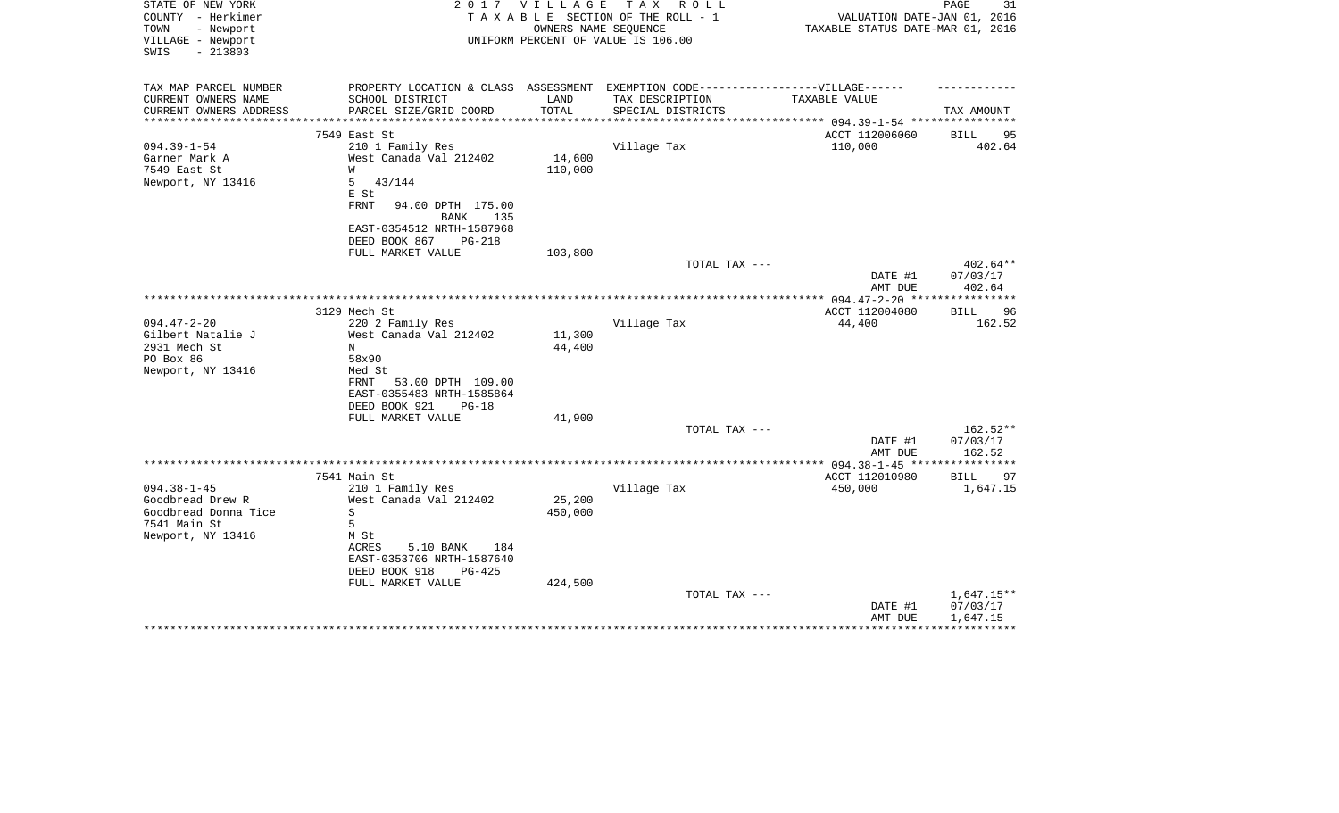STATE OF NEW YORK
COUNTY - Herkimer
TOWN - Newport
VILLAGE - Newport
SWIS - 213803

2 0 1 7 V I L L A G E T A X R O L L
T A X A B L E SECTION OF THE ROLL - 1
OWNERS NAME SEQUENCE
UNIFORM PERCENT OF VALUE IS 106.00

VALUATION DATE-JAN 01, 2016
TAXABLE STATUS DATE-MAR 01, 2016

| TAX MAP PARCEL NUMBER<br>CURRENT OWNERS NAME<br>CURRENT OWNERS ADDRESS | PROPERTY LOCATION & CLASS<br>SCHOOL DISTRICT<br>PARCEL SIZE/GRID COORD | ASSESSMENT<br>LAND<br>TOTAL | EXEMPTION CODE------VILLAGE------<br>TAX DESCRIPTION<br>SPECIAL DISTRICTS | TAXABLE VALUE | TAX AMOUNT |
|---|---|---|---|---|---|
| | 7549 East St | | | ACCT 112006060 | BILL 95 |
| 094.39-1-54 | 210 1 Family Res | | Village Tax | 110,000 | 402.64 |
| Garner Mark A | West Canada Val 212402 | 14,600 | | | |
| 7549 East St | W | 110,000 | | | |
| Newport, NY 13416 | 5 43/144 | | | | |
| | E St | | | | |
| | FRNT 94.00 DPTH 175.00 | | | | |
| | BANK 135 | | | | |
| | EAST-0354512 NRTH-1587968 | | | | |
| | DEED BOOK 867 PG-218 | | | | |
| | FULL MARKET VALUE | 103,800 | | | |
| | | | TOTAL TAX --- | | 402.64** |
| | | | | DATE #1 | 07/03/17 |
| | | | | AMT DUE | 402.64 |
| | 3129 Mech St | | | ACCT 112004080 | BILL 96 |
| 094.47-2-20 | 220 2 Family Res | | Village Tax | 44,400 | 162.52 |
| Gilbert Natalie J | West Canada Val 212402 | 11,300 | | | |
| 2931 Mech St | N | 44,400 | | | |
| PO Box 86 | 58x90 | | | | |
| Newport, NY 13416 | Med St | | | | |
| | FRNT 53.00 DPTH 109.00 | | | | |
| | EAST-0355483 NRTH-1585864 | | | | |
| | DEED BOOK 921 PG-18 | | | | |
| | FULL MARKET VALUE | 41,900 | | | |
| | | | TOTAL TAX --- | | 162.52** |
| | | | | DATE #1 | 07/03/17 |
| | | | | AMT DUE | 162.52 |
| | 7541 Main St | | | ACCT 112010980 | BILL 97 |
| 094.38-1-45 | 210 1 Family Res | | Village Tax | 450,000 | 1,647.15 |
| Goodbread Drew R | West Canada Val 212402 | 25,200 | | | |
| Goodbread Donna Tice | S | 450,000 | | | |
| 7541 Main St | 5 | | | | |
| Newport, NY 13416 | M St | | | | |
| | ACRES 5.10 BANK 184 | | | | |
| | EAST-0353706 NRTH-1587640 | | | | |
| | DEED BOOK 918 PG-425 | | | | |
| | FULL MARKET VALUE | 424,500 | | | |
| | | | TOTAL TAX --- | | 1,647.15** |
| | | | | DATE #1 | 07/03/17 |
| | | | | AMT DUE | 1,647.15 |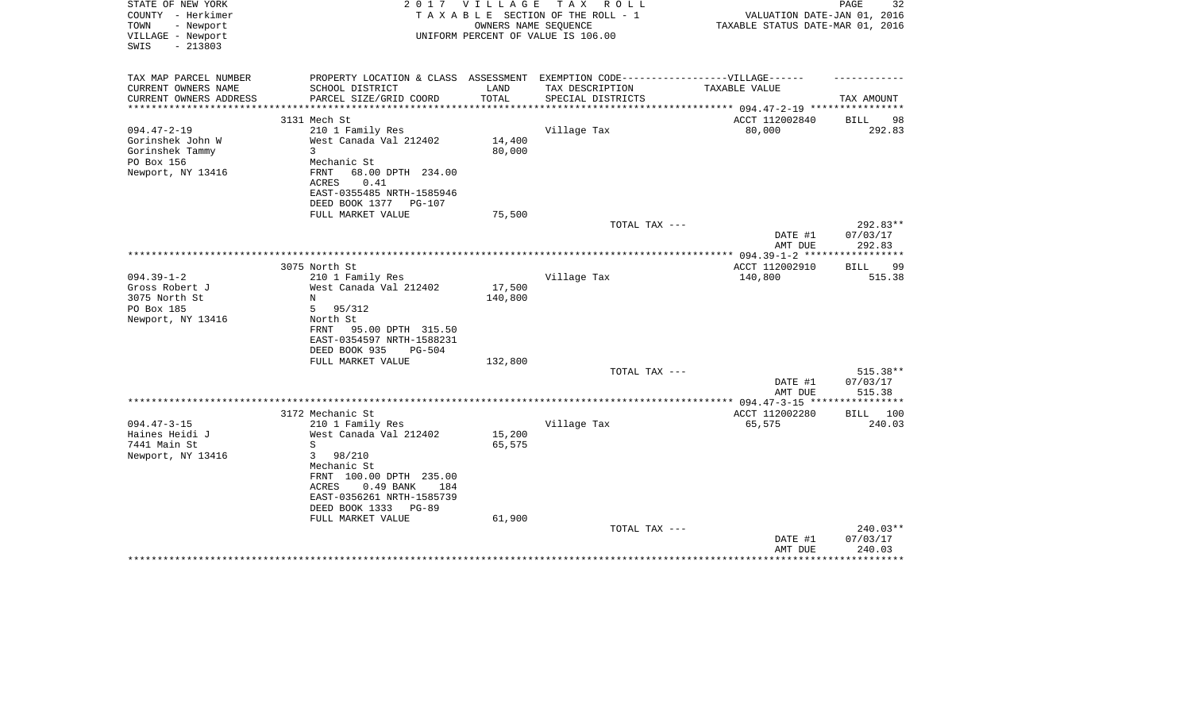STATE OF NEW YORK
COUNTY - Herkimer
TOWN - Newport
VILLAGE - Newport
SWIS - 213803

2 0 1 7 V I L L A G E T A X R O L L
T A X A B L E SECTION OF THE ROLL - 1
OWNERS NAME SEQUENCE
UNIFORM PERCENT OF VALUE IS 106.00

VALUATION DATE-JAN 01, 2016
TAXABLE STATUS DATE-MAR 01, 2016

| TAX MAP PARCEL NUMBER / CURRENT OWNERS NAME / CURRENT OWNERS ADDRESS | PROPERTY LOCATION & CLASS / SCHOOL DISTRICT / PARCEL SIZE/GRID COORD | ASSESSMENT LAND / TOTAL | EXEMPTION CODE / TAX DESCRIPTION / SPECIAL DISTRICTS | VILLAGE TAXABLE VALUE | TAX AMOUNT |
|---|---|---|---|---|---|
| 094.47-2-19 | 3131 Mech St | | | ACCT 112002840 | BILL 98 |
| Gorinshek John W | 210 1 Family Res | | Village Tax | 80,000 | 292.83 |
| Gorinshek Tammy | West Canada Val 212402 | 14,400 | | | |
| PO Box 156 | 3 | 80,000 | | | |
| Newport, NY 13416 | Mechanic St | | | | |
| | FRNT 68.00 DPTH 234.00 | | | | |
| | ACRES 0.41 | | | | |
| | EAST-0355485 NRTH-1585946 | | | | |
| | DEED BOOK 1377 PG-107 | | | | |
| | FULL MARKET VALUE | 75,500 | | | |
| | | | TOTAL TAX --- | | 292.83** |
| | | | | DATE #1 | 07/03/17 |
| | | | | AMT DUE | 292.83 |
| 094.39-1-2 | 3075 North St | | | ACCT 112002910 | BILL 99 |
| Gross Robert J | 210 1 Family Res | | Village Tax | 140,800 | 515.38 |
| 3075 North St | West Canada Val 212402 | 17,500 | | | |
| PO Box 185 | N | 140,800 | | | |
| Newport, NY 13416 | 5 95/312 | | | | |
| | North St | | | | |
| | FRNT 95.00 DPTH 315.50 | | | | |
| | EAST-0354597 NRTH-1588231 | | | | |
| | DEED BOOK 935 PG-504 | | | | |
| | FULL MARKET VALUE | 132,800 | | | |
| | | | TOTAL TAX --- | | 515.38** |
| | | | | DATE #1 | 07/03/17 |
| | | | | AMT DUE | 515.38 |
| 094.47-3-15 | 3172 Mechanic St | | | ACCT 112002280 | BILL 100 |
| Haines Heidi J | 210 1 Family Res | | Village Tax | 65,575 | 240.03 |
| 7441 Main St | West Canada Val 212402 | 15,200 | | | |
| Newport, NY 13416 | S | 65,575 | | | |
| | 3 98/210 | | | | |
| | Mechanic St | | | | |
| | FRNT 100.00 DPTH 235.00 | | | | |
| | ACRES 0.49 BANK 184 | | | | |
| | EAST-0356261 NRTH-1585739 | | | | |
| | DEED BOOK 1333 PG-89 | | | | |
| | FULL MARKET VALUE | 61,900 | | | |
| | | | TOTAL TAX --- | | 240.03** |
| | | | | DATE #1 | 07/03/17 |
| | | | | AMT DUE | 240.03 |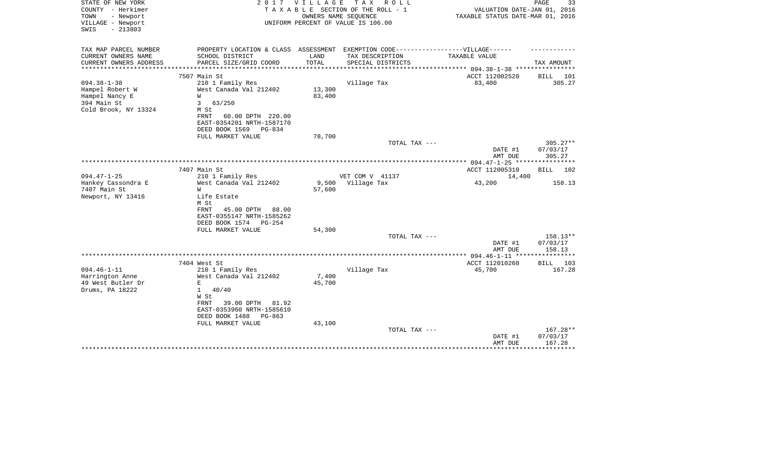STATE OF NEW YORK
COUNTY - Herkimer
TOWN - Newport
VILLAGE - Newport
SWIS - 213803

2 0 1 7 V I L L A G E T A X R O L L
T A X A B L E SECTION OF THE ROLL - 1
OWNERS NAME SEQUENCE
UNIFORM PERCENT OF VALUE IS 106.00

VALUATION DATE-JAN 01, 2016
TAXABLE STATUS DATE-MAR 01, 2016

| TAX MAP PARCEL NUMBER / CURRENT OWNERS NAME / CURRENT OWNERS ADDRESS | PROPERTY LOCATION & CLASS / SCHOOL DISTRICT / PARCEL SIZE/GRID COORD | ASSESSMENT LAND / TOTAL | EXEMPTION CODE / TAX DESCRIPTION / SPECIAL DISTRICTS | TAXABLE VALUE | TAX AMOUNT |
|---|---|---|---|---|---|
| 094.38-1-38 | 7507 Main St | | | ACCT 112002520 | BILL 101 |
| Hampel Robert W | 210 1 Family Res | | Village Tax | 83,400 | 305.27 |
| Hampel Nancy E | West Canada Val 212402 | 13,300 | | | |
| 394 Main St | W | 83,400 | | | |
| Cold Brook, NY 13324 | 3 63/250 | | | | |
| | M St | | | | |
| | FRNT 60.00 DPTH 220.00 | | | | |
| | EAST-0354201 NRTH-1587170 | | | | |
| | DEED BOOK 1569 PG-834 | | | | |
| | FULL MARKET VALUE | 78,700 | | | |
| | | | TOTAL TAX --- | | 305.27** |
| | | | | DATE #1 | 07/03/17 |
| | | | | AMT DUE | 305.27 |
| 094.47-1-25 | 7407 Main St | | | ACCT 112005310 | BILL 102 |
| Hankey Cassondra E | 210 1 Family Res | | VET COM V 41137 | 14,400 | |
| 7407 Main St | West Canada Val 212402 | 9,500 | Village Tax | 43,200 | 158.13 |
| Newport, NY 13416 | W | 57,600 | | | |
| | Life Estate | | | | |
| | M St | | | | |
| | FRNT 45.00 DPTH 88.00 | | | | |
| | EAST-0355147 NRTH-1585262 | | | | |
| | DEED BOOK 1574 PG-254 | | | | |
| | FULL MARKET VALUE | 54,300 | | | |
| | | | TOTAL TAX --- | | 158.13** |
| | | | | DATE #1 | 07/03/17 |
| | | | | AMT DUE | 158.13 |
| 094.46-1-11 | 7404 West St | | | ACCT 112010260 | BILL 103 |
| Harrington Anne | 210 1 Family Res | | Village Tax | 45,700 | 167.28 |
| 49 West Butler Dr | West Canada Val 212402 | 7,400 | | | |
| Drums, PA 18222 | E | 45,700 | | | |
| | 1 40/40 | | | | |
| | W St | | | | |
| | FRNT 39.00 DPTH 81.92 | | | | |
| | EAST-0353960 NRTH-1585610 | | | | |
| | DEED BOOK 1488 PG-863 | | | | |
| | FULL MARKET VALUE | 43,100 | | | |
| | | | TOTAL TAX --- | | 167.28** |
| | | | | DATE #1 | 07/03/17 |
| | | | | AMT DUE | 167.28 |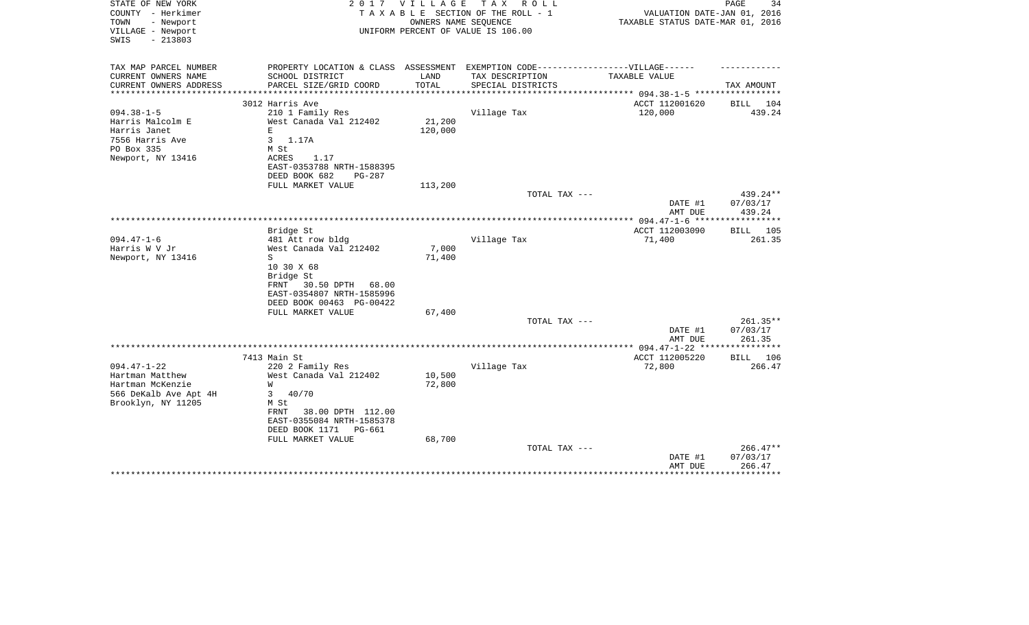STATE OF NEW YORK
COUNTY - Herkimer
TOWN - Newport
VILLAGE - Newport
SWIS - 213803

2 0 1 7 V I L L A G E T A X R O L L
T A X A B L E SECTION OF THE ROLL - 1
OWNERS NAME SEQUENCE
UNIFORM PERCENT OF VALUE IS 106.00

VALUATION DATE-JAN 01, 2016
TAXABLE STATUS DATE-MAR 01, 2016

| TAX MAP PARCEL NUMBER<br>CURRENT OWNERS NAME<br>CURRENT OWNERS ADDRESS | PROPERTY LOCATION & CLASS<br>SCHOOL DISTRICT<br>PARCEL SIZE/GRID COORD | ASSESSMENT<br>LAND<br>TOTAL | EXEMPTION CODE------------------VILLAGE------<br>TAX DESCRIPTION<br>SPECIAL DISTRICTS | TAXABLE VALUE | TAX AMOUNT |
|---|---|---|---|---|---|
| | 3012 Harris Ave | | | ACCT 112001620 | BILL 104 |
| 094.38-1-5 | 210 1 Family Res | | Village Tax | 120,000 | 439.24 |
| Harris Malcolm E | West Canada Val 212402 | 21,200 | | | |
| Harris Janet | E | 120,000 | | | |
| 7556 Harris Ave | 3 1.17A | | | | |
| PO Box 335 | M St | | | | |
| Newport, NY 13416 | ACRES 1.17 | | | | |
| | EAST-0353788 NRTH-1588395 | | | | |
| | DEED BOOK 682 PG-287 | | | | |
| | FULL MARKET VALUE | 113,200 | | | |
| | | | TOTAL TAX --- | | 439.24** |
| | | | | DATE #1 | 07/03/17 |
| | | | | AMT DUE | 439.24 |
| | Bridge St | | | ACCT 112003090 | BILL 105 |
| 094.47-1-6 | 481 Att row bldg | | Village Tax | 71,400 | 261.35 |
| Harris W V Jr | West Canada Val 212402 | 7,000 | | | |
| Newport, NY 13416 | S | 71,400 | | | |
| | 10 30 X 68 | | | | |
| | Bridge St | | | | |
| | FRNT 30.50 DPTH 68.00 | | | | |
| | EAST-0354807 NRTH-1585996 | | | | |
| | DEED BOOK 00463 PG-00422 | | | | |
| | FULL MARKET VALUE | 67,400 | | | |
| | | | TOTAL TAX --- | | 261.35** |
| | | | | DATE #1 | 07/03/17 |
| | | | | AMT DUE | 261.35 |
| | 7413 Main St | | | ACCT 112005220 | BILL 106 |
| 094.47-1-22 | 220 2 Family Res | | Village Tax | 72,800 | 266.47 |
| Hartman Matthew | West Canada Val 212402 | 10,500 | | | |
| Hartman McKenzie | W | 72,800 | | | |
| 566 DeKalb Ave Apt 4H | 3 40/70 | | | | |
| Brooklyn, NY 11205 | M St | | | | |
| | FRNT 38.00 DPTH 112.00 | | | | |
| | EAST-0355084 NRTH-1585378 | | | | |
| | DEED BOOK 1171 PG-661 | | | | |
| | FULL MARKET VALUE | 68,700 | | | |
| | | | TOTAL TAX --- | | 266.47** |
| | | | | DATE #1 | 07/03/17 |
| | | | | AMT DUE | 266.47 |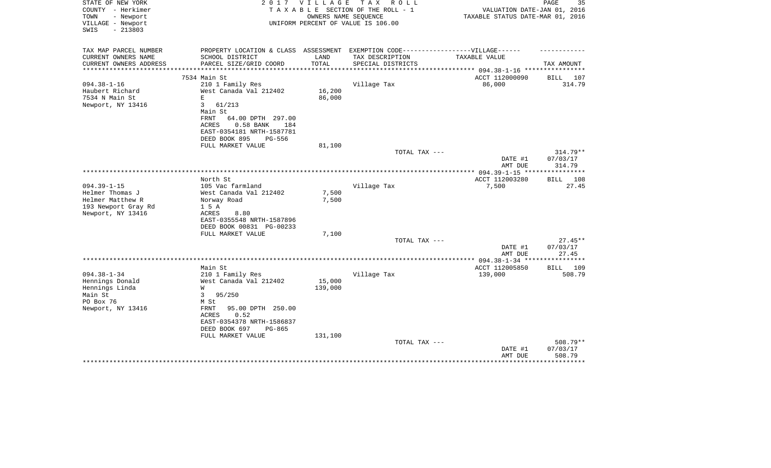STATE OF NEW YORK
COUNTY - Herkimer
TOWN - Newport
VILLAGE - Newport
SWIS - 213803

# 2017 VILLAGE TAX ROLL

TAXABLE SECTION OF THE ROLL - 1
OWNERS NAME SEQUENCE
UNIFORM PERCENT OF VALUE IS 106.00

VALUATION DATE-JAN 01, 2016
TAXABLE STATUS DATE-MAR 01, 2016

| TAX MAP PARCEL NUMBER / CURRENT OWNERS NAME / CURRENT OWNERS ADDRESS | PROPERTY LOCATION & CLASS / SCHOOL DISTRICT / PARCEL SIZE/GRID COORD | ASSESSMENT LAND / TOTAL | EXEMPTION CODE / TAX DESCRIPTION / SPECIAL DISTRICTS | TAXABLE VALUE | TAX AMOUNT |
|---|---|---|---|---|---|
| 094.38-1-16 | 7534 Main St | | | ACCT 112000090 | BILL 107 |
| Haubert Richard | 210 1 Family Res | | Village Tax | 86,000 | 314.79 |
| 7534 N Main St | West Canada Val 212402 | 16,200 | | | |
| Newport, NY 13416 | E | 86,000 | | | |
| | 3 61/213 | | | | |
| | Main St | | | | |
| | FRNT 64.00 DPTH 297.00 | | | | |
| | ACRES 0.58 BANK 184 | | | | |
| | EAST-0354181 NRTH-1587781 | | | | |
| | DEED BOOK 895 PG-556 | | | | |
| | FULL MARKET VALUE | 81,100 | | | |
| | | | TOTAL TAX --- | | 314.79** |
| | | | | DATE #1 | 07/03/17 |
| | | | | AMT DUE | 314.79 |
| 094.39-1-15 | North St | | | ACCT 112003280 | BILL 108 |
| Helmer Thomas J | 105 Vac farmland | | Village Tax | 7,500 | 27.45 |
| Helmer Matthew R | West Canada Val 212402 | 7,500 | | | |
| 193 Newport Gray Rd | Norway Road | 7,500 | | | |
| Newport, NY 13416 | 1 5 A | | | | |
| | ACRES 8.80 | | | | |
| | EAST-0355548 NRTH-1587896 | | | | |
| | DEED BOOK 00831 PG-00233 | | | | |
| | FULL MARKET VALUE | 7,100 | | | |
| | | | TOTAL TAX --- | | 27.45** |
| | | | | DATE #1 | 07/03/17 |
| | | | | AMT DUE | 27.45 |
| 094.38-1-34 | Main St | | | ACCT 112005850 | BILL 109 |
| Hennings Donald | 210 1 Family Res | | Village Tax | 139,000 | 508.79 |
| Hennings Linda | West Canada Val 212402 | 15,000 | | | |
| Main St | W | 139,000 | | | |
| PO Box 76 | 3 95/250 | | | | |
| Newport, NY 13416 | M St | | | | |
| | FRNT 95.00 DPTH 250.00 | | | | |
| | ACRES 0.52 | | | | |
| | EAST-0354378 NRTH-1586837 | | | | |
| | DEED BOOK 697 PG-865 | | | | |
| | FULL MARKET VALUE | 131,100 | | | |
| | | | TOTAL TAX --- | | 508.79** |
| | | | | DATE #1 | 07/03/17 |
| | | | | AMT DUE | 508.79 |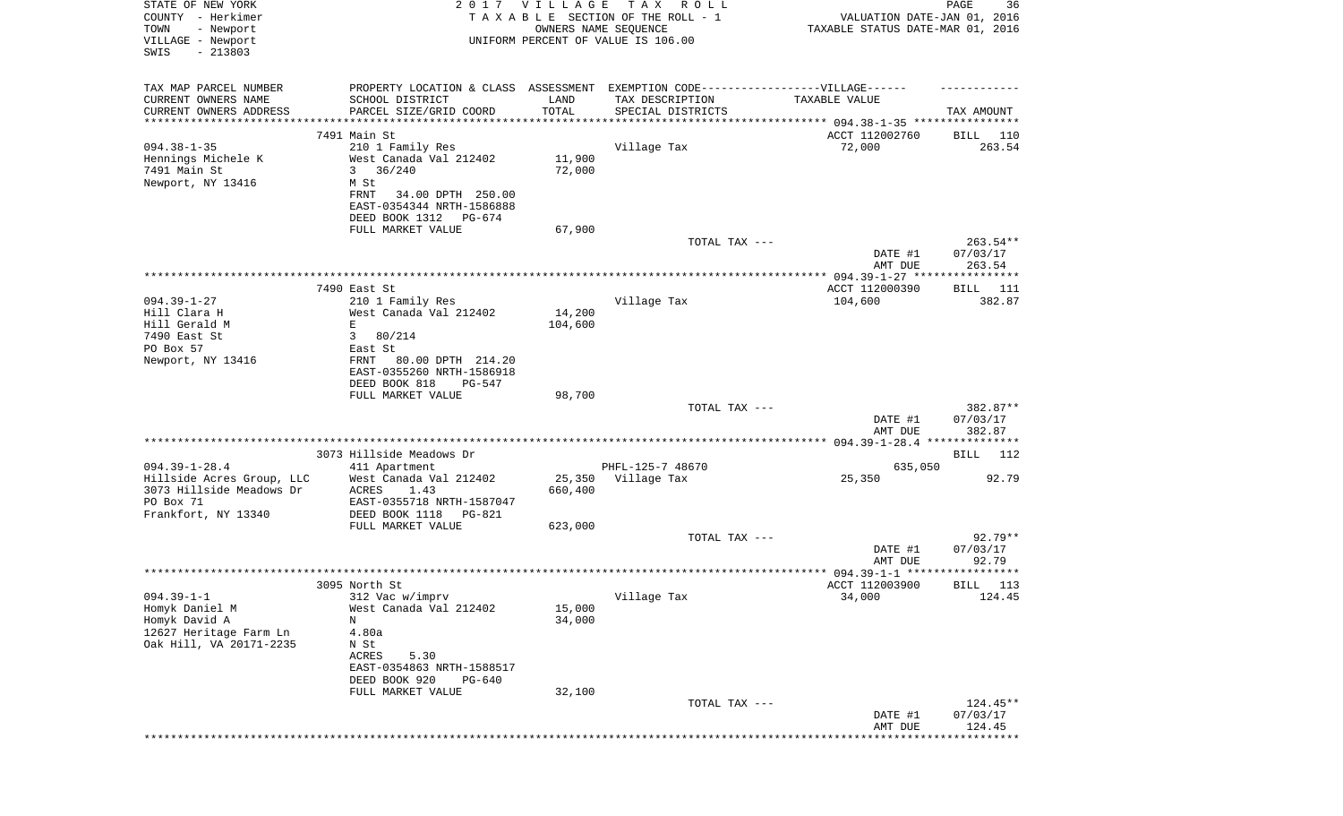STATE OF NEW YORK
COUNTY - Herkimer
TOWN - Newport
VILLAGE - Newport
SWIS - 213803

2 0 1 7 V I L L A G E T A X R O L L
T A X A B L E SECTION OF THE ROLL - 1
OWNERS NAME SEQUENCE
UNIFORM PERCENT OF VALUE IS 106.00

VALUATION DATE-JAN 01, 2016
TAXABLE STATUS DATE-MAR 01, 2016

| TAX MAP PARCEL NUMBER / CURRENT OWNERS NAME / CURRENT OWNERS ADDRESS | PROPERTY LOCATION & CLASS / SCHOOL DISTRICT / PARCEL SIZE/GRID COORD | ASSESSMENT LAND / TOTAL | EXEMPTION CODE / TAX DESCRIPTION / SPECIAL DISTRICTS | TAXABLE VALUE | TAX AMOUNT |
|---|---|---|---|---|---|
| | 7491 Main St | | | ACCT 112002760 | BILL 110 |
| 094.38-1-35 | 210 1 Family Res | | Village Tax | 72,000 | 263.54 |
| Hennings Michele K | West Canada Val 212402 | 11,900 | | | |
| 7491 Main St | 3 36/240 | 72,000 | | | |
| Newport, NY 13416 | M St | | | | |
| | FRNT 34.00 DPTH 250.00 | | | | |
| | EAST-0354344 NRTH-1586888 | | | | |
| | DEED BOOK 1312 PG-674 | | | | |
| | FULL MARKET VALUE | 67,900 | | | |
| | | | TOTAL TAX --- | | 263.54** |
| | | | | DATE #1 | 07/03/17 |
| | | | | AMT DUE | 263.54 |
| | 7490 East St | | | ACCT 112000390 | BILL 111 |
| 094.39-1-27 | 210 1 Family Res | | Village Tax | 104,600 | 382.87 |
| Hill Clara H | West Canada Val 212402 | 14,200 | | | |
| Hill Gerald M | E | 104,600 | | | |
| 7490 East St | 3 80/214 | | | | |
| PO Box 57 | East St | | | | |
| Newport, NY 13416 | FRNT 80.00 DPTH 214.20 | | | | |
| | EAST-0355260 NRTH-1586918 | | | | |
| | DEED BOOK 818 PG-547 | | | | |
| | FULL MARKET VALUE | 98,700 | | | |
| | | | TOTAL TAX --- | | 382.87** |
| | | | | DATE #1 | 07/03/17 |
| | | | | AMT DUE | 382.87 |
| | 3073 Hillside Meadows Dr | | | | BILL 112 |
| 094.39-1-28.4 | 411 Apartment | | PHFL-125-7 48670 | 635,050 | |
| Hillside Acres Group, LLC | West Canada Val 212402 | 25,350 | Village Tax | 25,350 | 92.79 |
| 3073 Hillside Meadows Dr | ACRES 1.43 | 660,400 | | | |
| PO Box 71 | EAST-0355718 NRTH-1587047 | | | | |
| Frankfort, NY 13340 | DEED BOOK 1118 PG-821 | | | | |
| | FULL MARKET VALUE | 623,000 | | | |
| | | | TOTAL TAX --- | | 92.79** |
| | | | | DATE #1 | 07/03/17 |
| | | | | AMT DUE | 92.79 |
| | 3095 North St | | | ACCT 112003900 | BILL 113 |
| 094.39-1-1 | 312 Vac w/imprv | | Village Tax | 34,000 | 124.45 |
| Homyk Daniel M | West Canada Val 212402 | 15,000 | | | |
| Homyk David A | N | 34,000 | | | |
| 12627 Heritage Farm Ln | 4.80a | | | | |
| Oak Hill, VA 20171-2235 | N St | | | | |
| | ACRES 5.30 | | | | |
| | EAST-0354863 NRTH-1588517 | | | | |
| | DEED BOOK 920 PG-640 | | | | |
| | FULL MARKET VALUE | 32,100 | | | |
| | | | TOTAL TAX --- | | 124.45** |
| | | | | DATE #1 | 07/03/17 |
| | | | | AMT DUE | 124.45 |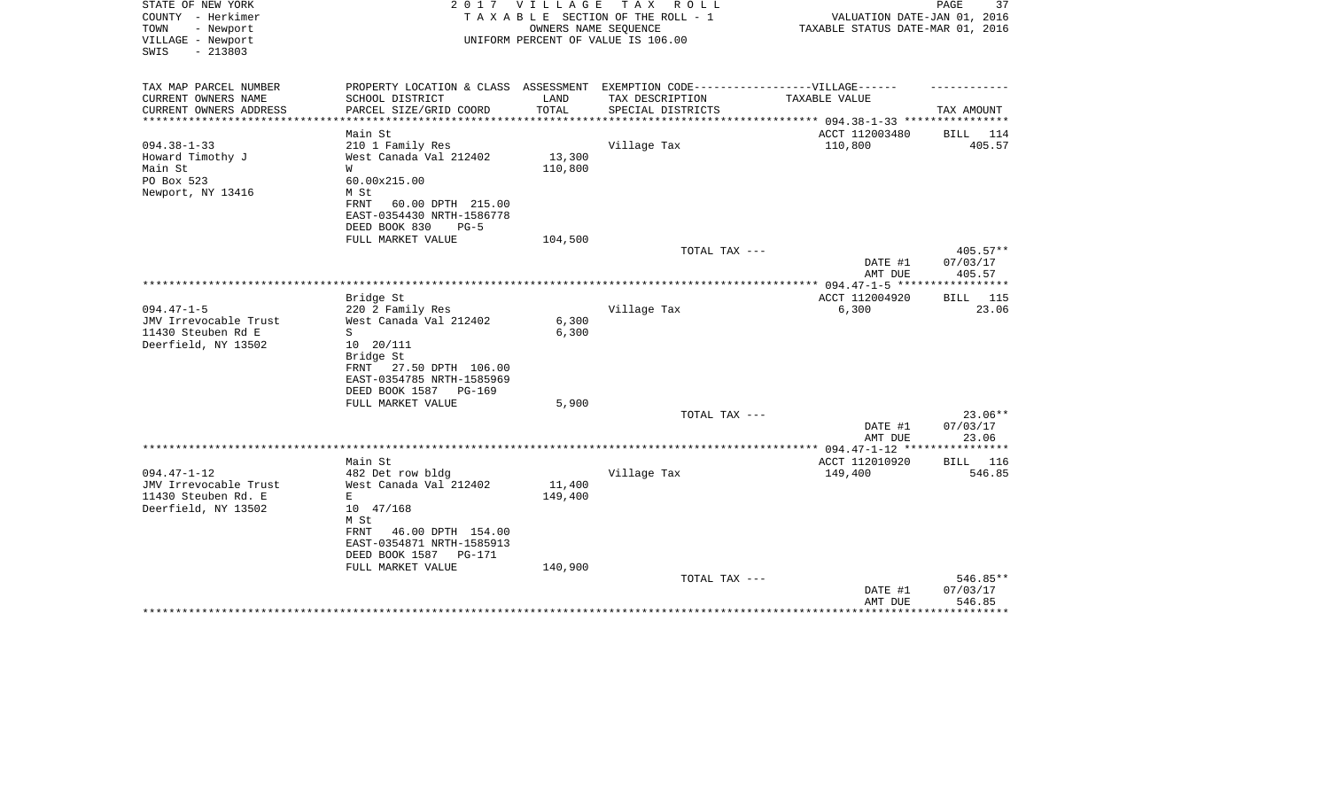STATE OF NEW YORK　　　　　　　　　　2017 VILLAGE TAX ROLL
COUNTY - Herkimer　　　　　　　　　TAXABLE SECTION OF THE ROLL - 1　　　　VALUATION DATE-JAN 01, 2016
TOWN - Newport　　　　　　　　　　　OWNERS NAME SEQUENCE　　　　　　TAXABLE STATUS DATE-MAR 01, 2016
VILLAGE - Newport　　　　　　　　　UNIFORM PERCENT OF VALUE IS 106.00
SWIS - 213803

| TAX MAP PARCEL NUMBER<br>CURRENT OWNERS NAME<br>CURRENT OWNERS ADDRESS | PROPERTY LOCATION & CLASS<br>SCHOOL DISTRICT<br>PARCEL SIZE/GRID COORD | ASSESSMENT<br>LAND<br>TOTAL | EXEMPTION CODE------VILLAGE------<br>TAX DESCRIPTION<br>SPECIAL DISTRICTS | TAXABLE VALUE | TAX AMOUNT |
|---|---|---|---|---|---|
| | Main St | | | ACCT 112003480 | BILL 114 |
| 094.38-1-33 | 210 1 Family Res | | Village Tax | 110,800 | 405.57 |
| Howard Timothy J | West Canada Val 212402 | 13,300 | | | |
| Main St | W | 110,800 | | | |
| PO Box 523 | 60.00x215.00 | | | | |
| Newport, NY 13416 | M St | | | | |
| | FRNT 60.00 DPTH 215.00 | | | | |
| | EAST-0354430 NRTH-1586778 | | | | |
| | DEED BOOK 830 PG-5 | | | | |
| | FULL MARKET VALUE | 104,500 | | | |
| | | | TOTAL TAX --- | | 405.57** |
| | | | | DATE #1 | 07/03/17 |
| | | | | AMT DUE | 405.57 |
| | Bridge St | | | ACCT 112004920 | BILL 115 |
| 094.47-1-5 | 220 2 Family Res | | Village Tax | 6,300 | 23.06 |
| JMV Irrevocable Trust | West Canada Val 212402 | 6,300 | | | |
| 11430 Steuben Rd E | S | 6,300 | | | |
| Deerfield, NY 13502 | 10 20/111 | | | | |
| | Bridge St | | | | |
| | FRNT 27.50 DPTH 106.00 | | | | |
| | EAST-0354785 NRTH-1585969 | | | | |
| | DEED BOOK 1587 PG-169 | | | | |
| | FULL MARKET VALUE | 5,900 | | | |
| | | | TOTAL TAX --- | | 23.06** |
| | | | | DATE #1 | 07/03/17 |
| | | | | AMT DUE | 23.06 |
| | Main St | | | ACCT 112010920 | BILL 116 |
| 094.47-1-12 | 482 Det row bldg | | Village Tax | 149,400 | 546.85 |
| JMV Irrevocable Trust | West Canada Val 212402 | 11,400 | | | |
| 11430 Steuben Rd. E | E | 149,400 | | | |
| Deerfield, NY 13502 | 10 47/168 | | | | |
| | M St | | | | |
| | FRNT 46.00 DPTH 154.00 | | | | |
| | EAST-0354871 NRTH-1585913 | | | | |
| | DEED BOOK 1587 PG-171 | | | | |
| | FULL MARKET VALUE | 140,900 | | | |
| | | | TOTAL TAX --- | | 546.85** |
| | | | | DATE #1 | 07/03/17 |
| | | | | AMT DUE | 546.85 |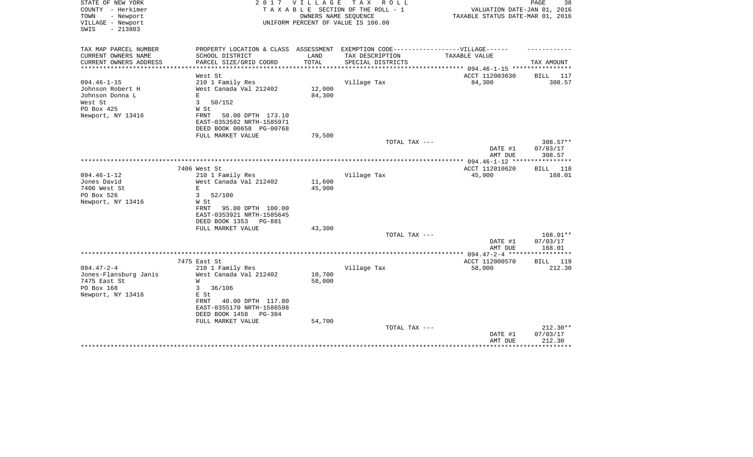STATE OF NEW YORK
COUNTY - Herkimer
TOWN - Newport
VILLAGE - Newport
SWIS - 213803

**2017 VILLAGE TAX ROLL**
TAXABLE SECTION OF THE ROLL - 1
OWNERS NAME SEQUENCE
UNIFORM PERCENT OF VALUE IS 106.00

VALUATION DATE-JAN 01, 2016
TAXABLE STATUS DATE-MAR 01, 2016

| TAX MAP PARCEL NUMBER / CURRENT OWNERS NAME / CURRENT OWNERS ADDRESS | PROPERTY LOCATION & CLASS / SCHOOL DISTRICT / PARCEL SIZE/GRID COORD | ASSESSMENT LAND / TOTAL | EXEMPTION CODE / TAX DESCRIPTION / SPECIAL DISTRICTS | TAXABLE VALUE | TAX AMOUNT |
|---|---|---|---|---|---|
| 094.46-1-15 | West St | | | ACCT 112003630 | BILL 117 |
| Johnson Robert H | 210 1 Family Res | | Village Tax | 84,300 | 308.57 |
| Johnson Donna L | West Canada Val 212402 | 12,000 | | | |
| West St | E | 84,300 | | | |
| PO Box 425 | 3 50/152 | | | | |
| Newport, NY 13416 | W St | | | | |
| | FRNT 50.00 DPTH 173.10 | | | | |
| | EAST-0353582 NRTH-1585971 | | | | |
| | DEED BOOK 00658 PG-00768 | | | | |
| | FULL MARKET VALUE | 79,500 | | | |
| | | | TOTAL TAX --- | | 308.57** |
| | | | | DATE #1 | 07/03/17 |
| | | | | AMT DUE | 308.57 |
| 094.46-1-12 | 7406 West St | | | ACCT 112010620 | BILL 118 |
| Jones David | 210 1 Family Res | | Village Tax | 45,900 | 168.01 |
| 7406 West St | West Canada Val 212402 | 11,600 | | | |
| PO Box 526 | E | 45,900 | | | |
| Newport, NY 13416 | 3 52/100 | | | | |
| | W St | | | | |
| | FRNT 95.00 DPTH 100.00 | | | | |
| | EAST-0353921 NRTH-1585645 | | | | |
| | DEED BOOK 1353 PG-881 | | | | |
| | FULL MARKET VALUE | 43,300 | | | |
| | | | TOTAL TAX --- | | 168.01** |
| | | | | DATE #1 | 07/03/17 |
| | | | | AMT DUE | 168.01 |
| 094.47-2-4 | 7475 East St | | | ACCT 112000570 | BILL 119 |
| Jones-Flansburg Janis | 210 1 Family Res | | Village Tax | 58,000 | 212.30 |
| 7475 East St | West Canada Val 212402 | 10,700 | | | |
| PO Box 168 | W | 58,000 | | | |
| Newport, NY 13416 | 3 36/106 | | | | |
| | E St | | | | |
| | FRNT 40.00 DPTH 117.80 | | | | |
| | EAST-0355170 NRTH-1586598 | | | | |
| | DEED BOOK 1458 PG-384 | | | | |
| | FULL MARKET VALUE | 54,700 | | | |
| | | | TOTAL TAX --- | | 212.30** |
| | | | | DATE #1 | 07/03/17 |
| | | | | AMT DUE | 212.30 |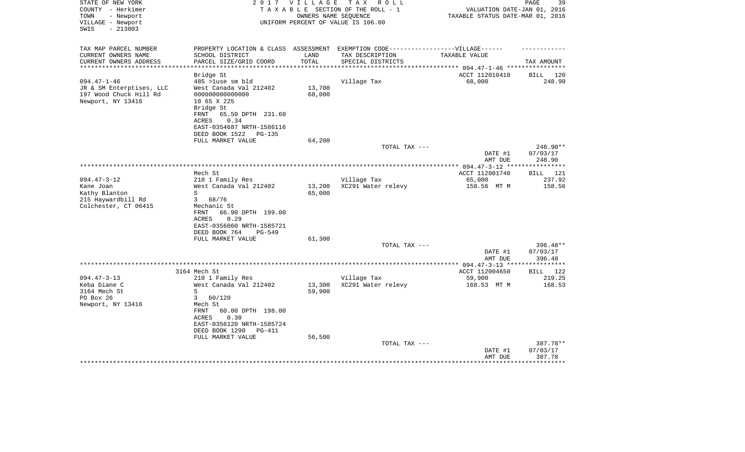STATE OF NEW YORK  
COUNTY - Herkimer  
TOWN - Newport  
VILLAGE - Newport  
SWIS - 213803

2 0 1 7 V I L L A G E T A X R O L L  
T A X A B L E SECTION OF THE ROLL - 1  
OWNERS NAME SEQUENCE  
UNIFORM PERCENT OF VALUE IS 106.00

VALUATION DATE-JAN 01, 2016  
TAXABLE STATUS DATE-MAR 01, 2016

| TAX MAP PARCEL NUMBER / CURRENT OWNERS NAME / CURRENT OWNERS ADDRESS | PROPERTY LOCATION & CLASS / SCHOOL DISTRICT / PARCEL SIZE/GRID COORD | ASSESSMENT LAND / TOTAL | EXEMPTION CODE / TAX DESCRIPTION / SPECIAL DISTRICTS | TAXABLE VALUE | TAX AMOUNT |
|---|---|---|---|---|---|
| | Bridge St | | | ACCT 112010410 | BILL 120 |
| 094.47-1-46 | 485 >1use sm bld | | Village Tax | 68,000 | 248.90 |
| JR & SM Enterptises, LLC | West Canada Val 212402 | 13,700 | | | |
| 197 Wood Chuck Hill Rd | 000000000000000 | 68,000 | | | |
| Newport, NY 13416 | 10 65 X 225 | | | | |
| | Bridge St | | | | |
| | FRNT 65.50 DPTH 231.60 | | | | |
| | ACRES 0.34 | | | | |
| | EAST-0354687 NRTH-1586116 | | | | |
| | DEED BOOK 1522 PG-135 | | | | |
| | FULL MARKET VALUE | 64,200 | | | |
| | | | TOTAL TAX --- | | 248.90** |
| | | | | DATE #1 | 07/03/17 |
| | | | | AMT DUE | 248.90 |
| | Mech St | | | ACCT 112001740 | BILL 121 |
| 094.47-3-12 | 210 1 Family Res | | Village Tax | 65,000 | 237.92 |
| Kane Joan | West Canada Val 212402 | 13,200 | XC291 Water relevy | 158.56 MT M | 158.56 |
| Kathy Blanton | S | 65,000 | | | |
| 215 Haywardbill Rd | 3 68/76 | | | | |
| Colchester, CT 06415 | Mechanic St | | | | |
| | FRNT 66.90 DPTH 199.00 | | | | |
| | ACRES 0.29 | | | | |
| | EAST-0356060 NRTH-1585721 | | | | |
| | DEED BOOK 764 PG-549 | | | | |
| | FULL MARKET VALUE | 61,300 | | | |
| | | | TOTAL TAX --- | | 396.48** |
| | | | | DATE #1 | 07/03/17 |
| | | | | AMT DUE | 396.48 |
| | 3164 Mech St | | | ACCT 112004650 | BILL 122 |
| 094.47-3-13 | 210 1 Family Res | | Village Tax | 59,900 | 219.25 |
| Keba Diane C | West Canada Val 212402 | 13,300 | XC291 Water relevy | 168.53 MT M | 168.53 |
| 3164 Mech St | S | 59,900 | | | |
| PO Box 26 | 3 60/120 | | | | |
| Newport, NY 13416 | Mech St | | | | |
| | FRNT 60.00 DPTH 198.00 | | | | |
| | ACRES 0.30 | | | | |
| | EAST-0356120 NRTH-1585724 | | | | |
| | DEED BOOK 1290 PG-411 | | | | |
| | FULL MARKET VALUE | 56,500 | | | |
| | | | TOTAL TAX --- | | 387.78** |
| | | | | DATE #1 | 07/03/17 |
| | | | | AMT DUE | 387.78 |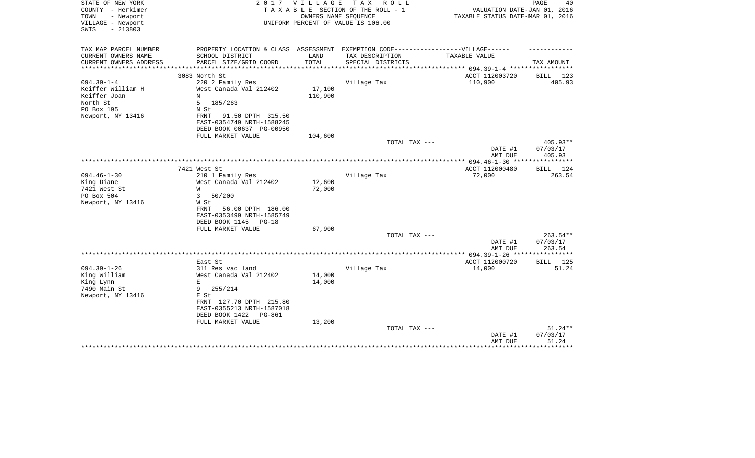STATE OF NEW YORK
COUNTY - Herkimer
TOWN - Newport
VILLAGE - Newport
SWIS - 213803

2 0 1 7 V I L L A G E T A X R O L L
T A X A B L E SECTION OF THE ROLL - 1
OWNERS NAME SEQUENCE
UNIFORM PERCENT OF VALUE IS 106.00

VALUATION DATE-JAN 01, 2016
TAXABLE STATUS DATE-MAR 01, 2016

| TAX MAP PARCEL NUMBER<br>CURRENT OWNERS NAME<br>CURRENT OWNERS ADDRESS | PROPERTY LOCATION & CLASS<br>SCHOOL DISTRICT<br>PARCEL SIZE/GRID COORD | ASSESSMENT<br>LAND<br>TOTAL | EXEMPTION CODE------VILLAGE------<br>TAX DESCRIPTION<br>SPECIAL DISTRICTS | TAXABLE VALUE | TAX AMOUNT |
|---|---|---|---|---|---|
| | 3083 North St | | | ACCT 112003720 | BILL 123 |
| 094.39-1-4 | 220 2 Family Res | | Village Tax | 110,900 | 405.93 |
| Keiffer William H | West Canada Val 212402 | 17,100 | | | |
| Keiffer Joan | N | 110,900 | | | |
| North St | 5 185/263 | | | | |
| PO Box 195 | N St | | | | |
| Newport, NY 13416 | FRNT 91.50 DPTH 315.50 | | | | |
| | EAST-0354749 NRTH-1588245 | | | | |
| | DEED BOOK 00637 PG-00950 | | | | |
| | FULL MARKET VALUE | 104,600 | | | |
| | | | TOTAL TAX --- | | 405.93** |
| | | | | DATE #1 | 07/03/17 |
| | | | | AMT DUE | 405.93 |
| | 7421 West St | | | ACCT 112000480 | BILL 124 |
| 094.46-1-30 | 210 1 Family Res | | Village Tax | 72,000 | 263.54 |
| King Diane | West Canada Val 212402 | 12,600 | | | |
| 7421 West St | W | 72,000 | | | |
| PO Box 504 | 3 50/200 | | | | |
| Newport, NY 13416 | W St | | | | |
| | FRNT 56.00 DPTH 186.00 | | | | |
| | EAST-0353499 NRTH-1585749 | | | | |
| | DEED BOOK 1145 PG-18 | | | | |
| | FULL MARKET VALUE | 67,900 | | | |
| | | | TOTAL TAX --- | | 263.54** |
| | | | | DATE #1 | 07/03/17 |
| | | | | AMT DUE | 263.54 |
| | East St | | | ACCT 112000720 | BILL 125 |
| 094.39-1-26 | 311 Res vac land | | Village Tax | 14,000 | 51.24 |
| King William | West Canada Val 212402 | 14,000 | | | |
| King Lynn | E | 14,000 | | | |
| 7490 Main St | 9 255/214 | | | | |
| Newport, NY 13416 | E St | | | | |
| | FRNT 127.70 DPTH 215.80 | | | | |
| | EAST-0355213 NRTH-1587018 | | | | |
| | DEED BOOK 1422 PG-861 | | | | |
| | FULL MARKET VALUE | 13,200 | | | |
| | | | TOTAL TAX --- | | 51.24** |
| | | | | DATE #1 | 07/03/17 |
| | | | | AMT DUE | 51.24 |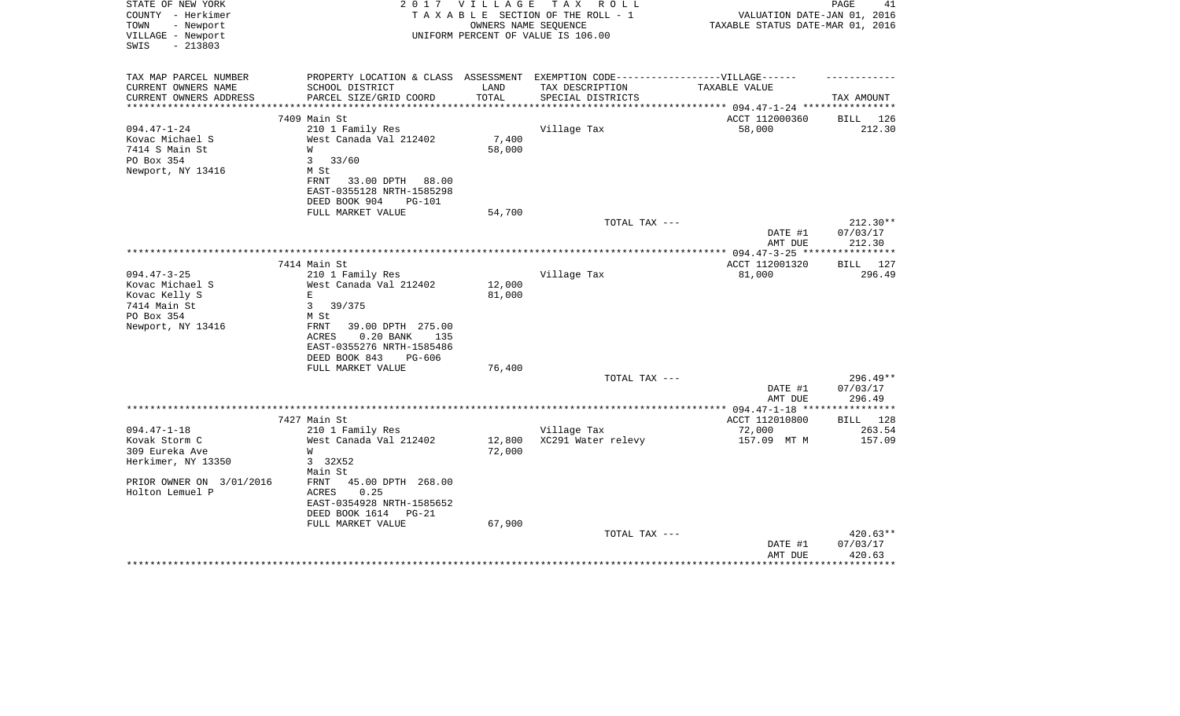STATE OF NEW YORK  
COUNTY - Herkimer  
TOWN - Newport  
VILLAGE - Newport  
SWIS - 213803

2 0 1 7 V I L L A G E T A X R O L L  
T A X A B L E SECTION OF THE ROLL - 1  
OWNERS NAME SEQUENCE  
UNIFORM PERCENT OF VALUE IS 106.00

VALUATION DATE-JAN 01, 2016  
TAXABLE STATUS DATE-MAR 01, 2016

| TAX MAP PARCEL NUMBER<br>CURRENT OWNERS NAME<br>CURRENT OWNERS ADDRESS | PROPERTY LOCATION & CLASS<br>SCHOOL DISTRICT<br>PARCEL SIZE/GRID COORD | ASSESSMENT<br>LAND<br>TOTAL | EXEMPTION CODE-----VILLAGE------<br>TAX DESCRIPTION<br>SPECIAL DISTRICTS | TAXABLE VALUE | TAX AMOUNT |
|---|---|---|---|---|---|
| | 7409 Main St | | | ACCT 112000360 | BILL 126 |
| 094.47-1-24 | 210 1 Family Res | | Village Tax | 58,000 | 212.30 |
| Kovac Michael S | West Canada Val 212402 | 7,400 | | | |
| 7414 S Main St | W | 58,000 | | | |
| PO Box 354 | 3 33/60 | | | | |
| Newport, NY 13416 | M St | | | | |
| | FRNT 33.00 DPTH 88.00 | | | | |
| | EAST-0355128 NRTH-1585298 | | | | |
| | DEED BOOK 904 PG-101 | | | | |
| | FULL MARKET VALUE | 54,700 | | | |
| | | | TOTAL TAX --- | | 212.30** |
| | | | | DATE #1 | 07/03/17 |
| | | | | AMT DUE | 212.30 |
| | 7414 Main St | | | ACCT 112001320 | BILL 127 |
| 094.47-3-25 | 210 1 Family Res | | Village Tax | 81,000 | 296.49 |
| Kovac Michael S | West Canada Val 212402 | 12,000 | | | |
| Kovac Kelly S | E | 81,000 | | | |
| 7414 Main St | 3 39/375 | | | | |
| PO Box 354 | M St | | | | |
| Newport, NY 13416 | FRNT 39.00 DPTH 275.00 | | | | |
| | ACRES 0.20 BANK 135 | | | | |
| | EAST-0355276 NRTH-1585486 | | | | |
| | DEED BOOK 843 PG-606 | | | | |
| | FULL MARKET VALUE | 76,400 | | | |
| | | | TOTAL TAX --- | | 296.49** |
| | | | | DATE #1 | 07/03/17 |
| | | | | AMT DUE | 296.49 |
| | 7427 Main St | | | ACCT 112010800 | BILL 128 |
| 094.47-1-18 | 210 1 Family Res | | Village Tax | 72,000 | 263.54 |
| Kovak Storm C | West Canada Val 212402 | 12,800 | XC291 Water relevy | 157.09 MT M | 157.09 |
| 309 Eureka Ave | W | 72,000 | | | |
| Herkimer, NY 13350 | 3 32X52 | | | | |
| | Main St | | | | |
| PRIOR OWNER ON 3/01/2016 | FRNT 45.00 DPTH 268.00 | | | | |
| Holton Lemuel P | ACRES 0.25 | | | | |
| | EAST-0354928 NRTH-1585652 | | | | |
| | DEED BOOK 1614 PG-21 | | | | |
| | FULL MARKET VALUE | 67,900 | | | |
| | | | TOTAL TAX --- | | 420.63** |
| | | | | DATE #1 | 07/03/17 |
| | | | | AMT DUE | 420.63 |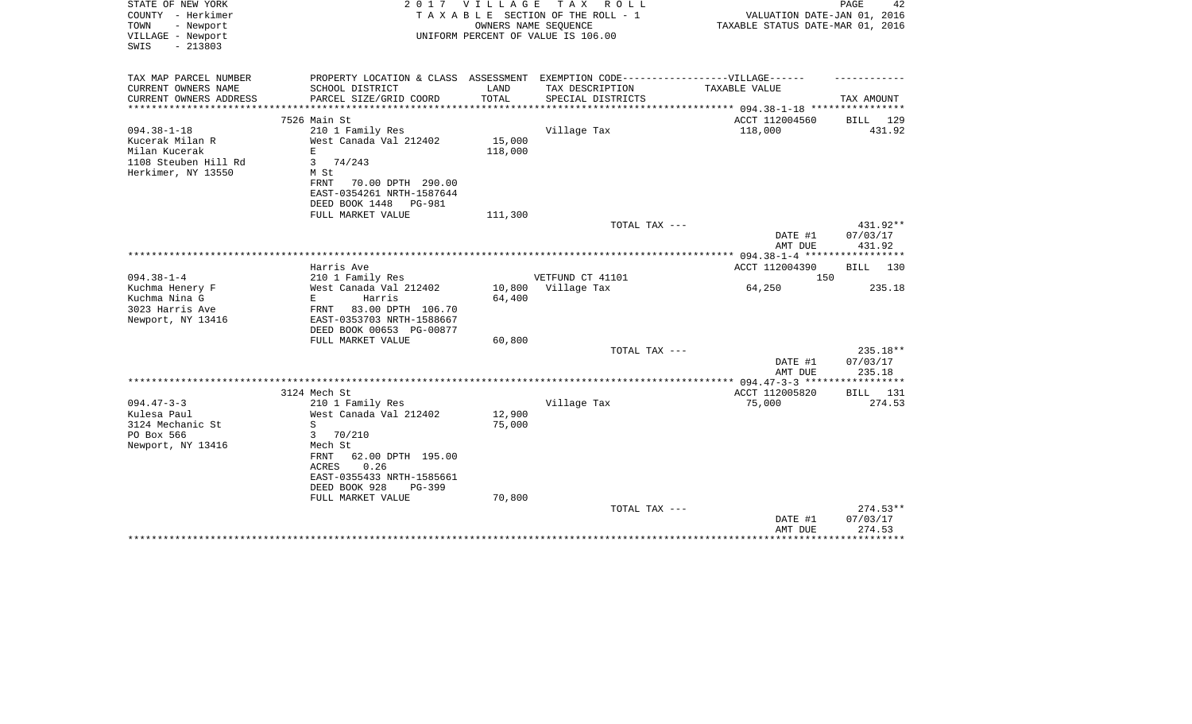STATE OF NEW YORK — 2017 VILLAGE TAX ROLL
COUNTY - Herkimer — TAXABLE SECTION OF THE ROLL - 1 — VALUATION DATE-JAN 01, 2016
TOWN - Newport — OWNERS NAME SEQUENCE — TAXABLE STATUS DATE-MAR 01, 2016
VILLAGE - Newport — UNIFORM PERCENT OF VALUE IS 106.00
SWIS - 213803

| TAX MAP PARCEL NUMBER / CURRENT OWNERS NAME / CURRENT OWNERS ADDRESS | PROPERTY LOCATION & CLASS / SCHOOL DISTRICT / PARCEL SIZE/GRID COORD | ASSESSMENT LAND / TOTAL | EXEMPTION CODE / TAX DESCRIPTION / SPECIAL DISTRICTS | VILLAGE TAXABLE VALUE | TAX AMOUNT |
|---|---|---|---|---|---|
| | 7526 Main St | | | ACCT 112004560 | BILL 129 |
| 094.38-1-18 | 210 1 Family Res | | Village Tax | 118,000 | 431.92 |
| Kucerak Milan R | West Canada Val 212402 | 15,000 | | | |
| Milan Kucerak | E | 118,000 | | | |
| 1108 Steuben Hill Rd | 3 74/243 | | | | |
| Herkimer, NY 13550 | M St | | | | |
| | FRNT 70.00 DPTH 290.00 | | | | |
| | EAST-0354261 NRTH-1587644 | | | | |
| | DEED BOOK 1448 PG-981 | | | | |
| | FULL MARKET VALUE | 111,300 | | | |
| | | | TOTAL TAX --- | | 431.92** |
| | | | | DATE #1 | 07/03/17 |
| | | | | AMT DUE | 431.92 |
| | Harris Ave | | | ACCT 112004390 | BILL 130 |
| 094.38-1-4 | 210 1 Family Res | | VETFUND CT 41101 | 150 | |
| Kuchma Henery F | West Canada Val 212402 | 10,800 | Village Tax | 64,250 | 235.18 |
| Kuchma Nina G | E Harris | 64,400 | | | |
| 3023 Harris Ave | FRNT 83.00 DPTH 106.70 | | | | |
| Newport, NY 13416 | EAST-0353703 NRTH-1588667 | | | | |
| | DEED BOOK 00653 PG-00877 | | | | |
| | FULL MARKET VALUE | 60,800 | | | |
| | | | TOTAL TAX --- | | 235.18** |
| | | | | DATE #1 | 07/03/17 |
| | | | | AMT DUE | 235.18 |
| | 3124 Mech St | | | ACCT 112005820 | BILL 131 |
| 094.47-3-3 | 210 1 Family Res | | Village Tax | 75,000 | 274.53 |
| Kulesa Paul | West Canada Val 212402 | 12,900 | | | |
| 3124 Mechanic St | S | 75,000 | | | |
| PO Box 566 | 3 70/210 | | | | |
| Newport, NY 13416 | Mech St | | | | |
| | FRNT 62.00 DPTH 195.00 | | | | |
| | ACRES 0.26 | | | | |
| | EAST-0355433 NRTH-1585661 | | | | |
| | DEED BOOK 928 PG-399 | | | | |
| | FULL MARKET VALUE | 70,800 | | | |
| | | | TOTAL TAX --- | | 274.53** |
| | | | | DATE #1 | 07/03/17 |
| | | | | AMT DUE | 274.53 |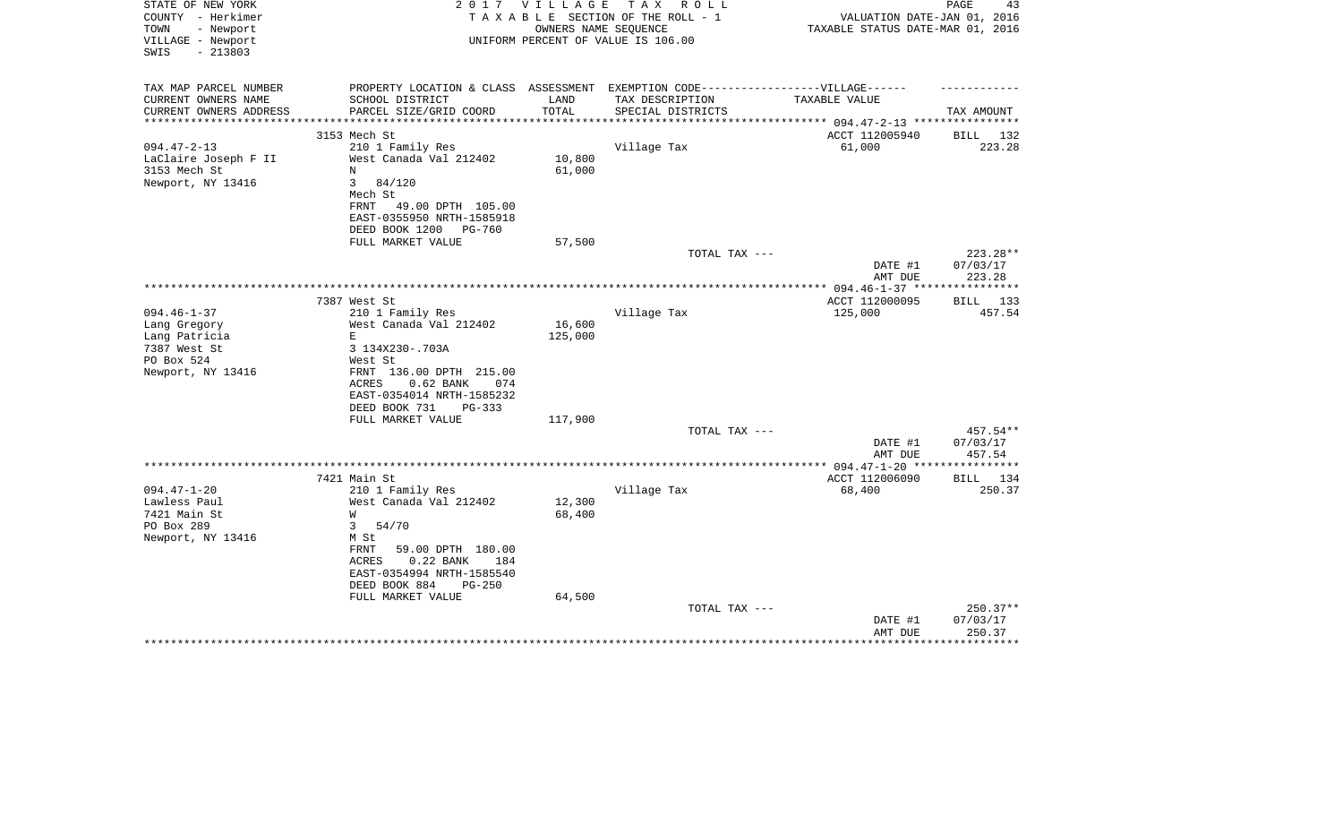STATE OF NEW YORK
COUNTY - Herkimer
TOWN - Newport
VILLAGE - Newport
SWIS - 213803

2 0 1 7 V I L L A G E T A X R O L L
T A X A B L E SECTION OF THE ROLL - 1
OWNERS NAME SEQUENCE
UNIFORM PERCENT OF VALUE IS 106.00

VALUATION DATE-JAN 01, 2016
TAXABLE STATUS DATE-MAR 01, 2016

| TAX MAP PARCEL NUMBER / CURRENT OWNERS NAME / CURRENT OWNERS ADDRESS | PROPERTY LOCATION & CLASS / SCHOOL DISTRICT / PARCEL SIZE/GRID COORD | ASSESSMENT LAND / TOTAL | EXEMPTION CODE-VILLAGE / TAX DESCRIPTION / SPECIAL DISTRICTS | TAXABLE VALUE | TAX AMOUNT |
|---|---|---|---|---|---|
| | 3153 Mech St | | | ACCT 112005940 | BILL 132 |
| 094.47-2-13 | 210 1 Family Res | | Village Tax | 61,000 | 223.28 |
| LaClaire Joseph F II | West Canada Val 212402 | 10,800 | | | |
| 3153 Mech St | N | 61,000 | | | |
| Newport, NY 13416 | 3 84/120 | | | | |
| | Mech St | | | | |
| | FRNT 49.00 DPTH 105.00 | | | | |
| | EAST-0355950 NRTH-1585918 | | | | |
| | DEED BOOK 1200 PG-760 | | | | |
| | FULL MARKET VALUE | 57,500 | | | |
| | | | TOTAL TAX --- | | 223.28** |
| | | | | DATE #1 | 07/03/17 |
| | | | | AMT DUE | 223.28 |
| | 7387 West St | | | ACCT 112000095 | BILL 133 |
| 094.46-1-37 | 210 1 Family Res | | Village Tax | 125,000 | 457.54 |
| Lang Gregory | West Canada Val 212402 | 16,600 | | | |
| Lang Patricia | E | 125,000 | | | |
| 7387 West St | 3 134X230-.703A | | | | |
| PO Box 524 | West St | | | | |
| Newport, NY 13416 | FRNT 136.00 DPTH 215.00 | | | | |
| | ACRES 0.62 BANK 074 | | | | |
| | EAST-0354014 NRTH-1585232 | | | | |
| | DEED BOOK 731 PG-333 | | | | |
| | FULL MARKET VALUE | 117,900 | | | |
| | | | TOTAL TAX --- | | 457.54** |
| | | | | DATE #1 | 07/03/17 |
| | | | | AMT DUE | 457.54 |
| | 7421 Main St | | | ACCT 112006090 | BILL 134 |
| 094.47-1-20 | 210 1 Family Res | | Village Tax | 68,400 | 250.37 |
| Lawless Paul | West Canada Val 212402 | 12,300 | | | |
| 7421 Main St | W | 68,400 | | | |
| PO Box 289 | 3 54/70 | | | | |
| Newport, NY 13416 | M St | | | | |
| | FRNT 59.00 DPTH 180.00 | | | | |
| | ACRES 0.22 BANK 184 | | | | |
| | EAST-0354994 NRTH-1585540 | | | | |
| | DEED BOOK 884 PG-250 | | | | |
| | FULL MARKET VALUE | 64,500 | | | |
| | | | TOTAL TAX --- | | 250.37** |
| | | | | DATE #1 | 07/03/17 |
| | | | | AMT DUE | 250.37 |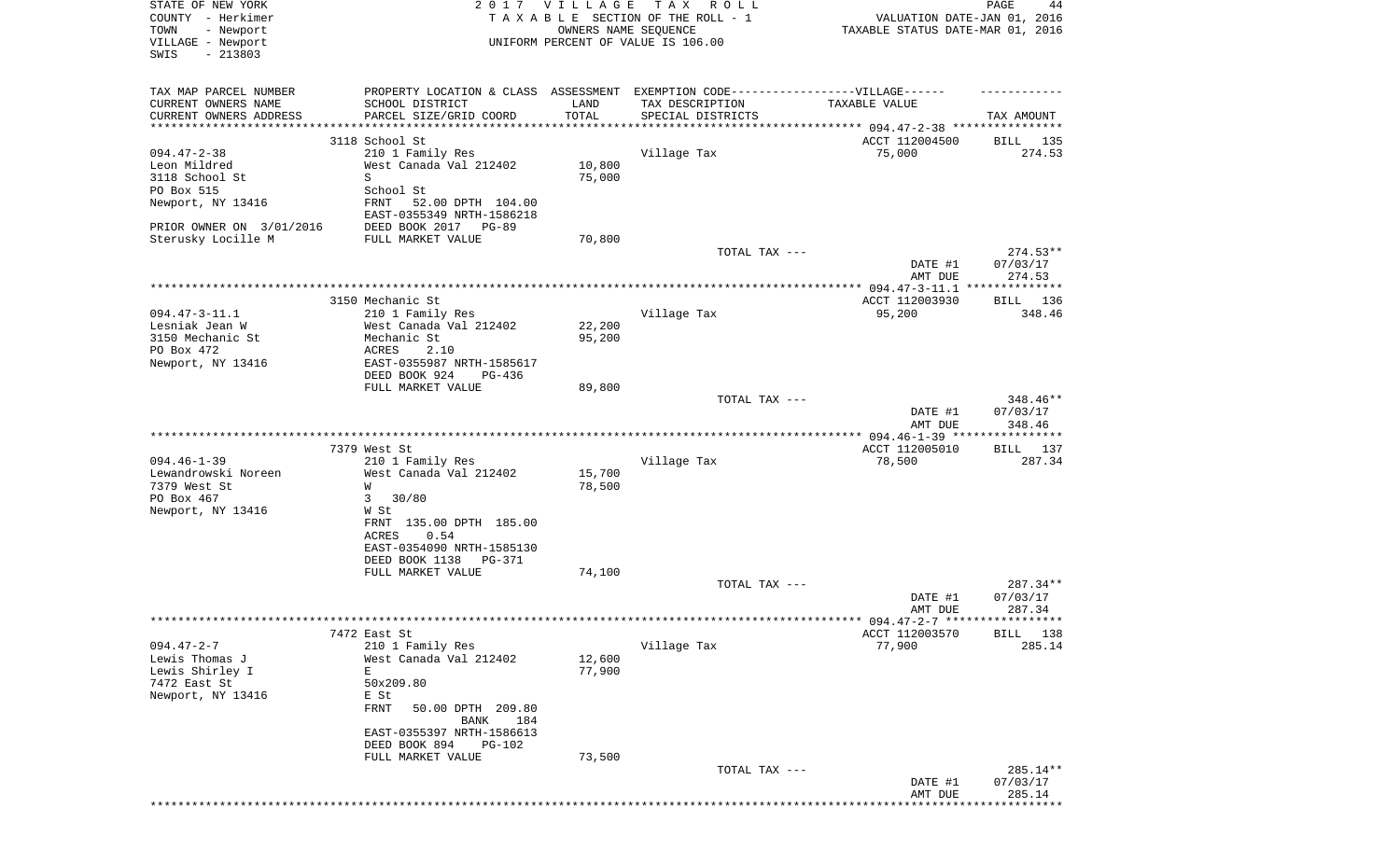STATE OF NEW YORK
COUNTY - Herkimer
TOWN - Newport
VILLAGE - Newport
SWIS - 213803

2 0 1 7 V I L L A G E T A X R O L L
T A X A B L E SECTION OF THE ROLL - 1
OWNERS NAME SEQUENCE
UNIFORM PERCENT OF VALUE IS 106.00

VALUATION DATE-JAN 01, 2016
TAXABLE STATUS DATE-MAR 01, 2016

| TAX MAP PARCEL NUMBER<br>CURRENT OWNERS NAME<br>CURRENT OWNERS ADDRESS | PROPERTY LOCATION & CLASS<br>SCHOOL DISTRICT<br>PARCEL SIZE/GRID COORD | ASSESSMENT<br>LAND<br>TOTAL | EXEMPTION CODE------VILLAGE------<br>TAX DESCRIPTION<br>SPECIAL DISTRICTS | TAXABLE VALUE | TAX AMOUNT |
|---|---|---|---|---|---|
| | 3118 School St | | | ACCT 112004500 | BILL 135 |
| 094.47-2-38 | 210 1 Family Res | | Village Tax | 75,000 | 274.53 |
| Leon Mildred | West Canada Val 212402 | 10,800 | | | |
| 3118 School St | S | 75,000 | | | |
| PO Box 515 | School St | | | | |
| Newport, NY 13416 | FRNT 52.00 DPTH 104.00 | | | | |
| | EAST-0355349 NRTH-1586218 | | | | |
| PRIOR OWNER ON 3/01/2016 | DEED BOOK 2017 PG-89 | | | | |
| Sterusky Locille M | FULL MARKET VALUE | 70,800 | | | |
| | | | TOTAL TAX --- | | 274.53** |
| | | | | DATE #1 | 07/03/17 |
| | | | | AMT DUE | 274.53 |
| | 3150 Mechanic St | | | ACCT 112003930 | BILL 136 |
| 094.47-3-11.1 | 210 1 Family Res | | Village Tax | 95,200 | 348.46 |
| Lesniak Jean W | West Canada Val 212402 | 22,200 | | | |
| 3150 Mechanic St | Mechanic St | 95,200 | | | |
| PO Box 472 | ACRES 2.10 | | | | |
| Newport, NY 13416 | EAST-0355987 NRTH-1585617 | | | | |
| | DEED BOOK 924 PG-436 | | | | |
| | FULL MARKET VALUE | 89,800 | | | |
| | | | TOTAL TAX --- | | 348.46** |
| | | | | DATE #1 | 07/03/17 |
| | | | | AMT DUE | 348.46 |
| | 7379 West St | | | ACCT 112005010 | BILL 137 |
| 094.46-1-39 | 210 1 Family Res | | Village Tax | 78,500 | 287.34 |
| Lewandrowski Noreen | West Canada Val 212402 | 15,700 | | | |
| 7379 West St | W | 78,500 | | | |
| PO Box 467 | 3 30/80 | | | | |
| Newport, NY 13416 | W St | | | | |
| | FRNT 135.00 DPTH 185.00 | | | | |
| | ACRES 0.54 | | | | |
| | EAST-0354090 NRTH-1585130 | | | | |
| | DEED BOOK 1138 PG-371 | | | | |
| | FULL MARKET VALUE | 74,100 | | | |
| | | | TOTAL TAX --- | | 287.34** |
| | | | | DATE #1 | 07/03/17 |
| | | | | AMT DUE | 287.34 |
| | 7472 East St | | | ACCT 112003570 | BILL 138 |
| 094.47-2-7 | 210 1 Family Res | | Village Tax | 77,900 | 285.14 |
| Lewis Thomas J | West Canada Val 212402 | 12,600 | | | |
| Lewis Shirley I | E | 77,900 | | | |
| 7472 East St | 50x209.80 | | | | |
| Newport, NY 13416 | E St | | | | |
| | FRNT 50.00 DPTH 209.80 | | | | |
| | BANK 184 | | | | |
| | EAST-0355397 NRTH-1586613 | | | | |
| | DEED BOOK 894 PG-102 | | | | |
| | FULL MARKET VALUE | 73,500 | | | |
| | | | TOTAL TAX --- | | 285.14** |
| | | | | DATE #1 | 07/03/17 |
| | | | | AMT DUE | 285.14 |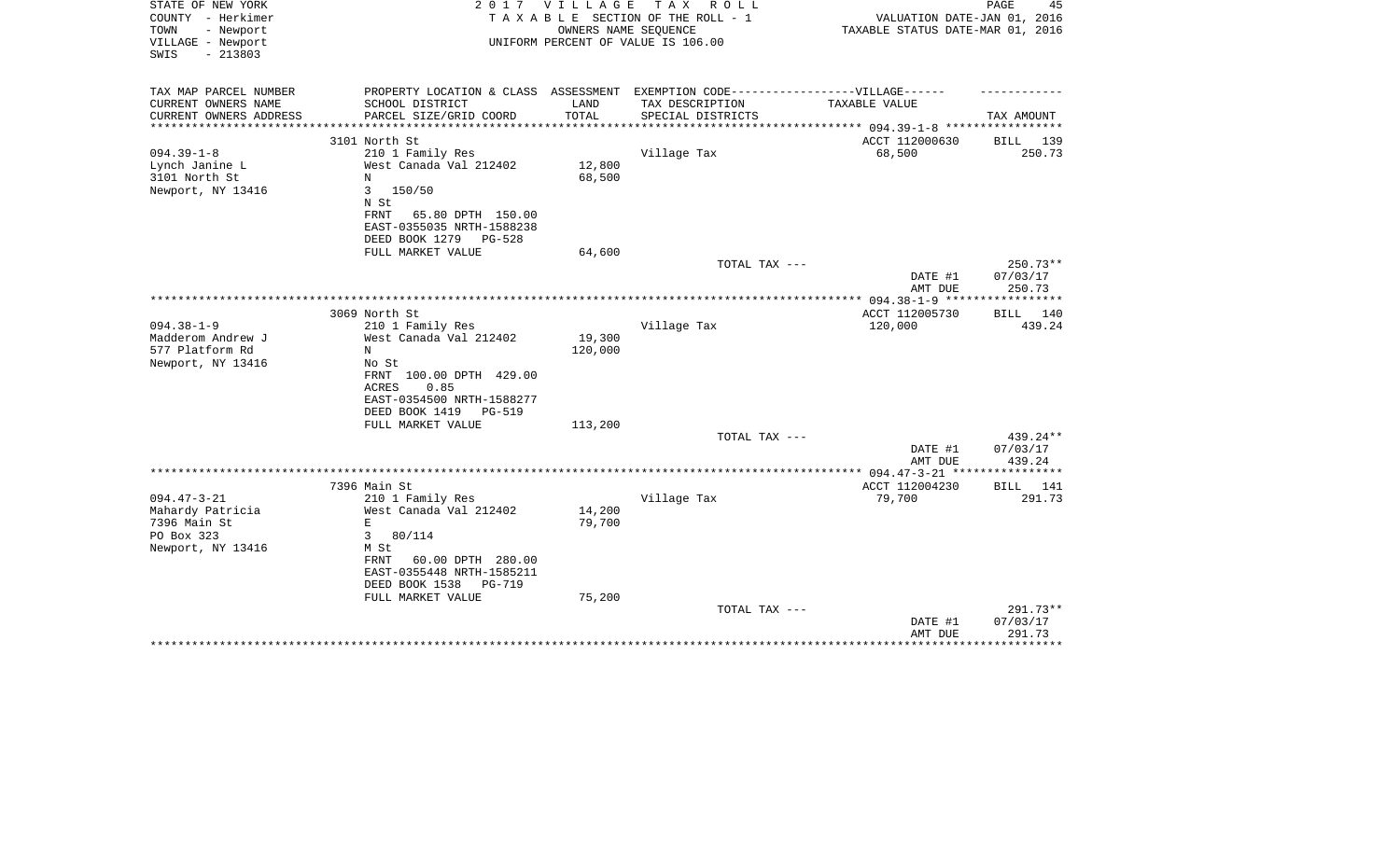STATE OF NEW YORK
COUNTY - Herkimer
TOWN - Newport
VILLAGE - Newport
SWIS - 213803

2 0 1 7 V I L L A G E T A X R O L L
T A X A B L E SECTION OF THE ROLL - 1
OWNERS NAME SEQUENCE
UNIFORM PERCENT OF VALUE IS 106.00

VALUATION DATE-JAN 01, 2016
TAXABLE STATUS DATE-MAR 01, 2016

| TAX MAP PARCEL NUMBER / CURRENT OWNERS NAME / CURRENT OWNERS ADDRESS | PROPERTY LOCATION & CLASS / SCHOOL DISTRICT / PARCEL SIZE/GRID COORD | ASSESSMENT LAND / TOTAL | EXEMPTION CODE-----VILLAGE------ TAX DESCRIPTION / SPECIAL DISTRICTS | TAXABLE VALUE | TAX AMOUNT |
|---|---|---|---|---|---|
| | 3101 North St | | | ACCT 112000630 | BILL 139 |
| 094.39-1-8 | 210 1 Family Res | | Village Tax | 68,500 | 250.73 |
| Lynch Janine L | West Canada Val 212402 | 12,800 | | | |
| 3101 North St | N | 68,500 | | | |
| Newport, NY 13416 | 3 150/50 | | | | |
| | N St | | | | |
| | FRNT 65.80 DPTH 150.00 | | | | |
| | EAST-0355035 NRTH-1588238 | | | | |
| | DEED BOOK 1279 PG-528 | | | | |
| | FULL MARKET VALUE | 64,600 | | | |
| | | | TOTAL TAX --- | | 250.73** |
| | | | | DATE #1 | 07/03/17 |
| | | | | AMT DUE | 250.73 |
| | 3069 North St | | | ACCT 112005730 | BILL 140 |
| 094.38-1-9 | 210 1 Family Res | | Village Tax | 120,000 | 439.24 |
| Madderom Andrew J | West Canada Val 212402 | 19,300 | | | |
| 577 Platform Rd | N | 120,000 | | | |
| Newport, NY 13416 | No St | | | | |
| | FRNT 100.00 DPTH 429.00 | | | | |
| | ACRES 0.85 | | | | |
| | EAST-0354500 NRTH-1588277 | | | | |
| | DEED BOOK 1419 PG-519 | | | | |
| | FULL MARKET VALUE | 113,200 | | | |
| | | | TOTAL TAX --- | | 439.24** |
| | | | | DATE #1 | 07/03/17 |
| | | | | AMT DUE | 439.24 |
| | 7396 Main St | | | ACCT 112004230 | BILL 141 |
| 094.47-3-21 | 210 1 Family Res | | Village Tax | 79,700 | 291.73 |
| Mahardy Patricia | West Canada Val 212402 | 14,200 | | | |
| 7396 Main St | E | 79,700 | | | |
| PO Box 323 | 3 80/114 | | | | |
| Newport, NY 13416 | M St | | | | |
| | FRNT 60.00 DPTH 280.00 | | | | |
| | EAST-0355448 NRTH-1585211 | | | | |
| | DEED BOOK 1538 PG-719 | | | | |
| | FULL MARKET VALUE | 75,200 | | | |
| | | | TOTAL TAX --- | | 291.73** |
| | | | | DATE #1 | 07/03/17 |
| | | | | AMT DUE | 291.73 |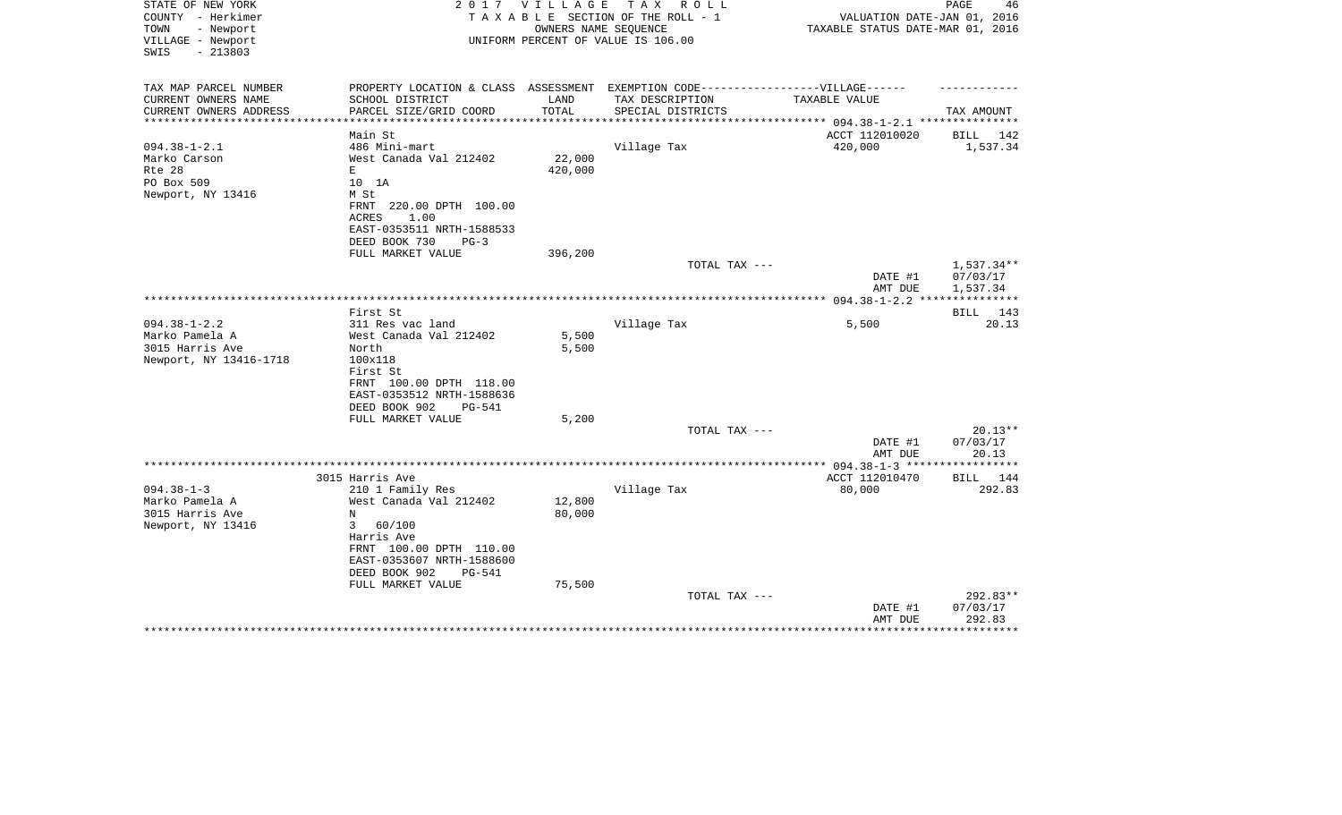STATE OF NEW YORK — 2017 VILLAGE TAX ROLL
COUNTY - Herkimer — TAXABLE SECTION OF THE ROLL - 1 — VALUATION DATE-JAN 01, 2016
TOWN - Newport — OWNERS NAME SEQUENCE — TAXABLE STATUS DATE-MAR 01, 2016
VILLAGE - Newport — UNIFORM PERCENT OF VALUE IS 106.00
SWIS - 213803

| TAX MAP PARCEL NUMBER<br>CURRENT OWNERS NAME<br>CURRENT OWNERS ADDRESS | PROPERTY LOCATION & CLASS<br>SCHOOL DISTRICT<br>PARCEL SIZE/GRID COORD | ASSESSMENT<br>LAND<br>TOTAL | EXEMPTION CODE-----VILLAGE------<br>TAX DESCRIPTION<br>SPECIAL DISTRICTS | TAXABLE VALUE | TAX AMOUNT |
|---|---|---|---|---|---|
| | Main St | | | ACCT 112010020 | BILL 142 |
| 094.38-1-2.1 | 486 Mini-mart | | Village Tax | 420,000 | 1,537.34 |
| Marko Carson | West Canada Val 212402 | 22,000 | | | |
| Rte 28 | E | 420,000 | | | |
| PO Box 509 | 10 1A | | | | |
| Newport, NY 13416 | M St | | | | |
| | FRNT 220.00 DPTH 100.00 | | | | |
| | ACRES 1.00 | | | | |
| | EAST-0353511 NRTH-1588533 | | | | |
| | DEED BOOK 730 PG-3 | | | | |
| | FULL MARKET VALUE | 396,200 | | | |
| | | | TOTAL TAX --- | | 1,537.34** |
| | | | | DATE #1 | 07/03/17 |
| | | | | AMT DUE | 1,537.34 |
| | First St | | | | BILL 143 |
| 094.38-1-2.2 | 311 Res vac land | | Village Tax | 5,500 | 20.13 |
| Marko Pamela A | West Canada Val 212402 | 5,500 | | | |
| 3015 Harris Ave | North | 5,500 | | | |
| Newport, NY 13416-1718 | 100x118 | | | | |
| | First St | | | | |
| | FRNT 100.00 DPTH 118.00 | | | | |
| | EAST-0353512 NRTH-1588636 | | | | |
| | DEED BOOK 902 PG-541 | | | | |
| | FULL MARKET VALUE | 5,200 | | | |
| | | | TOTAL TAX --- | | 20.13** |
| | | | | DATE #1 | 07/03/17 |
| | | | | AMT DUE | 20.13 |
| | 3015 Harris Ave | | | ACCT 112010470 | BILL 144 |
| 094.38-1-3 | 210 1 Family Res | | Village Tax | 80,000 | 292.83 |
| Marko Pamela A | West Canada Val 212402 | 12,800 | | | |
| 3015 Harris Ave | N | 80,000 | | | |
| Newport, NY 13416 | 3 60/100 | | | | |
| | Harris Ave | | | | |
| | FRNT 100.00 DPTH 110.00 | | | | |
| | EAST-0353607 NRTH-1588600 | | | | |
| | DEED BOOK 902 PG-541 | | | | |
| | FULL MARKET VALUE | 75,500 | | | |
| | | | TOTAL TAX --- | | 292.83** |
| | | | | DATE #1 | 07/03/17 |
| | | | | AMT DUE | 292.83 |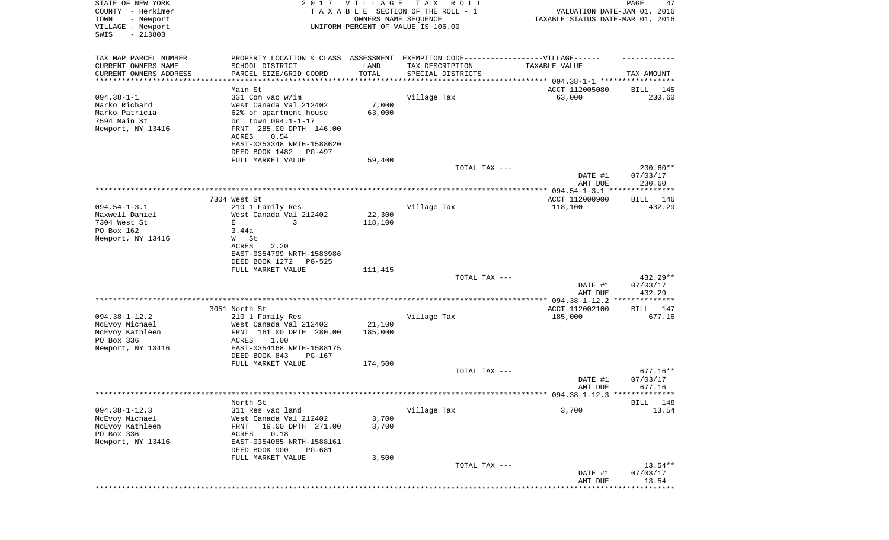STATE OF NEW YORK | 2 0 1 7 V I L L A G E T A X R O L L | PAGE 47
COUNTY - Herkimer | T A X A B L E SECTION OF THE ROLL - 1 | VALUATION DATE-JAN 01, 2016
TOWN - Newport | OWNERS NAME SEQUENCE | TAXABLE STATUS DATE-MAR 01, 2016
VILLAGE - Newport | UNIFORM PERCENT OF VALUE IS 106.00
SWIS - 213803

| TAX MAP PARCEL NUMBER<br>CURRENT OWNERS NAME<br>CURRENT OWNERS ADDRESS | PROPERTY LOCATION & CLASS<br>SCHOOL DISTRICT<br>PARCEL SIZE/GRID COORD | ASSESSMENT<br>LAND<br>TOTAL | EXEMPTION CODE------------------VILLAGE------<br>TAX DESCRIPTION<br>SPECIAL DISTRICTS | TAXABLE VALUE | TAX AMOUNT |
|---|---|---|---|---|---|
| | Main St | | | ACCT 112005080 | BILL 145 |
| 094.38-1-1 | 331 Com vac w/im | | Village Tax | 63,000 | 230.60 |
| Marko Richard | West Canada Val 212402 | 7,000 | | | |
| Marko Patricia | 62% of apartment house | 63,000 | | | |
| 7594 Main St | on town 094.1-1-17 | | | | |
| Newport, NY 13416 | FRNT 285.00 DPTH 146.00 | | | | |
| | ACRES 0.54 | | | | |
| | EAST-0353348 NRTH-1588620 | | | | |
| | DEED BOOK 1482 PG-497 | | | | |
| | FULL MARKET VALUE | 59,400 | | | |
| | | | TOTAL TAX --- | | 230.60** |
| | | | | DATE #1 | 07/03/17 |
| | | | | AMT DUE | 230.60 |
| | 7304 West St | | | ACCT 112000900 | BILL 146 |
| 094.54-1-3.1 | 210 1 Family Res | | Village Tax | 118,100 | 432.29 |
| Maxwell Daniel | West Canada Val 212402 | 22,300 | | | |
| 7304 West St | E 3 | 118,100 | | | |
| PO Box 162 | 3.44a | | | | |
| Newport, NY 13416 | W St | | | | |
| | ACRES 2.20 | | | | |
| | EAST-0354799 NRTH-1583986 | | | | |
| | DEED BOOK 1272 PG-525 | | | | |
| | FULL MARKET VALUE | 111,415 | | | |
| | | | TOTAL TAX --- | | 432.29** |
| | | | | DATE #1 | 07/03/17 |
| | | | | AMT DUE | 432.29 |
| | 3051 North St | | | ACCT 112002100 | BILL 147 |
| 094.38-1-12.2 | 210 1 Family Res | | Village Tax | 185,000 | 677.16 |
| McEvoy Michael | West Canada Val 212402 | 21,100 | | | |
| McEvoy Kathleen | FRNT 161.00 DPTH 280.00 | 185,000 | | | |
| PO Box 336 | ACRES 1.00 | | | | |
| Newport, NY 13416 | EAST-0354168 NRTH-1588175 | | | | |
| | DEED BOOK 843 PG-167 | | | | |
| | FULL MARKET VALUE | 174,500 | | | |
| | | | TOTAL TAX --- | | 677.16** |
| | | | | DATE #1 | 07/03/17 |
| | | | | AMT DUE | 677.16 |
| | North St | | | | BILL 148 |
| 094.38-1-12.3 | 311 Res vac land | | Village Tax | 3,700 | 13.54 |
| McEvoy Michael | West Canada Val 212402 | 3,700 | | | |
| McEvoy Kathleen | FRNT 19.00 DPTH 271.00 | 3,700 | | | |
| PO Box 336 | ACRES 0.18 | | | | |
| Newport, NY 13416 | EAST-0354085 NRTH-1588161 | | | | |
| | DEED BOOK 900 PG-681 | | | | |
| | FULL MARKET VALUE | 3,500 | | | |
| | | | TOTAL TAX --- | | 13.54** |
| | | | | DATE #1 | 07/03/17 |
| | | | | AMT DUE | 13.54 |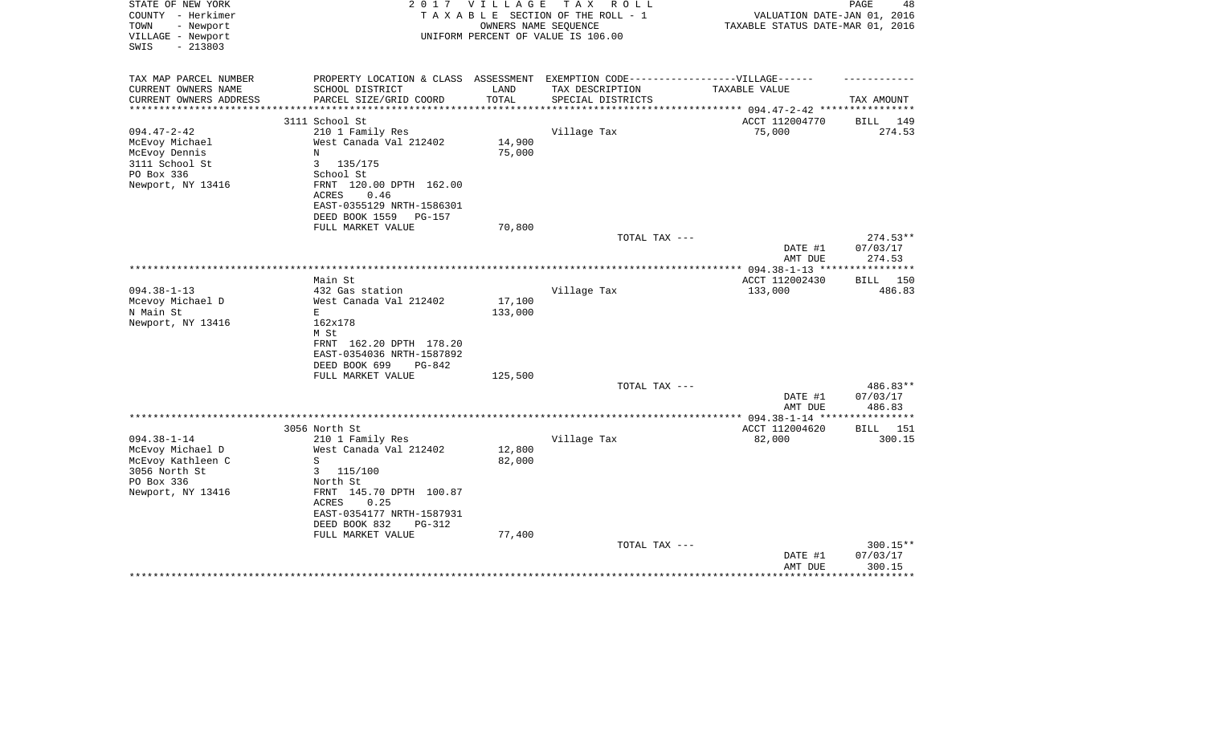STATE OF NEW YORK
COUNTY - Herkimer
TOWN - Newport
VILLAGE - Newport
SWIS - 213803

2 0 1 7 V I L L A G E T A X R O L L
T A X A B L E SECTION OF THE ROLL - 1
OWNERS NAME SEQUENCE
UNIFORM PERCENT OF VALUE IS 106.00

VALUATION DATE-JAN 01, 2016
TAXABLE STATUS DATE-MAR 01, 2016

| TAX MAP PARCEL NUMBER<br>CURRENT OWNERS NAME<br>CURRENT OWNERS ADDRESS | PROPERTY LOCATION & CLASS<br>SCHOOL DISTRICT<br>PARCEL SIZE/GRID COORD | ASSESSMENT<br>LAND<br>TOTAL | EXEMPTION CODE------VILLAGE------<br>TAX DESCRIPTION<br>SPECIAL DISTRICTS | TAXABLE VALUE | TAX AMOUNT |
|---|---|---|---|---|---|
| | 3111 School St | | | ACCT 112004770 | BILL 149 |
| 094.47-2-42 | 210 1 Family Res | | Village Tax | 75,000 | 274.53 |
| McEvoy Michael | West Canada Val 212402 | 14,900 | | | |
| McEvoy Dennis | N | 75,000 | | | |
| 3111 School St | 3 135/175 | | | | |
| PO Box 336 | School St | | | | |
| Newport, NY 13416 | FRNT 120.00 DPTH 162.00 | | | | |
| | ACRES 0.46 | | | | |
| | EAST-0355129 NRTH-1586301 | | | | |
| | DEED BOOK 1559 PG-157 | | | | |
| | FULL MARKET VALUE | 70,800 | | | |
| | | | TOTAL TAX --- | | 274.53** |
| | | | | DATE #1 | 07/03/17 |
| | | | | AMT DUE | 274.53 |
| | Main St | | | ACCT 112002430 | BILL 150 |
| 094.38-1-13 | 432 Gas station | | Village Tax | 133,000 | 486.83 |
| Mcevoy Michael D | West Canada Val 212402 | 17,100 | | | |
| N Main St | E | 133,000 | | | |
| Newport, NY 13416 | 162x178 | | | | |
| | M St | | | | |
| | FRNT 162.20 DPTH 178.20 | | | | |
| | EAST-0354036 NRTH-1587892 | | | | |
| | DEED BOOK 699 PG-842 | | | | |
| | FULL MARKET VALUE | 125,500 | | | |
| | | | TOTAL TAX --- | | 486.83** |
| | | | | DATE #1 | 07/03/17 |
| | | | | AMT DUE | 486.83 |
| | 3056 North St | | | ACCT 112004620 | BILL 151 |
| 094.38-1-14 | 210 1 Family Res | | Village Tax | 82,000 | 300.15 |
| McEvoy Michael D | West Canada Val 212402 | 12,800 | | | |
| McEvoy Kathleen C | S | 82,000 | | | |
| 3056 North St | 3 115/100 | | | | |
| PO Box 336 | North St | | | | |
| Newport, NY 13416 | FRNT 145.70 DPTH 100.87 | | | | |
| | ACRES 0.25 | | | | |
| | EAST-0354177 NRTH-1587931 | | | | |
| | DEED BOOK 832 PG-312 | | | | |
| | FULL MARKET VALUE | 77,400 | | | |
| | | | TOTAL TAX --- | | 300.15** |
| | | | | DATE #1 | 07/03/17 |
| | | | | AMT DUE | 300.15 |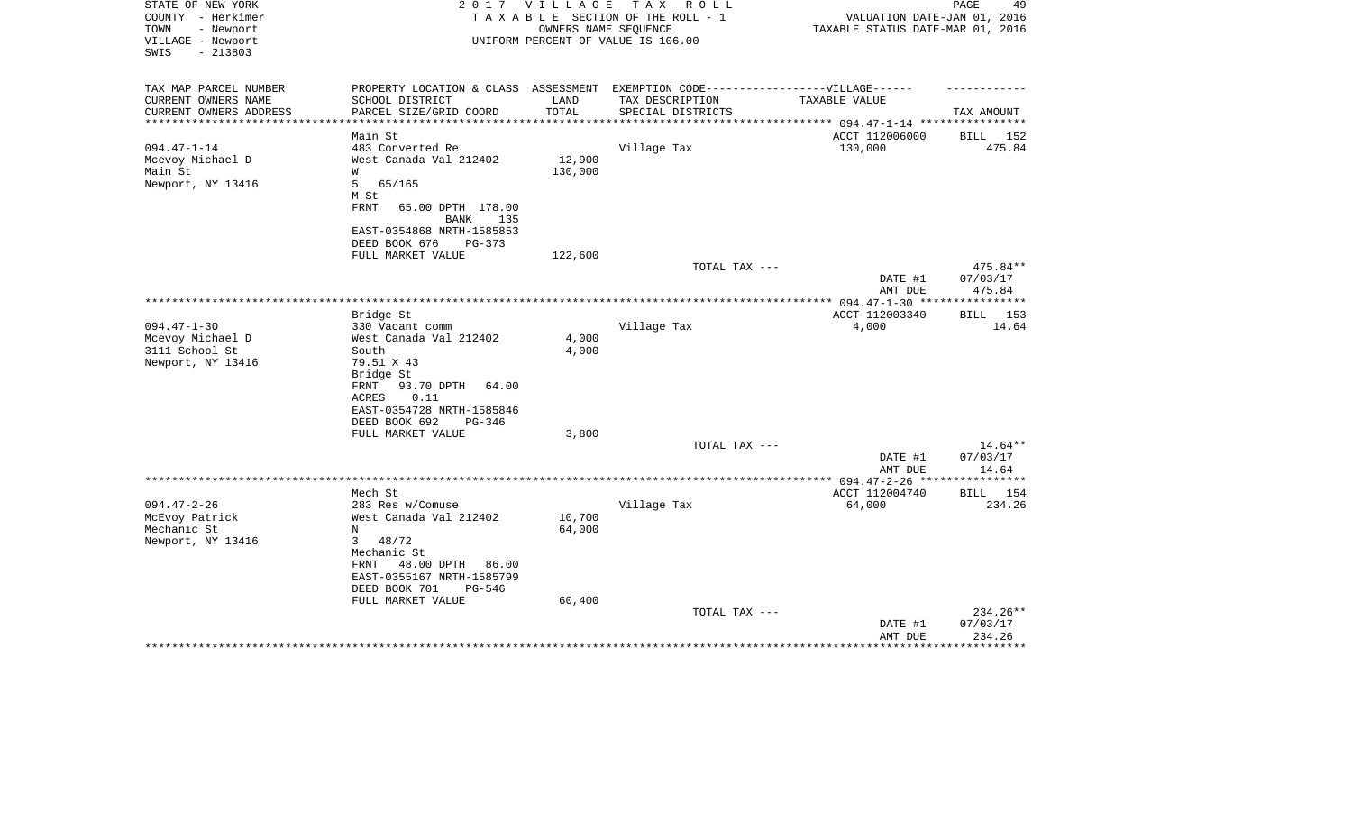STATE OF NEW YORK
COUNTY - Herkimer
TOWN - Newport
VILLAGE - Newport
SWIS - 213803

2 0 1 7 V I L L A G E T A X R O L L
T A X A B L E SECTION OF THE ROLL - 1
OWNERS NAME SEQUENCE
UNIFORM PERCENT OF VALUE IS 106.00

VALUATION DATE-JAN 01, 2016
TAXABLE STATUS DATE-MAR 01, 2016

| TAX MAP PARCEL NUMBER<br>CURRENT OWNERS NAME<br>CURRENT OWNERS ADDRESS | PROPERTY LOCATION & CLASS<br>SCHOOL DISTRICT<br>PARCEL SIZE/GRID COORD | ASSESSMENT<br>LAND<br>TOTAL | EXEMPTION CODE------VILLAGE------<br>TAX DESCRIPTION<br>SPECIAL DISTRICTS | TAXABLE VALUE | TAX AMOUNT |
|---|---|---|---|---|---|
| 094.47-1-14 | Main St | | | ACCT 112006000 | BILL 152 |
| Mcevoy Michael D | 483 Converted Re | | Village Tax | 130,000 | 475.84 |
| Main St | West Canada Val 212402 | 12,900 | | | |
| Newport, NY 13416 | W | 130,000 | | | |
| | 5 65/165 | | | | |
| | M St | | | | |
| | FRNT 65.00 DPTH 178.00 | | | | |
| | BANK 135 | | | | |
| | EAST-0354868 NRTH-1585853 | | | | |
| | DEED BOOK 676 PG-373 | | | | |
| | FULL MARKET VALUE | 122,600 | | | |
| | | | TOTAL TAX --- | | 475.84** |
| | | | | DATE #1 | 07/03/17 |
| | | | | AMT DUE | 475.84 |
| 094.47-1-30 | Bridge St | | | ACCT 112003340 | BILL 153 |
| Mcevoy Michael D | 330 Vacant comm | | Village Tax | 4,000 | 14.64 |
| 3111 School St | West Canada Val 212402 | 4,000 | | | |
| Newport, NY 13416 | South | 4,000 | | | |
| | 79.51 X 43 | | | | |
| | Bridge St | | | | |
| | FRNT 93.70 DPTH 64.00 | | | | |
| | ACRES 0.11 | | | | |
| | EAST-0354728 NRTH-1585846 | | | | |
| | DEED BOOK 692 PG-346 | | | | |
| | FULL MARKET VALUE | 3,800 | | | |
| | | | TOTAL TAX --- | | 14.64** |
| | | | | DATE #1 | 07/03/17 |
| | | | | AMT DUE | 14.64 |
| 094.47-2-26 | Mech St | | | ACCT 112004740 | BILL 154 |
| McEvoy Patrick | 283 Res w/Comuse | | Village Tax | 64,000 | 234.26 |
| Mechanic St | West Canada Val 212402 | 10,700 | | | |
| Newport, NY 13416 | N | 64,000 | | | |
| | 3 48/72 | | | | |
| | Mechanic St | | | | |
| | FRNT 48.00 DPTH 86.00 | | | | |
| | EAST-0355167 NRTH-1585799 | | | | |
| | DEED BOOK 701 PG-546 | | | | |
| | FULL MARKET VALUE | 60,400 | | | |
| | | | TOTAL TAX --- | | 234.26** |
| | | | | DATE #1 | 07/03/17 |
| | | | | AMT DUE | 234.26 |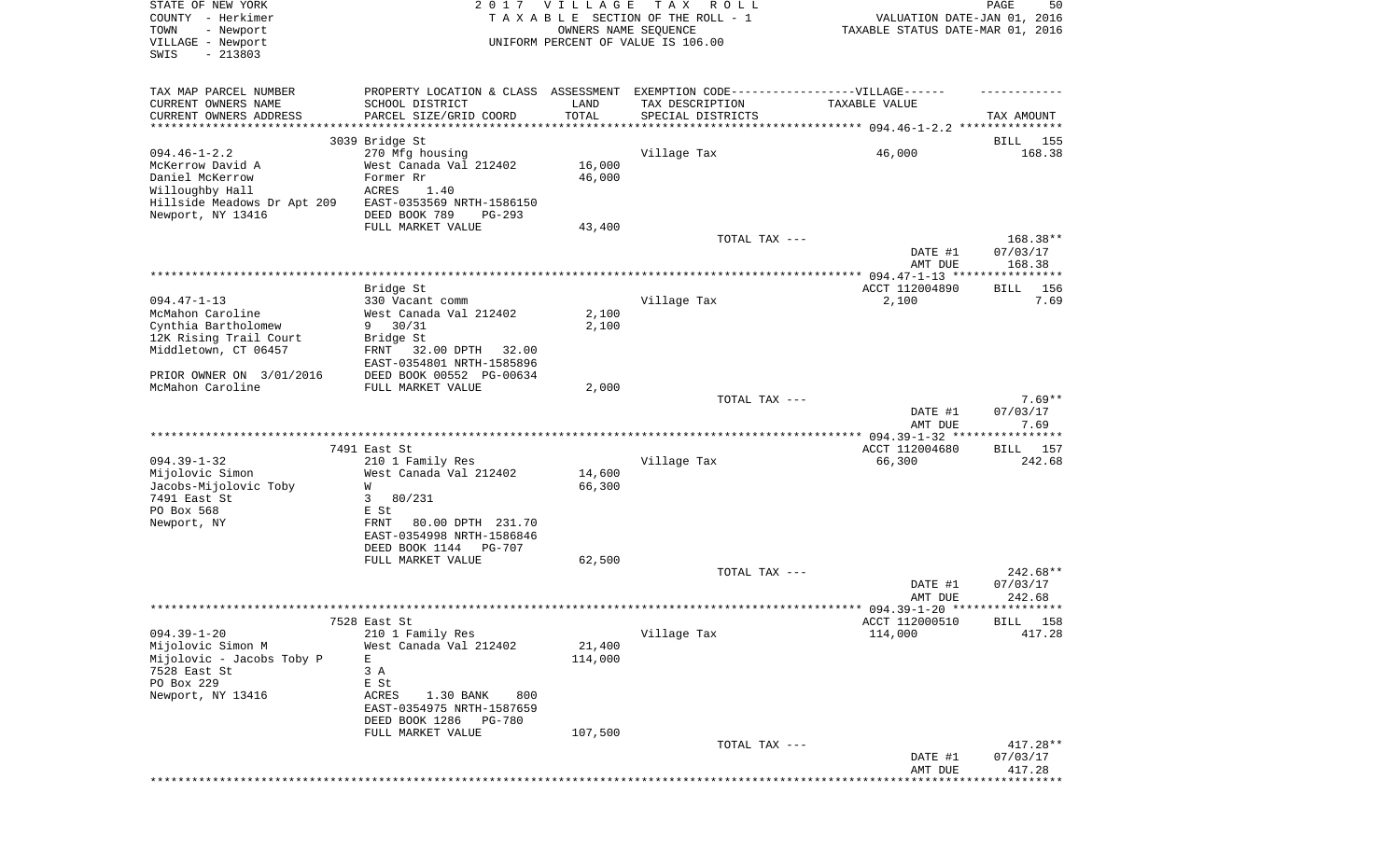STATE OF NEW YORK 2 0 1 7 V I L L A G E T A X R O L L
COUNTY - Herkimer T A X A B L E SECTION OF THE ROLL - 1 VALUATION DATE-JAN 01, 2016
TOWN - Newport OWNERS NAME SEQUENCE TAXABLE STATUS DATE-MAR 01, 2016
VILLAGE - Newport UNIFORM PERCENT OF VALUE IS 106.00
SWIS - 213803

| TAX MAP PARCEL NUMBER<br>CURRENT OWNERS NAME<br>CURRENT OWNERS ADDRESS | PROPERTY LOCATION & CLASS<br>SCHOOL DISTRICT<br>PARCEL SIZE/GRID COORD | ASSESSMENT<br>LAND<br>TOTAL | EXEMPTION CODE------------------VILLAGE------<br>TAX DESCRIPTION<br>SPECIAL DISTRICTS | TAXABLE VALUE | TAX AMOUNT |
|---|---|---|---|---|---|
| | 3039 Bridge St | | | | BILL 155 |
| 094.46-1-2.2 | 270 Mfg housing | | Village Tax | 46,000 | 168.38 |
| McKerrow David A | West Canada Val 212402 | 16,000 | | | |
| Daniel McKerrow | Former Rr | 46,000 | | | |
| Willoughby Hall | ACRES 1.40 | | | | |
| Hillside Meadows Dr Apt 209 | EAST-0353569 NRTH-1586150 | | | | |
| Newport, NY 13416 | DEED BOOK 789 PG-293 | | | | |
| | FULL MARKET VALUE | 43,400 | | | |
| | | | TOTAL TAX --- | | 168.38** |
| | | | | DATE #1 | 07/03/17 |
| | | | | AMT DUE | 168.38 |
| | Bridge St | | | ACCT 112004890 | BILL 156 |
| 094.47-1-13 | 330 Vacant comm | | Village Tax | 2,100 | 7.69 |
| McMahon Caroline | West Canada Val 212402 | 2,100 | | | |
| Cynthia Bartholomew | 9 30/31 | 2,100 | | | |
| 12K Rising Trail Court | Bridge St | | | | |
| Middletown, CT 06457 | FRNT 32.00 DPTH 32.00 | | | | |
| | EAST-0354801 NRTH-1585896 | | | | |
| PRIOR OWNER ON 3/01/2016 | DEED BOOK 00552 PG-00634 | | | | |
| McMahon Caroline | FULL MARKET VALUE | 2,000 | | | |
| | | | TOTAL TAX --- | | 7.69** |
| | | | | DATE #1 | 07/03/17 |
| | | | | AMT DUE | 7.69 |
| | 7491 East St | | | ACCT 112004680 | BILL 157 |
| 094.39-1-32 | 210 1 Family Res | | Village Tax | 66,300 | 242.68 |
| Mijolovic Simon | West Canada Val 212402 | 14,600 | | | |
| Jacobs-Mijolovic Toby | W | 66,300 | | | |
| 7491 East St | 3 80/231 | | | | |
| PO Box 568 | E St | | | | |
| Newport, NY | FRNT 80.00 DPTH 231.70 | | | | |
| | EAST-0354998 NRTH-1586846 | | | | |
| | DEED BOOK 1144 PG-707 | | | | |
| | FULL MARKET VALUE | 62,500 | | | |
| | | | TOTAL TAX --- | | 242.68** |
| | | | | DATE #1 | 07/03/17 |
| | | | | AMT DUE | 242.68 |
| | 7528 East St | | | ACCT 112000510 | BILL 158 |
| 094.39-1-20 | 210 1 Family Res | | Village Tax | 114,000 | 417.28 |
| Mijolovic Simon M | West Canada Val 212402 | 21,400 | | | |
| Mijolovic - Jacobs Toby P | E | 114,000 | | | |
| 7528 East St | 3 A | | | | |
| PO Box 229 | E St | | | | |
| Newport, NY 13416 | ACRES 1.30 BANK 800 | | | | |
| | EAST-0354975 NRTH-1587659 | | | | |
| | DEED BOOK 1286 PG-780 | | | | |
| | FULL MARKET VALUE | 107,500 | | | |
| | | | TOTAL TAX --- | | 417.28** |
| | | | | DATE #1 | 07/03/17 |
| | | | | AMT DUE | 417.28 |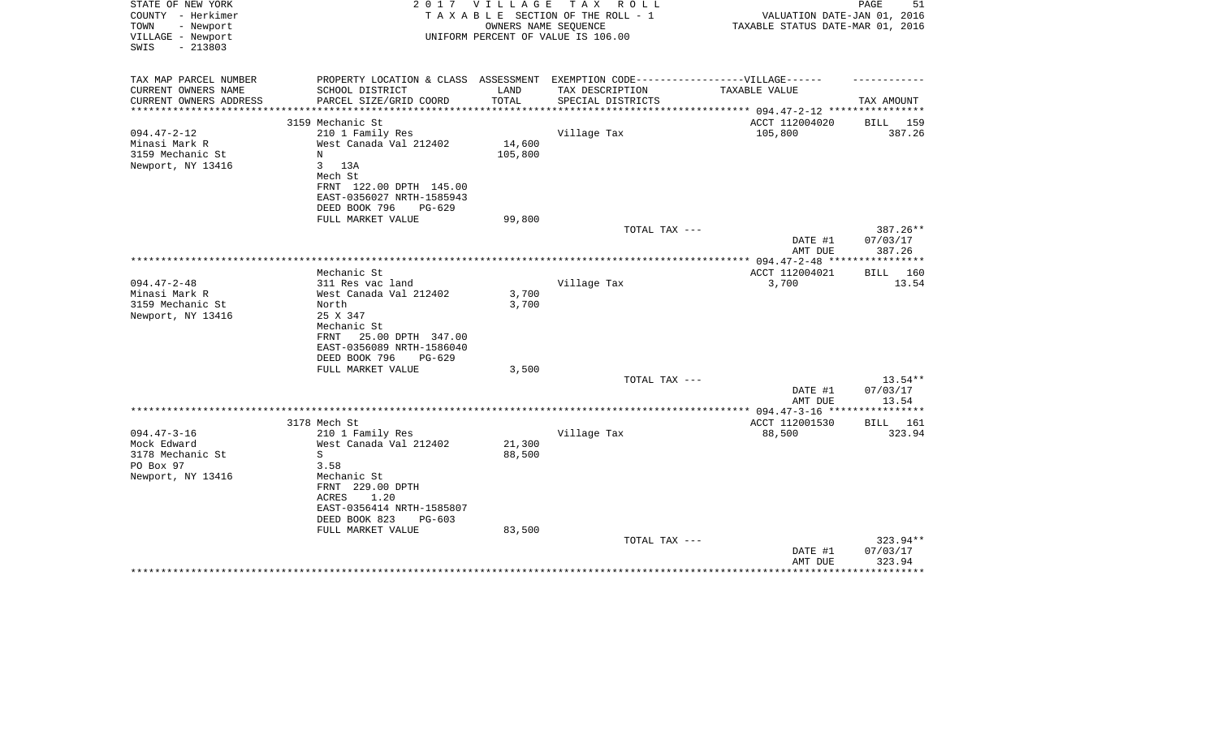STATE OF NEW YORK
COUNTY - Herkimer
TOWN - Newport
VILLAGE - Newport
SWIS - 213803

2017 VILLAGE TAX ROLL
TAXABLE SECTION OF THE ROLL - 1
OWNERS NAME SEQUENCE
UNIFORM PERCENT OF VALUE IS 106.00

VALUATION DATE-JAN 01, 2016
TAXABLE STATUS DATE-MAR 01, 2016

| TAX MAP PARCEL NUMBER<br>CURRENT OWNERS NAME<br>CURRENT OWNERS ADDRESS | PROPERTY LOCATION & CLASS<br>SCHOOL DISTRICT<br>PARCEL SIZE/GRID COORD | ASSESSMENT<br>LAND<br>TOTAL | EXEMPTION CODE-----VILLAGE------<br>TAX DESCRIPTION<br>SPECIAL DISTRICTS | TAXABLE VALUE | TAX AMOUNT |
|---|---|---|---|---|---|
| | 3159 Mechanic St | | | ACCT 112004020 | BILL 159 |
| 094.47-2-12 | 210 1 Family Res | | Village Tax | 105,800 | 387.26 |
| Minasi Mark R | West Canada Val 212402 | 14,600 | | | |
| 3159 Mechanic St | N | 105,800 | | | |
| Newport, NY 13416 | 3 13A | | | | |
| | Mech St | | | | |
| | FRNT 122.00 DPTH 145.00 | | | | |
| | EAST-0356027 NRTH-1585943 | | | | |
| | DEED BOOK 796 PG-629 | | | | |
| | FULL MARKET VALUE | 99,800 | | | |
| | | | TOTAL TAX --- | | 387.26** |
| | | | | DATE #1 | 07/03/17 |
| | | | | AMT DUE | 387.26 |
| | Mechanic St | | | ACCT 112004021 | BILL 160 |
| 094.47-2-48 | 311 Res vac land | | Village Tax | 3,700 | 13.54 |
| Minasi Mark R | West Canada Val 212402 | 3,700 | | | |
| 3159 Mechanic St | North | 3,700 | | | |
| Newport, NY 13416 | 25 X 347 | | | | |
| | Mechanic St | | | | |
| | FRNT 25.00 DPTH 347.00 | | | | |
| | EAST-0356089 NRTH-1586040 | | | | |
| | DEED BOOK 796 PG-629 | | | | |
| | FULL MARKET VALUE | 3,500 | | | |
| | | | TOTAL TAX --- | | 13.54** |
| | | | | DATE #1 | 07/03/17 |
| | | | | AMT DUE | 13.54 |
| | 3178 Mech St | | | ACCT 112001530 | BILL 161 |
| 094.47-3-16 | 210 1 Family Res | | Village Tax | 88,500 | 323.94 |
| Mock Edward | West Canada Val 212402 | 21,300 | | | |
| 3178 Mechanic St | S | 88,500 | | | |
| PO Box 97 | 3.58 | | | | |
| Newport, NY 13416 | Mechanic St | | | | |
| | FRNT 229.00 DPTH | | | | |
| | ACRES 1.20 | | | | |
| | EAST-0356414 NRTH-1585807 | | | | |
| | DEED BOOK 823 PG-603 | | | | |
| | FULL MARKET VALUE | 83,500 | | | |
| | | | TOTAL TAX --- | | 323.94** |
| | | | | DATE #1 | 07/03/17 |
| | | | | AMT DUE | 323.94 |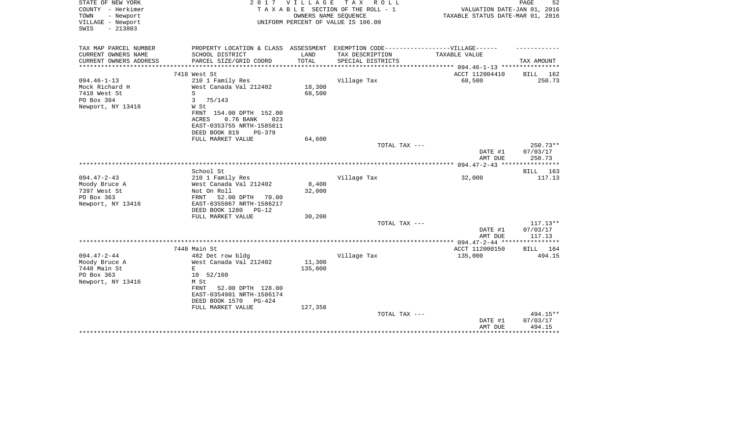STATE OF NEW YORK
COUNTY - Herkimer
TOWN - Newport
VILLAGE - Newport
SWIS - 213803

2 0 1 7 V I L L A G E T A X R O L L
T A X A B L E SECTION OF THE ROLL - 1
OWNERS NAME SEQUENCE
UNIFORM PERCENT OF VALUE IS 106.00

VALUATION DATE-JAN 01, 2016
TAXABLE STATUS DATE-MAR 01, 2016

| TAX MAP PARCEL NUMBER<br>CURRENT OWNERS NAME<br>CURRENT OWNERS ADDRESS | PROPERTY LOCATION & CLASS<br>SCHOOL DISTRICT<br>PARCEL SIZE/GRID COORD | ASSESSMENT<br>LAND<br>TOTAL | EXEMPTION CODE------------------VILLAGE------<br>TAX DESCRIPTION<br>SPECIAL DISTRICTS | TAXABLE VALUE | TAX AMOUNT |
|---|---|---|---|---|---|
| 094.46-1-13 | 7418 West St | | | ACCT 112004410 | BILL 162 |
| 094.46-1-13 | 210 1 Family Res | | Village Tax | 68,500 | 250.73 |
| Mock Richard H | West Canada Val 212402 | 18,300 | | | |
| 7418 West St | S | 68,500 | | | |
| PO Box 394 | 3 75/143 | | | | |
| Newport, NY 13416 | W St | | | | |
| | FRNT 154.00 DPTH 152.00 | | | | |
| | ACRES 0.76 BANK 023 | | | | |
| | EAST-0353755 NRTH-1585811 | | | | |
| | DEED BOOK 819 PG-379 | | | | |
| | FULL MARKET VALUE | 64,600 | | | |
| | | | TOTAL TAX --- | | 250.73** |
| | | | | DATE #1 | 07/03/17 |
| | | | | AMT DUE | 250.73 |
| 094.47-2-43 | School St | | | | BILL 163 |
| 094.47-2-43 | 210 1 Family Res | | Village Tax | 32,000 | 117.13 |
| Moody Bruce A | West Canada Val 212402 | 8,400 | | | |
| 7397 West St | Not On Roll | 32,000 | | | |
| PO Box 363 | FRNT 52.00 DPTH 70.00 | | | | |
| Newport, NY 13416 | EAST-0355067 NRTH-1586217 | | | | |
| | DEED BOOK 1280 PG-12 | | | | |
| | FULL MARKET VALUE | 30,200 | | | |
| | | | TOTAL TAX --- | | 117.13** |
| | | | | DATE #1 | 07/03/17 |
| | | | | AMT DUE | 117.13 |
| 094.47-2-44 | 7448 Main St | | | ACCT 112000150 | BILL 164 |
| 094.47-2-44 | 482 Det row bldg | | Village Tax | 135,000 | 494.15 |
| Moody Bruce A | West Canada Val 212402 | 11,300 | | | |
| 7448 Main St | E | 135,000 | | | |
| PO Box 363 | 10 52/160 | | | | |
| Newport, NY 13416 | M St | | | | |
| | FRNT 52.00 DPTH 128.00 | | | | |
| | EAST-0354981 NRTH-1586174 | | | | |
| | DEED BOOK 1570 PG-424 | | | | |
| | FULL MARKET VALUE | 127,358 | | | |
| | | | TOTAL TAX --- | | 494.15** |
| | | | | DATE #1 | 07/03/17 |
| | | | | AMT DUE | 494.15 |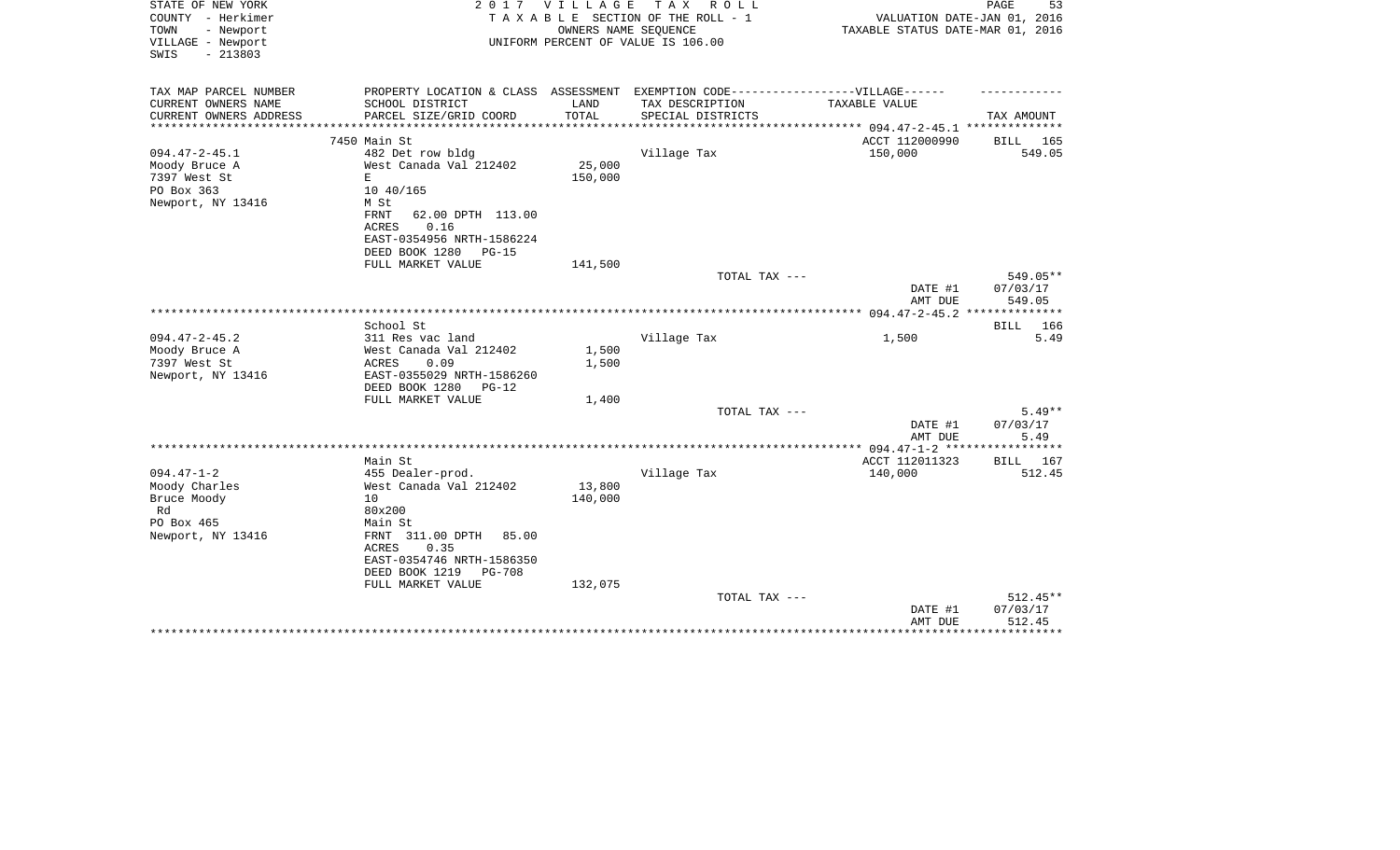STATE OF NEW YORK
COUNTY - Herkimer
TOWN - Newport
VILLAGE - Newport
SWIS - 213803

2 0 1 7 V I L L A G E T A X R O L L
T A X A B L E SECTION OF THE ROLL - 1
OWNERS NAME SEQUENCE
UNIFORM PERCENT OF VALUE IS 106.00

VALUATION DATE-JAN 01, 2016
TAXABLE STATUS DATE-MAR 01, 2016

| TAX MAP PARCEL NUMBER / CURRENT OWNERS NAME / CURRENT OWNERS ADDRESS | PROPERTY LOCATION & CLASS / SCHOOL DISTRICT / PARCEL SIZE/GRID COORD | ASSESSMENT LAND / TOTAL | EXEMPTION CODE-----VILLAGE----- TAX DESCRIPTION / SPECIAL DISTRICTS | TAXABLE VALUE | TAX AMOUNT |
|---|---|---|---|---|---|
| 094.47-2-45.1 | 7450 Main St | | | ACCT 112000990 | BILL 165 |
| Moody Bruce A | 482 Det row bldg | | Village Tax | 150,000 | 549.05 |
| 7397 West St | West Canada Val 212402 | 25,000 | | | |
| PO Box 363 | E | 150,000 | | | |
| Newport, NY 13416 | 10 40/165 | | | | |
| | M St | | | | |
| | FRNT 62.00 DPTH 113.00 | | | | |
| | ACRES 0.16 | | | | |
| | EAST-0354956 NRTH-1586224 | | | | |
| | DEED BOOK 1280 PG-15 | | | | |
| | FULL MARKET VALUE | 141,500 | | | |
| | | | TOTAL TAX --- | | 549.05** |
| | | | | DATE #1 | 07/03/17 |
| | | | | AMT DUE | 549.05 |
| 094.47-2-45.2 | School St | | | | BILL 166 |
| Moody Bruce A | 311 Res vac land | | Village Tax | 1,500 | 5.49 |
| 7397 West St | West Canada Val 212402 | 1,500 | | | |
| Newport, NY 13416 | ACRES 0.09 | 1,500 | | | |
| | EAST-0355029 NRTH-1586260 | | | | |
| | DEED BOOK 1280 PG-12 | | | | |
| | FULL MARKET VALUE | 1,400 | | | |
| | | | TOTAL TAX --- | | 5.49** |
| | | | | DATE #1 | 07/03/17 |
| | | | | AMT DUE | 5.49 |
| 094.47-1-2 | Main St | | | ACCT 112011323 | BILL 167 |
| Moody Charles | 455 Dealer-prod. | | Village Tax | 140,000 | 512.45 |
| Bruce Moody | West Canada Val 212402 | 13,800 | | | |
| Rd | 10 | 140,000 | | | |
| PO Box 465 | 80x200 | | | | |
| Newport, NY 13416 | Main St | | | | |
| | FRNT 311.00 DPTH 85.00 | | | | |
| | ACRES 0.35 | | | | |
| | EAST-0354746 NRTH-1586350 | | | | |
| | DEED BOOK 1219 PG-708 | | | | |
| | FULL MARKET VALUE | 132,075 | | | |
| | | | TOTAL TAX --- | | 512.45** |
| | | | | DATE #1 | 07/03/17 |
| | | | | AMT DUE | 512.45 |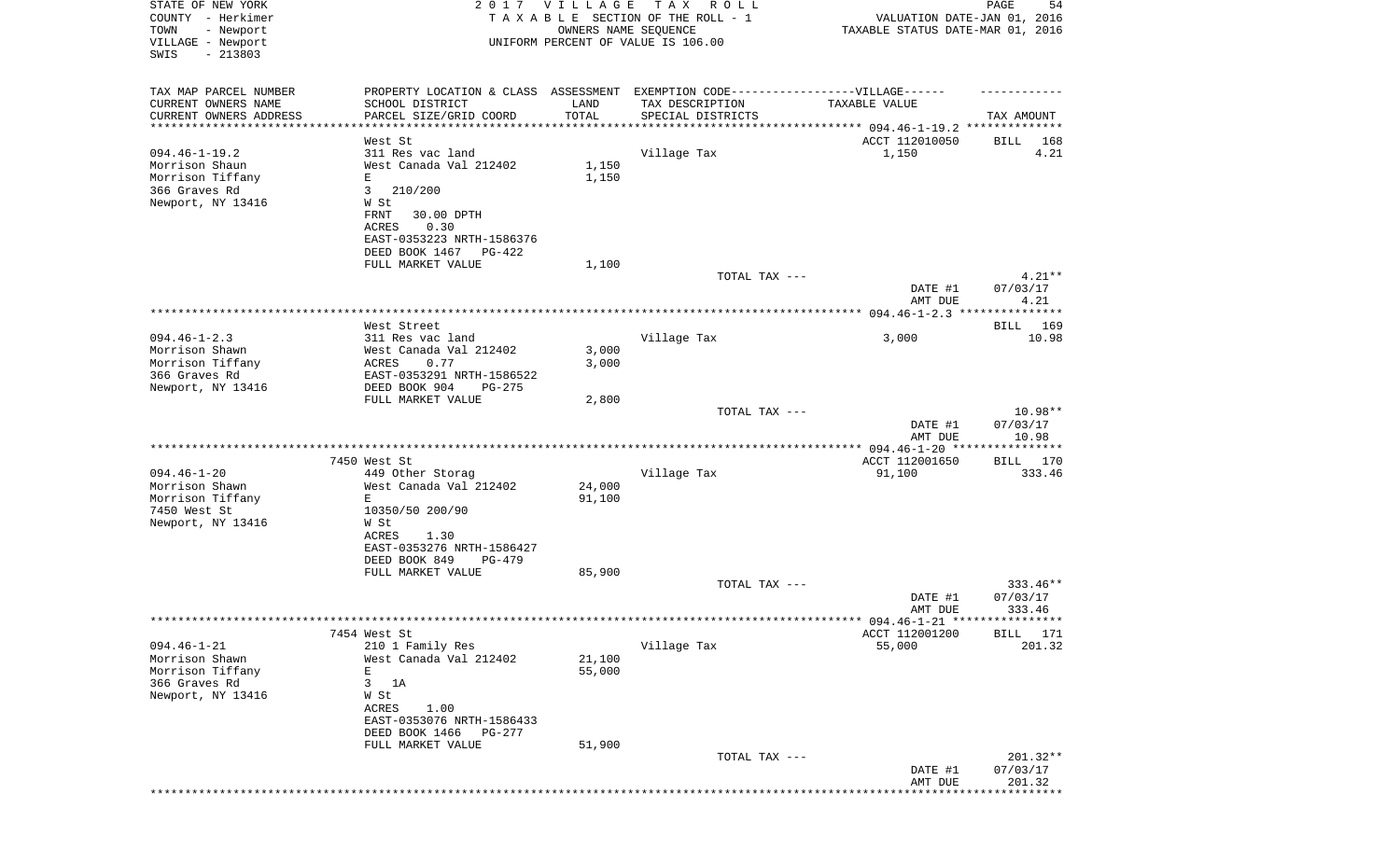STATE OF NEW YORK — 2017 VILLAGE TAX ROLL
COUNTY - Herkimer — TAXABLE SECTION OF THE ROLL - 1 — VALUATION DATE-JAN 01, 2016
TOWN - Newport — OWNERS NAME SEQUENCE — TAXABLE STATUS DATE-MAR 01, 2016
VILLAGE - Newport — UNIFORM PERCENT OF VALUE IS 106.00
SWIS - 213803

| TAX MAP PARCEL NUMBER / CURRENT OWNERS NAME / CURRENT OWNERS ADDRESS | PROPERTY LOCATION & CLASS / SCHOOL DISTRICT / PARCEL SIZE/GRID COORD | ASSESSMENT LAND / TOTAL | EXEMPTION CODE-----VILLAGE------ TAX DESCRIPTION / SPECIAL DISTRICTS | TAXABLE VALUE | TAX AMOUNT |
|---|---|---|---|---|---|
| 094.46-1-19.2 | West St | | | ACCT 112010050 | BILL 168 |
| Morrison Shaun | 311 Res vac land | | Village Tax | 1,150 | 4.21 |
| Morrison Tiffany | West Canada Val 212402 | 1,150 | | | |
| 366 Graves Rd | E | 1,150 | | | |
| Newport, NY 13416 | 3 210/200 | | | | |
| | W St | | | | |
| | FRNT 30.00 DPTH | | | | |
| | ACRES 0.30 | | | | |
| | EAST-0353223 NRTH-1586376 | | | | |
| | DEED BOOK 1467 PG-422 | | | | |
| | FULL MARKET VALUE | 1,100 | | | |
| | | | TOTAL TAX --- | | 4.21** |
| | | | | DATE #1 | 07/03/17 |
| | | | | AMT DUE | 4.21 |
| 094.46-1-2.3 | West Street | | | | BILL 169 |
| Morrison Shawn | 311 Res vac land | | Village Tax | 3,000 | 10.98 |
| Morrison Tiffany | West Canada Val 212402 | 3,000 | | | |
| 366 Graves Rd | ACRES 0.77 | 3,000 | | | |
| Newport, NY 13416 | EAST-0353291 NRTH-1586522 | | | | |
| | DEED BOOK 904 PG-275 | | | | |
| | FULL MARKET VALUE | 2,800 | | | |
| | | | TOTAL TAX --- | | 10.98** |
| | | | | DATE #1 | 07/03/17 |
| | | | | AMT DUE | 10.98 |
| 094.46-1-20 | 7450 West St | | | ACCT 112001650 | BILL 170 |
| Morrison Shawn | 449 Other Storag | | Village Tax | 91,100 | 333.46 |
| Morrison Tiffany | West Canada Val 212402 | 24,000 | | | |
| 7450 West St | E | 91,100 | | | |
| Newport, NY 13416 | 10350/50 200/90 | | | | |
| | W St | | | | |
| | ACRES 1.30 | | | | |
| | EAST-0353276 NRTH-1586427 | | | | |
| | DEED BOOK 849 PG-479 | | | | |
| | FULL MARKET VALUE | 85,900 | | | |
| | | | TOTAL TAX --- | | 333.46** |
| | | | | DATE #1 | 07/03/17 |
| | | | | AMT DUE | 333.46 |
| 094.46-1-21 | 7454 West St | | | ACCT 112001200 | BILL 171 |
| Morrison Shawn | 210 1 Family Res | | Village Tax | 55,000 | 201.32 |
| Morrison Tiffany | West Canada Val 212402 | 21,100 | | | |
| 366 Graves Rd | E | 55,000 | | | |
| Newport, NY 13416 | 3 1A | | | | |
| | W St | | | | |
| | ACRES 1.00 | | | | |
| | EAST-0353076 NRTH-1586433 | | | | |
| | DEED BOOK 1466 PG-277 | | | | |
| | FULL MARKET VALUE | 51,900 | | | |
| | | | TOTAL TAX --- | | 201.32** |
| | | | | DATE #1 | 07/03/17 |
| | | | | AMT DUE | 201.32 |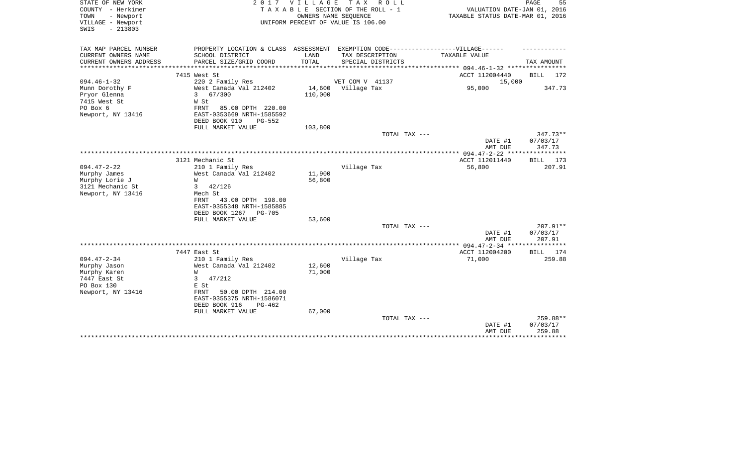STATE OF NEW YORK
COUNTY - Herkimer
TOWN - Newport
VILLAGE - Newport
SWIS - 213803

2 0 1 7 V I L L A G E T A X R O L L
T A X A B L E SECTION OF THE ROLL - 1
OWNERS NAME SEQUENCE
UNIFORM PERCENT OF VALUE IS 106.00

VALUATION DATE-JAN 01, 2016
TAXABLE STATUS DATE-MAR 01, 2016

| TAX MAP PARCEL NUMBER / CURRENT OWNERS NAME / CURRENT OWNERS ADDRESS | PROPERTY LOCATION & CLASS / SCHOOL DISTRICT / PARCEL SIZE/GRID COORD | ASSESSMENT LAND / TOTAL | EXEMPTION CODE / TAX DESCRIPTION / SPECIAL DISTRICTS | TAXABLE VALUE | TAX AMOUNT |
|---|---|---|---|---|---|
| | 7415 West St | | | ACCT 112004440 | BILL 172 |
| 094.46-1-32 | 220 2 Family Res | | VET COM V 41137 | 15,000 | |
| Munn Dorothy F | West Canada Val 212402 | 14,600 | Village Tax | 95,000 | 347.73 |
| Pryor Glenna | 3 67/300 | 110,000 | | | |
| 7415 West St | W St | | | | |
| PO Box 6 | FRNT 85.00 DPTH 220.00 | | | | |
| Newport, NY 13416 | EAST-0353669 NRTH-1585592 | | | | |
| | DEED BOOK 910 PG-552 | | | | |
| | FULL MARKET VALUE | 103,800 | | | |
| | | | TOTAL TAX --- | | 347.73** |
| | | | | DATE #1 | 07/03/17 |
| | | | | AMT DUE | 347.73 |
| | 3121 Mechanic St | | | ACCT 112011440 | BILL 173 |
| 094.47-2-22 | 210 1 Family Res | | Village Tax | 56,800 | 207.91 |
| Murphy James | West Canada Val 212402 | 11,900 | | | |
| Murphy Lorie J | W | 56,800 | | | |
| 3121 Mechanic St | 3 42/126 | | | | |
| Newport, NY 13416 | Mech St | | | | |
| | FRNT 43.00 DPTH 198.00 | | | | |
| | EAST-0355348 NRTH-1585885 | | | | |
| | DEED BOOK 1267 PG-705 | | | | |
| | FULL MARKET VALUE | 53,600 | | | |
| | | | TOTAL TAX --- | | 207.91** |
| | | | | DATE #1 | 07/03/17 |
| | | | | AMT DUE | 207.91 |
| | 7447 East St | | | ACCT 112004200 | BILL 174 |
| 094.47-2-34 | 210 1 Family Res | | Village Tax | 71,000 | 259.88 |
| Murphy Jason | West Canada Val 212402 | 12,600 | | | |
| Murphy Karen | W | 71,000 | | | |
| 7447 East St | 3 47/212 | | | | |
| PO Box 130 | E St | | | | |
| Newport, NY 13416 | FRNT 50.00 DPTH 214.00 | | | | |
| | EAST-0355375 NRTH-1586071 | | | | |
| | DEED BOOK 916 PG-462 | | | | |
| | FULL MARKET VALUE | 67,000 | | | |
| | | | TOTAL TAX --- | | 259.88** |
| | | | | DATE #1 | 07/03/17 |
| | | | | AMT DUE | 259.88 |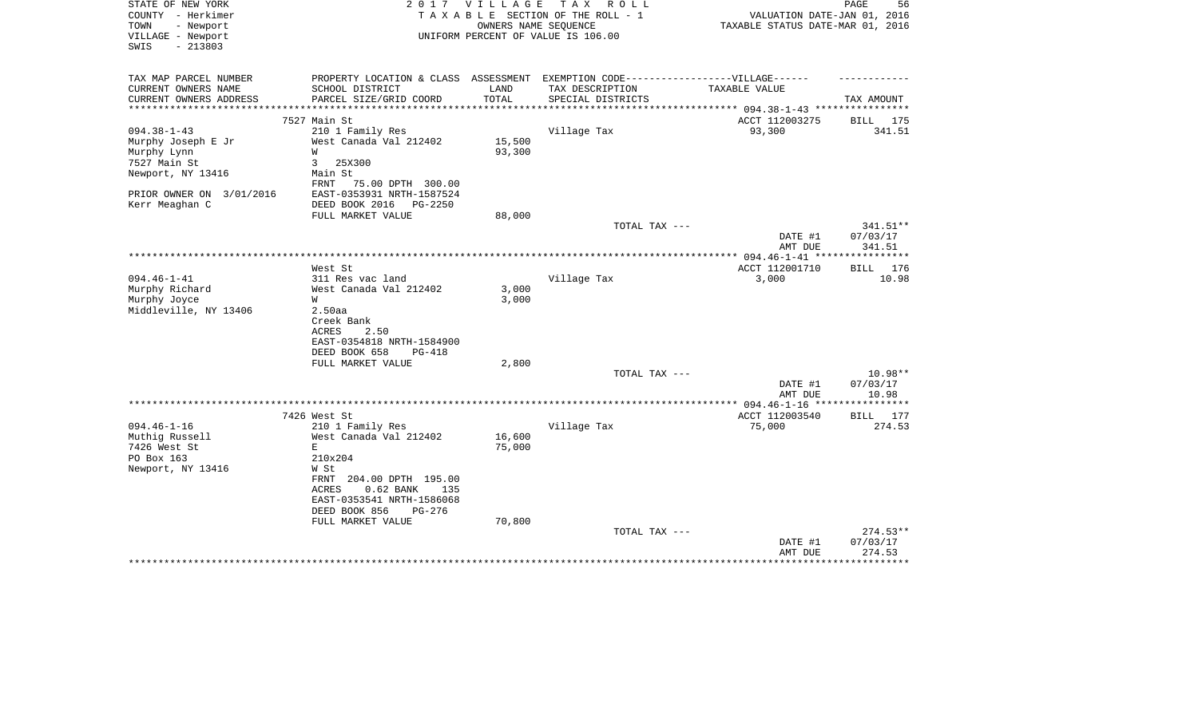STATE OF NEW YORK
COUNTY - Herkimer
TOWN - Newport
VILLAGE - Newport
SWIS - 213803

2 0 1 7 V I L L A G E T A X R O L L
T A X A B L E SECTION OF THE ROLL - 1
OWNERS NAME SEQUENCE
UNIFORM PERCENT OF VALUE IS 106.00

VALUATION DATE-JAN 01, 2016
TAXABLE STATUS DATE-MAR 01, 2016

| TAX MAP PARCEL NUMBER / CURRENT OWNERS NAME / CURRENT OWNERS ADDRESS | PROPERTY LOCATION & CLASS / SCHOOL DISTRICT / PARCEL SIZE/GRID COORD | ASSESSMENT LAND / TOTAL | EXEMPTION CODE-----VILLAGE----- TAX DESCRIPTION / SPECIAL DISTRICTS | TAXABLE VALUE | TAX AMOUNT |
|---|---|---|---|---|---|
| 094.38-1-43 | 7527 Main St | | | ACCT 112003275 | BILL 175 |
| Murphy Joseph E Jr | 210 1 Family Res | | Village Tax | 93,300 | 341.51 |
| Murphy Lynn | West Canada Val 212402 | 15,500 | | | |
| 7527 Main St | W | 93,300 | | | |
| Newport, NY 13416 | 3 25X300 | | | | |
| | Main St | | | | |
| | FRNT 75.00 DPTH 300.00 | | | | |
| PRIOR OWNER ON 3/01/2016 | EAST-0353931 NRTH-1587524 | | | | |
| Kerr Meaghan C | DEED BOOK 2016 PG-2250 | | | | |
| | FULL MARKET VALUE | 88,000 | | | |
| | | | TOTAL TAX --- | | 341.51** |
| | | | | DATE #1 | 07/03/17 |
| | | | | AMT DUE | 341.51 |
| 094.46-1-41 | West St | | | ACCT 112001710 | BILL 176 |
| Murphy Richard | 311 Res vac land | | Village Tax | 3,000 | 10.98 |
| Murphy Joyce | West Canada Val 212402 | 3,000 | | | |
| Middleville, NY 13406 | W | 3,000 | | | |
| | 2.50aa | | | | |
| | Creek Bank | | | | |
| | ACRES 2.50 | | | | |
| | EAST-0354818 NRTH-1584900 | | | | |
| | DEED BOOK 658 PG-418 | | | | |
| | FULL MARKET VALUE | 2,800 | | | |
| | | | TOTAL TAX --- | | 10.98** |
| | | | | DATE #1 | 07/03/17 |
| | | | | AMT DUE | 10.98 |
| 094.46-1-16 | 7426 West St | | | ACCT 112003540 | BILL 177 |
| Muthig Russell | 210 1 Family Res | | Village Tax | 75,000 | 274.53 |
| 7426 West St | West Canada Val 212402 | 16,600 | | | |
| PO Box 163 | E | 75,000 | | | |
| Newport, NY 13416 | 210x204 | | | | |
| | W St | | | | |
| | FRNT 204.00 DPTH 195.00 | | | | |
| | ACRES 0.62 BANK 135 | | | | |
| | EAST-0353541 NRTH-1586068 | | | | |
| | DEED BOOK 856 PG-276 | | | | |
| | FULL MARKET VALUE | 70,800 | | | |
| | | | TOTAL TAX --- | | 274.53** |
| | | | | DATE #1 | 07/03/17 |
| | | | | AMT DUE | 274.53 |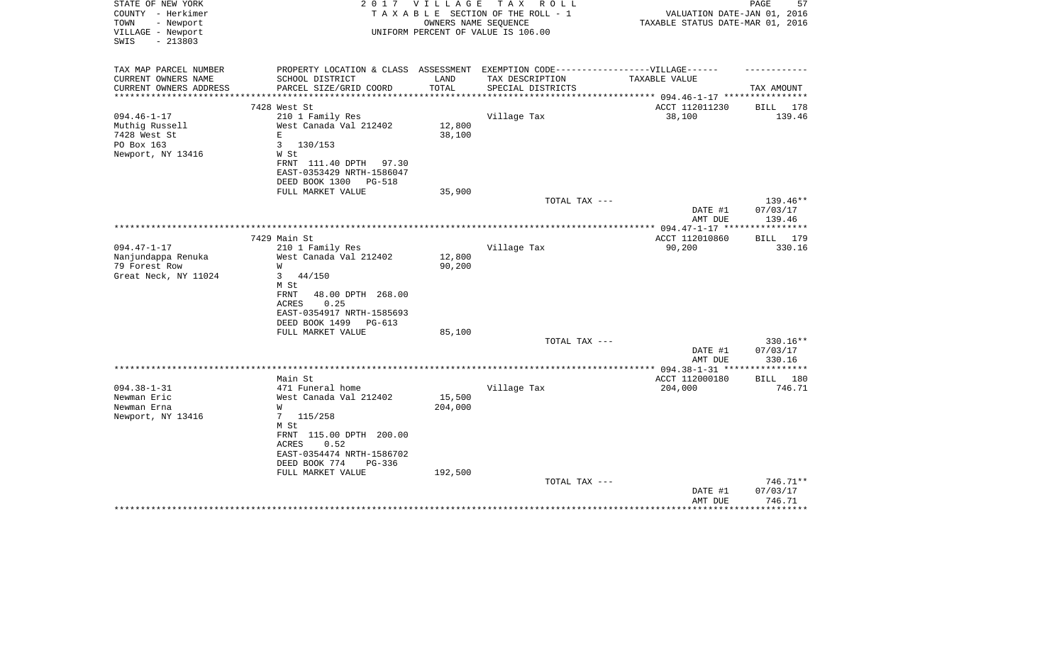STATE OF NEW YORK
COUNTY - Herkimer
TOWN - Newport
VILLAGE - Newport
SWIS - 213803

# 2017 VILLAGE TAX ROLL

TAXABLE SECTION OF THE ROLL - 1
OWNERS NAME SEQUENCE
UNIFORM PERCENT OF VALUE IS 106.00

VALUATION DATE-JAN 01, 2016
TAXABLE STATUS DATE-MAR 01, 2016

| TAX MAP PARCEL NUMBER<br>CURRENT OWNERS NAME<br>CURRENT OWNERS ADDRESS | PROPERTY LOCATION & CLASS<br>SCHOOL DISTRICT<br>PARCEL SIZE/GRID COORD | ASSESSMENT<br>LAND<br>TOTAL | EXEMPTION CODE------VILLAGE------<br>TAX DESCRIPTION<br>SPECIAL DISTRICTS | TAXABLE VALUE | TAX AMOUNT |
|---|---|---|---|---|---|
| | 7428 West St | | | ACCT 112011230 | BILL 178 |
| 094.46-1-17 | 210 1 Family Res | | Village Tax | 38,100 | 139.46 |
| Muthig Russell | West Canada Val 212402 | 12,800 | | | |
| 7428 West St | E | 38,100 | | | |
| PO Box 163 | 3 130/153 | | | | |
| Newport, NY 13416 | W St | | | | |
| | FRNT 111.40 DPTH 97.30 | | | | |
| | EAST-0353429 NRTH-1586047 | | | | |
| | DEED BOOK 1300 PG-518 | | | | |
| | FULL MARKET VALUE | 35,900 | | | |
| | | | TOTAL TAX --- | | 139.46** |
| | | | | DATE #1 | 07/03/17 |
| | | | | AMT DUE | 139.46 |
| | 7429 Main St | | | ACCT 112010860 | BILL 179 |
| 094.47-1-17 | 210 1 Family Res | | Village Tax | 90,200 | 330.16 |
| Nanjundappa Renuka | West Canada Val 212402 | 12,800 | | | |
| 79 Forest Row | W | 90,200 | | | |
| Great Neck, NY 11024 | 3 44/150 | | | | |
| | M St | | | | |
| | FRNT 48.00 DPTH 268.00 | | | | |
| | ACRES 0.25 | | | | |
| | EAST-0354917 NRTH-1585693 | | | | |
| | DEED BOOK 1499 PG-613 | | | | |
| | FULL MARKET VALUE | 85,100 | | | |
| | | | TOTAL TAX --- | | 330.16** |
| | | | | DATE #1 | 07/03/17 |
| | | | | AMT DUE | 330.16 |
| | Main St | | | ACCT 112000180 | BILL 180 |
| 094.38-1-31 | 471 Funeral home | | Village Tax | 204,000 | 746.71 |
| Newman Eric | West Canada Val 212402 | 15,500 | | | |
| Newman Erna | W | 204,000 | | | |
| Newport, NY 13416 | 7 115/258 | | | | |
| | M St | | | | |
| | FRNT 115.00 DPTH 200.00 | | | | |
| | ACRES 0.52 | | | | |
| | EAST-0354474 NRTH-1586702 | | | | |
| | DEED BOOK 774 PG-336 | | | | |
| | FULL MARKET VALUE | 192,500 | | | |
| | | | TOTAL TAX --- | | 746.71** |
| | | | | DATE #1 | 07/03/17 |
| | | | | AMT DUE | 746.71 |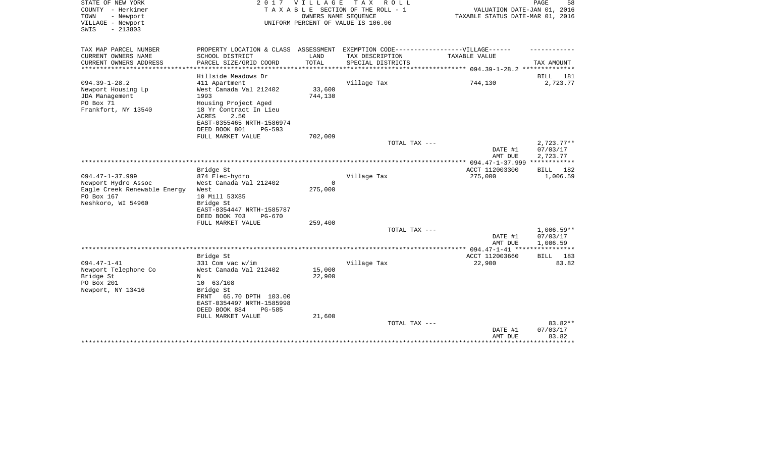STATE OF NEW YORK
COUNTY - Herkimer
TOWN - Newport
VILLAGE - Newport
SWIS - 213803

2 0 1 7 V I L L A G E T A X R O L L
T A X A B L E SECTION OF THE ROLL - 1
OWNERS NAME SEQUENCE
UNIFORM PERCENT OF VALUE IS 106.00

VALUATION DATE-JAN 01, 2016
TAXABLE STATUS DATE-MAR 01, 2016

| TAX MAP PARCEL NUMBER<br>CURRENT OWNERS NAME<br>CURRENT OWNERS ADDRESS | PROPERTY LOCATION & CLASS<br>SCHOOL DISTRICT<br>PARCEL SIZE/GRID COORD | ASSESSMENT<br>LAND<br>TOTAL | EXEMPTION CODE------VILLAGE------<br>TAX DESCRIPTION<br>SPECIAL DISTRICTS | TAXABLE VALUE | TAX AMOUNT |
|---|---|---|---|---|---|
| | Hillside Meadows Dr | | | | BILL 181 |
| 094.39-1-28.2 | 411 Apartment | | Village Tax | 744,130 | 2,723.77 |
| Newport Housing Lp | West Canada Val 212402 | 33,600 | | | |
| JDA Management | 1993 | 744,130 | | | |
| PO Box 71 | Housing Project Aged | | | | |
| Frankfort, NY 13540 | 18 Yr Contract In Lieu | | | | |
| | ACRES 2.50 | | | | |
| | EAST-0355465 NRTH-1586974 | | | | |
| | DEED BOOK 801 PG-593 | | | | |
| | FULL MARKET VALUE | 702,009 | | | |
| | | | TOTAL TAX --- | | 2,723.77** |
| | | | | DATE #1 | 07/03/17 |
| | | | | AMT DUE | 2,723.77 |
| | Bridge St | | | ACCT 112003300 | BILL 182 |
| 094.47-1-37.999 | 874 Elec-hydro | | Village Tax | 275,000 | 1,006.59 |
| Newport Hydro Assoc | West Canada Val 212402 | 0 | | | |
| Eagle Creek Renewable Energy | West | 275,000 | | | |
| PO Box 167 | 10 Mill 53X85 | | | | |
| Neshkoro, WI 54960 | Bridge St | | | | |
| | EAST-0354447 NRTH-1585787 | | | | |
| | DEED BOOK 703 PG-670 | | | | |
| | FULL MARKET VALUE | 259,400 | | | |
| | | | TOTAL TAX --- | | 1,006.59** |
| | | | | DATE #1 | 07/03/17 |
| | | | | AMT DUE | 1,006.59 |
| | Bridge St | | | ACCT 112003660 | BILL 183 |
| 094.47-1-41 | 331 Com vac w/im | | Village Tax | 22,900 | 83.82 |
| Newport Telephone Co | West Canada Val 212402 | 15,000 | | | |
| Bridge St | N | 22,900 | | | |
| PO Box 201 | 10 63/108 | | | | |
| Newport, NY 13416 | Bridge St | | | | |
| | FRNT 65.70 DPTH 103.00 | | | | |
| | EAST-0354497 NRTH-1585998 | | | | |
| | DEED BOOK 884 PG-585 | | | | |
| | FULL MARKET VALUE | 21,600 | | | |
| | | | TOTAL TAX --- | | 83.82** |
| | | | | DATE #1 | 07/03/17 |
| | | | | AMT DUE | 83.82 |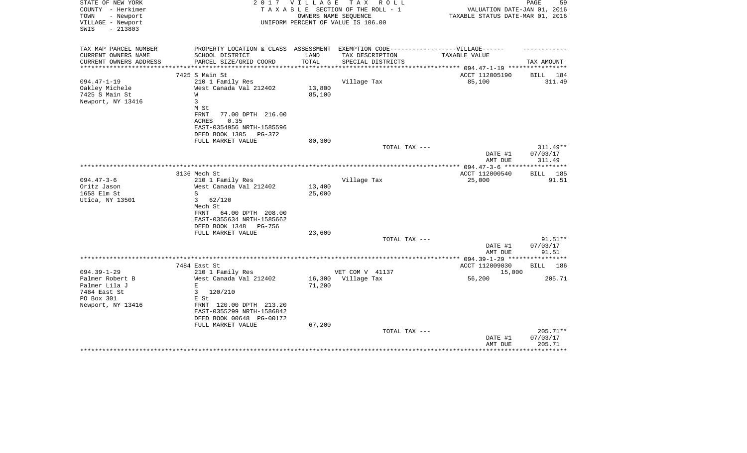STATE OF NEW YORK
COUNTY - Herkimer
TOWN - Newport
VILLAGE - Newport
SWIS - 213803

2017 VILLAGE TAX ROLL
TAXABLE SECTION OF THE ROLL - 1
OWNERS NAME SEQUENCE
UNIFORM PERCENT OF VALUE IS 106.00

VALUATION DATE-JAN 01, 2016
TAXABLE STATUS DATE-MAR 01, 2016

| TAX MAP PARCEL NUMBER / CURRENT OWNERS NAME / CURRENT OWNERS ADDRESS | PROPERTY LOCATION & CLASS / SCHOOL DISTRICT / PARCEL SIZE/GRID COORD | ASSESSMENT LAND / TOTAL | EXEMPTION CODE / TAX DESCRIPTION / SPECIAL DISTRICTS | TAXABLE VALUE | TAX AMOUNT |
|---|---|---|---|---|---|
| **094.47-1-19** | 7425 S Main St | | | ACCT 112005190 | BILL 184 |
| Oakley Michele | 210 1 Family Res | | Village Tax | 85,100 | 311.49 |
| 7425 S Main St | West Canada Val 212402 | 13,800 | | | |
| Newport, NY 13416 | W | 85,100 | | | |
| | 3 | | | | |
| | M St | | | | |
| | FRNT 77.00 DPTH 216.00 | | | | |
| | ACRES 0.35 | | | | |
| | EAST-0354956 NRTH-1585596 | | | | |
| | DEED BOOK 1305 PG-372 | | | | |
| | FULL MARKET VALUE | 80,300 | | | |
| | | | TOTAL TAX --- | | 311.49** |
| | | | | DATE #1 | 07/03/17 |
| | | | | AMT DUE | 311.49 |
| **094.47-3-6** | 3136 Mech St | | | ACCT 112000540 | BILL 185 |
| Oritz Jason | 210 1 Family Res | | Village Tax | 25,000 | 91.51 |
| 1658 Elm St | West Canada Val 212402 | 13,400 | | | |
| Utica, NY 13501 | S | 25,000 | | | |
| | 3 62/120 | | | | |
| | Mech St | | | | |
| | FRNT 64.00 DPTH 208.00 | | | | |
| | EAST-0355634 NRTH-1585662 | | | | |
| | DEED BOOK 1348 PG-756 | | | | |
| | FULL MARKET VALUE | 23,600 | | | |
| | | | TOTAL TAX --- | | 91.51** |
| | | | | DATE #1 | 07/03/17 |
| | | | | AMT DUE | 91.51 |
| **094.39-1-29** | 7484 East St | | | ACCT 112009030 | BILL 186 |
| Palmer Robert B | 210 1 Family Res | | VET COM V 41137 | 15,000 | |
| Palmer Lila J | West Canada Val 212402 | 16,300 | Village Tax | 56,200 | 205.71 |
| 7484 East St | E | 71,200 | | | |
| PO Box 301 | 3 120/210 | | | | |
| Newport, NY 13416 | E St | | | | |
| | FRNT 120.00 DPTH 213.20 | | | | |
| | EAST-0355299 NRTH-1586842 | | | | |
| | DEED BOOK 00648 PG-00172 | | | | |
| | FULL MARKET VALUE | 67,200 | | | |
| | | | TOTAL TAX --- | | 205.71** |
| | | | | DATE #1 | 07/03/17 |
| | | | | AMT DUE | 205.71 |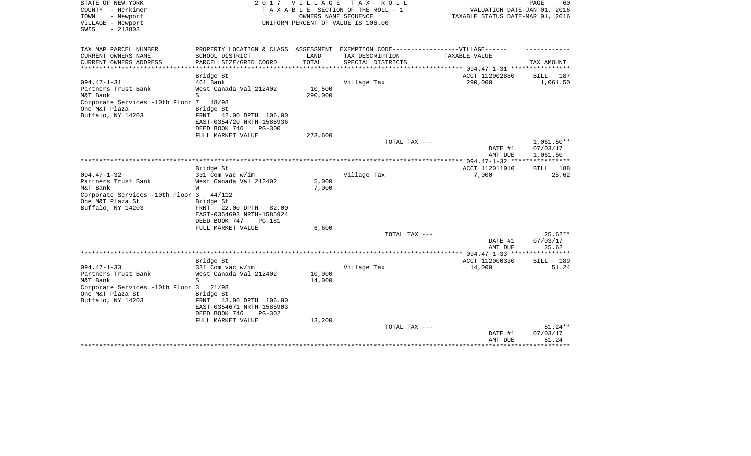STATE OF NEW YORK
COUNTY - Herkimer
TOWN - Newport
VILLAGE - Newport
SWIS - 213803

2 0 1 7 V I L L A G E T A X R O L L
T A X A B L E SECTION OF THE ROLL - 1
OWNERS NAME SEQUENCE
UNIFORM PERCENT OF VALUE IS 106.00

VALUATION DATE-JAN 01, 2016
TAXABLE STATUS DATE-MAR 01, 2016

| TAX MAP PARCEL NUMBER / CURRENT OWNERS NAME / CURRENT OWNERS ADDRESS | PROPERTY LOCATION & CLASS / SCHOOL DISTRICT / PARCEL SIZE/GRID COORD | ASSESSMENT LAND / TOTAL | EXEMPTION CODE-----VILLAGE------ TAX DESCRIPTION / SPECIAL DISTRICTS | TAXABLE VALUE | TAX AMOUNT |
|---|---|---|---|---|---|
| 094.47-1-31 | Bridge St | | | ACCT 112002880 | BILL 187 |
| Partners Trust Bank | 461 Bank | | Village Tax | 290,000 | 1,061.50 |
| M&T Bank | West Canada Val 212402 | 10,500 | | | |
| Corporate Services -10th Floor 7 | S | 290,000 | | | |
| One M&T Plaza | 48/98 | | | | |
| Buffalo, NY 14203 | Bridge St | | | | |
| | FRNT 42.00 DPTH 106.00 | | | | |
| | EAST-0354720 NRTH-1585936 | | | | |
| | DEED BOOK 746 PG-300 | | | | |
| | FULL MARKET VALUE | 273,600 | | | |
| | | | TOTAL TAX --- | | 1,061.50** |
| | | | | DATE #1 | 07/03/17 |
| | | | | AMT DUE | 1,061.50 |
| 094.47-1-32 | Bridge St | | | ACCT 112011010 | BILL 188 |
| Partners Trust Bank | 331 Com vac w/im | | Village Tax | 7,000 | 25.62 |
| M&T Bank | West Canada Val 212402 | 5,000 | | | |
| Corporate Services -10th Floor 3 | W | 7,000 | | | |
| One M&T Plaza St | 44/112 | | | | |
| Buffalo, NY 14203 | Bridge St | | | | |
| | FRNT 22.00 DPTH 82.00 | | | | |
| | EAST-0354693 NRTH-1585924 | | | | |
| | DEED BOOK 747 PG-181 | | | | |
| | FULL MARKET VALUE | 6,600 | | | |
| | | | TOTAL TAX --- | | 25.62** |
| | | | | DATE #1 | 07/03/17 |
| | | | | AMT DUE | 25.62 |
| 094.47-1-33 | Bridge St | | | ACCT 112000330 | BILL 189 |
| Partners Trust Bank | 331 Com vac w/im | | Village Tax | 14,000 | 51.24 |
| M&T Bank | West Canada Val 212402 | 10,000 | | | |
| Corporate Services -10th Floor 3 | S | 14,000 | | | |
| One M&T Plaza St | 21/98 | | | | |
| Buffalo, NY 14203 | Bridge St | | | | |
| | FRNT 43.00 DPTH 106.00 | | | | |
| | EAST-0354671 NRTH-1585903 | | | | |
| | DEED BOOK 746 PG-302 | | | | |
| | FULL MARKET VALUE | 13,200 | | | |
| | | | TOTAL TAX --- | | 51.24** |
| | | | | DATE #1 | 07/03/17 |
| | | | | AMT DUE | 51.24 |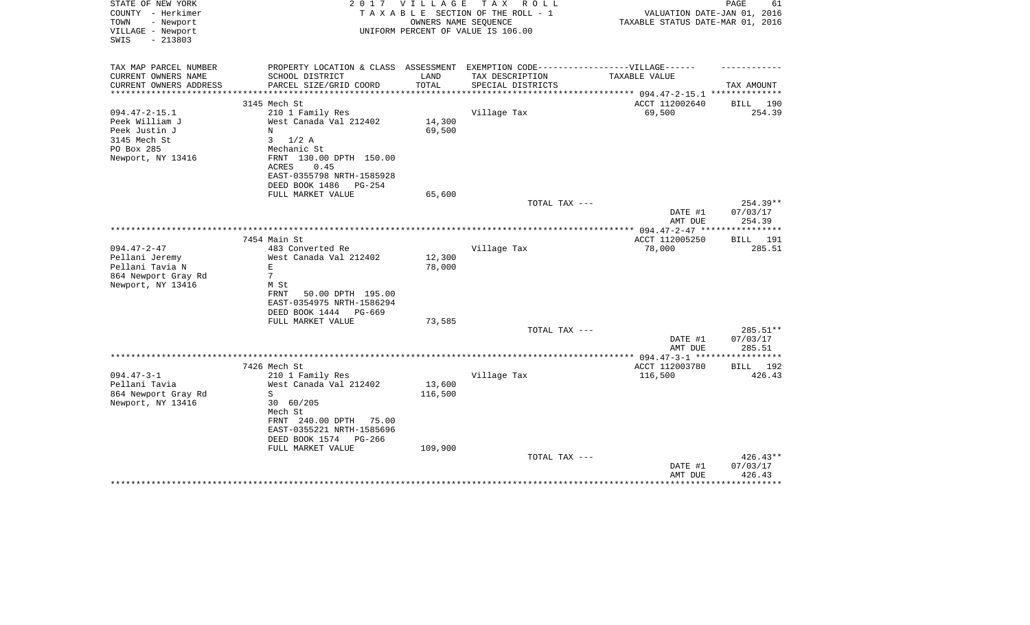STATE OF NEW YORK
COUNTY - Herkimer
TOWN - Newport
VILLAGE - Newport
SWIS - 213803

2 0 1 7 V I L L A G E T A X R O L L
T A X A B L E SECTION OF THE ROLL - 1
OWNERS NAME SEQUENCE
UNIFORM PERCENT OF VALUE IS 106.00

VALUATION DATE-JAN 01, 2016
TAXABLE STATUS DATE-MAR 01, 2016

| TAX MAP PARCEL NUMBER<br>CURRENT OWNERS NAME<br>CURRENT OWNERS ADDRESS | PROPERTY LOCATION & CLASS<br>SCHOOL DISTRICT<br>PARCEL SIZE/GRID COORD | ASSESSMENT<br>LAND<br>TOTAL | EXEMPTION CODE------------------VILLAGE------<br>TAX DESCRIPTION<br>SPECIAL DISTRICTS | TAXABLE VALUE | TAX AMOUNT |
|---|---|---|---|---|---|
| | 3145 Mech St | | | ACCT 112002640 | BILL 190 |
| 094.47-2-15.1 | 210 1 Family Res | | Village Tax | 69,500 | 254.39 |
| Peek William J | West Canada Val 212402 | 14,300 | | | |
| Peek Justin J | N | 69,500 | | | |
| 3145 Mech St | 3 1/2 A | | | | |
| PO Box 285 | Mechanic St | | | | |
| Newport, NY 13416 | FRNT 130.00 DPTH 150.00 | | | | |
| | ACRES 0.45 | | | | |
| | EAST-0355798 NRTH-1585928 | | | | |
| | DEED BOOK 1486 PG-254 | | | | |
| | FULL MARKET VALUE | 65,600 | | | |
| | | | TOTAL TAX --- | | 254.39** |
| | | | | DATE #1 | 07/03/17 |
| | | | | AMT DUE | 254.39 |
| | 7454 Main St | | | ACCT 112005250 | BILL 191 |
| 094.47-2-47 | 483 Converted Re | | Village Tax | 78,000 | 285.51 |
| Pellani Jeremy | West Canada Val 212402 | 12,300 | | | |
| Pellani Tavia N | E | 78,000 | | | |
| 864 Newport Gray Rd | 7 | | | | |
| Newport, NY 13416 | M St | | | | |
| | FRNT 50.00 DPTH 195.00 | | | | |
| | EAST-0354975 NRTH-1586294 | | | | |
| | DEED BOOK 1444 PG-669 | | | | |
| | FULL MARKET VALUE | 73,585 | | | |
| | | | TOTAL TAX --- | | 285.51** |
| | | | | DATE #1 | 07/03/17 |
| | | | | AMT DUE | 285.51 |
| | 7426 Mech St | | | ACCT 112003780 | BILL 192 |
| 094.47-3-1 | 210 1 Family Res | | Village Tax | 116,500 | 426.43 |
| Pellani Tavia | West Canada Val 212402 | 13,600 | | | |
| 864 Newport Gray Rd | S | 116,500 | | | |
| Newport, NY 13416 | 30 60/205 | | | | |
| | Mech St | | | | |
| | FRNT 240.00 DPTH 75.00 | | | | |
| | EAST-0355221 NRTH-1585696 | | | | |
| | DEED BOOK 1574 PG-266 | | | | |
| | FULL MARKET VALUE | 109,900 | | | |
| | | | TOTAL TAX --- | | 426.43** |
| | | | | DATE #1 | 07/03/17 |
| | | | | AMT DUE | 426.43 |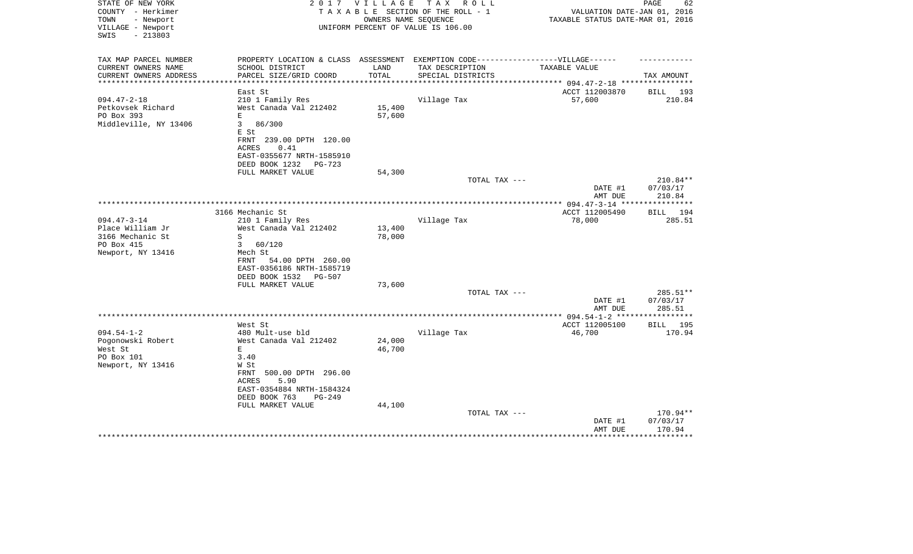STATE OF NEW YORK
COUNTY - Herkimer
TOWN - Newport
VILLAGE - Newport
SWIS - 213803

2017 VILLAGE TAX ROLL
TAXABLE SECTION OF THE ROLL - 1
OWNERS NAME SEQUENCE
UNIFORM PERCENT OF VALUE IS 106.00

VALUATION DATE-JAN 01, 2016
TAXABLE STATUS DATE-MAR 01, 2016

| TAX MAP PARCEL NUMBER<br>CURRENT OWNERS NAME<br>CURRENT OWNERS ADDRESS | PROPERTY LOCATION & CLASS<br>SCHOOL DISTRICT<br>PARCEL SIZE/GRID COORD | ASSESSMENT<br>LAND<br>TOTAL | EXEMPTION CODE------VILLAGE------<br>TAX DESCRIPTION<br>SPECIAL DISTRICTS | TAXABLE VALUE | TAX AMOUNT |
|---|---|---|---|---|---|
| **094.47-2-18** | East St | | | ACCT 112003870 | BILL 193 |
| 094.47-2-18 | 210 1 Family Res | | Village Tax | 57,600 | 210.84 |
| Petkovsek Richard | West Canada Val 212402 | 15,400 | | | |
| PO Box 393 | E | 57,600 | | | |
| Middleville, NY 13406 | 3 86/300 | | | | |
| | E St | | | | |
| | FRNT 239.00 DPTH 120.00 | | | | |
| | ACRES 0.41 | | | | |
| | EAST-0355677 NRTH-1585910 | | | | |
| | DEED BOOK 1232 PG-723 | | | | |
| | FULL MARKET VALUE | 54,300 | | | |
| | | | TOTAL TAX --- | | 210.84** |
| | | | | DATE #1 | 07/03/17 |
| | | | | AMT DUE | 210.84 |
| **094.47-3-14** | 3166 Mechanic St | | | ACCT 112005490 | BILL 194 |
| 094.47-3-14 | 210 1 Family Res | | Village Tax | 78,000 | 285.51 |
| Place William Jr | West Canada Val 212402 | 13,400 | | | |
| 3166 Mechanic St | S | 78,000 | | | |
| PO Box 415 | 3 60/120 | | | | |
| Newport, NY 13416 | Mech St | | | | |
| | FRNT 54.00 DPTH 260.00 | | | | |
| | EAST-0356186 NRTH-1585719 | | | | |
| | DEED BOOK 1532 PG-507 | | | | |
| | FULL MARKET VALUE | 73,600 | | | |
| | | | TOTAL TAX --- | | 285.51** |
| | | | | DATE #1 | 07/03/17 |
| | | | | AMT DUE | 285.51 |
| **094.54-1-2** | West St | | | ACCT 112005100 | BILL 195 |
| 094.54-1-2 | 480 Mult-use bld | | Village Tax | 46,700 | 170.94 |
| Pogonowski Robert | West Canada Val 212402 | 24,000 | | | |
| West St | E | 46,700 | | | |
| PO Box 101 | 3.40 | | | | |
| Newport, NY 13416 | W St | | | | |
| | FRNT 500.00 DPTH 296.00 | | | | |
| | ACRES 5.90 | | | | |
| | EAST-0354884 NRTH-1584324 | | | | |
| | DEED BOOK 763 PG-249 | | | | |
| | FULL MARKET VALUE | 44,100 | | | |
| | | | TOTAL TAX --- | | 170.94** |
| | | | | DATE #1 | 07/03/17 |
| | | | | AMT DUE | 170.94 |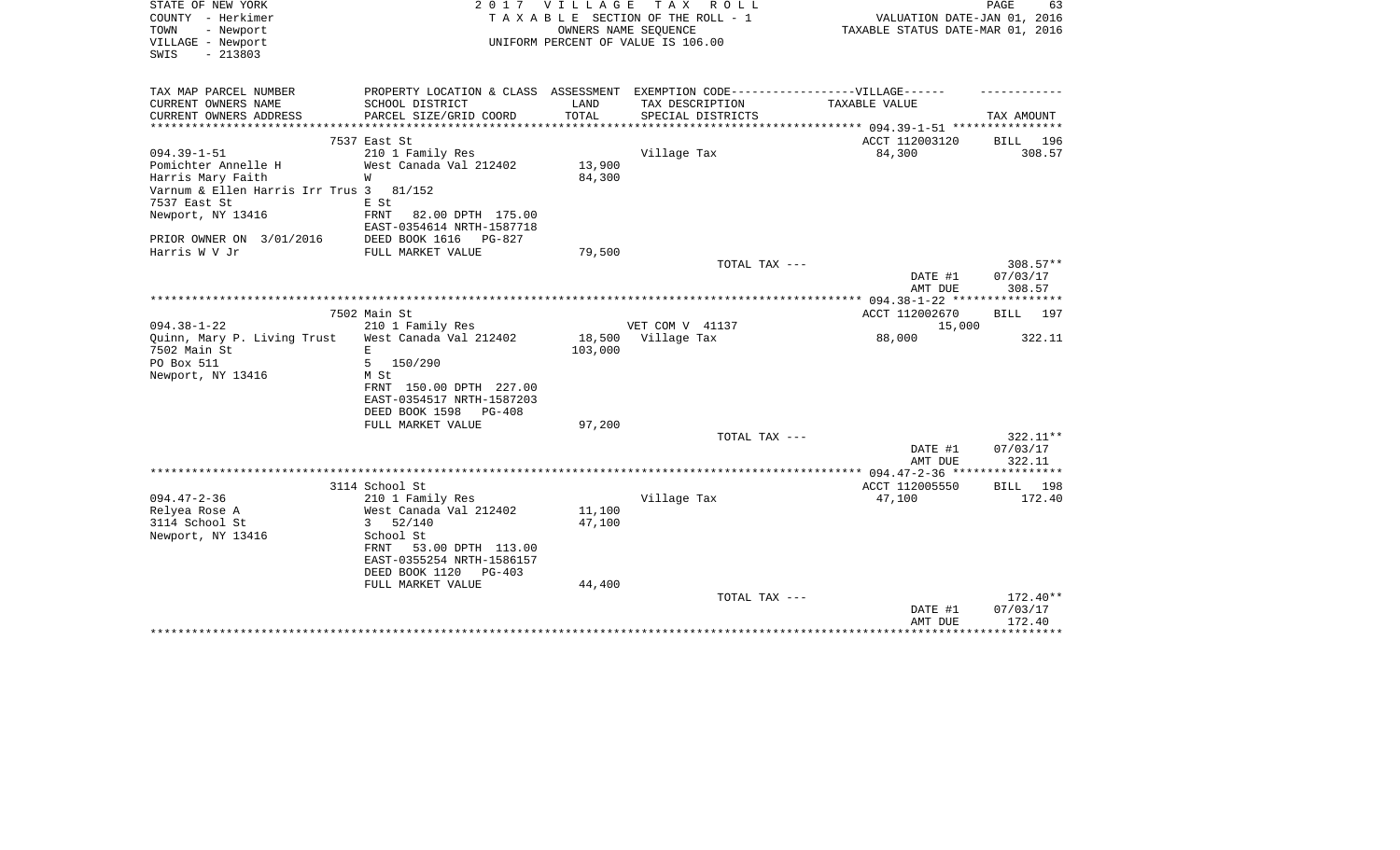STATE OF NEW YORK
COUNTY - Herkimer
TOWN - Newport
VILLAGE - Newport
SWIS - 213803

2017 VILLAGE TAX ROLL
TAXABLE SECTION OF THE ROLL - 1
OWNERS NAME SEQUENCE
UNIFORM PERCENT OF VALUE IS 106.00

VALUATION DATE-JAN 01, 2016
TAXABLE STATUS DATE-MAR 01, 2016

| TAX MAP PARCEL NUMBER / CURRENT OWNERS NAME / CURRENT OWNERS ADDRESS | PROPERTY LOCATION & CLASS / SCHOOL DISTRICT / PARCEL SIZE/GRID COORD | ASSESSMENT LAND / TOTAL | EXEMPTION CODE / TAX DESCRIPTION / SPECIAL DISTRICTS | TAXABLE VALUE | TAX AMOUNT |
|---|---|---|---|---|---|
| | 7537 East St | | | ACCT 112003120 | BILL 196 |
| 094.39-1-51 | 210 1 Family Res | | Village Tax | 84,300 | 308.57 |
| Pomichter Annelle H | West Canada Val 212402 | 13,900 | | | |
| Harris Mary Faith | W | 84,300 | | | |
| Varnum & Ellen Harris Irr Trus 3 | 81/152 | | | | |
| 7537 East St | E St | | | | |
| Newport, NY 13416 | FRNT 82.00 DPTH 175.00 | | | | |
| | EAST-0354614 NRTH-1587718 | | | | |
| PRIOR OWNER ON 3/01/2016 | DEED BOOK 1616 PG-827 | | | | |
| Harris W V Jr | FULL MARKET VALUE | 79,500 | | | |
| | | | TOTAL TAX --- | | 308.57** |
| | | | | DATE #1 | 07/03/17 |
| | | | | AMT DUE | 308.57 |
| | 7502 Main St | | | ACCT 112002670 | BILL 197 |
| 094.38-1-22 | 210 1 Family Res | | VET COM V 41137 | 15,000 | |
| Quinn, Mary P. Living Trust | West Canada Val 212402 | 18,500 | Village Tax | 88,000 | 322.11 |
| 7502 Main St | E | 103,000 | | | |
| PO Box 511 | 5 150/290 | | | | |
| Newport, NY 13416 | M St | | | | |
| | FRNT 150.00 DPTH 227.00 | | | | |
| | EAST-0354517 NRTH-1587203 | | | | |
| | DEED BOOK 1598 PG-408 | | | | |
| | FULL MARKET VALUE | 97,200 | | | |
| | | | TOTAL TAX --- | | 322.11** |
| | | | | DATE #1 | 07/03/17 |
| | | | | AMT DUE | 322.11 |
| | 3114 School St | | | ACCT 112005550 | BILL 198 |
| 094.47-2-36 | 210 1 Family Res | | Village Tax | 47,100 | 172.40 |
| Relyea Rose A | West Canada Val 212402 | 11,100 | | | |
| 3114 School St | 3 52/140 | 47,100 | | | |
| Newport, NY 13416 | School St | | | | |
| | FRNT 53.00 DPTH 113.00 | | | | |
| | EAST-0355254 NRTH-1586157 | | | | |
| | DEED BOOK 1120 PG-403 | | | | |
| | FULL MARKET VALUE | 44,400 | | | |
| | | | TOTAL TAX --- | | 172.40** |
| | | | | DATE #1 | 07/03/17 |
| | | | | AMT DUE | 172.40 |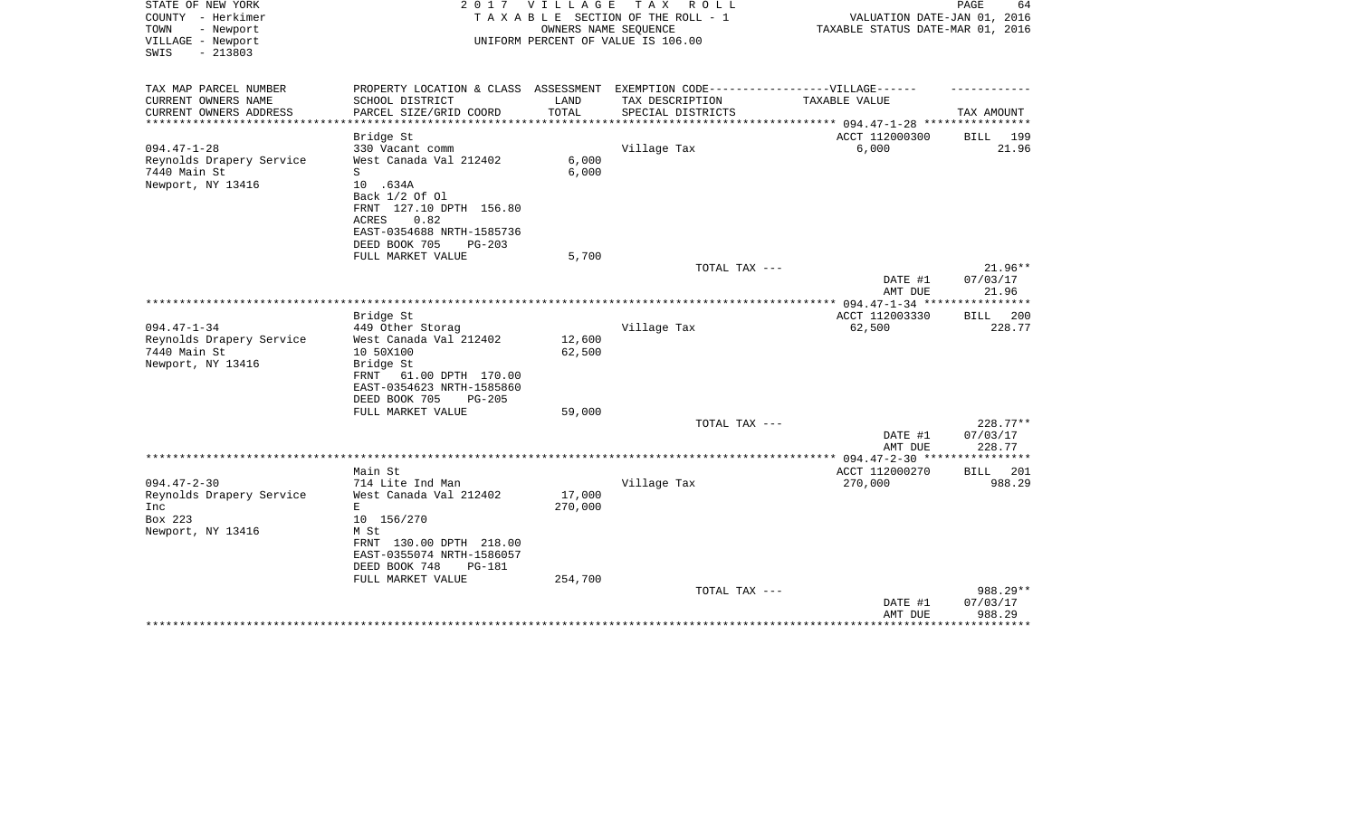STATE OF NEW YORK — 2017 VILLAGE TAX ROLL
COUNTY - Herkimer — TAXABLE SECTION OF THE ROLL - 1 — VALUATION DATE-JAN 01, 2016
TOWN - Newport — OWNERS NAME SEQUENCE — TAXABLE STATUS DATE-MAR 01, 2016
VILLAGE - Newport — UNIFORM PERCENT OF VALUE IS 106.00
SWIS - 213803

| TAX MAP PARCEL NUMBER / CURRENT OWNERS NAME / CURRENT OWNERS ADDRESS | PROPERTY LOCATION & CLASS / SCHOOL DISTRICT / PARCEL SIZE/GRID COORD | ASSESSMENT LAND / TOTAL | EXEMPTION CODE / TAX DESCRIPTION / SPECIAL DISTRICTS | VILLAGE TAXABLE VALUE | TAX AMOUNT |
|---|---|---|---|---|---|
| **094.47-1-28** | Bridge St | | | ACCT 112000300 | BILL 199 |
| 094.47-1-28 | 330 Vacant comm | | Village Tax | 6,000 | 21.96 |
| Reynolds Drapery Service | West Canada Val 212402 | 6,000 | | | |
| 7440 Main St | S | 6,000 | | | |
| Newport, NY 13416 | 10 .634A | | | | |
| | Back 1/2 Of Ol | | | | |
| | FRNT 127.10 DPTH 156.80 | | | | |
| | ACRES 0.82 | | | | |
| | EAST-0354688 NRTH-1585736 | | | | |
| | DEED BOOK 705 PG-203 | | | | |
| | FULL MARKET VALUE | 5,700 | | | |
| | | | TOTAL TAX --- | | 21.96** |
| | | | | DATE #1 | 07/03/17 |
| | | | | AMT DUE | 21.96 |
| **094.47-1-34** | Bridge St | | | ACCT 112003330 | BILL 200 |
| 094.47-1-34 | 449 Other Storag | | Village Tax | 62,500 | 228.77 |
| Reynolds Drapery Service | West Canada Val 212402 | 12,600 | | | |
| 7440 Main St | 10 50X100 | 62,500 | | | |
| Newport, NY 13416 | Bridge St | | | | |
| | FRNT 61.00 DPTH 170.00 | | | | |
| | EAST-0354623 NRTH-1585860 | | | | |
| | DEED BOOK 705 PG-205 | | | | |
| | FULL MARKET VALUE | 59,000 | | | |
| | | | TOTAL TAX --- | | 228.77** |
| | | | | DATE #1 | 07/03/17 |
| | | | | AMT DUE | 228.77 |
| **094.47-2-30** | Main St | | | ACCT 112000270 | BILL 201 |
| 094.47-2-30 | 714 Lite Ind Man | | Village Tax | 270,000 | 988.29 |
| Reynolds Drapery Service | West Canada Val 212402 | 17,000 | | | |
| Inc | E | 270,000 | | | |
| Box 223 | 10 156/270 | | | | |
| Newport, NY 13416 | M St | | | | |
| | FRNT 130.00 DPTH 218.00 | | | | |
| | EAST-0355074 NRTH-1586057 | | | | |
| | DEED BOOK 748 PG-181 | | | | |
| | FULL MARKET VALUE | 254,700 | | | |
| | | | TOTAL TAX --- | | 988.29** |
| | | | | DATE #1 | 07/03/17 |
| | | | | AMT DUE | 988.29 |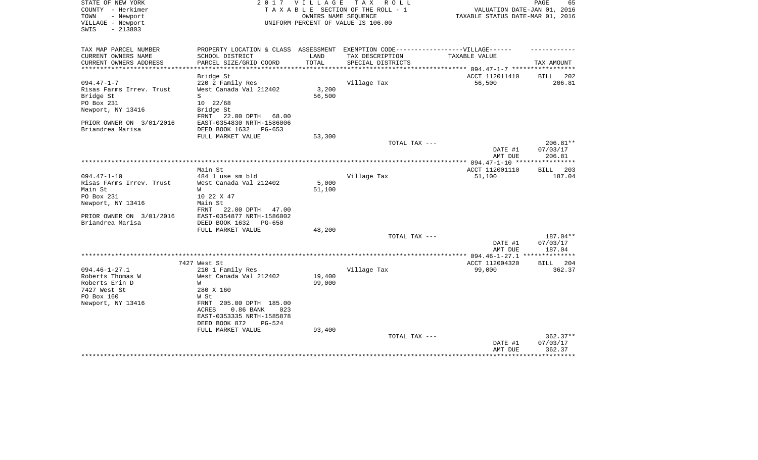STATE OF NEW YORK
COUNTY - Herkimer
TOWN - Newport
VILLAGE - Newport
SWIS - 213803

2 0 1 7 V I L L A G E T A X R O L L
T A X A B L E SECTION OF THE ROLL - 1
OWNERS NAME SEQUENCE
UNIFORM PERCENT OF VALUE IS 106.00

VALUATION DATE-JAN 01, 2016
TAXABLE STATUS DATE-MAR 01, 2016

| TAX MAP PARCEL NUMBER<br>CURRENT OWNERS NAME<br>CURRENT OWNERS ADDRESS | PROPERTY LOCATION & CLASS<br>SCHOOL DISTRICT<br>PARCEL SIZE/GRID COORD | ASSESSMENT<br>LAND<br>TOTAL | EXEMPTION CODE------------------VILLAGE------<br>TAX DESCRIPTION<br>SPECIAL DISTRICTS | TAXABLE VALUE | TAX AMOUNT |
|---|---|---|---|---|---|
| | Bridge St | | | ACCT 112011410 | BILL 202 |
| 094.47-1-7 | 220 2 Family Res | | Village Tax | 56,500 | 206.81 |
| Risas Farms Irrev. Trust | West Canada Val 212402 | 3,200 | | | |
| Bridge St | S | 56,500 | | | |
| PO Box 231 | 10 22/68 | | | | |
| Newport, NY 13416 | Bridge St | | | | |
| | FRNT 22.00 DPTH 68.00 | | | | |
| PRIOR OWNER ON 3/01/2016 | EAST-0354830 NRTH-1586006 | | | | |
| Briandrea Marisa | DEED BOOK 1632 PG-653 | | | | |
| | FULL MARKET VALUE | 53,300 | | | |
| | | | TOTAL TAX --- | | 206.81** |
| | | | | DATE #1 | 07/03/17 |
| | | | | AMT DUE | 206.81 |
| | Main St | | | ACCT 112001110 | BILL 203 |
| 094.47-1-10 | 484 1 use sm bld | | Village Tax | 51,100 | 187.04 |
| Risas FArms Irrev. Trust | West Canada Val 212402 | 5,000 | | | |
| Main St | W | 51,100 | | | |
| PO Box 231 | 10 22 X 47 | | | | |
| Newport, NY 13416 | Main St | | | | |
| | FRNT 22.00 DPTH 47.00 | | | | |
| PRIOR OWNER ON 3/01/2016 | EAST-0354877 NRTH-1586002 | | | | |
| Briandrea Marisa | DEED BOOK 1632 PG-650 | | | | |
| | FULL MARKET VALUE | 48,200 | | | |
| | | | TOTAL TAX --- | | 187.04** |
| | | | | DATE #1 | 07/03/17 |
| | | | | AMT DUE | 187.04 |
| | 7427 West St | | | ACCT 112004320 | BILL 204 |
| 094.46-1-27.1 | 210 1 Family Res | | Village Tax | 99,000 | 362.37 |
| Roberts Thomas W | West Canada Val 212402 | 19,400 | | | |
| Roberts Erin D | W | 99,000 | | | |
| 7427 West St | 280 X 160 | | | | |
| PO Box 160 | W St | | | | |
| Newport, NY 13416 | FRNT 205.00 DPTH 185.00 | | | | |
| | ACRES 0.86 BANK 023 | | | | |
| | EAST-0353335 NRTH-1585878 | | | | |
| | DEED BOOK 872 PG-524 | | | | |
| | FULL MARKET VALUE | 93,400 | | | |
| | | | TOTAL TAX --- | | 362.37** |
| | | | | DATE #1 | 07/03/17 |
| | | | | AMT DUE | 362.37 |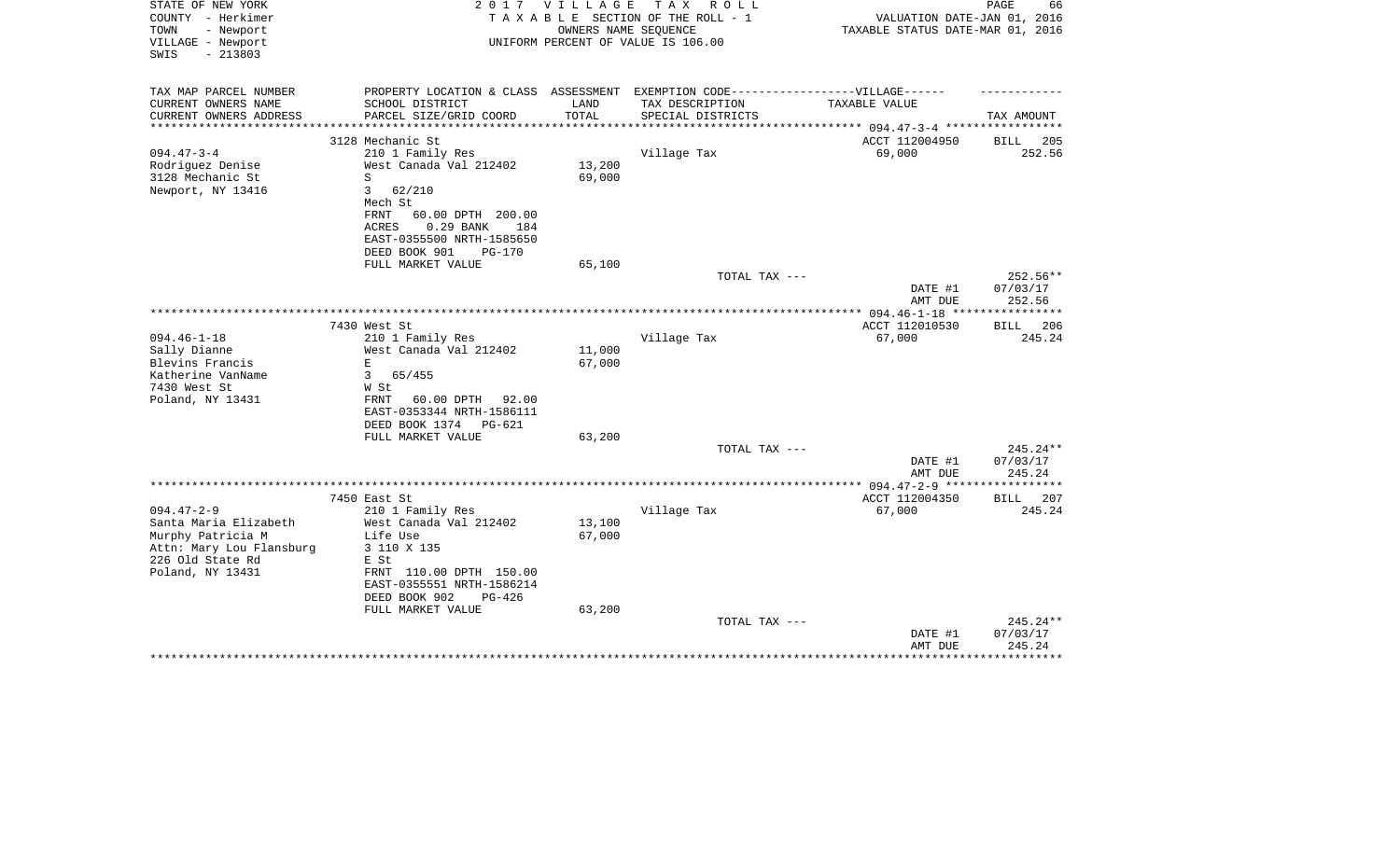STATE OF NEW YORK
COUNTY - Herkimer
TOWN - Newport
VILLAGE - Newport
SWIS - 213803

2 0 1 7 V I L L A G E T A X R O L L
T A X A B L E SECTION OF THE ROLL - 1
OWNERS NAME SEQUENCE
UNIFORM PERCENT OF VALUE IS 106.00

VALUATION DATE-JAN 01, 2016
TAXABLE STATUS DATE-MAR 01, 2016

| TAX MAP PARCEL NUMBER<br>CURRENT OWNERS NAME<br>CURRENT OWNERS ADDRESS | PROPERTY LOCATION & CLASS<br>SCHOOL DISTRICT<br>PARCEL SIZE/GRID COORD | ASSESSMENT<br>LAND<br>TOTAL | EXEMPTION CODE------VILLAGE------<br>TAX DESCRIPTION<br>SPECIAL DISTRICTS | TAXABLE VALUE | TAX AMOUNT |
|---|---|---|---|---|---|
| **094.47-3-4** | 3128 Mechanic St | | | ACCT 112004950 | BILL 205 |
| 094.47-3-4 | 210 1 Family Res | | Village Tax | 69,000 | 252.56 |
| Rodriguez Denise | West Canada Val 212402 | 13,200 | | | |
| 3128 Mechanic St | S | 69,000 | | | |
| Newport, NY 13416 | 3 62/210 | | | | |
| | Mech St | | | | |
| | FRNT 60.00 DPTH 200.00 | | | | |
| | ACRES 0.29 BANK 184 | | | | |
| | EAST-0355500 NRTH-1585650 | | | | |
| | DEED BOOK 901 PG-170 | | | | |
| | FULL MARKET VALUE | 65,100 | | | |
| | | | TOTAL TAX --- | | 252.56** |
| | | | | DATE #1 | 07/03/17 |
| | | | | AMT DUE | 252.56 |
| **094.46-1-18** | 7430 West St | | | ACCT 112010530 | BILL 206 |
| 094.46-1-18 | 210 1 Family Res | | Village Tax | 67,000 | 245.24 |
| Sally Dianne | West Canada Val 212402 | 11,000 | | | |
| Blevins Francis | E | 67,000 | | | |
| Katherine VanName | 3 65/455 | | | | |
| 7430 West St | W St | | | | |
| Poland, NY 13431 | FRNT 60.00 DPTH 92.00 | | | | |
| | EAST-0353344 NRTH-1586111 | | | | |
| | DEED BOOK 1374 PG-621 | | | | |
| | FULL MARKET VALUE | 63,200 | | | |
| | | | TOTAL TAX --- | | 245.24** |
| | | | | DATE #1 | 07/03/17 |
| | | | | AMT DUE | 245.24 |
| **094.47-2-9** | 7450 East St | | | ACCT 112004350 | BILL 207 |
| 094.47-2-9 | 210 1 Family Res | | Village Tax | 67,000 | 245.24 |
| Santa Maria Elizabeth | West Canada Val 212402 | 13,100 | | | |
| Murphy Patricia M | Life Use | 67,000 | | | |
| Attn: Mary Lou Flansburg | 3 110 X 135 | | | | |
| 226 Old State Rd | E St | | | | |
| Poland, NY 13431 | FRNT 110.00 DPTH 150.00 | | | | |
| | EAST-0355551 NRTH-1586214 | | | | |
| | DEED BOOK 902 PG-426 | | | | |
| | FULL MARKET VALUE | 63,200 | | | |
| | | | TOTAL TAX --- | | 245.24** |
| | | | | DATE #1 | 07/03/17 |
| | | | | AMT DUE | 245.24 |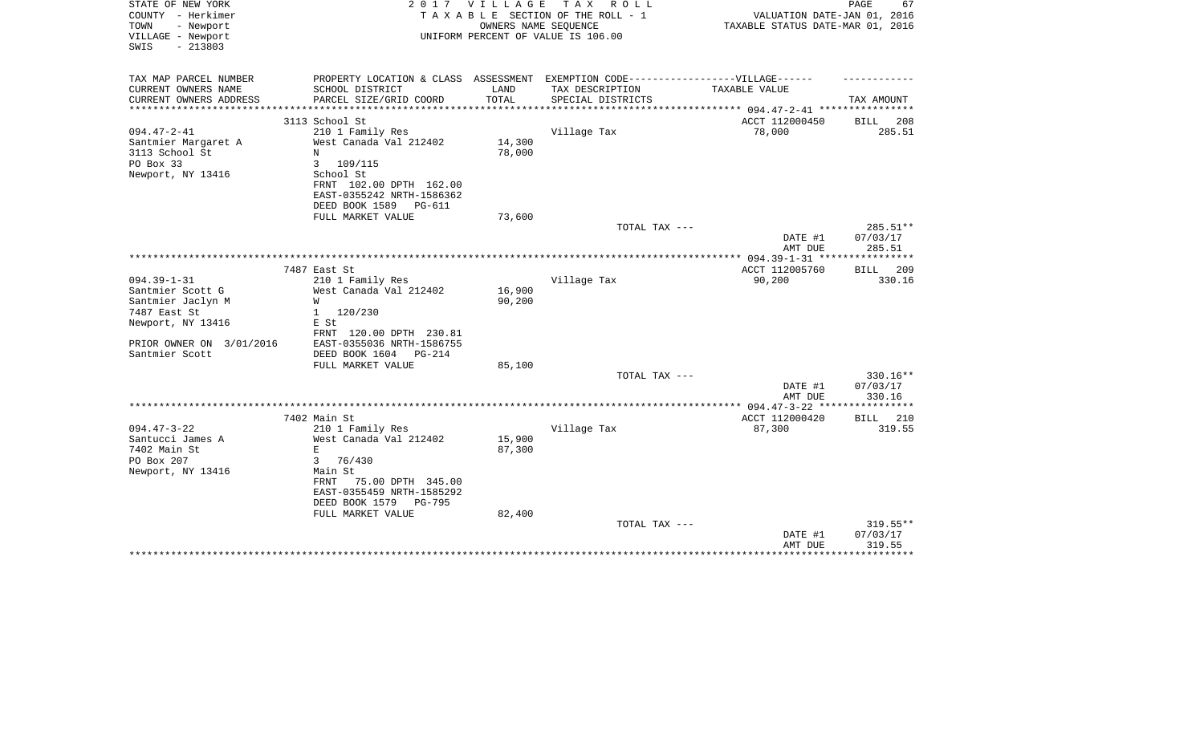STATE OF NEW YORK
COUNTY - Herkimer
TOWN - Newport
VILLAGE - Newport
SWIS - 213803

2 0 1 7 V I L L A G E T A X R O L L
T A X A B L E SECTION OF THE ROLL - 1
OWNERS NAME SEQUENCE
UNIFORM PERCENT OF VALUE IS 106.00

VALUATION DATE-JAN 01, 2016
TAXABLE STATUS DATE-MAR 01, 2016

| TAX MAP PARCEL NUMBER<br>CURRENT OWNERS NAME<br>CURRENT OWNERS ADDRESS | PROPERTY LOCATION & CLASS<br>SCHOOL DISTRICT<br>PARCEL SIZE/GRID COORD | ASSESSMENT<br>LAND<br>TOTAL | EXEMPTION CODE------------------VILLAGE------<br>TAX DESCRIPTION<br>SPECIAL DISTRICTS | TAXABLE VALUE | TAX AMOUNT |
|---|---|---|---|---|---|
| **094.47-2-41** | 3113 School St | | | ACCT 112000450 | BILL 208 |
| 094.47-2-41 | 210 1 Family Res | | Village Tax | 78,000 | 285.51 |
| Santmier Margaret A | West Canada Val 212402 | 14,300 | | | |
| 3113 School St | N | 78,000 | | | |
| PO Box 33 | 3 109/115 | | | | |
| Newport, NY 13416 | School St | | | | |
| | FRNT 102.00 DPTH 162.00 | | | | |
| | EAST-0355242 NRTH-1586362 | | | | |
| | DEED BOOK 1589 PG-611 | | | | |
| | FULL MARKET VALUE | 73,600 | | | |
| | | | TOTAL TAX --- | | 285.51** |
| | | | | DATE #1 | 07/03/17 |
| | | | | AMT DUE | 285.51 |
| **094.39-1-31** | 7487 East St | | | ACCT 112005760 | BILL 209 |
| 094.39-1-31 | 210 1 Family Res | | Village Tax | 90,200 | 330.16 |
| Santmier Scott G | West Canada Val 212402 | 16,900 | | | |
| Santmier Jaclyn M | W | 90,200 | | | |
| 7487 East St | 1 120/230 | | | | |
| Newport, NY 13416 | E St | | | | |
| | FRNT 120.00 DPTH 230.81 | | | | |
| PRIOR OWNER ON 3/01/2016 | EAST-0355036 NRTH-1586755 | | | | |
| Santmier Scott | DEED BOOK 1604 PG-214 | | | | |
| | FULL MARKET VALUE | 85,100 | | | |
| | | | TOTAL TAX --- | | 330.16** |
| | | | | DATE #1 | 07/03/17 |
| | | | | AMT DUE | 330.16 |
| **094.47-3-22** | 7402 Main St | | | ACCT 112000420 | BILL 210 |
| 094.47-3-22 | 210 1 Family Res | | Village Tax | 87,300 | 319.55 |
| Santucci James A | West Canada Val 212402 | 15,900 | | | |
| 7402 Main St | E | 87,300 | | | |
| PO Box 207 | 3 76/430 | | | | |
| Newport, NY 13416 | Main St | | | | |
| | FRNT 75.00 DPTH 345.00 | | | | |
| | EAST-0355459 NRTH-1585292 | | | | |
| | DEED BOOK 1579 PG-795 | | | | |
| | FULL MARKET VALUE | 82,400 | | | |
| | | | TOTAL TAX --- | | 319.55** |
| | | | | DATE #1 | 07/03/17 |
| | | | | AMT DUE | 319.55 |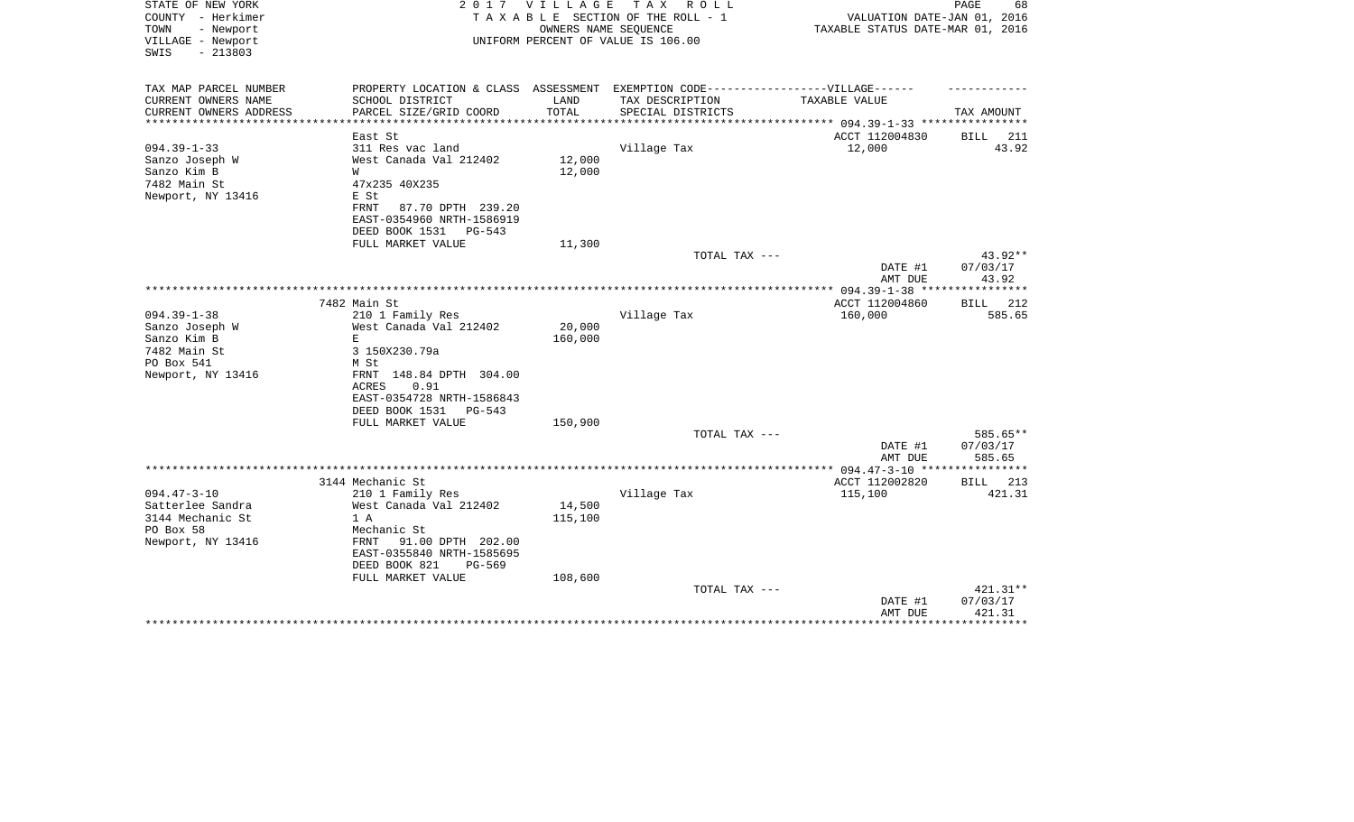STATE OF NEW YORK
COUNTY - Herkimer
TOWN - Newport
VILLAGE - Newport
SWIS - 213803

2 0 1 7 V I L L A G E T A X R O L L
T A X A B L E SECTION OF THE ROLL - 1
OWNERS NAME SEQUENCE
UNIFORM PERCENT OF VALUE IS 106.00

VALUATION DATE-JAN 01, 2016
TAXABLE STATUS DATE-MAR 01, 2016

| TAX MAP PARCEL NUMBER<br>CURRENT OWNERS NAME<br>CURRENT OWNERS ADDRESS | PROPERTY LOCATION & CLASS<br>SCHOOL DISTRICT<br>PARCEL SIZE/GRID COORD | ASSESSMENT<br>LAND<br>TOTAL | EXEMPTION CODE------VILLAGE------<br>TAX DESCRIPTION<br>SPECIAL DISTRICTS | TAXABLE VALUE | TAX AMOUNT |
|---|---|---|---|---|---|
| | East St | | | ACCT 112004830 | BILL 211 |
| 094.39-1-33 | 311 Res vac land | | Village Tax | 12,000 | 43.92 |
| Sanzo Joseph W | West Canada Val 212402 | 12,000 | | | |
| Sanzo Kim B | W | 12,000 | | | |
| 7482 Main St | 47x235 40X235 | | | | |
| Newport, NY 13416 | E St | | | | |
| | FRNT 87.70 DPTH 239.20 | | | | |
| | EAST-0354960 NRTH-1586919 | | | | |
| | DEED BOOK 1531 PG-543 | | | | |
| | FULL MARKET VALUE | 11,300 | | | |
| | | | TOTAL TAX --- | | 43.92** |
| | | | | DATE #1 | 07/03/17 |
| | | | | AMT DUE | 43.92 |
| | 7482 Main St | | | ACCT 112004860 | BILL 212 |
| 094.39-1-38 | 210 1 Family Res | | Village Tax | 160,000 | 585.65 |
| Sanzo Joseph W | West Canada Val 212402 | 20,000 | | | |
| Sanzo Kim B | E | 160,000 | | | |
| 7482 Main St | 3 150X230.79a | | | | |
| PO Box 541 | M St | | | | |
| Newport, NY 13416 | FRNT 148.84 DPTH 304.00 | | | | |
| | ACRES 0.91 | | | | |
| | EAST-0354728 NRTH-1586843 | | | | |
| | DEED BOOK 1531 PG-543 | | | | |
| | FULL MARKET VALUE | 150,900 | | | |
| | | | TOTAL TAX --- | | 585.65** |
| | | | | DATE #1 | 07/03/17 |
| | | | | AMT DUE | 585.65 |
| | 3144 Mechanic St | | | ACCT 112002820 | BILL 213 |
| 094.47-3-10 | 210 1 Family Res | | Village Tax | 115,100 | 421.31 |
| Satterlee Sandra | West Canada Val 212402 | 14,500 | | | |
| 3144 Mechanic St | 1 A | 115,100 | | | |
| PO Box 58 | Mechanic St | | | | |
| Newport, NY 13416 | FRNT 91.00 DPTH 202.00 | | | | |
| | EAST-0355840 NRTH-1585695 | | | | |
| | DEED BOOK 821 PG-569 | | | | |
| | FULL MARKET VALUE | 108,600 | | | |
| | | | TOTAL TAX --- | | 421.31** |
| | | | | DATE #1 | 07/03/17 |
| | | | | AMT DUE | 421.31 |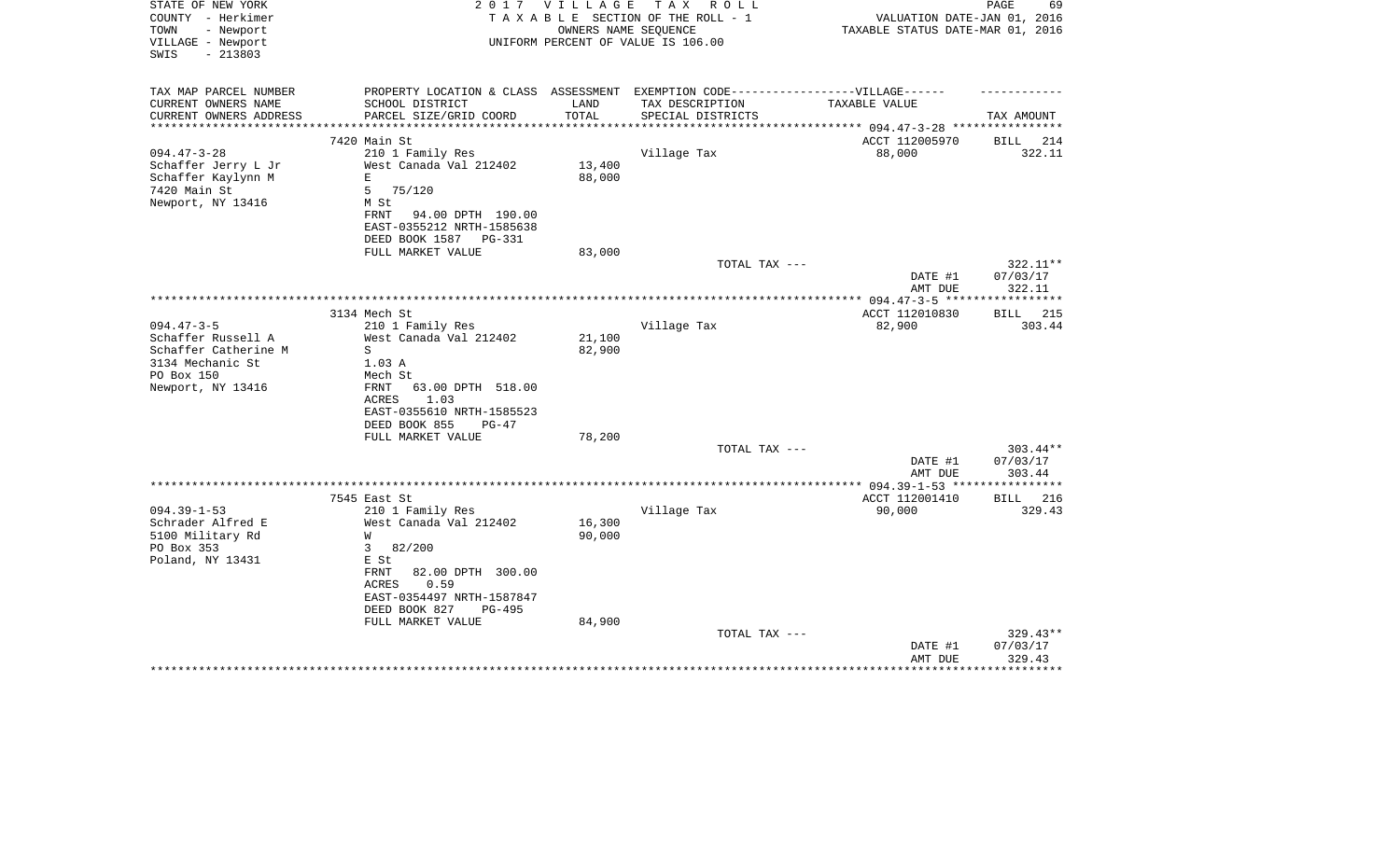STATE OF NEW YORK
COUNTY - Herkimer
TOWN - Newport
VILLAGE - Newport
SWIS - 213803

2 0 1 7 V I L L A G E T A X R O L L
T A X A B L E SECTION OF THE ROLL - 1
OWNERS NAME SEQUENCE
UNIFORM PERCENT OF VALUE IS 106.00

VALUATION DATE-JAN 01, 2016
TAXABLE STATUS DATE-MAR 01, 2016

| TAX MAP PARCEL NUMBER<br>CURRENT OWNERS NAME<br>CURRENT OWNERS ADDRESS | PROPERTY LOCATION & CLASS<br>SCHOOL DISTRICT<br>PARCEL SIZE/GRID COORD | ASSESSMENT<br>LAND<br>TOTAL | EXEMPTION CODE-----VILLAGE------<br>TAX DESCRIPTION<br>SPECIAL DISTRICTS | TAXABLE VALUE | TAX AMOUNT |
|---|---|---|---|---|---|
| | 7420 Main St | | | ACCT 112005970 | BILL 214 |
| 094.47-3-28 | 210 1 Family Res | | Village Tax | 88,000 | 322.11 |
| Schaffer Jerry L Jr | West Canada Val 212402 | 13,400 | | | |
| Schaffer Kaylynn M | E | 88,000 | | | |
| 7420 Main St | 5 75/120 | | | | |
| Newport, NY 13416 | M St | | | | |
| | FRNT 94.00 DPTH 190.00 | | | | |
| | EAST-0355212 NRTH-1585638 | | | | |
| | DEED BOOK 1587 PG-331 | | | | |
| | FULL MARKET VALUE | 83,000 | | | |
| | | | TOTAL TAX --- | | 322.11** |
| | | | | DATE #1 | 07/03/17 |
| | | | | AMT DUE | 322.11 |
| | 3134 Mech St | | | ACCT 112010830 | BILL 215 |
| 094.47-3-5 | 210 1 Family Res | | Village Tax | 82,900 | 303.44 |
| Schaffer Russell A | West Canada Val 212402 | 21,100 | | | |
| Schaffer Catherine M | S | 82,900 | | | |
| 3134 Mechanic St | 1.03 A | | | | |
| PO Box 150 | Mech St | | | | |
| Newport, NY 13416 | FRNT 63.00 DPTH 518.00 | | | | |
| | ACRES 1.03 | | | | |
| | EAST-0355610 NRTH-1585523 | | | | |
| | DEED BOOK 855 PG-47 | | | | |
| | FULL MARKET VALUE | 78,200 | | | |
| | | | TOTAL TAX --- | | 303.44** |
| | | | | DATE #1 | 07/03/17 |
| | | | | AMT DUE | 303.44 |
| | 7545 East St | | | ACCT 112001410 | BILL 216 |
| 094.39-1-53 | 210 1 Family Res | | Village Tax | 90,000 | 329.43 |
| Schrader Alfred E | West Canada Val 212402 | 16,300 | | | |
| 5100 Military Rd | W | 90,000 | | | |
| PO Box 353 | 3 82/200 | | | | |
| Poland, NY 13431 | E St | | | | |
| | FRNT 82.00 DPTH 300.00 | | | | |
| | ACRES 0.59 | | | | |
| | EAST-0354497 NRTH-1587847 | | | | |
| | DEED BOOK 827 PG-495 | | | | |
| | FULL MARKET VALUE | 84,900 | | | |
| | | | TOTAL TAX --- | | 329.43** |
| | | | | DATE #1 | 07/03/17 |
| | | | | AMT DUE | 329.43 |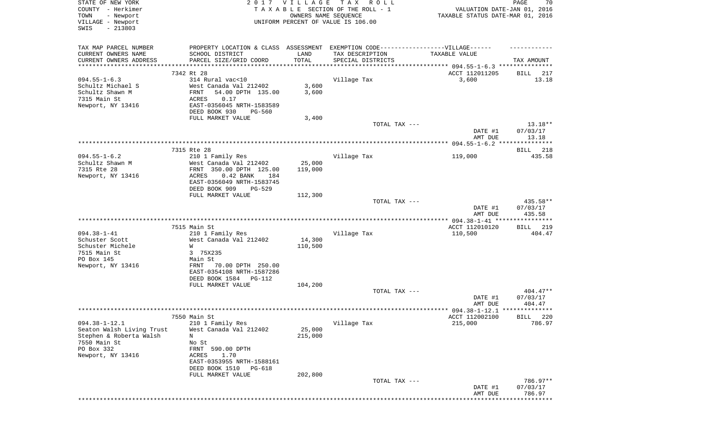STATE OF NEW YORK
COUNTY - Herkimer
TOWN - Newport
VILLAGE - Newport
SWIS - 213803

2017 VILLAGE TAX ROLL
TAXABLE SECTION OF THE ROLL - 1
OWNERS NAME SEQUENCE
UNIFORM PERCENT OF VALUE IS 106.00

VALUATION DATE-JAN 01, 2016
TAXABLE STATUS DATE-MAR 01, 2016

| TAX MAP PARCEL NUMBER / CURRENT OWNERS NAME / CURRENT OWNERS ADDRESS | PROPERTY LOCATION & CLASS / SCHOOL DISTRICT / PARCEL SIZE/GRID COORD | ASSESSMENT LAND / TOTAL | EXEMPTION CODE / TAX DESCRIPTION / SPECIAL DISTRICTS | TAXABLE VALUE | TAX AMOUNT |
|---|---|---|---|---|---|
| | 7342 Rt 28 | | | ACCT 112011205 | BILL 217 |
| 094.55-1-6.3 | 314 Rural vac<10 | | Village Tax | 3,600 | 13.18 |
| Schultz Michael S | West Canada Val 212402 | 3,600 | | | |
| Schultz Shawn M | FRNT 54.00 DPTH 135.00 | 3,600 | | | |
| 7315 Main St | ACRES 0.17 | | | | |
| Newport, NY 13416 | EAST-0356045 NRTH-1583589 | | | | |
| | DEED BOOK 930 PG-560 | | | | |
| | FULL MARKET VALUE | 3,400 | | | |
| | | | TOTAL TAX --- | | 13.18** |
| | | | | DATE #1 | 07/03/17 |
| | | | | AMT DUE | 13.18 |
| | 7315 Rte 28 | | | | BILL 218 |
| 094.55-1-6.2 | 210 1 Family Res | | Village Tax | 119,000 | 435.58 |
| Schultz Shawn M | West Canada Val 212402 | 25,000 | | | |
| 7315 Rte 28 | FRNT 350.00 DPTH 125.00 | 119,000 | | | |
| Newport, NY 13416 | ACRES 0.42 BANK 184 | | | | |
| | EAST-0356049 NRTH-1583745 | | | | |
| | DEED BOOK 909 PG-529 | | | | |
| | FULL MARKET VALUE | 112,300 | | | |
| | | | TOTAL TAX --- | | 435.58** |
| | | | | DATE #1 | 07/03/17 |
| | | | | AMT DUE | 435.58 |
| | 7515 Main St | | | ACCT 112010120 | BILL 219 |
| 094.38-1-41 | 210 1 Family Res | | Village Tax | 110,500 | 404.47 |
| Schuster Scott | West Canada Val 212402 | 14,300 | | | |
| Schuster Michele | W | 110,500 | | | |
| 7515 Main St | 3 75X235 | | | | |
| PO Box 145 | Main St | | | | |
| Newport, NY 13416 | FRNT 70.00 DPTH 250.00 | | | | |
| | EAST-0354108 NRTH-1587286 | | | | |
| | DEED BOOK 1584 PG-112 | | | | |
| | FULL MARKET VALUE | 104,200 | | | |
| | | | TOTAL TAX --- | | 404.47** |
| | | | | DATE #1 | 07/03/17 |
| | | | | AMT DUE | 404.47 |
| | 7550 Main St | | | ACCT 112002100 | BILL 220 |
| 094.38-1-12.1 | 210 1 Family Res | | Village Tax | 215,000 | 786.97 |
| Seaton Walsh Living Trust | West Canada Val 212402 | 25,000 | | | |
| Stephen & Roberta Walsh | N | 215,000 | | | |
| 7550 Main St | No St | | | | |
| PO Box 332 | FRNT 590.00 DPTH | | | | |
| Newport, NY 13416 | ACRES 1.70 | | | | |
| | EAST-0353955 NRTH-1588161 | | | | |
| | DEED BOOK 1510 PG-618 | | | | |
| | FULL MARKET VALUE | 202,800 | | | |
| | | | TOTAL TAX --- | | 786.97** |
| | | | | DATE #1 | 07/03/17 |
| | | | | AMT DUE | 786.97 |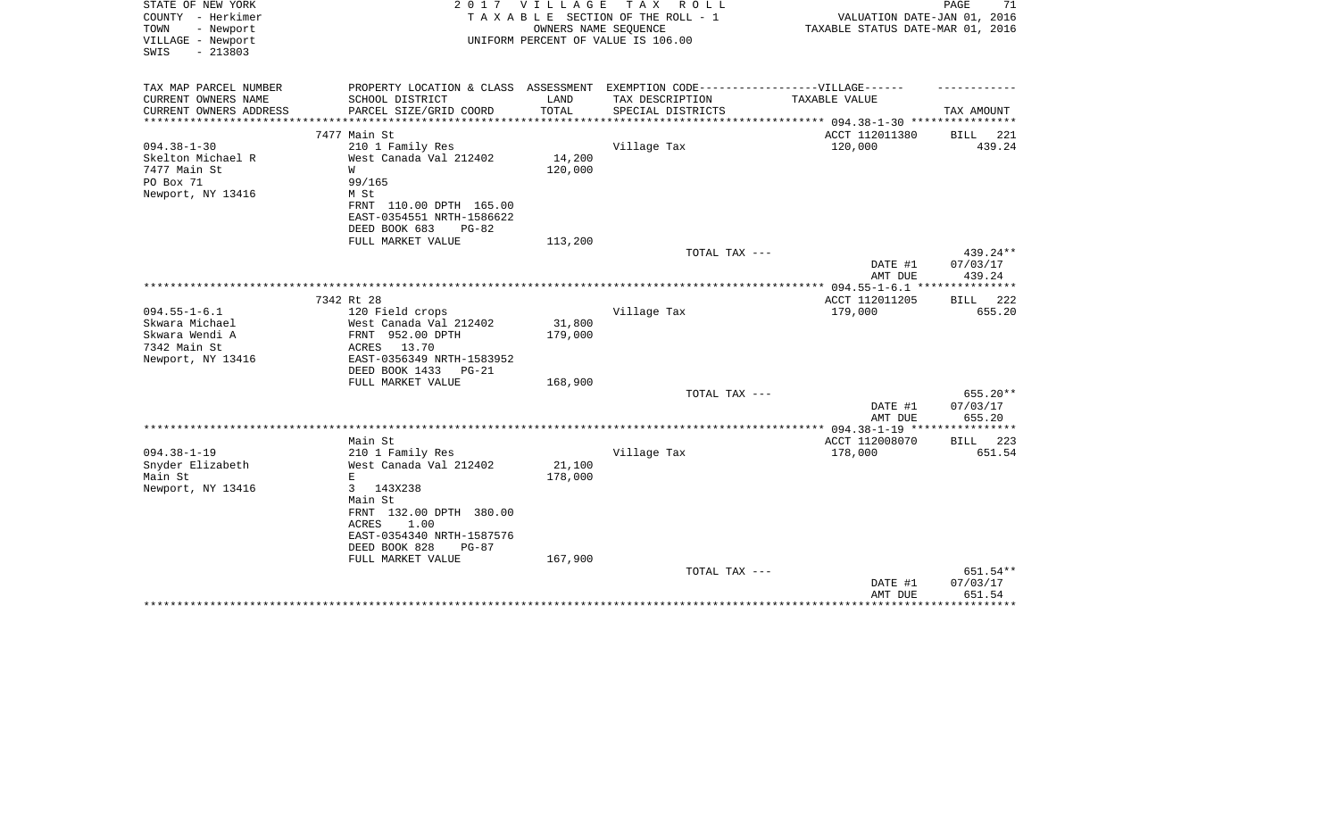STATE OF NEW YORK
COUNTY - Herkimer
TOWN - Newport
VILLAGE - Newport
SWIS - 213803

2 0 1 7 V I L L A G E T A X R O L L
T A X A B L E SECTION OF THE ROLL - 1
OWNERS NAME SEQUENCE
UNIFORM PERCENT OF VALUE IS 106.00

VALUATION DATE-JAN 01, 2016
TAXABLE STATUS DATE-MAR 01, 2016

| TAX MAP PARCEL NUMBER / CURRENT OWNERS NAME / CURRENT OWNERS ADDRESS | PROPERTY LOCATION & CLASS / SCHOOL DISTRICT / PARCEL SIZE/GRID COORD | ASSESSMENT LAND / TOTAL | EXEMPTION CODE-----VILLAGE------ TAX DESCRIPTION / SPECIAL DISTRICTS | TAXABLE VALUE | TAX AMOUNT |
|---|---|---|---|---|---|
| | 7477 Main St | | | ACCT 112011380 | BILL 221 |
| 094.38-1-30 | 210 1 Family Res | | Village Tax | 120,000 | 439.24 |
| Skelton Michael R | West Canada Val 212402 | 14,200 | | | |
| 7477 Main St | W | 120,000 | | | |
| PO Box 71 | 99/165 | | | | |
| Newport, NY 13416 | M St | | | | |
| | FRNT 110.00 DPTH 165.00 | | | | |
| | EAST-0354551 NRTH-1586622 | | | | |
| | DEED BOOK 683 PG-82 | | | | |
| | FULL MARKET VALUE | 113,200 | | | |
| | | | TOTAL TAX --- | | 439.24** |
| | | | | DATE #1 | 07/03/17 |
| | | | | AMT DUE | 439.24 |
| | 7342 Rt 28 | | | ACCT 112011205 | BILL 222 |
| 094.55-1-6.1 | 120 Field crops | | Village Tax | 179,000 | 655.20 |
| Skwara Michael | West Canada Val 212402 | 31,800 | | | |
| Skwara Wendi A | FRNT 952.00 DPTH | 179,000 | | | |
| 7342 Main St | ACRES 13.70 | | | | |
| Newport, NY 13416 | EAST-0356349 NRTH-1583952 | | | | |
| | DEED BOOK 1433 PG-21 | | | | |
| | FULL MARKET VALUE | 168,900 | | | |
| | | | TOTAL TAX --- | | 655.20** |
| | | | | DATE #1 | 07/03/17 |
| | | | | AMT DUE | 655.20 |
| | Main St | | | ACCT 112008070 | BILL 223 |
| 094.38-1-19 | 210 1 Family Res | | Village Tax | 178,000 | 651.54 |
| Snyder Elizabeth | West Canada Val 212402 | 21,100 | | | |
| Main St | E | 178,000 | | | |
| Newport, NY 13416 | 3 143X238 | | | | |
| | Main St | | | | |
| | FRNT 132.00 DPTH 380.00 | | | | |
| | ACRES 1.00 | | | | |
| | EAST-0354340 NRTH-1587576 | | | | |
| | DEED BOOK 828 PG-87 | | | | |
| | FULL MARKET VALUE | 167,900 | | | |
| | | | TOTAL TAX --- | | 651.54** |
| | | | | DATE #1 | 07/03/17 |
| | | | | AMT DUE | 651.54 |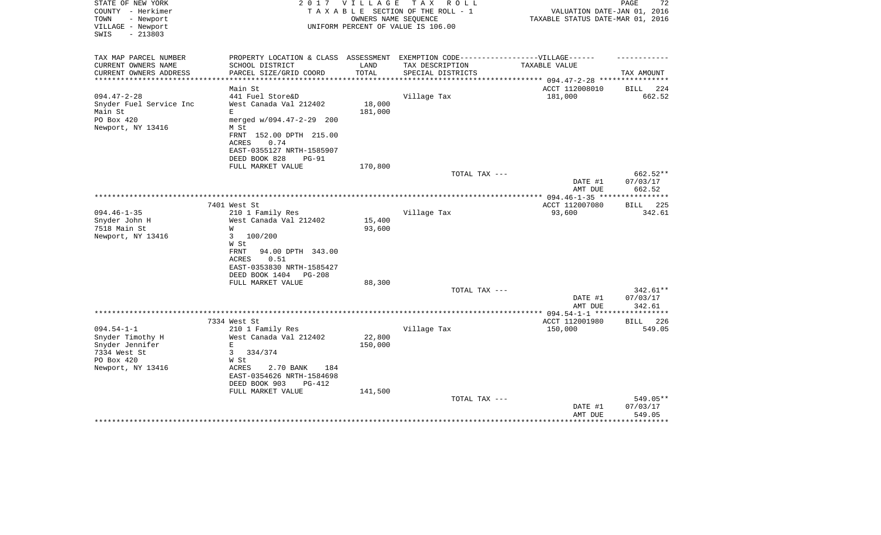STATE OF NEW YORK
COUNTY - Herkimer
TOWN - Newport
VILLAGE - Newport
SWIS - 213803

2 0 1 7 V I L L A G E T A X R O L L
T A X A B L E SECTION OF THE ROLL - 1
OWNERS NAME SEQUENCE
UNIFORM PERCENT OF VALUE IS 106.00

VALUATION DATE-JAN 01, 2016
TAXABLE STATUS DATE-MAR 01, 2016

| TAX MAP PARCEL NUMBER / CURRENT OWNERS NAME / CURRENT OWNERS ADDRESS | PROPERTY LOCATION & CLASS / SCHOOL DISTRICT / PARCEL SIZE/GRID COORD | ASSESSMENT LAND / TOTAL | EXEMPTION CODE--VILLAGE-- TAX DESCRIPTION / SPECIAL DISTRICTS | TAXABLE VALUE | TAX AMOUNT |
|---|---|---|---|---|---|
| 094.47-2-28 | Main St | | | ACCT 112008010 | BILL 224 |
| Snyder Fuel Service Inc | 441 Fuel Store&D | | Village Tax | 181,000 | 662.52 |
| Main St | West Canada Val 212402 | 18,000 | | | |
| PO Box 420 | E | 181,000 | | | |
| Newport, NY 13416 | merged w/094.47-2-29 200 | | | | |
| | M St | | | | |
| | FRNT 152.00 DPTH 215.00 | | | | |
| | ACRES 0.74 | | | | |
| | EAST-0355127 NRTH-1585907 | | | | |
| | DEED BOOK 828 PG-91 | | | | |
| | FULL MARKET VALUE | 170,800 | | | |
| | | | TOTAL TAX --- | | 662.52** |
| | | | | DATE #1 | 07/03/17 |
| | | | | AMT DUE | 662.52 |
| 094.46-1-35 | 7401 West St | | | ACCT 112007080 | BILL 225 |
| Snyder John H | 210 1 Family Res | | Village Tax | 93,600 | 342.61 |
| 7518 Main St | West Canada Val 212402 | 15,400 | | | |
| Newport, NY 13416 | W | 93,600 | | | |
| | 3 100/200 | | | | |
| | W St | | | | |
| | FRNT 94.00 DPTH 343.00 | | | | |
| | ACRES 0.51 | | | | |
| | EAST-0353830 NRTH-1585427 | | | | |
| | DEED BOOK 1404 PG-208 | | | | |
| | FULL MARKET VALUE | 88,300 | | | |
| | | | TOTAL TAX --- | | 342.61** |
| | | | | DATE #1 | 07/03/17 |
| | | | | AMT DUE | 342.61 |
| 094.54-1-1 | 7334 West St | | | ACCT 112001980 | BILL 226 |
| Snyder Timothy H | 210 1 Family Res | | Village Tax | 150,000 | 549.05 |
| Snyder Jennifer | West Canada Val 212402 | 22,800 | | | |
| 7334 West St | E | 150,000 | | | |
| PO Box 420 | 3 334/374 | | | | |
| Newport, NY 13416 | W St | | | | |
| | ACRES 2.70 BANK 184 | | | | |
| | EAST-0354626 NRTH-1584698 | | | | |
| | DEED BOOK 903 PG-412 | | | | |
| | FULL MARKET VALUE | 141,500 | | | |
| | | | TOTAL TAX --- | | 549.05** |
| | | | | DATE #1 | 07/03/17 |
| | | | | AMT DUE | 549.05 |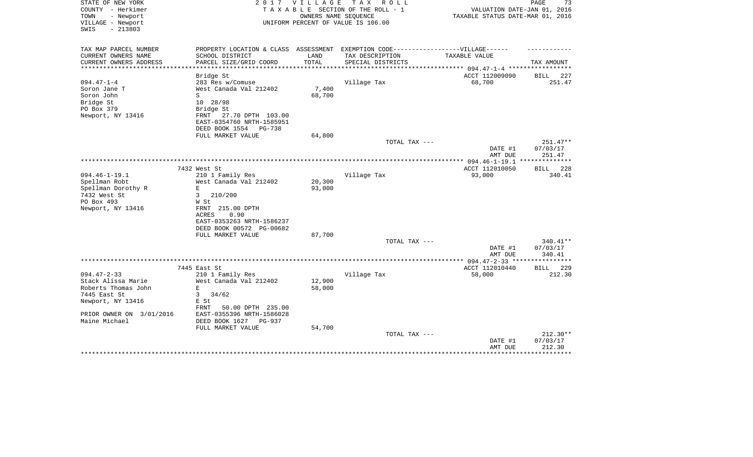STATE OF NEW YORK
COUNTY - Herkimer
TOWN - Newport
VILLAGE - Newport
SWIS - 213803

2 0 1 7 V I L L A G E T A X R O L L
T A X A B L E SECTION OF THE ROLL - 1
OWNERS NAME SEQUENCE
UNIFORM PERCENT OF VALUE IS 106.00

VALUATION DATE-JAN 01, 2016
TAXABLE STATUS DATE-MAR 01, 2016

| TAX MAP PARCEL NUMBER<br>CURRENT OWNERS NAME<br>CURRENT OWNERS ADDRESS | PROPERTY LOCATION & CLASS<br>SCHOOL DISTRICT<br>PARCEL SIZE/GRID COORD | ASSESSMENT<br>LAND<br>TOTAL | EXEMPTION CODE-----VILLAGE------<br>TAX DESCRIPTION<br>SPECIAL DISTRICTS | TAXABLE VALUE | TAX AMOUNT |
|---|---|---|---|---|---|
| 094.47-1-4 | Bridge St | | | ACCT 112009090 | BILL 227 |
| Soron Jane T | 283 Res w/Comuse | | Village Tax | 68,700 | 251.47 |
| Soron John | West Canada Val 212402 | 7,400 | | | |
| Bridge St | S | 68,700 | | | |
| PO Box 379 | 10 28/98 | | | | |
| Newport, NY 13416 | Bridge St | | | | |
| | FRNT 27.70 DPTH 103.00 | | | | |
| | EAST-0354760 NRTH-1585951 | | | | |
| | DEED BOOK 1554 PG-738 | | | | |
| | FULL MARKET VALUE | 64,800 | | | |
| | | | TOTAL TAX --- | | 251.47** |
| | | | | DATE #1 | 07/03/17 |
| | | | | AMT DUE | 251.47 |
| 094.46-1-19.1 | 7432 West St | | | ACCT 112010050 | BILL 228 |
| Spellman Robt | 210 1 Family Res | | Village Tax | 93,000 | 340.41 |
| Spellman Dorothy R | West Canada Val 212402 | 20,300 | | | |
| 7432 West St | E | 93,000 | | | |
| PO Box 493 | 3 210/200 | | | | |
| Newport, NY 13416 | W St | | | | |
| | FRNT 215.00 DPTH | | | | |
| | ACRES 0.90 | | | | |
| | EAST-0353263 NRTH-1586237 | | | | |
| | DEED BOOK 00572 PG-00682 | | | | |
| | FULL MARKET VALUE | 87,700 | | | |
| | | | TOTAL TAX --- | | 340.41** |
| | | | | DATE #1 | 07/03/17 |
| | | | | AMT DUE | 340.41 |
| 094.47-2-33 | 7445 East St | | | ACCT 112010440 | BILL 229 |
| Stack Alissa Marie | 210 1 Family Res | | Village Tax | 58,000 | 212.30 |
| Roberts Thomas John | West Canada Val 212402 | 12,900 | | | |
| 7445 East St | E | 58,000 | | | |
| Newport, NY 13416 | 3 34/62 | | | | |
| | E St | | | | |
| PRIOR OWNER ON 3/01/2016 | FRNT 50.00 DPTH 235.00 | | | | |
| Maine Michael | EAST-0355396 NRTH-1586028 | | | | |
| | DEED BOOK 1627 PG-937 | | | | |
| | FULL MARKET VALUE | 54,700 | | | |
| | | | TOTAL TAX --- | | 212.30** |
| | | | | DATE #1 | 07/03/17 |
| | | | | AMT DUE | 212.30 |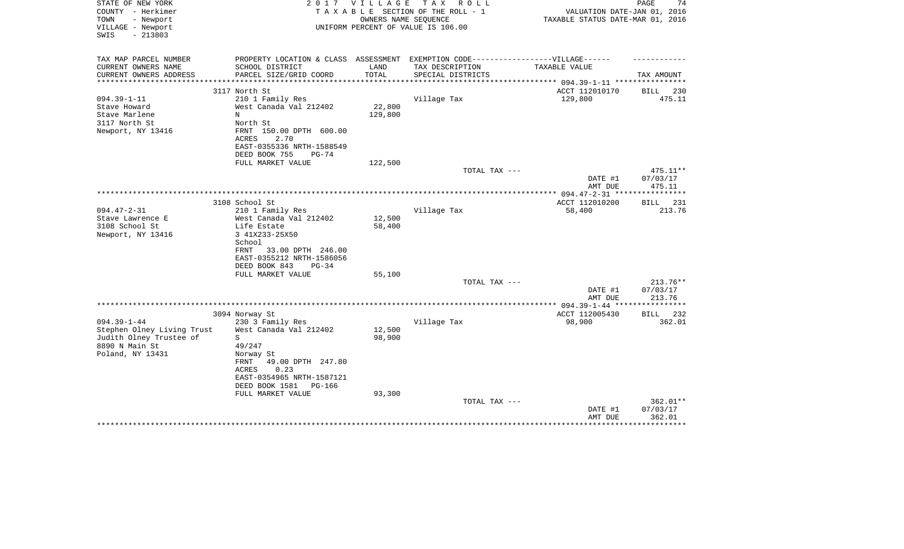STATE OF NEW YORK  
COUNTY - Herkimer  
TOWN - Newport  
VILLAGE - Newport  
SWIS - 213803

2 0 1 7 V I L L A G E T A X R O L L  
T A X A B L E SECTION OF THE ROLL - 1  
OWNERS NAME SEQUENCE  
UNIFORM PERCENT OF VALUE IS 106.00

VALUATION DATE-JAN 01, 2016  
TAXABLE STATUS DATE-MAR 01, 2016

| TAX MAP PARCEL NUMBER / CURRENT OWNERS NAME / CURRENT OWNERS ADDRESS | PROPERTY LOCATION & CLASS / SCHOOL DISTRICT / PARCEL SIZE/GRID COORD | ASSESSMENT LAND / TOTAL | EXEMPTION CODE-----VILLAGE------ TAX DESCRIPTION / SPECIAL DISTRICTS | TAXABLE VALUE | TAX AMOUNT |
|---|---|---|---|---|---|
| ******** 094.39-1-11 ******** | | | | | |
| | 3117 North St | | | ACCT 112010170 | BILL 230 |
| 094.39-1-11 | 210 1 Family Res | | Village Tax | 129,800 | 475.11 |
| Stave Howard | West Canada Val 212402 | 22,800 | | | |
| Stave Marlene | N | 129,800 | | | |
| 3117 North St | North St | | | | |
| Newport, NY 13416 | FRNT 150.00 DPTH 600.00 | | | | |
| | ACRES 2.70 | | | | |
| | EAST-0355336 NRTH-1588549 | | | | |
| | DEED BOOK 755 PG-74 | | | | |
| | FULL MARKET VALUE | 122,500 | | | |
| | | | TOTAL TAX --- | | 475.11** |
| | | | | DATE #1 | 07/03/17 |
| | | | | AMT DUE | 475.11 |
| ******** 094.47-2-31 ******** | | | | | |
| | 3108 School St | | | ACCT 112010200 | BILL 231 |
| 094.47-2-31 | 210 1 Family Res | | Village Tax | 58,400 | 213.76 |
| Stave Lawrence E | West Canada Val 212402 | 12,500 | | | |
| 3108 School St | Life Estate | 58,400 | | | |
| Newport, NY 13416 | 3 41X233-25X50 | | | | |
| | School | | | | |
| | FRNT 33.00 DPTH 246.00 | | | | |
| | EAST-0355212 NRTH-1586056 | | | | |
| | DEED BOOK 843 PG-34 | | | | |
| | FULL MARKET VALUE | 55,100 | | | |
| | | | TOTAL TAX --- | | 213.76** |
| | | | | DATE #1 | 07/03/17 |
| | | | | AMT DUE | 213.76 |
| ******** 094.39-1-44 ******** | | | | | |
| | 3094 Norway St | | | ACCT 112005430 | BILL 232 |
| 094.39-1-44 | 230 3 Family Res | | Village Tax | 98,900 | 362.01 |
| Stephen Olney Living Trust | West Canada Val 212402 | 12,500 | | | |
| Judith Olney Trustee of | S | 98,900 | | | |
| 8890 N Main St | 49/247 | | | | |
| Poland, NY 13431 | Norway St | | | | |
| | FRNT 49.00 DPTH 247.80 | | | | |
| | ACRES 0.23 | | | | |
| | EAST-0354965 NRTH-1587121 | | | | |
| | DEED BOOK 1581 PG-166 | | | | |
| | FULL MARKET VALUE | 93,300 | | | |
| | | | TOTAL TAX --- | | 362.01** |
| | | | | DATE #1 | 07/03/17 |
| | | | | AMT DUE | 362.01 |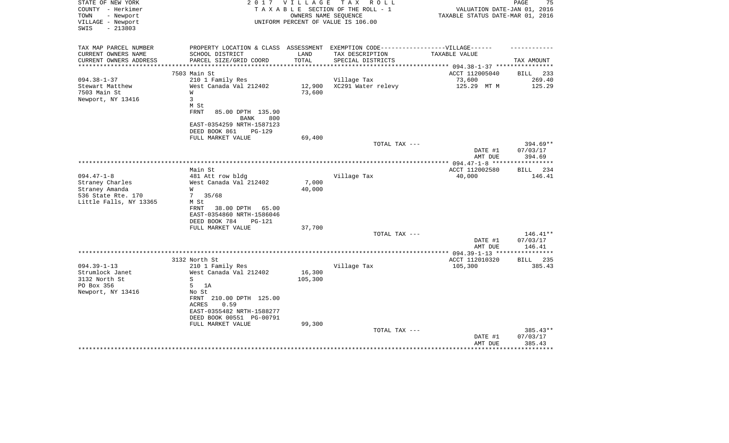STATE OF NEW YORK
COUNTY - Herkimer
TOWN - Newport
VILLAGE - Newport
SWIS - 213803

2 0 1 7 V I L L A G E T A X R O L L
T A X A B L E SECTION OF THE ROLL - 1
OWNERS NAME SEQUENCE
UNIFORM PERCENT OF VALUE IS 106.00

VALUATION DATE-JAN 01, 2016
TAXABLE STATUS DATE-MAR 01, 2016

| TAX MAP PARCEL NUMBER<br>CURRENT OWNERS NAME<br>CURRENT OWNERS ADDRESS | PROPERTY LOCATION & CLASS<br>SCHOOL DISTRICT<br>PARCEL SIZE/GRID COORD | ASSESSMENT<br>LAND<br>TOTAL | EXEMPTION CODE------VILLAGE------<br>TAX DESCRIPTION<br>SPECIAL DISTRICTS | TAXABLE VALUE | TAX AMOUNT |
|---|---|---|---|---|---|
| 094.38-1-37 | 7503 Main St | | | ACCT 112005040 | BILL 233 |
| Stewart Matthew | 210 1 Family Res | | Village Tax | 73,600 | 269.40 |
| 7503 Main St | West Canada Val 212402 | 12,900 | XC291 Water relevy | 125.29 MT M | 125.29 |
| Newport, NY 13416 | W | 73,600 | | | |
| | 3 | | | | |
| | M St | | | | |
| | FRNT 85.00 DPTH 135.90 | | | | |
| | BANK 800 | | | | |
| | EAST-0354259 NRTH-1587123 | | | | |
| | DEED BOOK 861 PG-129 | | | | |
| | FULL MARKET VALUE | 69,400 | | | |
| | | | TOTAL TAX --- | | 394.69** |
| | | | | DATE #1 | 07/03/17 |
| | | | | AMT DUE | 394.69 |
| 094.47-1-8 | Main St | | | ACCT 112002580 | BILL 234 |
| Straney Charles | 481 Att row bldg | | Village Tax | 40,000 | 146.41 |
| Straney Amanda | West Canada Val 212402 | 7,000 | | | |
| 536 State Rte. 170 | W | 40,000 | | | |
| Little Falls, NY 13365 | 7 35/68 | | | | |
| | M St | | | | |
| | FRNT 38.00 DPTH 65.00 | | | | |
| | EAST-0354860 NRTH-1586046 | | | | |
| | DEED BOOK 784 PG-121 | | | | |
| | FULL MARKET VALUE | 37,700 | | | |
| | | | TOTAL TAX --- | | 146.41** |
| | | | | DATE #1 | 07/03/17 |
| | | | | AMT DUE | 146.41 |
| 094.39-1-13 | 3132 North St | | | ACCT 112010320 | BILL 235 |
| Strumlock Janet | 210 1 Family Res | | Village Tax | 105,300 | 385.43 |
| 3132 North St | West Canada Val 212402 | 16,300 | | | |
| PO Box 356 | S | 105,300 | | | |
| Newport, NY 13416 | 5 1A | | | | |
| | No St | | | | |
| | FRNT 210.00 DPTH 125.00 | | | | |
| | ACRES 0.59 | | | | |
| | EAST-0355482 NRTH-1588277 | | | | |
| | DEED BOOK 00551 PG-00791 | | | | |
| | FULL MARKET VALUE | 99,300 | | | |
| | | | TOTAL TAX --- | | 385.43** |
| | | | | DATE #1 | 07/03/17 |
| | | | | AMT DUE | 385.43 |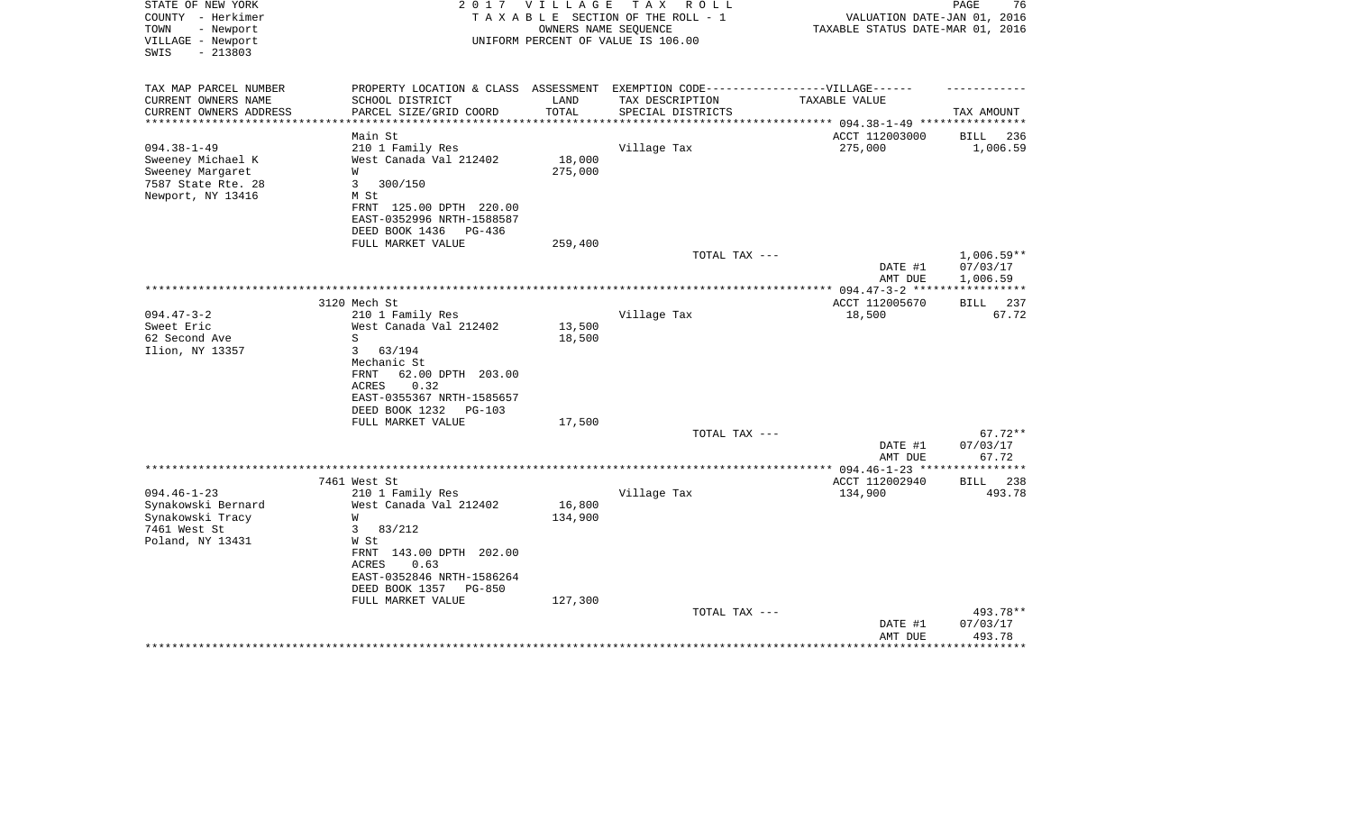STATE OF NEW YORK | COUNTY - Herkimer | TOWN - Newport | VILLAGE - Newport | SWIS - 213803

**2017 VILLAGE TAX ROLL**
TAXABLE SECTION OF THE ROLL - 1
OWNERS NAME SEQUENCE
UNIFORM PERCENT OF VALUE IS 106.00

VALUATION DATE-JAN 01, 2016
TAXABLE STATUS DATE-MAR 01, 2016

| TAX MAP PARCEL NUMBER / CURRENT OWNERS NAME / CURRENT OWNERS ADDRESS | PROPERTY LOCATION & CLASS / SCHOOL DISTRICT / PARCEL SIZE/GRID COORD | ASSESSMENT LAND / TOTAL | EXEMPTION CODE / TAX DESCRIPTION / SPECIAL DISTRICTS | TAXABLE VALUE | TAX AMOUNT |
|---|---|---|---|---|---|
| | Main St | | | ACCT 112003000 | BILL 236 |
| 094.38-1-49 | 210 1 Family Res | | Village Tax | 275,000 | 1,006.59 |
| Sweeney Michael K | West Canada Val 212402 | 18,000 | | | |
| Sweeney Margaret | W | 275,000 | | | |
| 7587 State Rte. 28 | 3 300/150 | | | | |
| Newport, NY 13416 | M St | | | | |
| | FRNT 125.00 DPTH 220.00 | | | | |
| | EAST-0352996 NRTH-1588587 | | | | |
| | DEED BOOK 1436 PG-436 | | | | |
| | FULL MARKET VALUE | 259,400 | | | |
| | | | TOTAL TAX --- | | 1,006.59** |
| | | | | DATE #1 | 07/03/17 |
| | | | | AMT DUE | 1,006.59 |
| | 3120 Mech St | | | ACCT 112005670 | BILL 237 |
| 094.47-3-2 | 210 1 Family Res | | Village Tax | 18,500 | 67.72 |
| Sweet Eric | West Canada Val 212402 | 13,500 | | | |
| 62 Second Ave | S | 18,500 | | | |
| Ilion, NY 13357 | 3 63/194 | | | | |
| | Mechanic St | | | | |
| | FRNT 62.00 DPTH 203.00 | | | | |
| | ACRES 0.32 | | | | |
| | EAST-0355367 NRTH-1585657 | | | | |
| | DEED BOOK 1232 PG-103 | | | | |
| | FULL MARKET VALUE | 17,500 | | | |
| | | | TOTAL TAX --- | | 67.72** |
| | | | | DATE #1 | 07/03/17 |
| | | | | AMT DUE | 67.72 |
| | 7461 West St | | | ACCT 112002940 | BILL 238 |
| 094.46-1-23 | 210 1 Family Res | | Village Tax | 134,900 | 493.78 |
| Synakowski Bernard | West Canada Val 212402 | 16,800 | | | |
| Synakowski Tracy | W | 134,900 | | | |
| 7461 West St | 3 83/212 | | | | |
| Poland, NY 13431 | W St | | | | |
| | FRNT 143.00 DPTH 202.00 | | | | |
| | ACRES 0.63 | | | | |
| | EAST-0352846 NRTH-1586264 | | | | |
| | DEED BOOK 1357 PG-850 | | | | |
| | FULL MARKET VALUE | 127,300 | | | |
| | | | TOTAL TAX --- | | 493.78** |
| | | | | DATE #1 | 07/03/17 |
| | | | | AMT DUE | 493.78 |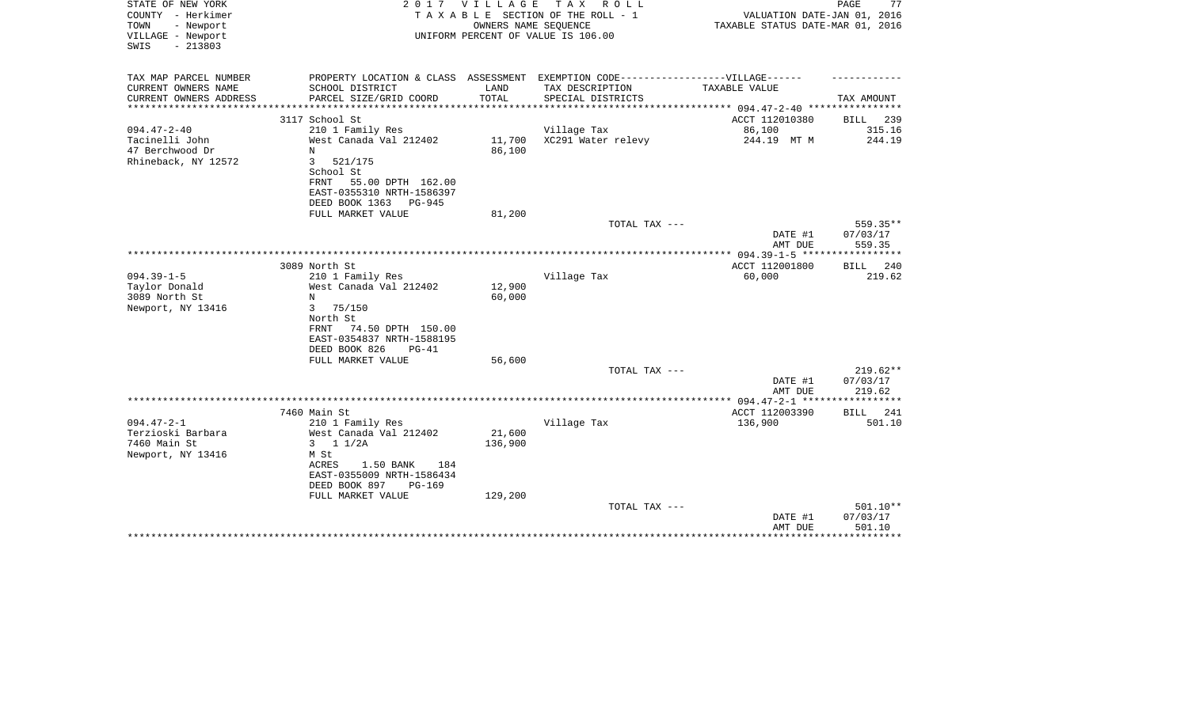STATE OF NEW YORK
COUNTY - Herkimer
TOWN - Newport
VILLAGE - Newport
SWIS - 213803

2 0 1 7 V I L L A G E T A X R O L L
T A X A B L E SECTION OF THE ROLL - 1
OWNERS NAME SEQUENCE
UNIFORM PERCENT OF VALUE IS 106.00

VALUATION DATE-JAN 01, 2016
TAXABLE STATUS DATE-MAR 01, 2016

| TAX MAP PARCEL NUMBER<br>CURRENT OWNERS NAME<br>CURRENT OWNERS ADDRESS | PROPERTY LOCATION & CLASS<br>SCHOOL DISTRICT<br>PARCEL SIZE/GRID COORD | ASSESSMENT<br>LAND<br>TOTAL | EXEMPTION CODE-----VILLAGE------<br>TAX DESCRIPTION<br>SPECIAL DISTRICTS | TAXABLE VALUE | TAX AMOUNT |
|---|---|---|---|---|---|
| **094.47-2-40** | 3117 School St | | | ACCT 112010380 | BILL 239 |
| 094.47-2-40 | 210 1 Family Res | | Village Tax | 86,100 | 315.16 |
| Tacinelli John | West Canada Val 212402 | 11,700 | XC291 Water relevy | 244.19 MT M | 244.19 |
| 47 Berchwood Dr | N | 86,100 | | | |
| Rhineback, NY 12572 | 3 521/175 | | | | |
| | School St | | | | |
| | FRNT 55.00 DPTH 162.00 | | | | |
| | EAST-0355310 NRTH-1586397 | | | | |
| | DEED BOOK 1363 PG-945 | | | | |
| | FULL MARKET VALUE | 81,200 | | | |
| | | | TOTAL TAX --- | | 559.35** |
| | | | | DATE #1 | 07/03/17 |
| | | | | AMT DUE | 559.35 |
| **094.39-1-5** | 3089 North St | | | ACCT 112001800 | BILL 240 |
| 094.39-1-5 | 210 1 Family Res | | Village Tax | 60,000 | 219.62 |
| Taylor Donald | West Canada Val 212402 | 12,900 | | | |
| 3089 North St | N | 60,000 | | | |
| Newport, NY 13416 | 3 75/150 | | | | |
| | North St | | | | |
| | FRNT 74.50 DPTH 150.00 | | | | |
| | EAST-0354837 NRTH-1588195 | | | | |
| | DEED BOOK 826 PG-41 | | | | |
| | FULL MARKET VALUE | 56,600 | | | |
| | | | TOTAL TAX --- | | 219.62** |
| | | | | DATE #1 | 07/03/17 |
| | | | | AMT DUE | 219.62 |
| **094.47-2-1** | 7460 Main St | | | ACCT 112003390 | BILL 241 |
| 094.47-2-1 | 210 1 Family Res | | Village Tax | 136,900 | 501.10 |
| Terzioski Barbara | West Canada Val 212402 | 21,600 | | | |
| 7460 Main St | 3 1 1/2A | 136,900 | | | |
| Newport, NY 13416 | M St | | | | |
| | ACRES 1.50 BANK 184 | | | | |
| | EAST-0355009 NRTH-1586434 | | | | |
| | DEED BOOK 897 PG-169 | | | | |
| | FULL MARKET VALUE | 129,200 | | | |
| | | | TOTAL TAX --- | | 501.10** |
| | | | | DATE #1 | 07/03/17 |
| | | | | AMT DUE | 501.10 |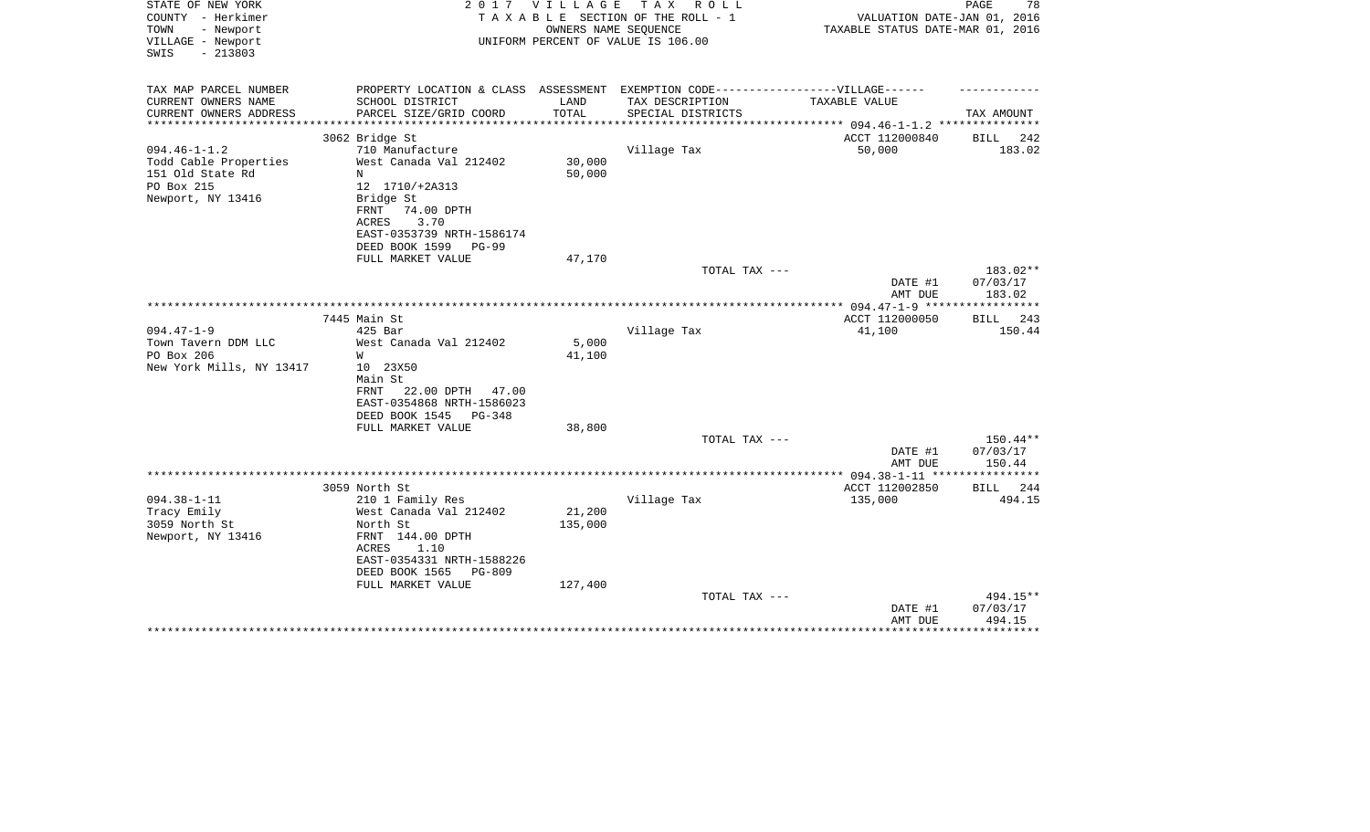STATE OF NEW YORK
COUNTY - Herkimer
TOWN - Newport
VILLAGE - Newport
SWIS - 213803

2 0 1 7 V I L L A G E T A X R O L L
T A X A B L E SECTION OF THE ROLL - 1
OWNERS NAME SEQUENCE
UNIFORM PERCENT OF VALUE IS 106.00

VALUATION DATE-JAN 01, 2016
TAXABLE STATUS DATE-MAR 01, 2016

| TAX MAP PARCEL NUMBER<br>CURRENT OWNERS NAME<br>CURRENT OWNERS ADDRESS | PROPERTY LOCATION & CLASS<br>SCHOOL DISTRICT<br>PARCEL SIZE/GRID COORD | ASSESSMENT<br>LAND<br>TOTAL | EXEMPTION CODE------------------VILLAGE------<br>TAX DESCRIPTION<br>SPECIAL DISTRICTS | TAXABLE VALUE | TAX AMOUNT |
|---|---|---|---|---|---|
| | 3062 Bridge St | | | ACCT 112000840 | BILL 242 |
| 094.46-1-1.2 | 710 Manufacture | | Village Tax | 50,000 | 183.02 |
| Todd Cable Properties | West Canada Val 212402 | 30,000 | | | |
| 151 Old State Rd | N | 50,000 | | | |
| PO Box 215 | 12 1710/+2A313 | | | | |
| Newport, NY 13416 | Bridge St | | | | |
| | FRNT 74.00 DPTH | | | | |
| | ACRES 3.70 | | | | |
| | EAST-0353739 NRTH-1586174 | | | | |
| | DEED BOOK 1599 PG-99 | | | | |
| | FULL MARKET VALUE | 47,170 | | | |
| | | | TOTAL TAX --- | | 183.02** |
| | | | | DATE #1 | 07/03/17 |
| | | | | AMT DUE | 183.02 |
| | 7445 Main St | | | ACCT 112000050 | BILL 243 |
| 094.47-1-9 | 425 Bar | | Village Tax | 41,100 | 150.44 |
| Town Tavern DDM LLC | West Canada Val 212402 | 5,000 | | | |
| PO Box 206 | W | 41,100 | | | |
| New York Mills, NY 13417 | 10 23X50 | | | | |
| | Main St | | | | |
| | FRNT 22.00 DPTH 47.00 | | | | |
| | EAST-0354868 NRTH-1586023 | | | | |
| | DEED BOOK 1545 PG-348 | | | | |
| | FULL MARKET VALUE | 38,800 | | | |
| | | | TOTAL TAX --- | | 150.44** |
| | | | | DATE #1 | 07/03/17 |
| | | | | AMT DUE | 150.44 |
| | 3059 North St | | | ACCT 112002850 | BILL 244 |
| 094.38-1-11 | 210 1 Family Res | | Village Tax | 135,000 | 494.15 |
| Tracy Emily | West Canada Val 212402 | 21,200 | | | |
| 3059 North St | North St | 135,000 | | | |
| Newport, NY 13416 | FRNT 144.00 DPTH | | | | |
| | ACRES 1.10 | | | | |
| | EAST-0354331 NRTH-1588226 | | | | |
| | DEED BOOK 1565 PG-809 | | | | |
| | FULL MARKET VALUE | 127,400 | | | |
| | | | TOTAL TAX --- | | 494.15** |
| | | | | DATE #1 | 07/03/17 |
| | | | | AMT DUE | 494.15 |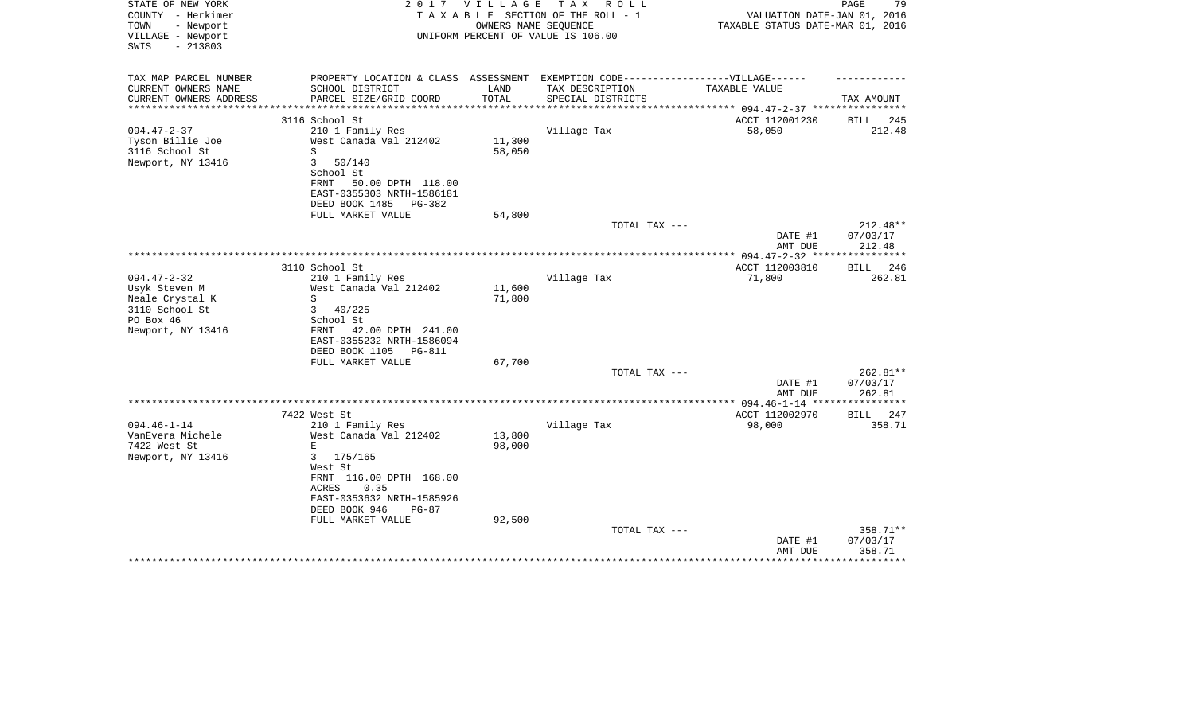STATE OF NEW YORK — 2017 VILLAGE TAX ROLL
COUNTY - Herkimer — TAXABLE SECTION OF THE ROLL - 1 — VALUATION DATE-JAN 01, 2016
TOWN - Newport — OWNERS NAME SEQUENCE — TAXABLE STATUS DATE-MAR 01, 2016
VILLAGE - Newport — UNIFORM PERCENT OF VALUE IS 106.00
SWIS - 213803

| TAX MAP PARCEL NUMBER / CURRENT OWNERS NAME / CURRENT OWNERS ADDRESS | PROPERTY LOCATION & CLASS / SCHOOL DISTRICT / PARCEL SIZE/GRID COORD | ASSESSMENT LAND / TOTAL | EXEMPTION CODE / TAX DESCRIPTION / SPECIAL DISTRICTS | VILLAGE TAXABLE VALUE | TAX AMOUNT |
|---|---|---|---|---|---|
| **094.47-2-37** | 3116 School St | | | ACCT 112001230 | BILL 245 |
| Tyson Billie Joe | 210 1 Family Res | | Village Tax | 58,050 | 212.48 |
| 3116 School St | West Canada Val 212402 | 11,300 | | | |
| Newport, NY 13416 | S | 58,050 | | | |
| | 3 50/140 | | | | |
| | School St | | | | |
| | FRNT 50.00 DPTH 118.00 | | | | |
| | EAST-0355303 NRTH-1586181 | | | | |
| | DEED BOOK 1485 PG-382 | | | | |
| | FULL MARKET VALUE | 54,800 | | | |
| | | | TOTAL TAX --- | | 212.48** |
| | | | | DATE #1 | 07/03/17 |
| | | | | AMT DUE | 212.48 |
| **094.47-2-32** | 3110 School St | | | ACCT 112003810 | BILL 246 |
| Usyk Steven M | 210 1 Family Res | | Village Tax | 71,800 | 262.81 |
| Neale Crystal K | West Canada Val 212402 | 11,600 | | | |
| 3110 School St | S | 71,800 | | | |
| PO Box 46 | 3 40/225 | | | | |
| Newport, NY 13416 | School St | | | | |
| | FRNT 42.00 DPTH 241.00 | | | | |
| | EAST-0355232 NRTH-1586094 | | | | |
| | DEED BOOK 1105 PG-811 | | | | |
| | FULL MARKET VALUE | 67,700 | | | |
| | | | TOTAL TAX --- | | 262.81** |
| | | | | DATE #1 | 07/03/17 |
| | | | | AMT DUE | 262.81 |
| **094.46-1-14** | 7422 West St | | | ACCT 112002970 | BILL 247 |
| VanEvera Michele | 210 1 Family Res | | Village Tax | 98,000 | 358.71 |
| 7422 West St | West Canada Val 212402 | 13,800 | | | |
| Newport, NY 13416 | E | 98,000 | | | |
| | 3 175/165 | | | | |
| | West St | | | | |
| | FRNT 116.00 DPTH 168.00 | | | | |
| | ACRES 0.35 | | | | |
| | EAST-0353632 NRTH-1585926 | | | | |
| | DEED BOOK 946 PG-87 | | | | |
| | FULL MARKET VALUE | 92,500 | | | |
| | | | TOTAL TAX --- | | 358.71** |
| | | | | DATE #1 | 07/03/17 |
| | | | | AMT DUE | 358.71 |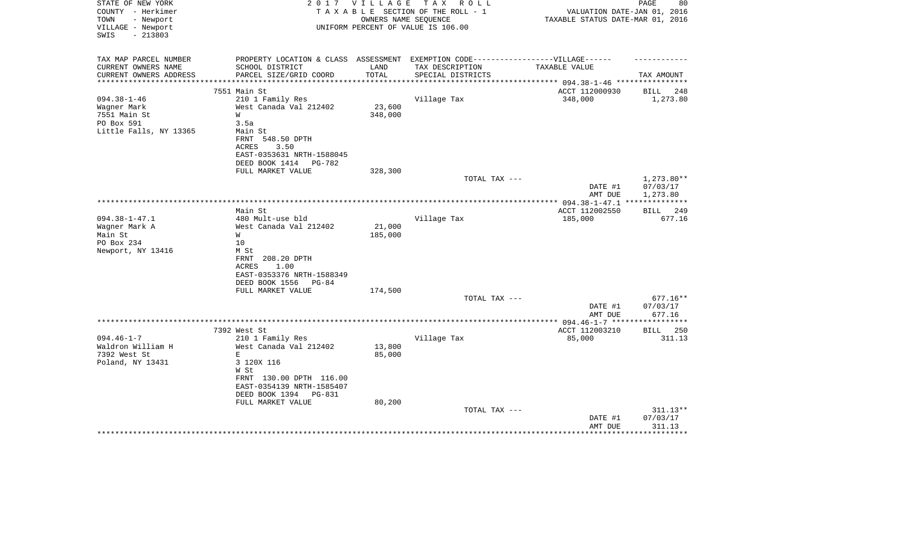STATE OF NEW YORK
COUNTY - Herkimer
TOWN - Newport
VILLAGE - Newport
SWIS - 213803

2 0 1 7 V I L L A G E T A X R O L L
T A X A B L E SECTION OF THE ROLL - 1
OWNERS NAME SEQUENCE
UNIFORM PERCENT OF VALUE IS 106.00

VALUATION DATE-JAN 01, 2016
TAXABLE STATUS DATE-MAR 01, 2016

| TAX MAP PARCEL NUMBER<br>CURRENT OWNERS NAME<br>CURRENT OWNERS ADDRESS | PROPERTY LOCATION & CLASS<br>SCHOOL DISTRICT<br>PARCEL SIZE/GRID COORD | ASSESSMENT<br>LAND<br>TOTAL | EXEMPTION CODE------VILLAGE------<br>TAX DESCRIPTION<br>SPECIAL DISTRICTS | TAXABLE VALUE | TAX AMOUNT |
|---|---|---|---|---|---|
| | 7551 Main St | | | ACCT 112000930 | BILL 248 |
| 094.38-1-46 | 210 1 Family Res | | Village Tax | 348,000 | 1,273.80 |
| Wagner Mark | West Canada Val 212402 | 23,600 | | | |
| 7551 Main St | W | 348,000 | | | |
| PO Box 591 | 3.5a | | | | |
| Little Falls, NY 13365 | Main St | | | | |
| | FRNT 548.50 DPTH | | | | |
| | ACRES 3.50 | | | | |
| | EAST-0353631 NRTH-1588045 | | | | |
| | DEED BOOK 1414 PG-782 | | | | |
| | FULL MARKET VALUE | 328,300 | | | |
| | | | TOTAL TAX --- | | 1,273.80** |
| | | | | DATE #1 | 07/03/17 |
| | | | | AMT DUE | 1,273.80 |
| | Main St | | | ACCT 112002550 | BILL 249 |
| 094.38-1-47.1 | 480 Mult-use bld | | Village Tax | 185,000 | 677.16 |
| Wagner Mark A | West Canada Val 212402 | 21,000 | | | |
| Main St | W | 185,000 | | | |
| PO Box 234 | 10 | | | | |
| Newport, NY 13416 | M St | | | | |
| | FRNT 208.20 DPTH | | | | |
| | ACRES 1.00 | | | | |
| | EAST-0353376 NRTH-1588349 | | | | |
| | DEED BOOK 1556 PG-84 | | | | |
| | FULL MARKET VALUE | 174,500 | | | |
| | | | TOTAL TAX --- | | 677.16** |
| | | | | DATE #1 | 07/03/17 |
| | | | | AMT DUE | 677.16 |
| | 7392 West St | | | ACCT 112003210 | BILL 250 |
| 094.46-1-7 | 210 1 Family Res | | Village Tax | 85,000 | 311.13 |
| Waldron William H | West Canada Val 212402 | 13,800 | | | |
| 7392 West St | E | 85,000 | | | |
| Poland, NY 13431 | 3 120X 116 | | | | |
| | W St | | | | |
| | FRNT 130.00 DPTH 116.00 | | | | |
| | EAST-0354139 NRTH-1585407 | | | | |
| | DEED BOOK 1394 PG-831 | | | | |
| | FULL MARKET VALUE | 80,200 | | | |
| | | | TOTAL TAX --- | | 311.13** |
| | | | | DATE #1 | 07/03/17 |
| | | | | AMT DUE | 311.13 |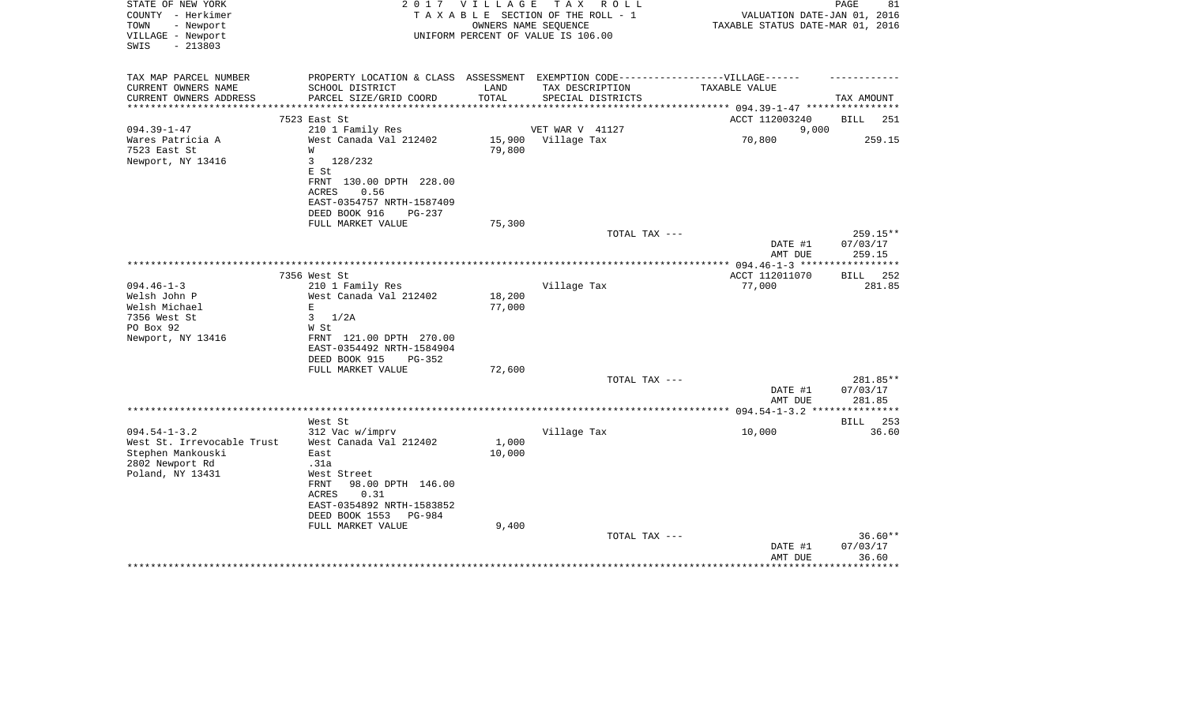STATE OF NEW YORK
COUNTY - Herkimer
TOWN - Newport
VILLAGE - Newport
SWIS - 213803

2017 VILLAGE TAX ROLL
TAXABLE SECTION OF THE ROLL - 1
OWNERS NAME SEQUENCE
UNIFORM PERCENT OF VALUE IS 106.00

VALUATION DATE-JAN 01, 2016
TAXABLE STATUS DATE-MAR 01, 2016

| TAX MAP PARCEL NUMBER<br>CURRENT OWNERS NAME<br>CURRENT OWNERS ADDRESS | PROPERTY LOCATION & CLASS<br>SCHOOL DISTRICT<br>PARCEL SIZE/GRID COORD | ASSESSMENT<br>LAND<br>TOTAL | EXEMPTION CODE------VILLAGE------<br>TAX DESCRIPTION<br>SPECIAL DISTRICTS | TAXABLE VALUE | TAX AMOUNT |
|---|---|---|---|---|---|
| 094.39-1-47 | 7523 East St | | | ACCT 112003240 | BILL 251 |
| | 210 1 Family Res | | VET WAR V 41127 | 9,000 | |
| Wares Patricia A | West Canada Val 212402 | 15,900 | Village Tax | 70,800 | 259.15 |
| 7523 East St | W | 79,800 | | | |
| Newport, NY 13416 | 3 128/232 | | | | |
| | E St | | | | |
| | FRNT 130.00 DPTH 228.00 | | | | |
| | ACRES 0.56 | | | | |
| | EAST-0354757 NRTH-1587409 | | | | |
| | DEED BOOK 916 PG-237 | | | | |
| | FULL MARKET VALUE | 75,300 | | | |
| | | | TOTAL TAX --- | | 259.15** |
| | | | | DATE #1 | 07/03/17 |
| | | | | AMT DUE | 259.15 |
| 094.46-1-3 | 7356 West St | | | ACCT 112011070 | BILL 252 |
| | 210 1 Family Res | | Village Tax | 77,000 | 281.85 |
| Welsh John P | West Canada Val 212402 | 18,200 | | | |
| Welsh Michael | E | 77,000 | | | |
| 7356 West St | 3 1/2A | | | | |
| PO Box 92 | W St | | | | |
| Newport, NY 13416 | FRNT 121.00 DPTH 270.00 | | | | |
| | EAST-0354492 NRTH-1584904 | | | | |
| | DEED BOOK 915 PG-352 | | | | |
| | FULL MARKET VALUE | 72,600 | | | |
| | | | TOTAL TAX --- | | 281.85** |
| | | | | DATE #1 | 07/03/17 |
| | | | | AMT DUE | 281.85 |
| 094.54-1-3.2 | West St | | | | BILL 253 |
| | 312 Vac w/imprv | | Village Tax | 10,000 | 36.60 |
| West St. Irrevocable Trust | West Canada Val 212402 | 1,000 | | | |
| Stephen Mankouski | East | 10,000 | | | |
| 2802 Newport Rd | .31a | | | | |
| Poland, NY 13431 | West Street | | | | |
| | FRNT 98.00 DPTH 146.00 | | | | |
| | ACRES 0.31 | | | | |
| | EAST-0354892 NRTH-1583852 | | | | |
| | DEED BOOK 1553 PG-984 | | | | |
| | FULL MARKET VALUE | 9,400 | | | |
| | | | TOTAL TAX --- | | 36.60** |
| | | | | DATE #1 | 07/03/17 |
| | | | | AMT DUE | 36.60 |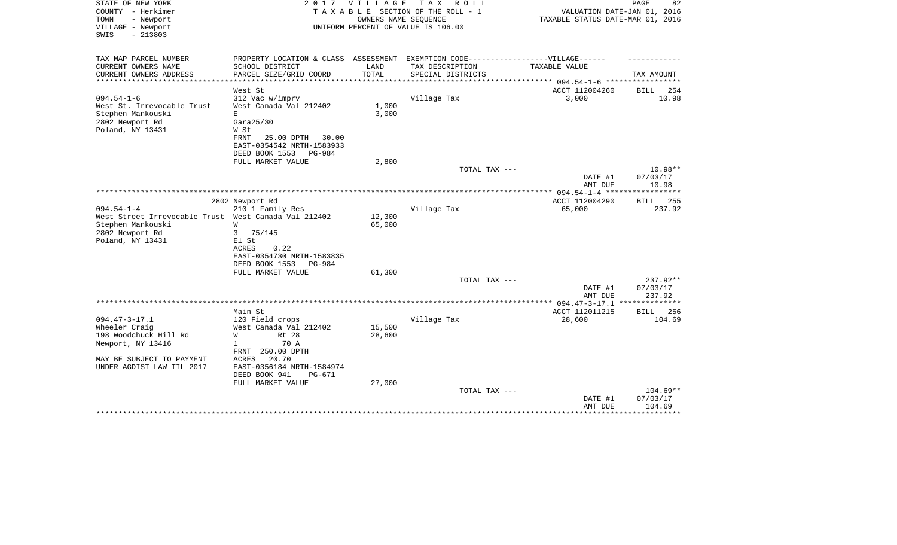STATE OF NEW YORK
COUNTY - Herkimer
TOWN - Newport
VILLAGE - Newport
SWIS - 213803

2017 VILLAGE TAX ROLL
TAXABLE SECTION OF THE ROLL - 1
OWNERS NAME SEQUENCE
UNIFORM PERCENT OF VALUE IS 106.00

VALUATION DATE-JAN 01, 2016
TAXABLE STATUS DATE-MAR 01, 2016

| TAX MAP PARCEL NUMBER<br>CURRENT OWNERS NAME<br>CURRENT OWNERS ADDRESS | PROPERTY LOCATION & CLASS<br>SCHOOL DISTRICT<br>PARCEL SIZE/GRID COORD | ASSESSMENT<br>LAND<br>TOTAL | EXEMPTION CODE------VILLAGE------<br>TAX DESCRIPTION<br>SPECIAL DISTRICTS | TAXABLE VALUE | TAX AMOUNT |
|---|---|---|---|---|---|
| | West St | | | ACCT 112004260 | BILL 254 |
| 094.54-1-6 | 312 Vac w/imprv | | Village Tax | 3,000 | 10.98 |
| West St. Irrevocable Trust | West Canada Val 212402 | 1,000 | | | |
| Stephen Mankouski | E | 3,000 | | | |
| 2802 Newport Rd | Gara25/30 | | | | |
| Poland, NY 13431 | W St | | | | |
| | FRNT 25.00 DPTH 30.00 | | | | |
| | EAST-0354542 NRTH-1583933 | | | | |
| | DEED BOOK 1553 PG-984 | | | | |
| | FULL MARKET VALUE | 2,800 | | | |
| | | | TOTAL TAX --- | | 10.98** |
| | | | | DATE #1 | 07/03/17 |
| | | | | AMT DUE | 10.98 |
| | 2802 Newport Rd | | | ACCT 112004290 | BILL 255 |
| 094.54-1-4 | 210 1 Family Res | | Village Tax | 65,000 | 237.92 |
| West Street Irrevocable Trust | West Canada Val 212402 | 12,300 | | | |
| Stephen Mankouski | W | 65,000 | | | |
| 2802 Newport Rd | 3 75/145 | | | | |
| Poland, NY 13431 | El St | | | | |
| | ACRES 0.22 | | | | |
| | EAST-0354730 NRTH-1583835 | | | | |
| | DEED BOOK 1553 PG-984 | | | | |
| | FULL MARKET VALUE | 61,300 | | | |
| | | | TOTAL TAX --- | | 237.92** |
| | | | | DATE #1 | 07/03/17 |
| | | | | AMT DUE | 237.92 |
| | Main St | | | ACCT 112011215 | BILL 256 |
| 094.47-3-17.1 | 120 Field crops | | Village Tax | 28,600 | 104.69 |
| Wheeler Craig | West Canada Val 212402 | 15,500 | | | |
| 198 Woodchuck Hill Rd | W Rt 28 | 28,600 | | | |
| Newport, NY 13416 | 1 70 A | | | | |
| | FRNT 250.00 DPTH | | | | |
| MAY BE SUBJECT TO PAYMENT | ACRES 20.70 | | | | |
| UNDER AGDIST LAW TIL 2017 | EAST-0356184 NRTH-1584974 | | | | |
| | DEED BOOK 941 PG-671 | | | | |
| | FULL MARKET VALUE | 27,000 | | | |
| | | | TOTAL TAX --- | | 104.69** |
| | | | | DATE #1 | 07/03/17 |
| | | | | AMT DUE | 104.69 |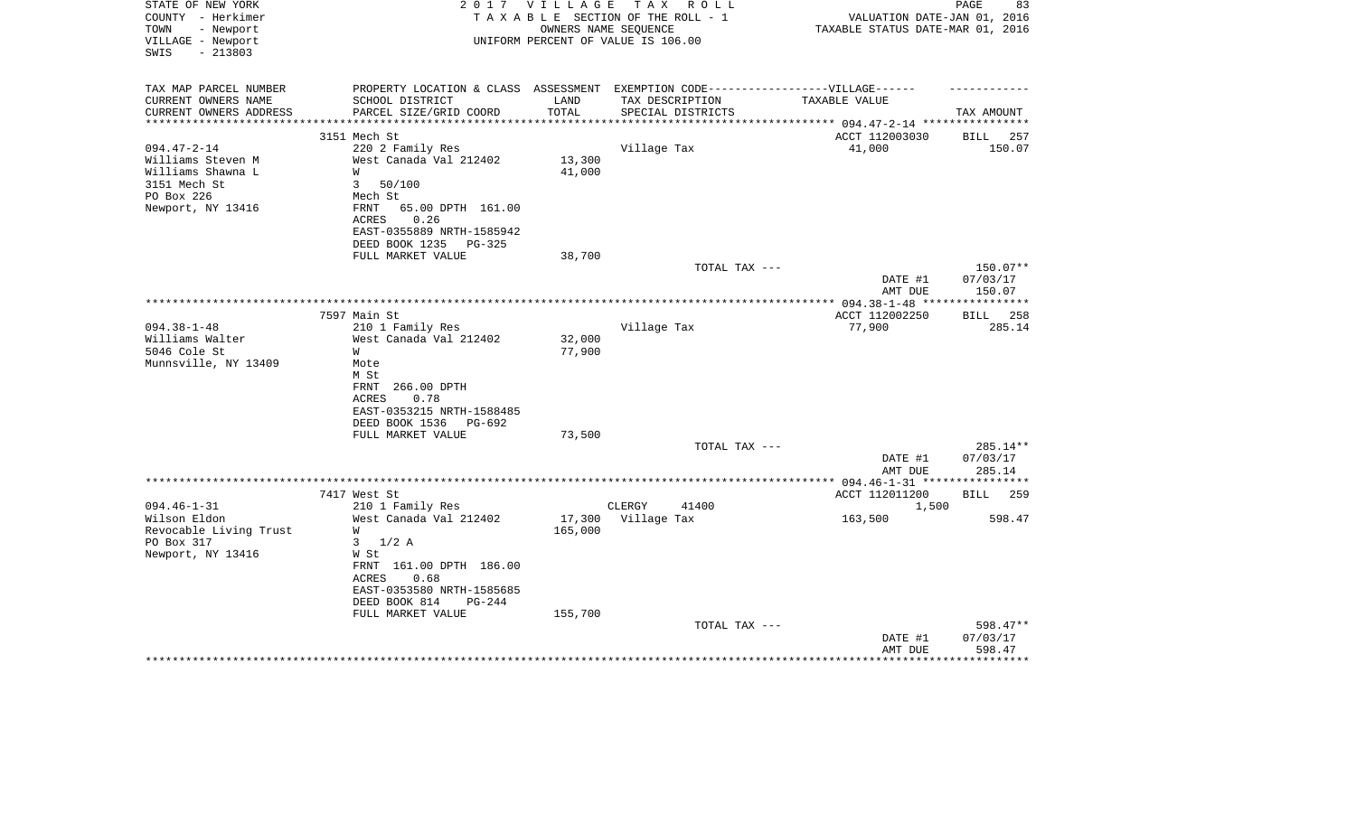STATE OF NEW YORK
COUNTY - Herkimer
TOWN - Newport
VILLAGE - Newport
SWIS - 213803

2 0 1 7 V I L L A G E T A X R O L L
T A X A B L E SECTION OF THE ROLL - 1
OWNERS NAME SEQUENCE
UNIFORM PERCENT OF VALUE IS 106.00

VALUATION DATE-JAN 01, 2016
TAXABLE STATUS DATE-MAR 01, 2016

| TAX MAP PARCEL NUMBER<br>CURRENT OWNERS NAME<br>CURRENT OWNERS ADDRESS | PROPERTY LOCATION & CLASS<br>SCHOOL DISTRICT<br>PARCEL SIZE/GRID COORD | ASSESSMENT<br>LAND<br>TOTAL | EXEMPTION CODE------------------VILLAGE------<br>TAX DESCRIPTION<br>SPECIAL DISTRICTS | TAXABLE VALUE | TAX AMOUNT |
|---|---|---|---|---|---|
| | 3151 Mech St | | | ACCT 112003030 | BILL 257 |
| 094.47-2-14 | 220 2 Family Res | | Village Tax | 41,000 | 150.07 |
| Williams Steven M | West Canada Val 212402 | 13,300 | | | |
| Williams Shawna L | W | 41,000 | | | |
| 3151 Mech St | 3 50/100 | | | | |
| PO Box 226 | Mech St | | | | |
| Newport, NY 13416 | FRNT 65.00 DPTH 161.00 | | | | |
| | ACRES 0.26 | | | | |
| | EAST-0355889 NRTH-1585942 | | | | |
| | DEED BOOK 1235 PG-325 | | | | |
| | FULL MARKET VALUE | 38,700 | | | |
| | | | TOTAL TAX --- | | 150.07** |
| | | | | DATE #1 | 07/03/17 |
| | | | | AMT DUE | 150.07 |
| | 7597 Main St | | | ACCT 112002250 | BILL 258 |
| 094.38-1-48 | 210 1 Family Res | | Village Tax | 77,900 | 285.14 |
| Williams Walter | West Canada Val 212402 | 32,000 | | | |
| 5046 Cole St | W | 77,900 | | | |
| Munnsville, NY 13409 | Mote | | | | |
| | M St | | | | |
| | FRNT 266.00 DPTH | | | | |
| | ACRES 0.78 | | | | |
| | EAST-0353215 NRTH-1588485 | | | | |
| | DEED BOOK 1536 PG-692 | | | | |
| | FULL MARKET VALUE | 73,500 | | | |
| | | | TOTAL TAX --- | | 285.14** |
| | | | | DATE #1 | 07/03/17 |
| | | | | AMT DUE | 285.14 |
| | 7417 West St | | | ACCT 112011200 | BILL 259 |
| 094.46-1-31 | 210 1 Family Res | | CLERGY 41400 | 1,500 | |
| Wilson Eldon | West Canada Val 212402 | 17,300 | Village Tax | 163,500 | 598.47 |
| Revocable Living Trust | W | 165,000 | | | |
| PO Box 317 | 3 1/2 A | | | | |
| Newport, NY 13416 | W St | | | | |
| | FRNT 161.00 DPTH 186.00 | | | | |
| | ACRES 0.68 | | | | |
| | EAST-0353580 NRTH-1585685 | | | | |
| | DEED BOOK 814 PG-244 | | | | |
| | FULL MARKET VALUE | 155,700 | | | |
| | | | TOTAL TAX --- | | 598.47** |
| | | | | DATE #1 | 07/03/17 |
| | | | | AMT DUE | 598.47 |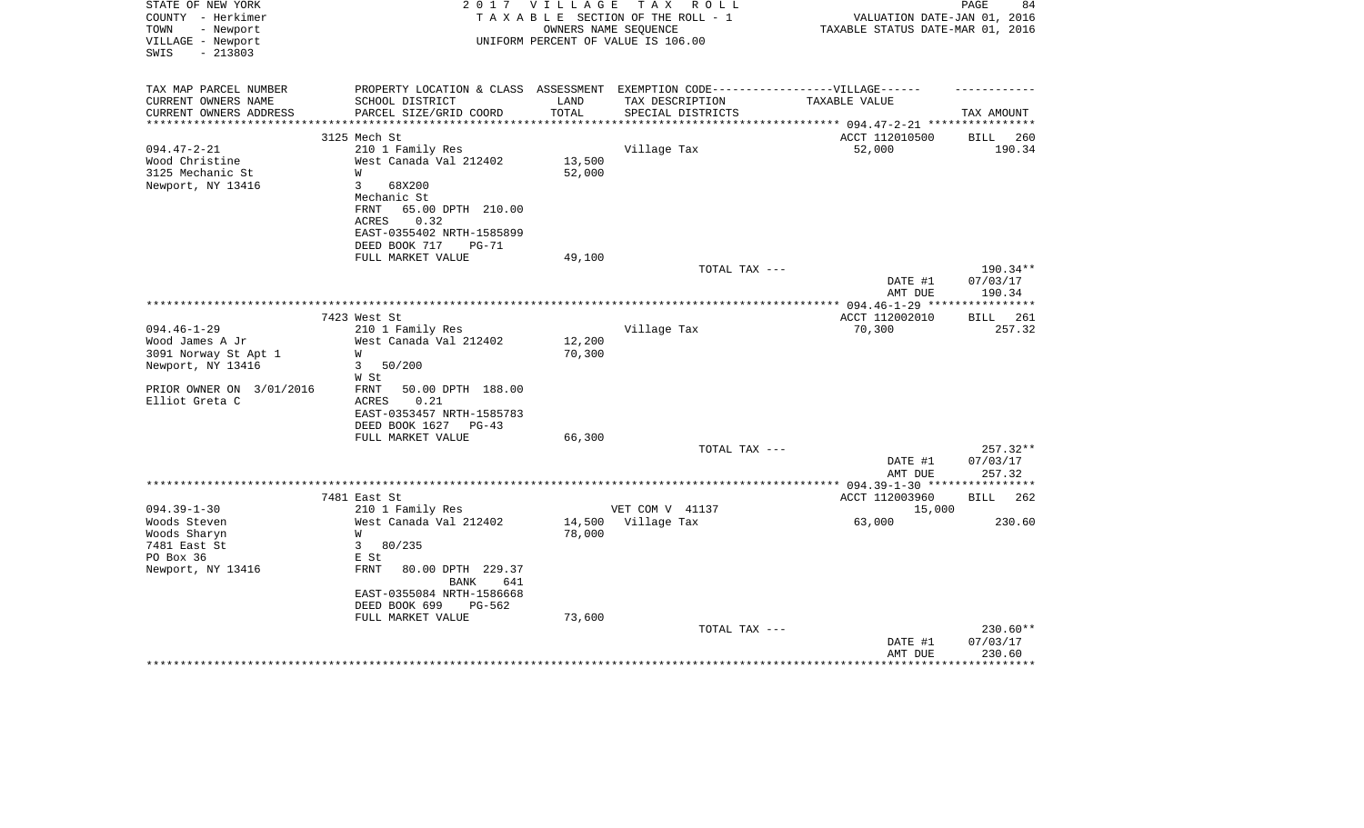STATE OF NEW YORK
COUNTY - Herkimer
TOWN - Newport
VILLAGE - Newport
SWIS - 213803

2 0 1 7 V I L L A G E T A X R O L L
T A X A B L E SECTION OF THE ROLL - 1
OWNERS NAME SEQUENCE
UNIFORM PERCENT OF VALUE IS 106.00

VALUATION DATE-JAN 01, 2016
TAXABLE STATUS DATE-MAR 01, 2016

| TAX MAP PARCEL NUMBER<br>CURRENT OWNERS NAME<br>CURRENT OWNERS ADDRESS | PROPERTY LOCATION & CLASS<br>SCHOOL DISTRICT<br>PARCEL SIZE/GRID COORD | ASSESSMENT<br>LAND<br>TOTAL | EXEMPTION CODE------------------VILLAGE------<br>TAX DESCRIPTION<br>SPECIAL DISTRICTS | TAXABLE VALUE | TAX AMOUNT |
|---|---|---|---|---|---|
| 094.47-2-21 | 3125 Mech St | | | ACCT 112010500 | BILL 260 |
| 094.47-2-21 | 210 1 Family Res | | Village Tax | 52,000 | 190.34 |
| Wood Christine | West Canada Val 212402 | 13,500 | | | |
| 3125 Mechanic St | W | 52,000 | | | |
| Newport, NY 13416 | 3 68X200 | | | | |
| | Mechanic St | | | | |
| | FRNT 65.00 DPTH 210.00 | | | | |
| | ACRES 0.32 | | | | |
| | EAST-0355402 NRTH-1585899 | | | | |
| | DEED BOOK 717 PG-71 | | | | |
| | FULL MARKET VALUE | 49,100 | | | |
| | | | TOTAL TAX --- | | 190.34** |
| | | | | DATE #1 | 07/03/17 |
| | | | | AMT DUE | 190.34 |
| 094.46-1-29 | 7423 West St | | | ACCT 112002010 | BILL 261 |
| 094.46-1-29 | 210 1 Family Res | | Village Tax | 70,300 | 257.32 |
| Wood James A Jr | West Canada Val 212402 | 12,200 | | | |
| 3091 Norway St Apt 1 | W | 70,300 | | | |
| Newport, NY 13416 | 3 50/200 | | | | |
| | W St | | | | |
| PRIOR OWNER ON 3/01/2016 | FRNT 50.00 DPTH 188.00 | | | | |
| Elliot Greta C | ACRES 0.21 | | | | |
| | EAST-0353457 NRTH-1585783 | | | | |
| | DEED BOOK 1627 PG-43 | | | | |
| | FULL MARKET VALUE | 66,300 | | | |
| | | | TOTAL TAX --- | | 257.32** |
| | | | | DATE #1 | 07/03/17 |
| | | | | AMT DUE | 257.32 |
| 094.39-1-30 | 7481 East St | | | ACCT 112003960 | BILL 262 |
| 094.39-1-30 | 210 1 Family Res | | VET COM V 41137 | 15,000 | |
| Woods Steven | West Canada Val 212402 | 14,500 | Village Tax | 63,000 | 230.60 |
| Woods Sharyn | W | 78,000 | | | |
| 7481 East St | 3 80/235 | | | | |
| PO Box 36 | E St | | | | |
| Newport, NY 13416 | FRNT 80.00 DPTH 229.37 | | | | |
| | BANK 641 | | | | |
| | EAST-0355084 NRTH-1586668 | | | | |
| | DEED BOOK 699 PG-562 | | | | |
| | FULL MARKET VALUE | 73,600 | | | |
| | | | TOTAL TAX --- | | 230.60** |
| | | | | DATE #1 | 07/03/17 |
| | | | | AMT DUE | 230.60 |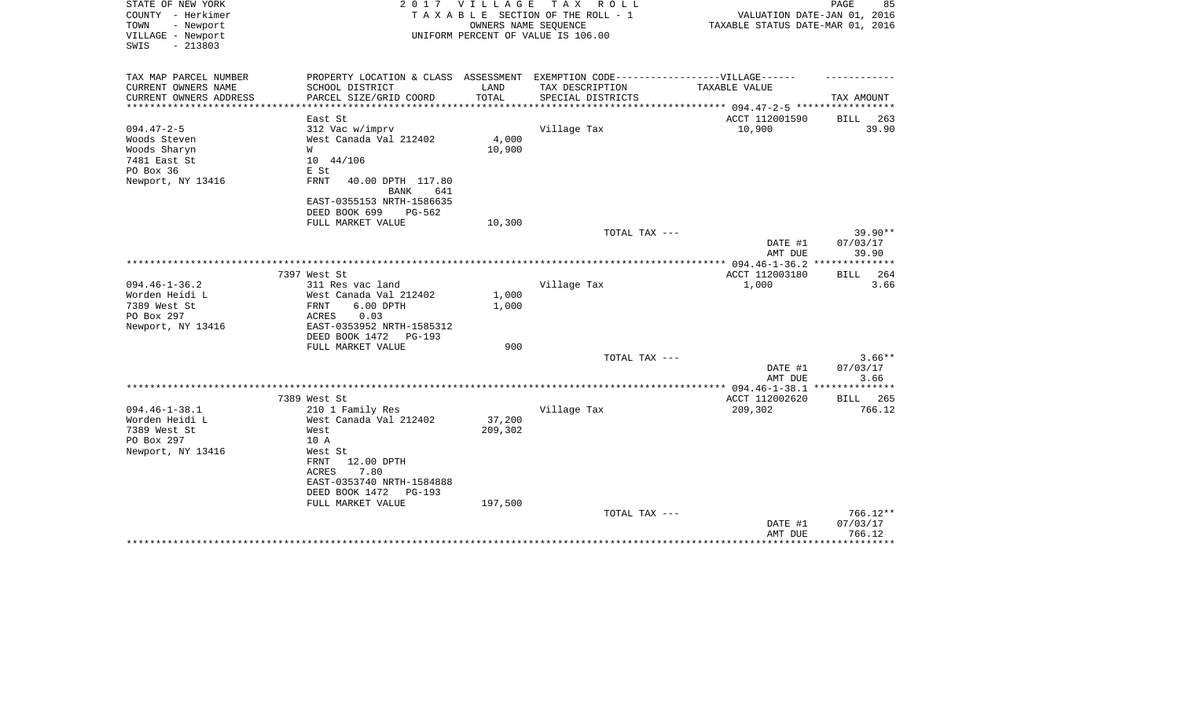STATE OF NEW YORK　　　　2 0 1 7　V I L L A G E　T A X　R O L L　　　　PAGE 85
COUNTY - Herkimer　　　　T A X A B L E SECTION OF THE ROLL - 1　　　　VALUATION DATE-JAN 01, 2016
TOWN - Newport　　　　OWNERS NAME SEQUENCE　　　　TAXABLE STATUS DATE-MAR 01, 2016
VILLAGE - Newport　　　　UNIFORM PERCENT OF VALUE IS 106.00
SWIS - 213803

| TAX MAP PARCEL NUMBER<br>CURRENT OWNERS NAME<br>CURRENT OWNERS ADDRESS | PROPERTY LOCATION & CLASS<br>SCHOOL DISTRICT<br>PARCEL SIZE/GRID COORD | ASSESSMENT<br>LAND<br>TOTAL | EXEMPTION CODE------------------VILLAGE------<br>TAX DESCRIPTION<br>SPECIAL DISTRICTS | TAXABLE VALUE | TAX AMOUNT |
|---|---|---|---|---|---|
| | East St | | | ACCT 112001590 | BILL 263 |
| 094.47-2-5 | 312 Vac w/imprv | | Village Tax | 10,900 | 39.90 |
| Woods Steven | West Canada Val 212402 | 4,000 | | | |
| Woods Sharyn | W | 10,900 | | | |
| 7481 East St | 10 44/106 | | | | |
| PO Box 36 | E St | | | | |
| Newport, NY 13416 | FRNT 40.00 DPTH 117.80 BANK 641 | | | | |
| | EAST-0355153 NRTH-1586635 | | | | |
| | DEED BOOK 699 PG-562 | | | | |
| | FULL MARKET VALUE | 10,300 | | | |
| | | | TOTAL TAX --- | | 39.90** |
| | | | | DATE #1 | 07/03/17 |
| | | | | AMT DUE | 39.90 |
| | 7397 West St | | | ACCT 112003180 | BILL 264 |
| 094.46-1-36.2 | 311 Res vac land | | Village Tax | 1,000 | 3.66 |
| Worden Heidi L | West Canada Val 212402 | 1,000 | | | |
| 7389 West St | FRNT 6.00 DPTH | 1,000 | | | |
| PO Box 297 | ACRES 0.03 | | | | |
| Newport, NY 13416 | EAST-0353952 NRTH-1585312 | | | | |
| | DEED BOOK 1472 PG-193 | | | | |
| | FULL MARKET VALUE | 900 | | | |
| | | | TOTAL TAX --- | | 3.66** |
| | | | | DATE #1 | 07/03/17 |
| | | | | AMT DUE | 3.66 |
| | 7389 West St | | | ACCT 112002620 | BILL 265 |
| 094.46-1-38.1 | 210 1 Family Res | | Village Tax | 209,302 | 766.12 |
| Worden Heidi L | West Canada Val 212402 | 37,200 | | | |
| 7389 West St | West | 209,302 | | | |
| PO Box 297 | 10 A | | | | |
| Newport, NY 13416 | West St | | | | |
| | FRNT 12.00 DPTH | | | | |
| | ACRES 7.80 | | | | |
| | EAST-0353740 NRTH-1584888 | | | | |
| | DEED BOOK 1472 PG-193 | | | | |
| | FULL MARKET VALUE | 197,500 | | | |
| | | | TOTAL TAX --- | | 766.12** |
| | | | | DATE #1 | 07/03/17 |
| | | | | AMT DUE | 766.12 |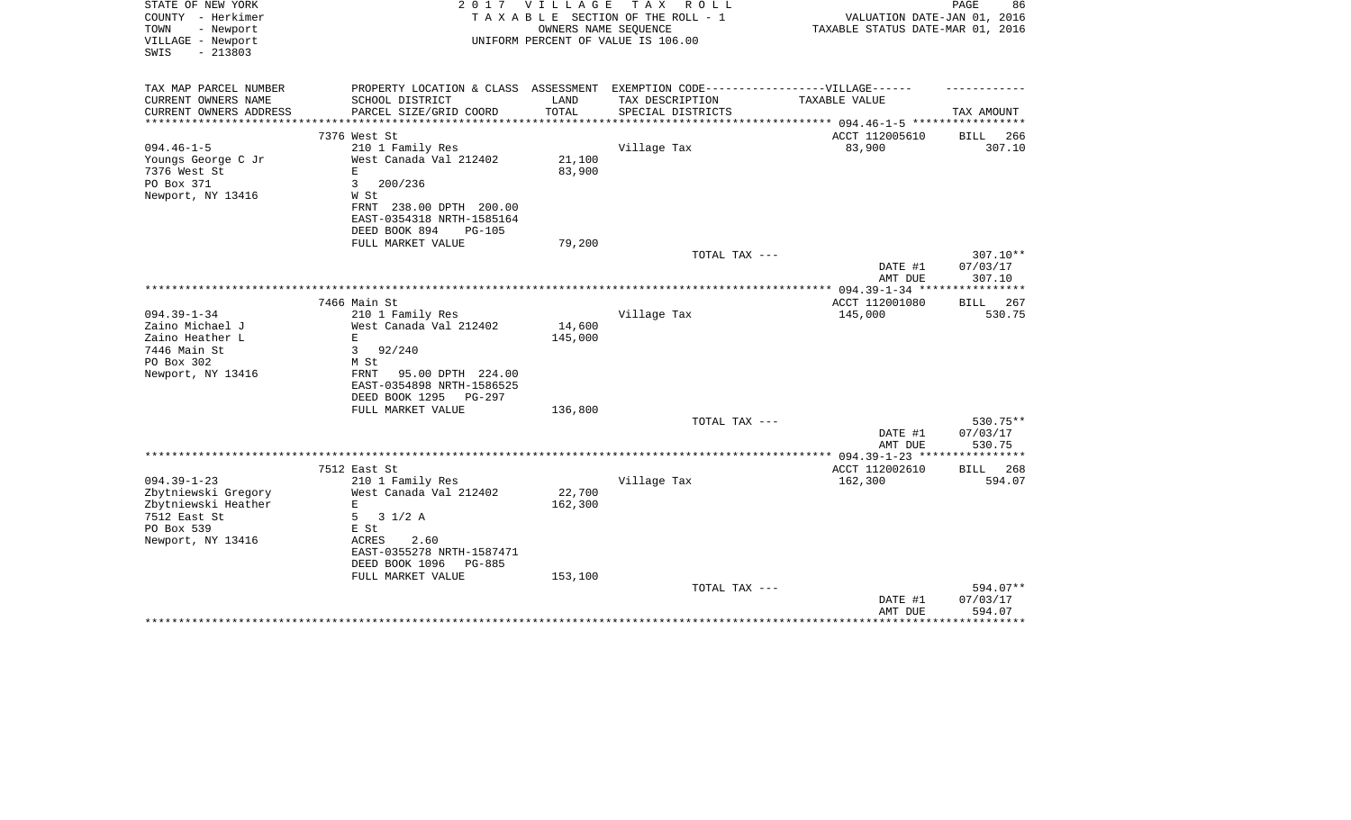STATE OF NEW YORK
COUNTY - Herkimer
TOWN - Newport
VILLAGE - Newport
SWIS - 213803

2 0 1 7 V I L L A G E T A X R O L L
T A X A B L E SECTION OF THE ROLL - 1
OWNERS NAME SEQUENCE
UNIFORM PERCENT OF VALUE IS 106.00

VALUATION DATE-JAN 01, 2016
TAXABLE STATUS DATE-MAR 01, 2016

| TAX MAP PARCEL NUMBER / CURRENT OWNERS NAME / CURRENT OWNERS ADDRESS | PROPERTY LOCATION & CLASS / SCHOOL DISTRICT / PARCEL SIZE/GRID COORD | ASSESSMENT LAND / TOTAL | EXEMPTION CODE / TAX DESCRIPTION / SPECIAL DISTRICTS | VILLAGE TAXABLE VALUE | TAX AMOUNT |
|---|---|---|---|---|---|
| | 7376 West St | | | ACCT 112005610 | BILL 266 |
| 094.46-1-5 | 210 1 Family Res | | Village Tax | 83,900 | 307.10 |
| Youngs George C Jr | West Canada Val 212402 | 21,100 | | | |
| 7376 West St | E | 83,900 | | | |
| PO Box 371 | 3 200/236 | | | | |
| Newport, NY 13416 | W St | | | | |
| | FRNT 238.00 DPTH 200.00 | | | | |
| | EAST-0354318 NRTH-1585164 | | | | |
| | DEED BOOK 894 PG-105 | | | | |
| | FULL MARKET VALUE | 79,200 | | | |
| | | | TOTAL TAX --- | | 307.10** |
| | | | | DATE #1 | 07/03/17 |
| | | | | AMT DUE | 307.10 |
| | 7466 Main St | | | ACCT 112001080 | BILL 267 |
| 094.39-1-34 | 210 1 Family Res | | Village Tax | 145,000 | 530.75 |
| Zaino Michael J | West Canada Val 212402 | 14,600 | | | |
| Zaino Heather L | E | 145,000 | | | |
| 7446 Main St | 3 92/240 | | | | |
| PO Box 302 | M St | | | | |
| Newport, NY 13416 | FRNT 95.00 DPTH 224.00 | | | | |
| | EAST-0354898 NRTH-1586525 | | | | |
| | DEED BOOK 1295 PG-297 | | | | |
| | FULL MARKET VALUE | 136,800 | | | |
| | | | TOTAL TAX --- | | 530.75** |
| | | | | DATE #1 | 07/03/17 |
| | | | | AMT DUE | 530.75 |
| | 7512 East St | | | ACCT 112002610 | BILL 268 |
| 094.39-1-23 | 210 1 Family Res | | Village Tax | 162,300 | 594.07 |
| Zbytniewski Gregory | West Canada Val 212402 | 22,700 | | | |
| Zbytniewski Heather | E | 162,300 | | | |
| 7512 East St | 5 3 1/2 A | | | | |
| PO Box 539 | E St | | | | |
| Newport, NY 13416 | ACRES 2.60 | | | | |
| | EAST-0355278 NRTH-1587471 | | | | |
| | DEED BOOK 1096 PG-885 | | | | |
| | FULL MARKET VALUE | 153,100 | | | |
| | | | TOTAL TAX --- | | 594.07** |
| | | | | DATE #1 | 07/03/17 |
| | | | | AMT DUE | 594.07 |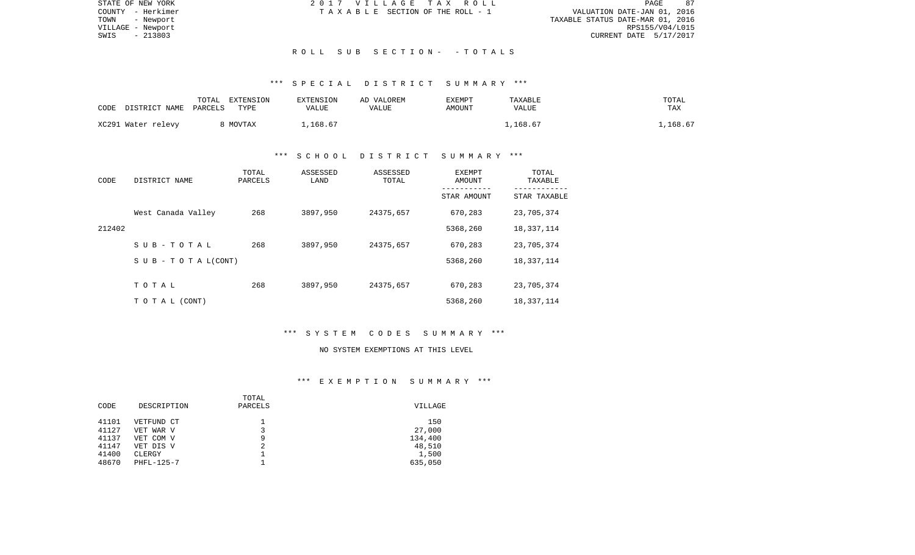STATE OF NEW YORK
COUNTY - Herkimer
TOWN - Newport
VILLAGE - Newport
SWIS - 213803

2017 VILLAGE TAX ROLL
TAXABLE SECTION OF THE ROLL - 1

VALUATION DATE-JAN 01, 2016
TAXABLE STATUS DATE-MAR 01, 2016
RPS155/V04/L015
CURRENT DATE 5/17/2017

## ROLL SUB SECTION - - TOTALS

### *** SPECIAL DISTRICT SUMMARY ***

| CODE DISTRICT NAME | TOTAL PARCELS | EXTENSION TYPE | EXTENSION VALUE | AD VALOREM VALUE | EXEMPT AMOUNT | TAXABLE VALUE | TOTAL TAX |
|---|---|---|---|---|---|---|---|
| XC291 Water relevy | 8 | MOVTAX | 1,168.67 | | | 1,168.67 | 1,168.67 |

### *** SCHOOL DISTRICT SUMMARY ***

| CODE | DISTRICT NAME | TOTAL PARCELS | ASSESSED LAND | ASSESSED TOTAL | EXEMPT AMOUNT / STAR AMOUNT | TOTAL TAXABLE / STAR TAXABLE |
|---|---|---|---|---|---|---|
| | West Canada Valley | 268 | 3897,950 | 24375,657 | 670,283 | 23,705,374 |
| 212402 | | | | | 5368,260 | 18,337,114 |
| | SUB-TOTAL | 268 | 3897,950 | 24375,657 | 670,283 | 23,705,374 |
| | SUB-TOTAL(CONT) | | | | 5368,260 | 18,337,114 |
| | TOTAL | 268 | 3897,950 | 24375,657 | 670,283 | 23,705,374 |
| | TOTAL (CONT) | | | | 5368,260 | 18,337,114 |

### *** SYSTEM CODES SUMMARY ***

NO SYSTEM EXEMPTIONS AT THIS LEVEL

### *** EXEMPTION SUMMARY ***

| CODE | DESCRIPTION | TOTAL PARCELS | VILLAGE |
|---|---|---|---|
| 41101 | VETFUND CT | 1 | 150 |
| 41127 | VET WAR V | 3 | 27,000 |
| 41137 | VET COM V | 9 | 134,400 |
| 41147 | VET DIS V | 2 | 48,510 |
| 41400 | CLERGY | 1 | 1,500 |
| 48670 | PHFL-125-7 | 1 | 635,050 |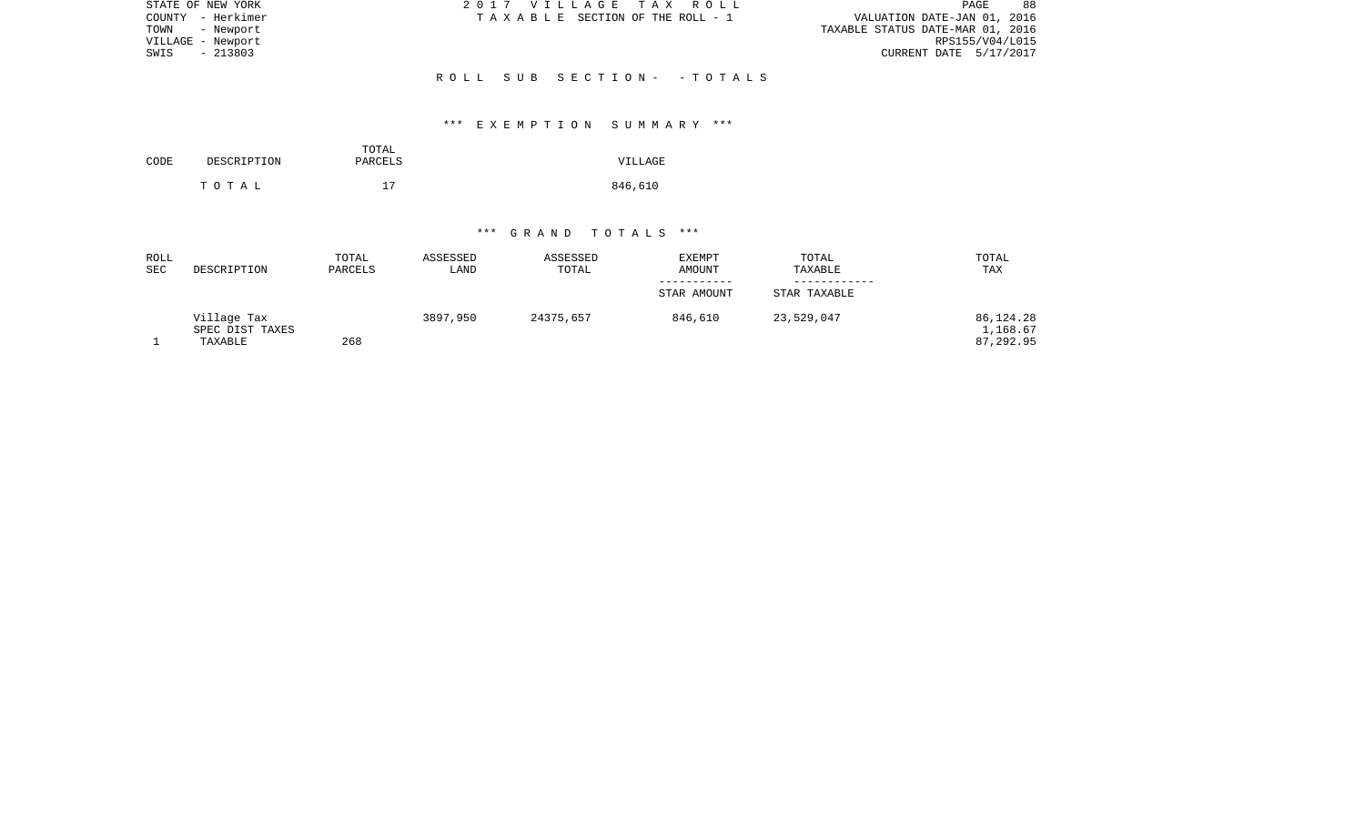STATE OF NEW YORK
COUNTY - Herkimer
TOWN - Newport
VILLAGE - Newport
SWIS - 213803

2 0 1 7 V I L L A G E T A X R O L L
T A X A B L E SECTION OF THE ROLL - 1

VALUATION DATE-JAN 01, 2016
TAXABLE STATUS DATE-MAR 01, 2016
RPS155/V04/L015
CURRENT DATE 5/17/2017

## R O L L S U B S E C T I O N - - T O T A L S

### *** E X E M P T I O N S U M M A R Y ***

| CODE | DESCRIPTION | TOTAL PARCELS | VILLAGE |
|---|---|---|---|
| | T O T A L | 17 | 846,610 |

### *** G R A N D T O T A L S ***

| ROLL SEC | DESCRIPTION | TOTAL PARCELS | ASSESSED LAND | ASSESSED TOTAL | EXEMPT AMOUNT / STAR AMOUNT | TOTAL TAXABLE / STAR TAXABLE | TOTAL TAX |
|---|---|---|---|---|---|---|---|
| | Village Tax | | 3897,950 | 24375,657 | 846,610 | 23,529,047 | 86,124.28 |
| | SPEC DIST TAXES | | | | | | 1,168.67 |
| 1 | TAXABLE | 268 | | | | | 87,292.95 |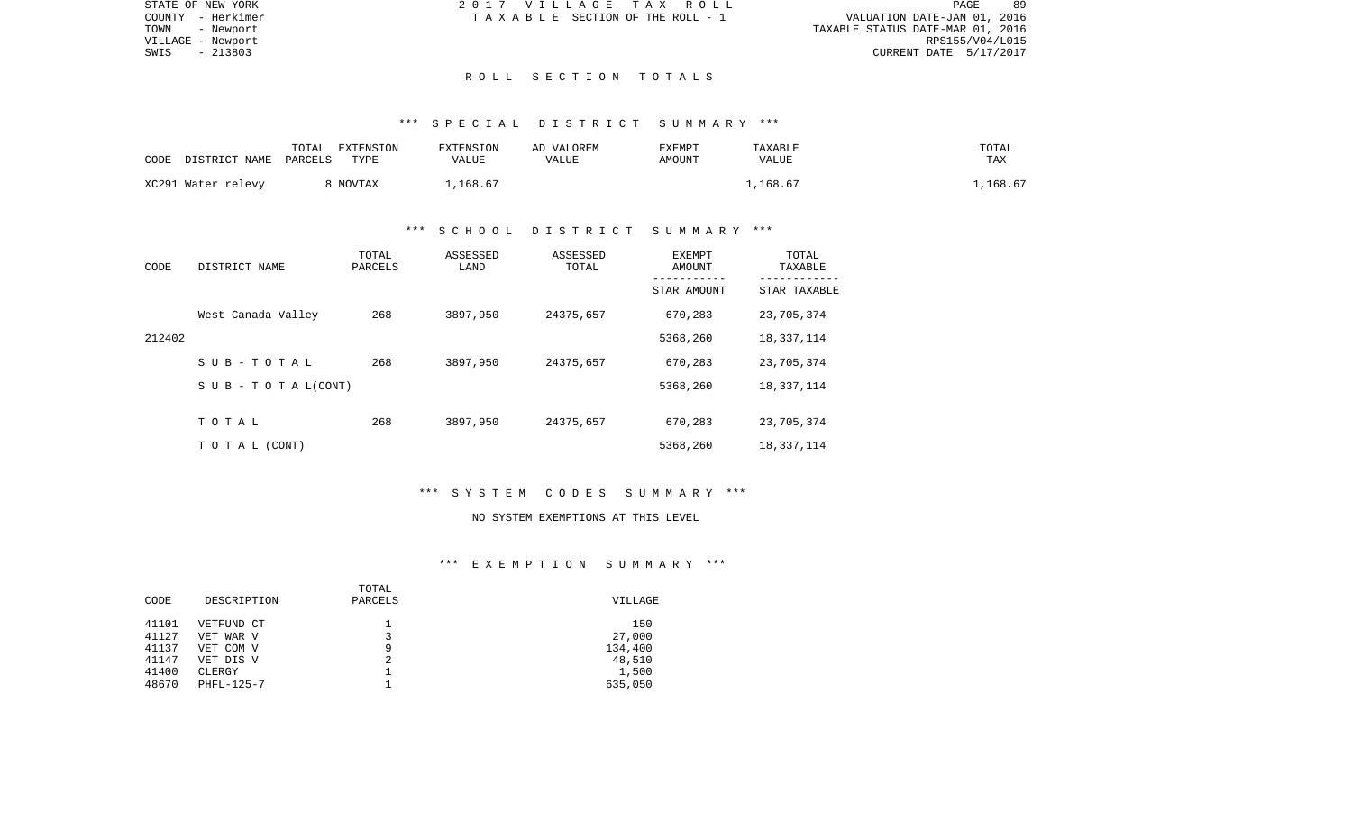## R O L L   S E C T I O N   T O T A L S

### *** S P E C I A L   D I S T R I C T   S U M M A R Y ***

| CODE DISTRICT NAME | TOTAL PARCELS | EXTENSION TYPE | EXTENSION VALUE | AD VALOREM VALUE | EXEMPT AMOUNT | TAXABLE VALUE | TOTAL TAX |
|---|---|---|---|---|---|---|---|
| XC291 Water relevy | 8 | MOVTAX | 1,168.67 | | | 1,168.67 | 1,168.67 |

### *** S C H O O L   D I S T R I C T   S U M M A R Y ***

| CODE | DISTRICT NAME | TOTAL PARCELS | ASSESSED LAND | ASSESSED TOTAL | EXEMPT AMOUNT / STAR AMOUNT | TOTAL TAXABLE / STAR TAXABLE |
|---|---|---|---|---|---|---|
| | West Canada Valley | 268 | 3897,950 | 24375,657 | 670,283 | 23,705,374 |
| 212402 | | | | | 5368,260 | 18,337,114 |
| | S U B - T O T A L | 268 | 3897,950 | 24375,657 | 670,283 | 23,705,374 |
| | S U B - T O T A L(CONT) | | | | 5368,260 | 18,337,114 |
| | T O T A L | 268 | 3897,950 | 24375,657 | 670,283 | 23,705,374 |
| | T O T A L (CONT) | | | | 5368,260 | 18,337,114 |

### *** S Y S T E M   C O D E S   S U M M A R Y ***

NO SYSTEM EXEMPTIONS AT THIS LEVEL

### *** E X E M P T I O N   S U M M A R Y ***

| CODE | DESCRIPTION | TOTAL PARCELS | VILLAGE |
|---|---|---|---|
| 41101 | VETFUND CT | 1 | 150 |
| 41127 | VET WAR V | 3 | 27,000 |
| 41137 | VET COM V | 9 | 134,400 |
| 41147 | VET DIS V | 2 | 48,510 |
| 41400 | CLERGY | 1 | 1,500 |
| 48670 | PHFL-125-7 | 1 | 635,050 |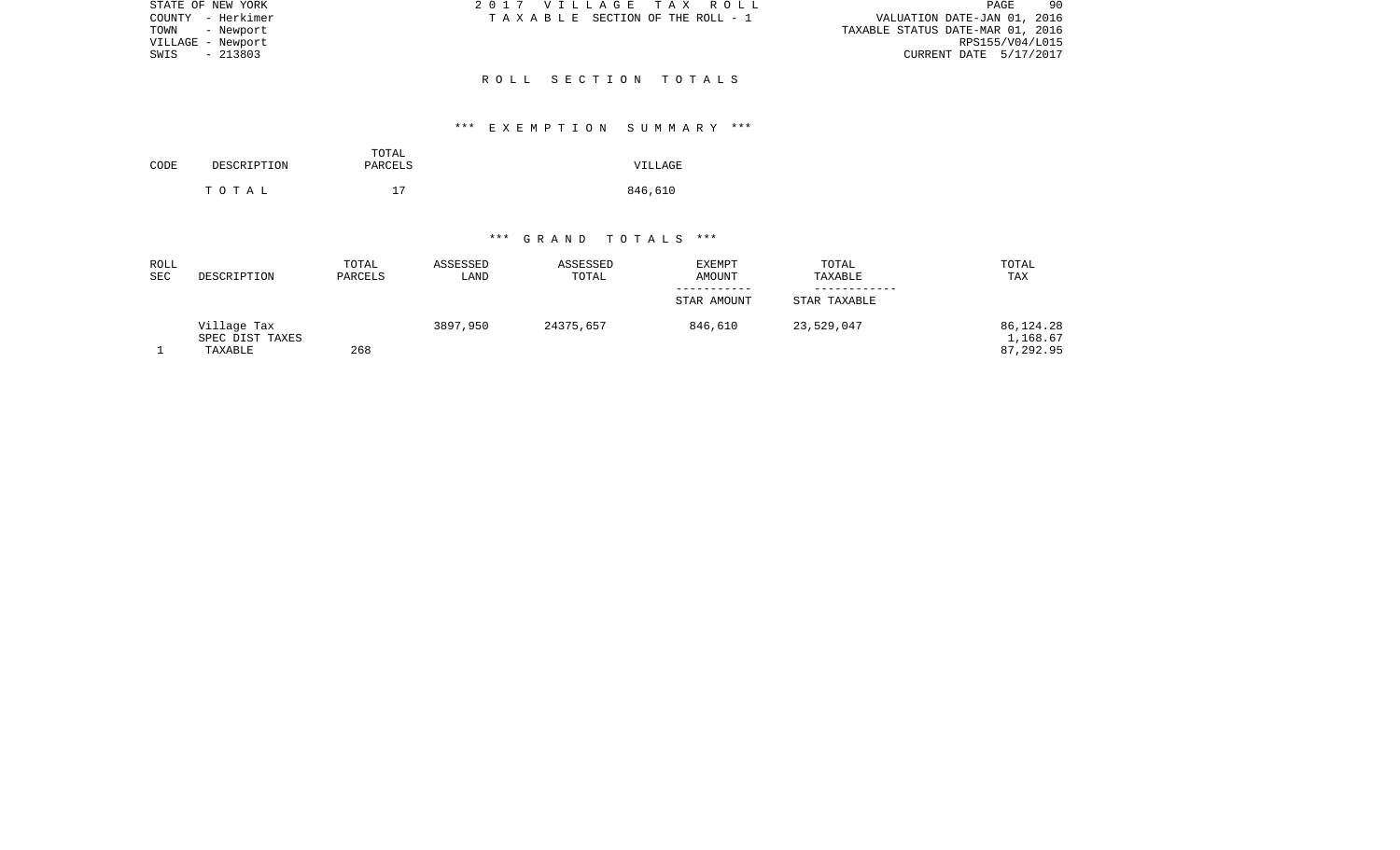STATE OF NEW YORK
COUNTY - Herkimer
TOWN - Newport
VILLAGE - Newport
SWIS - 213803

2017 VILLAGE TAX ROLL
TAXABLE SECTION OF THE ROLL - 1

VALUATION DATE-JAN 01, 2016
TAXABLE STATUS DATE-MAR 01, 2016
RPS155/V04/L015
CURRENT DATE 5/17/2017

## ROLL SECTION TOTALS

### *** EXEMPTION SUMMARY ***

| CODE | DESCRIPTION | TOTAL PARCELS | VILLAGE |
|---|---|---|---|
| | T O T A L | 17 | 846,610 |

### *** GRAND TOTALS ***

| ROLL SEC | DESCRIPTION | TOTAL PARCELS | ASSESSED LAND | ASSESSED TOTAL | EXEMPT AMOUNT / STAR AMOUNT | TOTAL TAXABLE / STAR TAXABLE | TOTAL TAX |
|---|---|---|---|---|---|---|---|
| | Village Tax | | 3897,950 | 24375,657 | 846,610 | 23,529,047 | 86,124.28 |
| | SPEC DIST TAXES | | | | | | 1,168.67 |
| 1 | TAXABLE | 268 | | | | | 87,292.95 |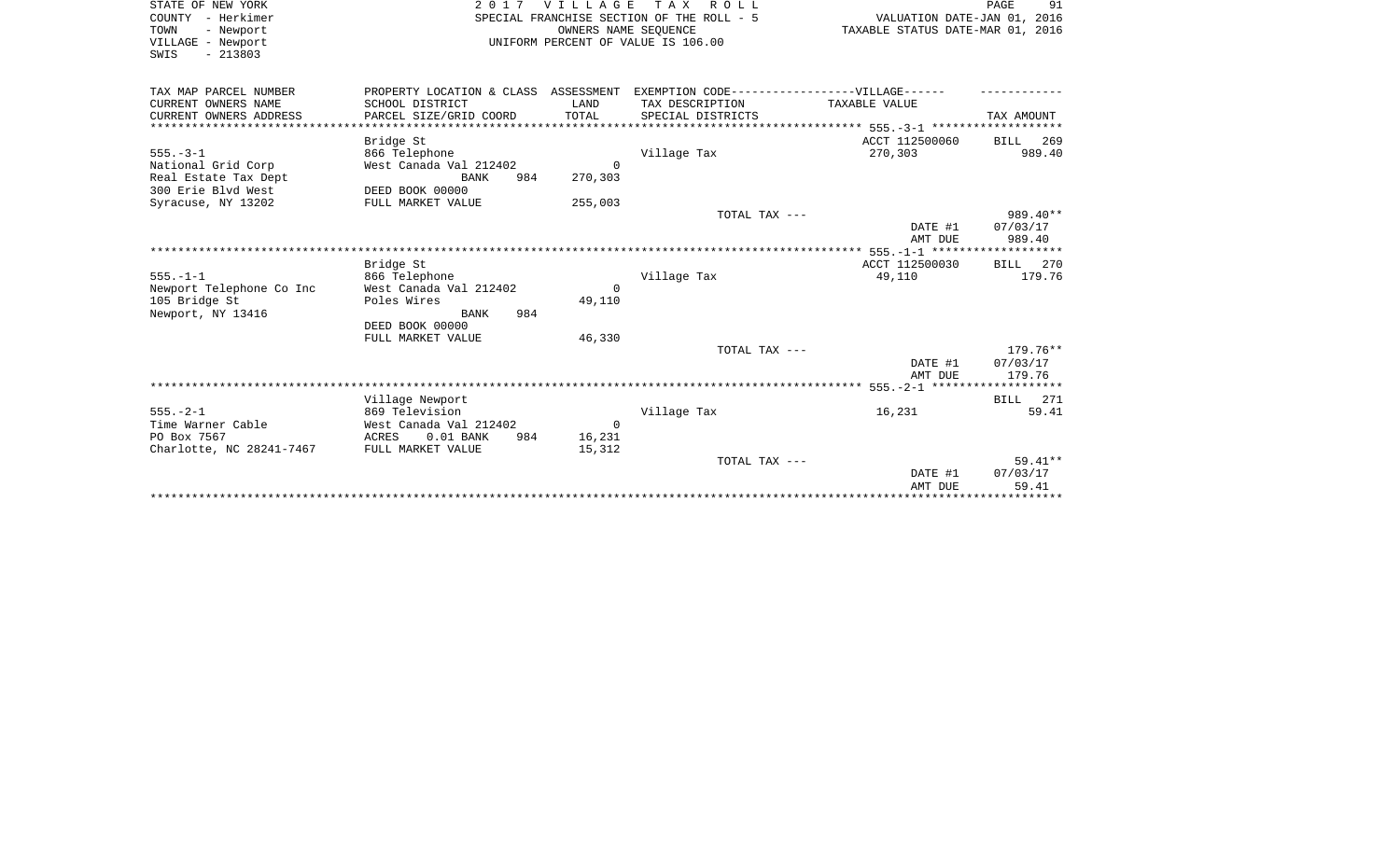STATE OF NEW YORK
COUNTY - Herkimer
TOWN - Newport
VILLAGE - Newport
SWIS - 213803

2 0 1 7 V I L L A G E T A X R O L L
SPECIAL FRANCHISE SECTION OF THE ROLL - 5
OWNERS NAME SEQUENCE
UNIFORM PERCENT OF VALUE IS 106.00

VALUATION DATE-JAN 01, 2016
TAXABLE STATUS DATE-MAR 01, 2016

| TAX MAP PARCEL NUMBER / CURRENT OWNERS NAME / CURRENT OWNERS ADDRESS | PROPERTY LOCATION & CLASS / SCHOOL DISTRICT / PARCEL SIZE/GRID COORD | ASSESSMENT LAND / TOTAL | EXEMPTION CODE-----VILLAGE----- / TAX DESCRIPTION / SPECIAL DISTRICTS | TAXABLE VALUE | TAX AMOUNT |
|---|---|---|---|---|---|
| 555.-3-1 | Bridge St | | | ACCT 112500060 | BILL 269 |
| National Grid Corp | 866 Telephone | | Village Tax | 270,303 | 989.40 |
| Real Estate Tax Dept | West Canada Val 212402 | 0 | | | |
| 300 Erie Blvd West | BANK 984 | 270,303 | | | |
| Syracuse, NY 13202 | DEED BOOK 00000 | | | | |
| | FULL MARKET VALUE | 255,003 | | | |
| | | | TOTAL TAX --- | | 989.40** |
| | | | | DATE #1 | 07/03/17 |
| | | | | AMT DUE | 989.40 |
| 555.-1-1 | Bridge St | | | ACCT 112500030 | BILL 270 |
| Newport Telephone Co Inc | 866 Telephone | | Village Tax | 49,110 | 179.76 |
| 105 Bridge St | West Canada Val 212402 | 0 | | | |
| Newport, NY 13416 | Poles Wires | 49,110 | | | |
| | BANK 984 | | | | |
| | DEED BOOK 00000 | | | | |
| | FULL MARKET VALUE | 46,330 | | | |
| | | | TOTAL TAX --- | | 179.76** |
| | | | | DATE #1 | 07/03/17 |
| | | | | AMT DUE | 179.76 |
| 555.-2-1 | Village Newport | | | | BILL 271 |
| Time Warner Cable | 869 Television | | Village Tax | 16,231 | 59.41 |
| PO Box 7567 | West Canada Val 212402 | 0 | | | |
| Charlotte, NC 28241-7467 | ACRES 0.01 BANK 984 | 16,231 | | | |
| | FULL MARKET VALUE | 15,312 | | | |
| | | | TOTAL TAX --- | | 59.41** |
| | | | | DATE #1 | 07/03/17 |
| | | | | AMT DUE | 59.41 |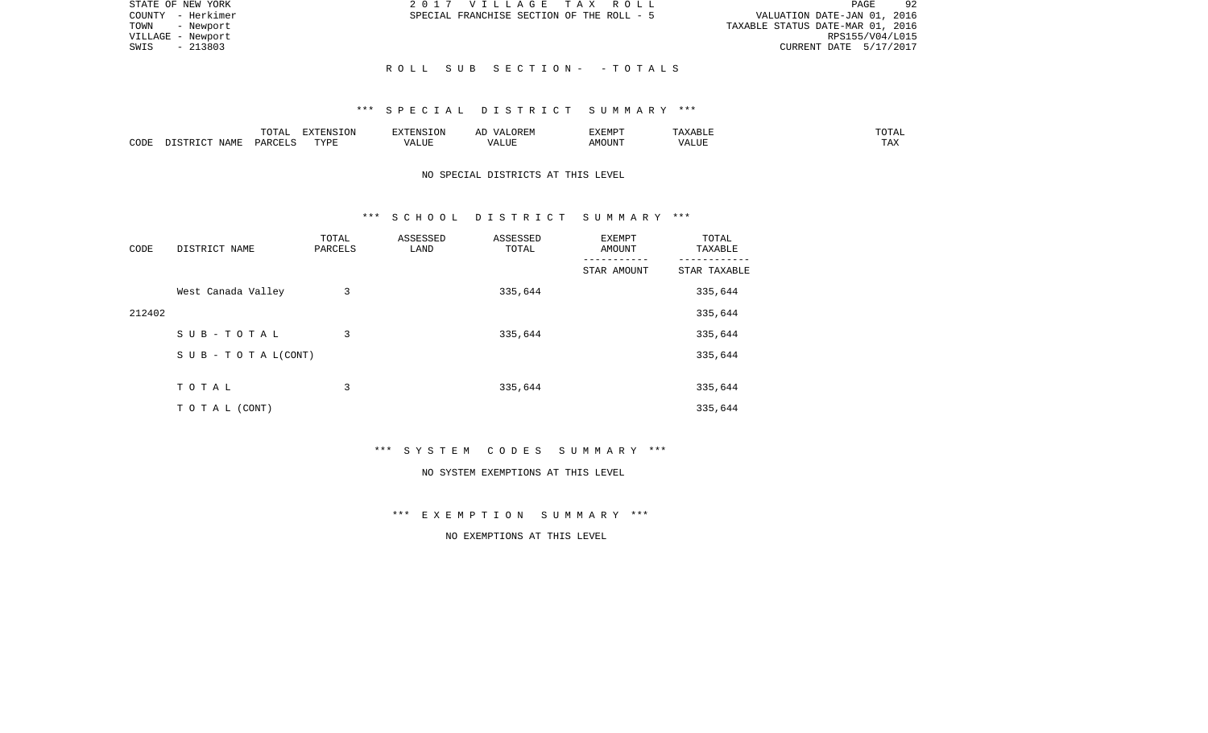STATE OF NEW YORK
COUNTY - Herkimer
TOWN - Newport
VILLAGE - Newport
SWIS - 213803

2 0 1 7 V I L L A G E T A X R O L L
SPECIAL FRANCHISE SECTION OF THE ROLL - 5

VALUATION DATE-JAN 01, 2016
TAXABLE STATUS DATE-MAR 01, 2016
RPS155/V04/L015
CURRENT DATE 5/17/2017

R O L L S U B S E C T I O N - - T O T A L S

*** S P E C I A L D I S T R I C T S U M M A R Y ***

| CODE | DISTRICT NAME | TOTAL PARCELS | EXTENSION TYPE | EXTENSION VALUE | AD VALOREM VALUE | EXEMPT AMOUNT | TAXABLE VALUE | TOTAL TAX |
|---|---|---|---|---|---|---|---|---|

NO SPECIAL DISTRICTS AT THIS LEVEL

*** S C H O O L D I S T R I C T S U M M A R Y ***

| CODE | DISTRICT NAME | TOTAL PARCELS | ASSESSED LAND | ASSESSED TOTAL | EXEMPT AMOUNT / STAR AMOUNT | TOTAL TAXABLE / STAR TAXABLE |
|---|---|---|---|---|---|---|
|  | West Canada Valley | 3 |  | 335,644 |  | 335,644 |
| 212402 |  |  |  |  |  | 335,644 |
|  | S U B - T O T A L | 3 |  | 335,644 |  | 335,644 |
|  | S U B - T O T A L(CONT) |  |  |  |  | 335,644 |
|  | T O T A L | 3 |  | 335,644 |  | 335,644 |
|  | T O T A L (CONT) |  |  |  |  | 335,644 |

*** S Y S T E M C O D E S S U M M A R Y ***

NO SYSTEM EXEMPTIONS AT THIS LEVEL

*** E X E M P T I O N S U M M A R Y ***

NO EXEMPTIONS AT THIS LEVEL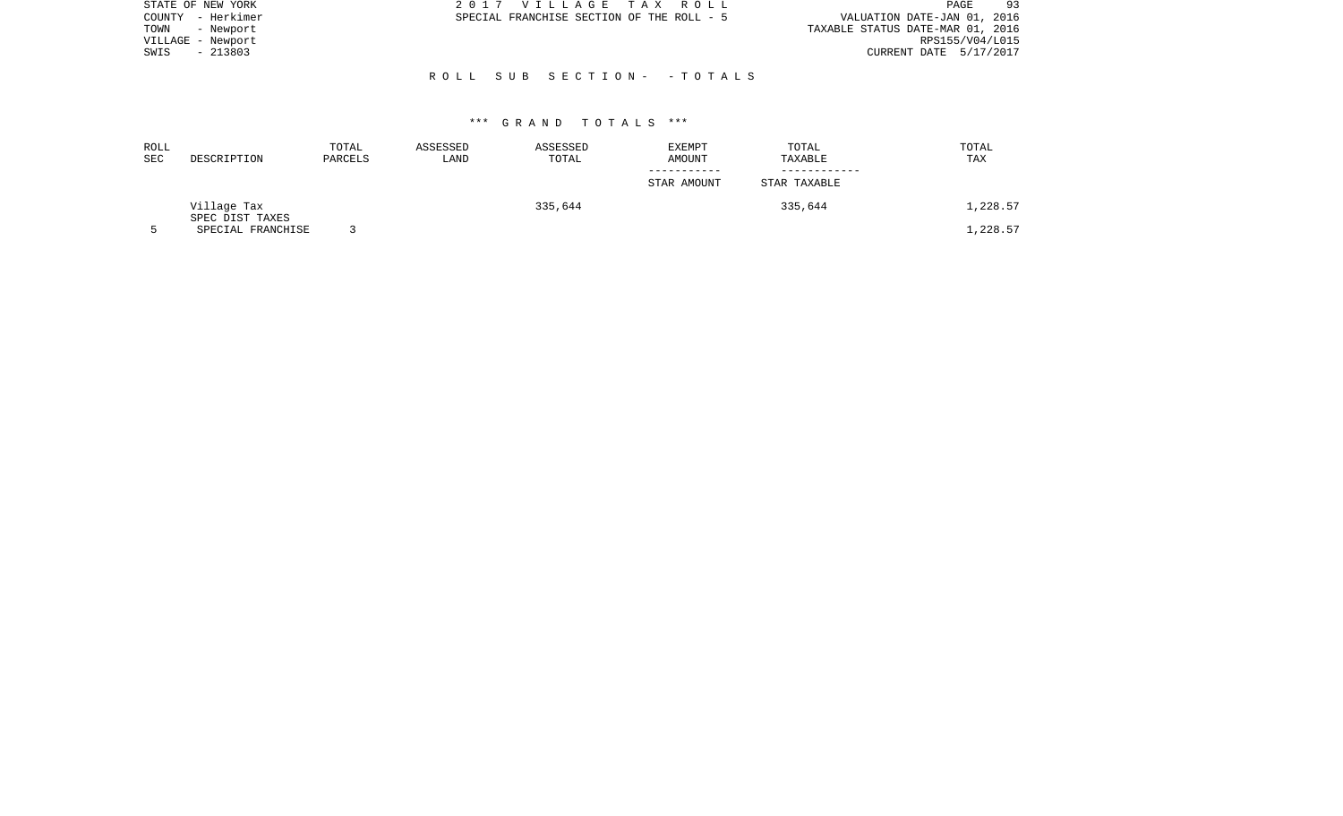STATE OF NEW YORK
COUNTY - Herkimer
TOWN - Newport
VILLAGE - Newport
SWIS - 213803

2017 VILLAGE TAX ROLL
SPECIAL FRANCHISE SECTION OF THE ROLL - 5

VALUATION DATE-JAN 01, 2016
TAXABLE STATUS DATE-MAR 01, 2016
RPS155/V04/L015
CURRENT DATE 5/17/2017

## ROLL SUB SECTION- - TOTALS

### *** GRAND TOTALS ***

| ROLL SEC | DESCRIPTION | TOTAL PARCELS | ASSESSED LAND | ASSESSED TOTAL | EXEMPT AMOUNT / STAR AMOUNT | TOTAL TAXABLE / STAR TAXABLE | TOTAL TAX |
|---|---|---|---|---|---|---|---|
| | Village Tax | | | 335,644 | | 335,644 | 1,228.57 |
| | SPEC DIST TAXES | | | | | | |
| 5 | SPECIAL FRANCHISE | 3 | | | | | 1,228.57 |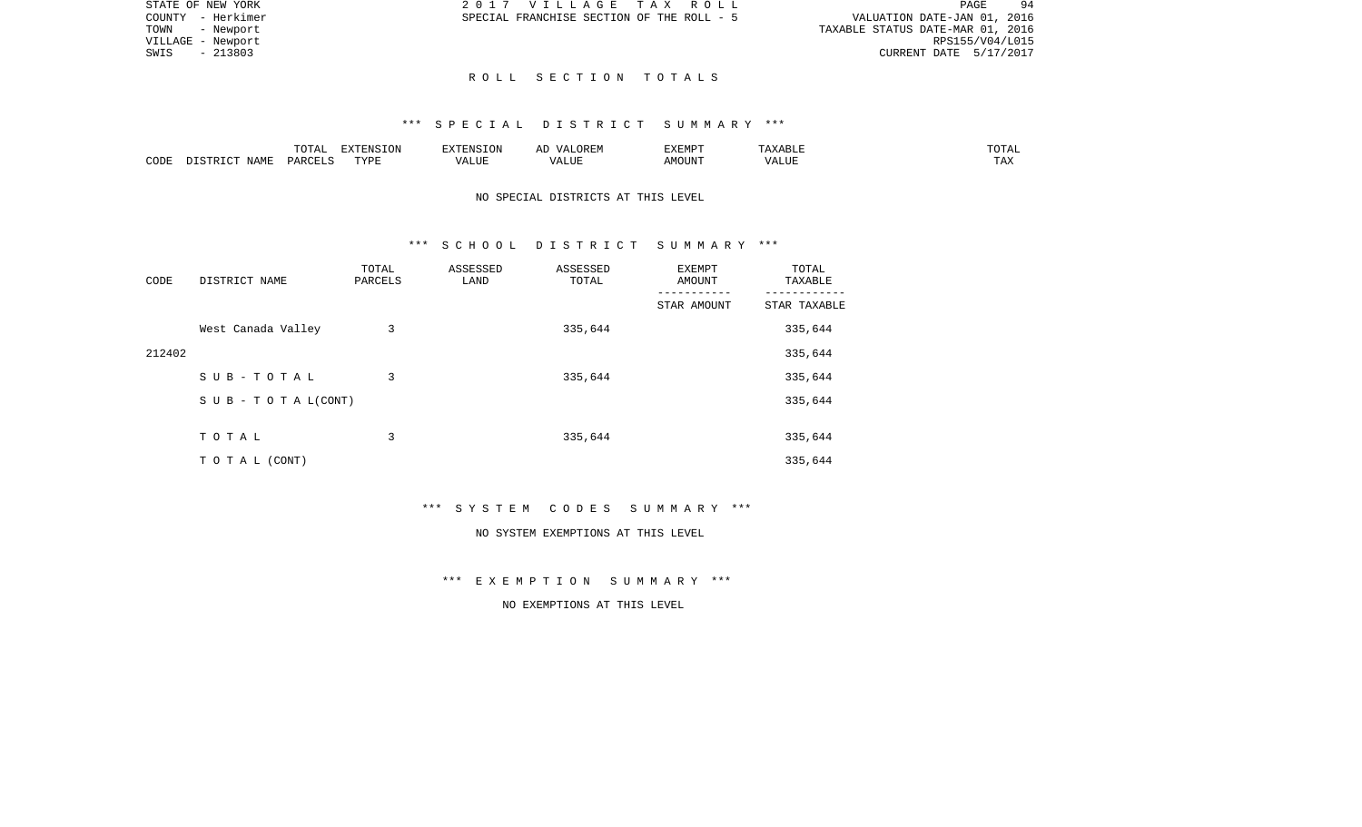STATE OF NEW YORK
COUNTY - Herkimer
TOWN - Newport
VILLAGE - Newport
SWIS - 213803

2 0 1 7 V I L L A G E T A X R O L L
SPECIAL FRANCHISE SECTION OF THE ROLL - 5

VALUATION DATE-JAN 01, 2016
TAXABLE STATUS DATE-MAR 01, 2016
RPS155/V04/L015
CURRENT DATE 5/17/2017

## R O L L S E C T I O N T O T A L S

### *** S P E C I A L D I S T R I C T S U M M A R Y ***

| CODE | DISTRICT NAME | TOTAL PARCELS | EXTENSION TYPE | EXTENSION VALUE | AD VALOREM VALUE | EXEMPT AMOUNT | TAXABLE VALUE | TOTAL TAX |
|---|---|---|---|---|---|---|---|---|

NO SPECIAL DISTRICTS AT THIS LEVEL

### *** S C H O O L D I S T R I C T S U M M A R Y ***

| CODE | DISTRICT NAME | TOTAL PARCELS | ASSESSED LAND | ASSESSED TOTAL | EXEMPT AMOUNT / STAR AMOUNT | TOTAL TAXABLE / STAR TAXABLE |
|---|---|---|---|---|---|---|
| | West Canada Valley | 3 | | 335,644 | | 335,644 |
| 212402 | | | | | | 335,644 |
| | S U B - T O T A L | 3 | | 335,644 | | 335,644 |
| | S U B - T O T A L(CONT) | | | | | 335,644 |
| | T O T A L | 3 | | 335,644 | | 335,644 |
| | T O T A L (CONT) | | | | | 335,644 |

### *** S Y S T E M C O D E S S U M M A R Y ***

NO SYSTEM EXEMPTIONS AT THIS LEVEL

### *** E X E M P T I O N S U M M A R Y ***

NO EXEMPTIONS AT THIS LEVEL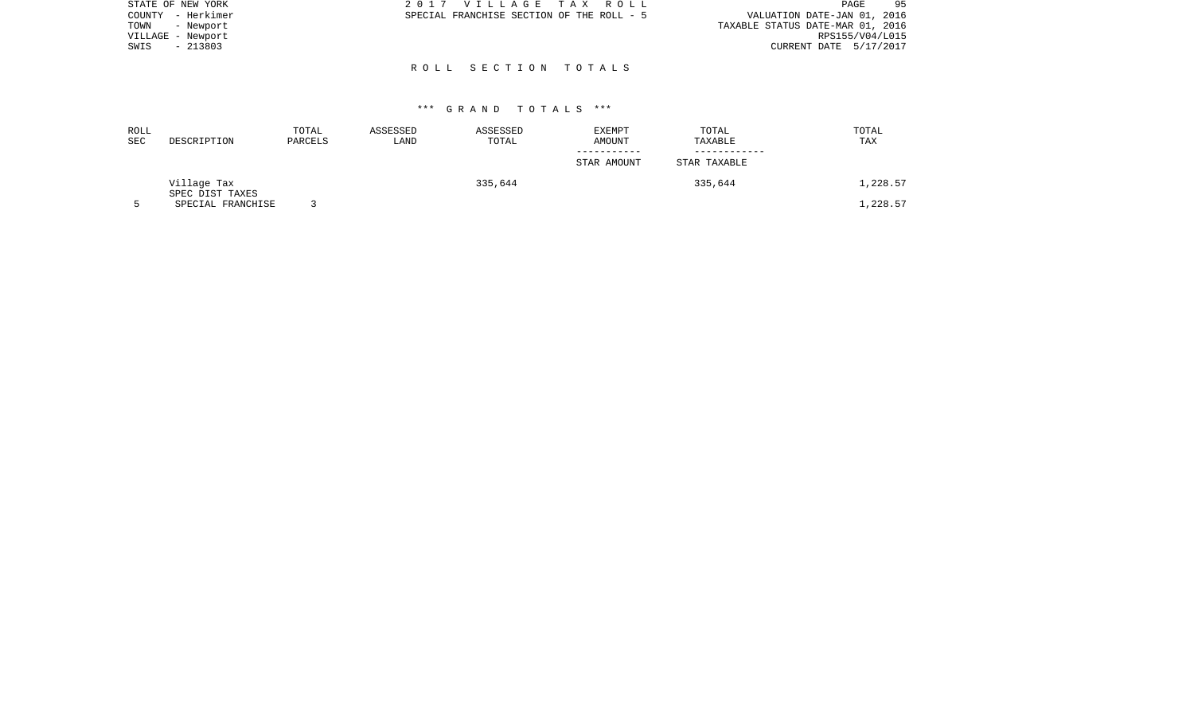STATE OF NEW YORK
COUNTY - Herkimer
TOWN - Newport
VILLAGE - Newport
SWIS - 213803

2 0 1 7 V I L L A G E T A X R O L L
SPECIAL FRANCHISE SECTION OF THE ROLL - 5

VALUATION DATE-JAN 01, 2016
TAXABLE STATUS DATE-MAR 01, 2016
RPS155/V04/L015
CURRENT DATE 5/17/2017

## R O L L S E C T I O N T O T A L S

### *** G R A N D T O T A L S ***

| ROLL SEC | DESCRIPTION | TOTAL PARCELS | ASSESSED LAND | ASSESSED TOTAL | EXEMPT AMOUNT / STAR AMOUNT | TOTAL TAXABLE / STAR TAXABLE | TOTAL TAX |
|---|---|---|---|---|---|---|---|
| | Village Tax | | | 335,644 | | 335,644 | 1,228.57 |
| | SPEC DIST TAXES | | | | | | |
| 5 | SPECIAL FRANCHISE | 3 | | | | | 1,228.57 |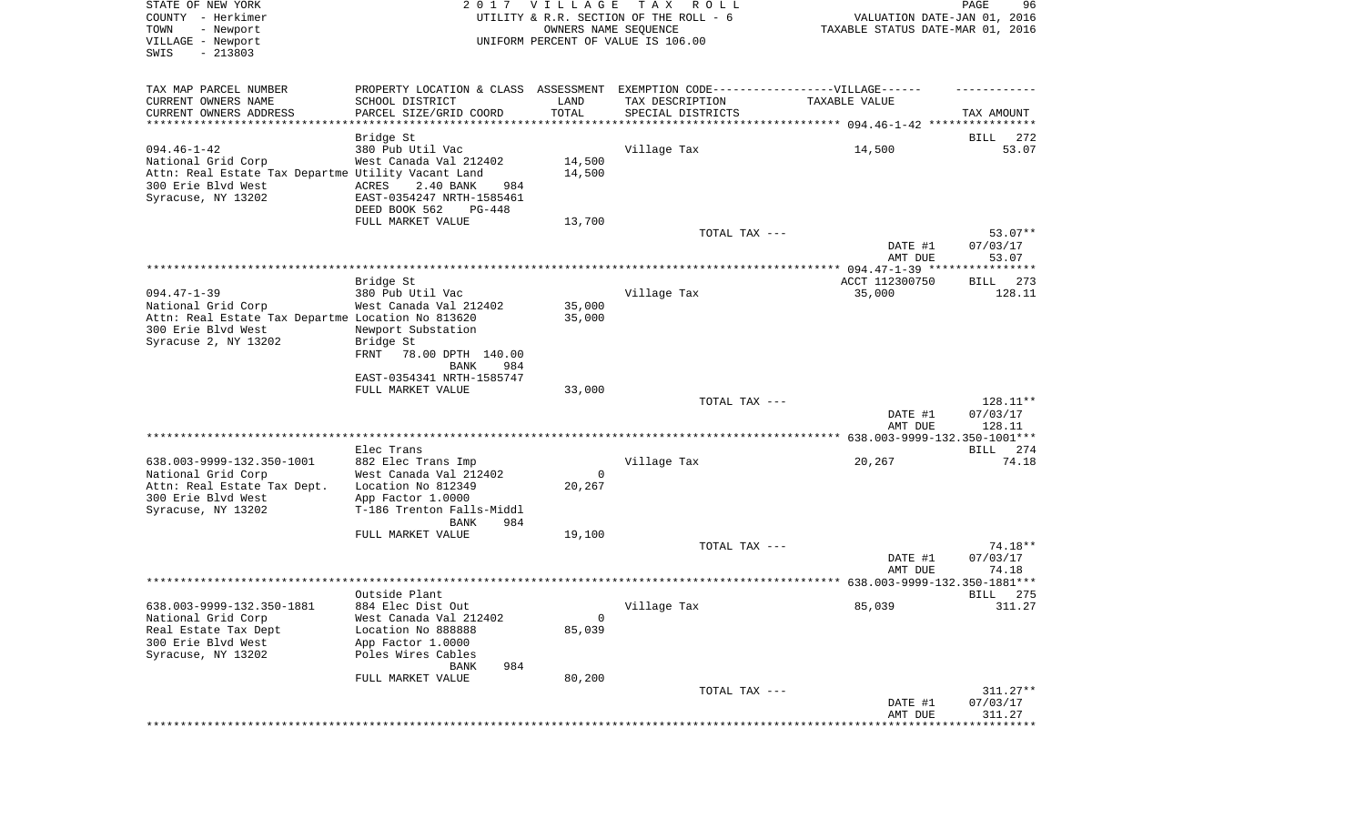STATE OF NEW YORK
COUNTY - Herkimer
TOWN - Newport
VILLAGE - Newport
SWIS - 213803

2 0 1 7 V I L L A G E T A X R O L L
UTILITY & R.R. SECTION OF THE ROLL - 6
OWNERS NAME SEQUENCE
UNIFORM PERCENT OF VALUE IS 106.00

VALUATION DATE-JAN 01, 2016
TAXABLE STATUS DATE-MAR 01, 2016

| TAX MAP PARCEL NUMBER<br>CURRENT OWNERS NAME<br>CURRENT OWNERS ADDRESS | PROPERTY LOCATION & CLASS<br>SCHOOL DISTRICT<br>PARCEL SIZE/GRID COORD | ASSESSMENT<br>LAND<br>TOTAL | EXEMPTION CODE------VILLAGE------<br>TAX DESCRIPTION<br>SPECIAL DISTRICTS | TAXABLE VALUE | TAX AMOUNT |
|---|---|---|---|---|---|
| **094.46-1-42** | Bridge St | | | | BILL 272 |
| 094.46-1-42 | 380 Pub Util Vac | | Village Tax | 14,500 | 53.07 |
| National Grid Corp | West Canada Val 212402 | 14,500 | | | |
| Attn: Real Estate Tax Departme | Utility Vacant Land | 14,500 | | | |
| 300 Erie Blvd West | ACRES 2.40 BANK 984 | | | | |
| Syracuse, NY 13202 | EAST-0354247 NRTH-1585461 | | | | |
| | DEED BOOK 562 PG-448 | | | | |
| | FULL MARKET VALUE | 13,700 | | | |
| | | | TOTAL TAX --- | | 53.07** |
| | | | | DATE #1 | 07/03/17 |
| | | | | AMT DUE | 53.07 |
| **094.47-1-39** | Bridge St | | | ACCT 112300750 | BILL 273 |
| 094.47-1-39 | 380 Pub Util Vac | | Village Tax | 35,000 | 128.11 |
| National Grid Corp | West Canada Val 212402 | 35,000 | | | |
| Attn: Real Estate Tax Departme | Location No 813620 | 35,000 | | | |
| 300 Erie Blvd West | Newport Substation | | | | |
| Syracuse 2, NY 13202 | Bridge St | | | | |
| | FRNT 78.00 DPTH 140.00 | | | | |
| | BANK 984 | | | | |
| | EAST-0354341 NRTH-1585747 | | | | |
| | FULL MARKET VALUE | 33,000 | | | |
| | | | TOTAL TAX --- | | 128.11** |
| | | | | DATE #1 | 07/03/17 |
| | | | | AMT DUE | 128.11 |
| **638.003-9999-132.350-1001** | Elec Trans | | | | BILL 274 |
| 638.003-9999-132.350-1001 | 882 Elec Trans Imp | | Village Tax | 20,267 | 74.18 |
| National Grid Corp | West Canada Val 212402 | 0 | | | |
| Attn: Real Estate Tax Dept. | Location No 812349 | 20,267 | | | |
| 300 Erie Blvd West | App Factor 1.0000 | | | | |
| Syracuse, NY 13202 | T-186 Trenton Falls-Middl | | | | |
| | BANK 984 | | | | |
| | FULL MARKET VALUE | 19,100 | | | |
| | | | TOTAL TAX --- | | 74.18** |
| | | | | DATE #1 | 07/03/17 |
| | | | | AMT DUE | 74.18 |
| **638.003-9999-132.350-1881** | Outside Plant | | | | BILL 275 |
| 638.003-9999-132.350-1881 | 884 Elec Dist Out | | Village Tax | 85,039 | 311.27 |
| National Grid Corp | West Canada Val 212402 | 0 | | | |
| Real Estate Tax Dept | Location No 888888 | 85,039 | | | |
| 300 Erie Blvd West | App Factor 1.0000 | | | | |
| Syracuse, NY 13202 | Poles Wires Cables | | | | |
| | BANK 984 | | | | |
| | FULL MARKET VALUE | 80,200 | | | |
| | | | TOTAL TAX --- | | 311.27** |
| | | | | DATE #1 | 07/03/17 |
| | | | | AMT DUE | 311.27 |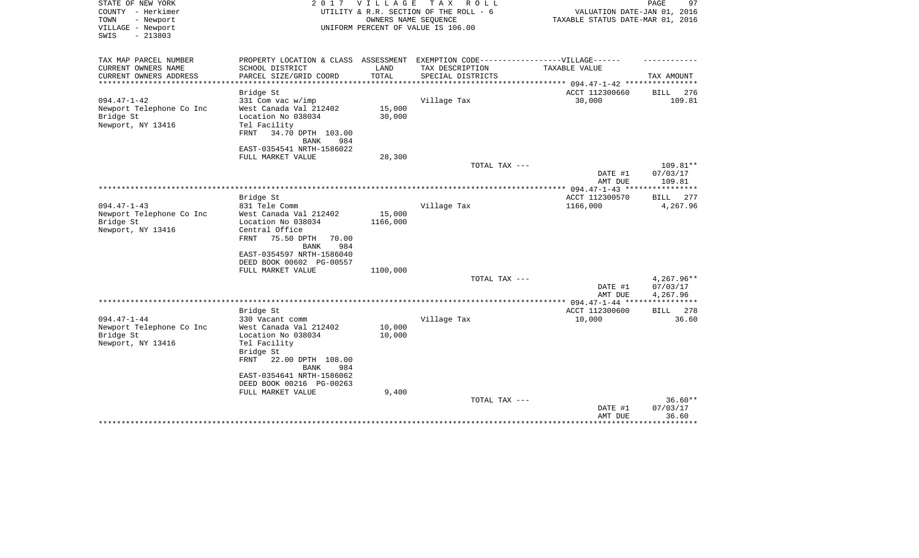STATE OF NEW YORK
COUNTY - Herkimer
TOWN - Newport
VILLAGE - Newport
SWIS - 213803

2017 VILLAGE TAX ROLL
UTILITY & R.R. SECTION OF THE ROLL - 6
OWNERS NAME SEQUENCE
UNIFORM PERCENT OF VALUE IS 106.00

VALUATION DATE-JAN 01, 2016
TAXABLE STATUS DATE-MAR 01, 2016

| TAX MAP PARCEL NUMBER / CURRENT OWNERS NAME / CURRENT OWNERS ADDRESS | PROPERTY LOCATION & CLASS / SCHOOL DISTRICT / PARCEL SIZE/GRID COORD | ASSESSMENT LAND / TOTAL | EXEMPTION CODE / TAX DESCRIPTION / SPECIAL DISTRICTS | TAXABLE VALUE | TAX AMOUNT |
|---|---|---|---|---|---|
| | Bridge St | | | ACCT 112300660 | BILL 276 |
| 094.47-1-42 | 331 Com vac w/imp | | Village Tax | 30,000 | 109.81 |
| Newport Telephone Co Inc | West Canada Val 212402 | 15,000 | | | |
| Bridge St | Location No 038034 | 30,000 | | | |
| Newport, NY 13416 | Tel Facility | | | | |
| | FRNT 34.70 DPTH 103.00 | | | | |
| | BANK 984 | | | | |
| | EAST-0354541 NRTH-1586022 | | | | |
| | FULL MARKET VALUE | 28,300 | | | |
| | | | TOTAL TAX --- | | 109.81** |
| | | | | DATE #1 | 07/03/17 |
| | | | | AMT DUE | 109.81 |
| | Bridge St | | | ACCT 112300570 | BILL 277 |
| 094.47-1-43 | 831 Tele Comm | | Village Tax | 1166,000 | 4,267.96 |
| Newport Telephone Co Inc | West Canada Val 212402 | 15,000 | | | |
| Bridge St | Location No 038034 | 1166,000 | | | |
| Newport, NY 13416 | Central Office | | | | |
| | FRNT 75.50 DPTH 70.00 | | | | |
| | BANK 984 | | | | |
| | EAST-0354597 NRTH-1586040 | | | | |
| | DEED BOOK 00602 PG-00557 | | | | |
| | FULL MARKET VALUE | 1100,000 | | | |
| | | | TOTAL TAX --- | | 4,267.96** |
| | | | | DATE #1 | 07/03/17 |
| | | | | AMT DUE | 4,267.96 |
| | Bridge St | | | ACCT 112300600 | BILL 278 |
| 094.47-1-44 | 330 Vacant comm | | Village Tax | 10,000 | 36.60 |
| Newport Telephone Co Inc | West Canada Val 212402 | 10,000 | | | |
| Bridge St | Location No 038034 | 10,000 | | | |
| Newport, NY 13416 | Tel Facility | | | | |
| | Bridge St | | | | |
| | FRNT 22.00 DPTH 108.00 | | | | |
| | BANK 984 | | | | |
| | EAST-0354641 NRTH-1586062 | | | | |
| | DEED BOOK 00216 PG-00263 | | | | |
| | FULL MARKET VALUE | 9,400 | | | |
| | | | TOTAL TAX --- | | 36.60** |
| | | | | DATE #1 | 07/03/17 |
| | | | | AMT DUE | 36.60 |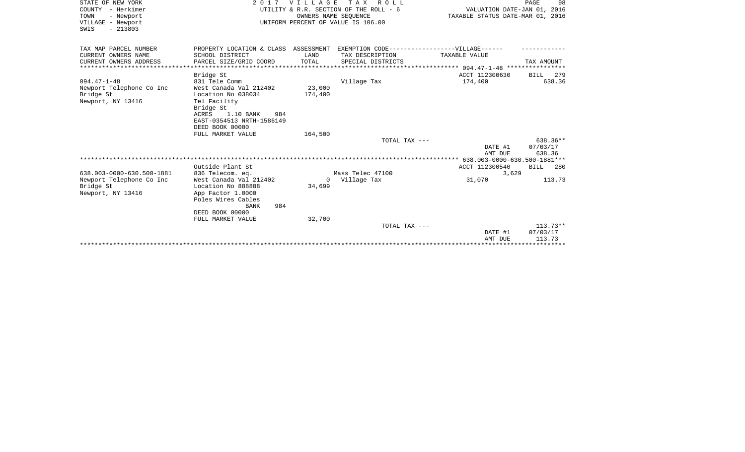STATE OF NEW YORK
COUNTY - Herkimer
TOWN - Newport
VILLAGE - Newport
SWIS - 213803

2 0 1 7 V I L L A G E T A X R O L L
UTILITY & R.R. SECTION OF THE ROLL - 6
OWNERS NAME SEQUENCE
UNIFORM PERCENT OF VALUE IS 106.00

VALUATION DATE-JAN 01, 2016
TAXABLE STATUS DATE-MAR 01, 2016

| TAX MAP PARCEL NUMBER<br>CURRENT OWNERS NAME<br>CURRENT OWNERS ADDRESS | PROPERTY LOCATION & CLASS<br>SCHOOL DISTRICT<br>PARCEL SIZE/GRID COORD | ASSESSMENT<br>LAND<br>TOTAL | EXEMPTION CODE------------------VILLAGE------<br>TAX DESCRIPTION<br>SPECIAL DISTRICTS | TAXABLE VALUE | TAX AMOUNT |
|---|---|---|---|---|---|
| **094.47-1-48** | | | | | |
| | Bridge St | | | ACCT 112300630 | BILL 279 |
| 094.47-1-48 | 831 Tele Comm | | Village Tax | 174,400 | 638.36 |
| Newport Telephone Co Inc | West Canada Val 212402 | 23,000 | | | |
| Bridge St | Location No 038034 | 174,400 | | | |
| Newport, NY 13416 | Tel Facility | | | | |
| | Bridge St | | | | |
| | ACRES 1.10 BANK 984 | | | | |
| | EAST-0354513 NRTH-1586149 | | | | |
| | DEED BOOK 00000 | | | | |
| | FULL MARKET VALUE | 164,500 | | | |
| | | | TOTAL TAX --- | | 638.36** |
| | | | | DATE #1 | 07/03/17 |
| | | | | AMT DUE | 638.36 |
| **638.003-0000-630.500-1881** | | | | | |
| | Outside Plant St | | | ACCT 112300540 | BILL 280 |
| 638.003-0000-630.500-1881 | 836 Telecom. eq. | | Mass Telec 47100 | 3,629 | |
| Newport Telephone Co Inc | West Canada Val 212402 | 0 | Village Tax | 31,070 | 113.73 |
| Bridge St | Location No 888888 | 34,699 | | | |
| Newport, NY 13416 | App Factor 1.0000 | | | | |
| | Poles Wires Cables | | | | |
| | BANK 984 | | | | |
| | DEED BOOK 00000 | | | | |
| | FULL MARKET VALUE | 32,700 | | | |
| | | | TOTAL TAX --- | | 113.73** |
| | | | | DATE #1 | 07/03/17 |
| | | | | AMT DUE | 113.73 |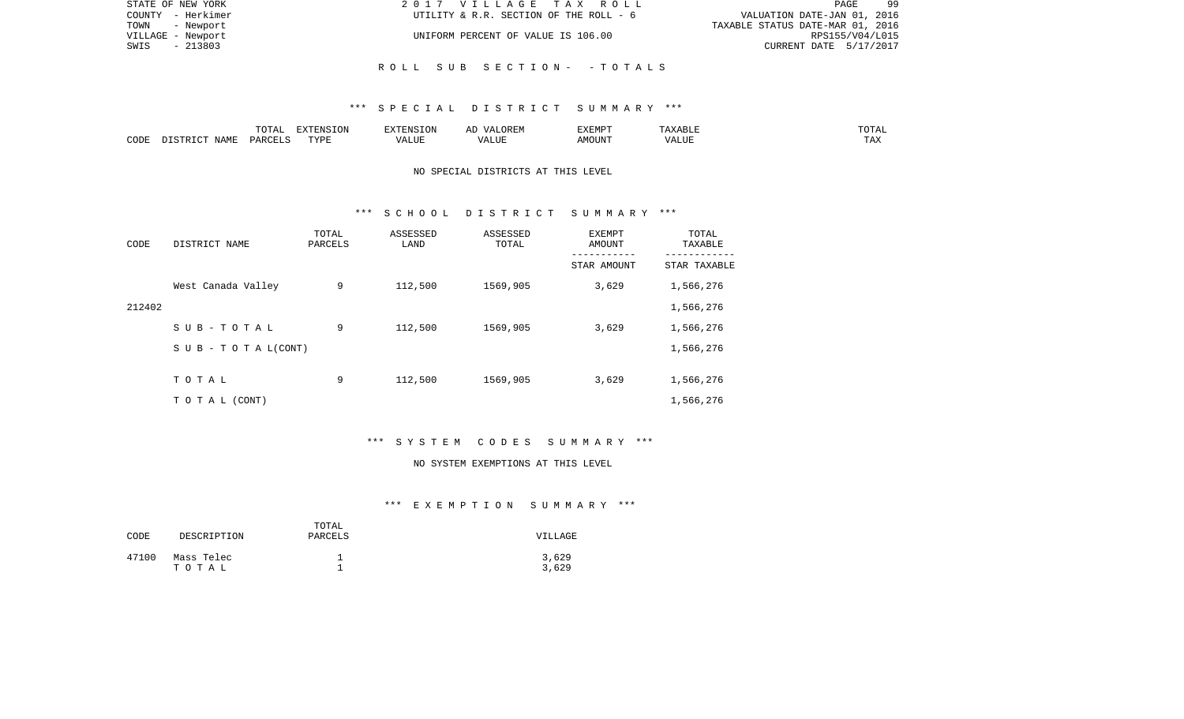## ROLL SUB SECTION - - TOTALS

### *** SPECIAL DISTRICT SUMMARY ***

| CODE | DISTRICT NAME | TOTAL PARCELS | EXTENSION TYPE | EXTENSION VALUE | AD VALOREM VALUE | EXEMPT AMOUNT | TAXABLE VALUE | TOTAL TAX |
|---|---|---|---|---|---|---|---|---|

NO SPECIAL DISTRICTS AT THIS LEVEL

### *** SCHOOL DISTRICT SUMMARY ***

| CODE | DISTRICT NAME | TOTAL PARCELS | ASSESSED LAND | ASSESSED TOTAL | EXEMPT AMOUNT / STAR AMOUNT | TOTAL TAXABLE / STAR TAXABLE |
|---|---|---|---|---|---|---|
| | West Canada Valley | 9 | 112,500 | 1569,905 | 3,629 | 1,566,276 |
| 212402 | | | | | | 1,566,276 |
| | SUB-TOTAL | 9 | 112,500 | 1569,905 | 3,629 | 1,566,276 |
| | SUB-TOTAL(CONT) | | | | | 1,566,276 |
| | TOTAL | 9 | 112,500 | 1569,905 | 3,629 | 1,566,276 |
| | TOTAL (CONT) | | | | | 1,566,276 |

### *** SYSTEM CODES SUMMARY ***

NO SYSTEM EXEMPTIONS AT THIS LEVEL

### *** EXEMPTION SUMMARY ***

| CODE | DESCRIPTION | TOTAL PARCELS | VILLAGE |
|---|---|---|---|
| 47100 | Mass Telec | 1 | 3,629 |
| | TOTAL | 1 | 3,629 |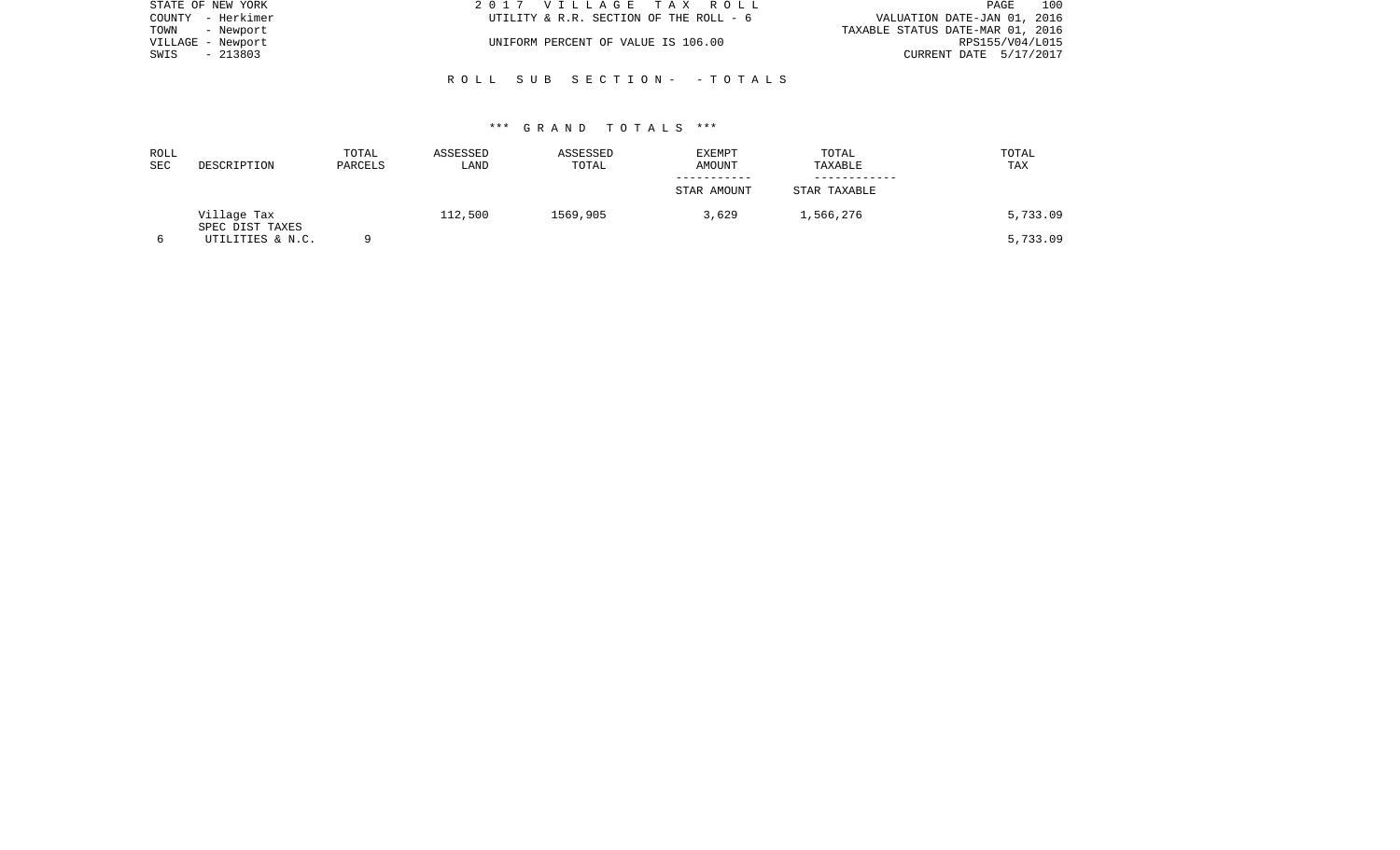STATE OF NEW YORK
COUNTY - Herkimer
TOWN - Newport
VILLAGE - Newport
SWIS - 213803

2 0 1 7 V I L L A G E T A X R O L L
UTILITY & R.R. SECTION OF THE ROLL - 6

UNIFORM PERCENT OF VALUE IS 106.00

VALUATION DATE-JAN 01, 2016
TAXABLE STATUS DATE-MAR 01, 2016
RPS155/V04/L015
CURRENT DATE 5/17/2017

R O L L S U B S E C T I O N - - T O T A L S

\*\*\* G R A N D T O T A L S \*\*\*

| ROLL SEC | DESCRIPTION | TOTAL PARCELS | ASSESSED LAND | ASSESSED TOTAL | EXEMPT AMOUNT / STAR AMOUNT | TOTAL TAXABLE / STAR TAXABLE | TOTAL TAX |
|---|---|---|---|---|---|---|---|
| | Village Tax | | 112,500 | 1569,905 | 3,629 | 1,566,276 | 5,733.09 |
| | SPEC DIST TAXES | | | | | | |
| 6 | UTILITIES & N.C. | 9 | | | | | 5,733.09 |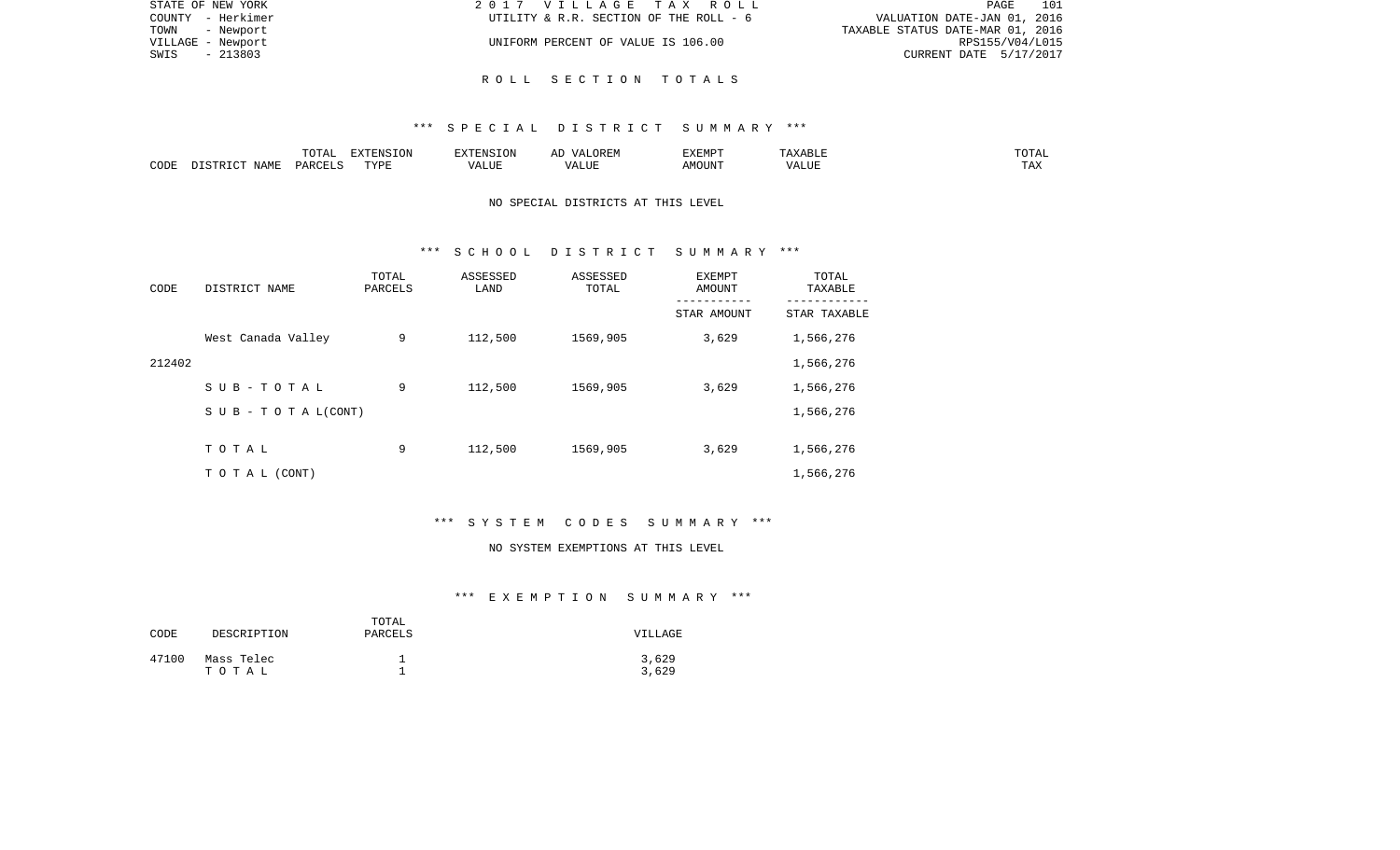STATE OF NEW YORK | 2 0 1 7 V I L L A G E T A X R O L L
COUNTY - Herkimer | UTILITY & R.R. SECTION OF THE ROLL - 6 | VALUATION DATE-JAN 01, 2016
TOWN - Newport | TAXABLE STATUS DATE-MAR 01, 2016
VILLAGE - Newport | UNIFORM PERCENT OF VALUE IS 106.00 | RPS155/V04/L015
SWIS - 213803 | CURRENT DATE 5/17/2017

## R O L L S E C T I O N T O T A L S

### *** S P E C I A L D I S T R I C T S U M M A R Y ***

| CODE | DISTRICT NAME | TOTAL PARCELS | EXTENSION TYPE | EXTENSION VALUE | AD VALOREM VALUE | EXEMPT AMOUNT | TAXABLE VALUE | TOTAL TAX |
|---|---|---|---|---|---|---|---|---|

NO SPECIAL DISTRICTS AT THIS LEVEL

### *** S C H O O L D I S T R I C T S U M M A R Y ***

| CODE | DISTRICT NAME | TOTAL PARCELS | ASSESSED LAND | ASSESSED TOTAL | EXEMPT AMOUNT / STAR AMOUNT | TOTAL TAXABLE / STAR TAXABLE |
|---|---|---|---|---|---|---|
| | West Canada Valley | 9 | 112,500 | 1569,905 | 3,629 | 1,566,276 |
| 212402 | | | | | | 1,566,276 |
| | S U B - T O T A L | 9 | 112,500 | 1569,905 | 3,629 | 1,566,276 |
| | S U B - T O T A L(CONT) | | | | | 1,566,276 |
| | T O T A L | 9 | 112,500 | 1569,905 | 3,629 | 1,566,276 |
| | T O T A L (CONT) | | | | | 1,566,276 |

### *** S Y S T E M C O D E S S U M M A R Y ***

NO SYSTEM EXEMPTIONS AT THIS LEVEL

### *** E X E M P T I O N S U M M A R Y ***

| CODE | DESCRIPTION | TOTAL PARCELS | VILLAGE |
|---|---|---|---|
| 47100 | Mass Telec | 1 | 3,629 |
| | T O T A L | 1 | 3,629 |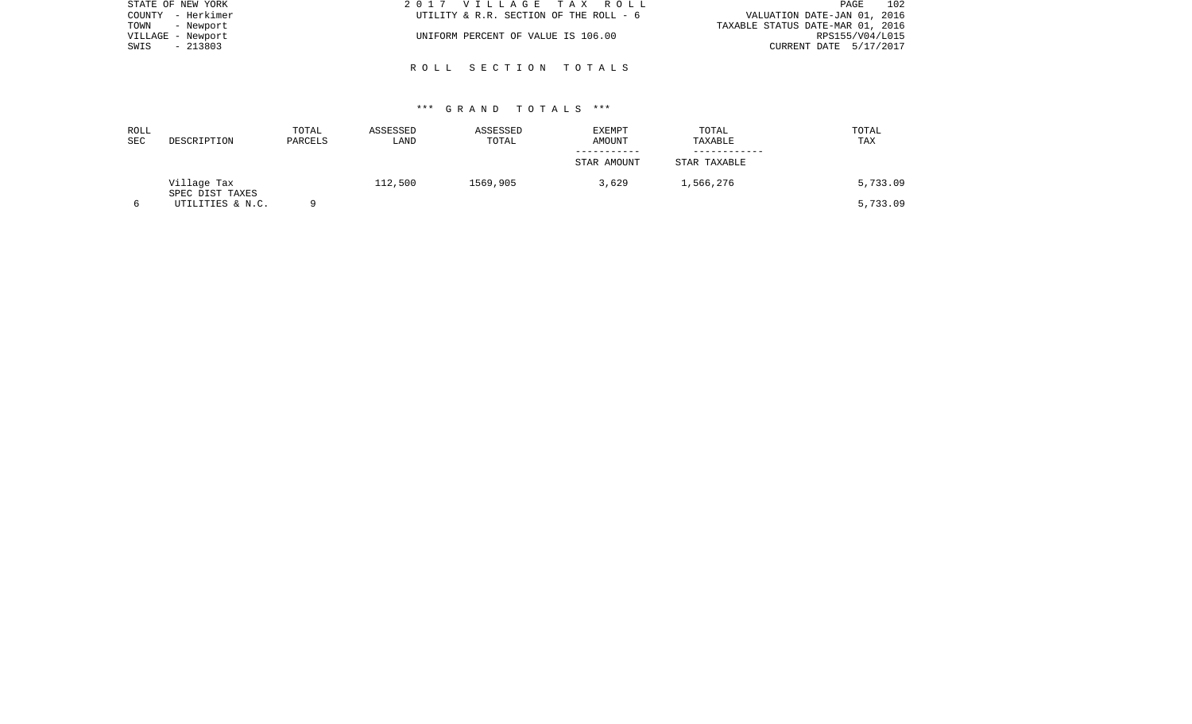STATE OF NEW YORK
COUNTY - Herkimer
TOWN - Newport
VILLAGE - Newport
SWIS - 213803

2 0 1 7 V I L L A G E T A X R O L L
UTILITY & R.R. SECTION OF THE ROLL - 6

UNIFORM PERCENT OF VALUE IS 106.00

VALUATION DATE-JAN 01, 2016
TAXABLE STATUS DATE-MAR 01, 2016
RPS155/V04/L015
CURRENT DATE 5/17/2017

## R O L L S E C T I O N T O T A L S

### *** G R A N D T O T A L S ***

| ROLL SEC | DESCRIPTION | TOTAL PARCELS | ASSESSED LAND | ASSESSED TOTAL | EXEMPT AMOUNT / STAR AMOUNT | TOTAL TAXABLE / STAR TAXABLE | TOTAL TAX |
|---|---|---|---|---|---|---|---|
| | Village Tax | | 112,500 | 1569,905 | 3,629 | 1,566,276 | 5,733.09 |
| | SPEC DIST TAXES | | | | | | |
| 6 | UTILITIES & N.C. | 9 | | | | | 5,733.09 |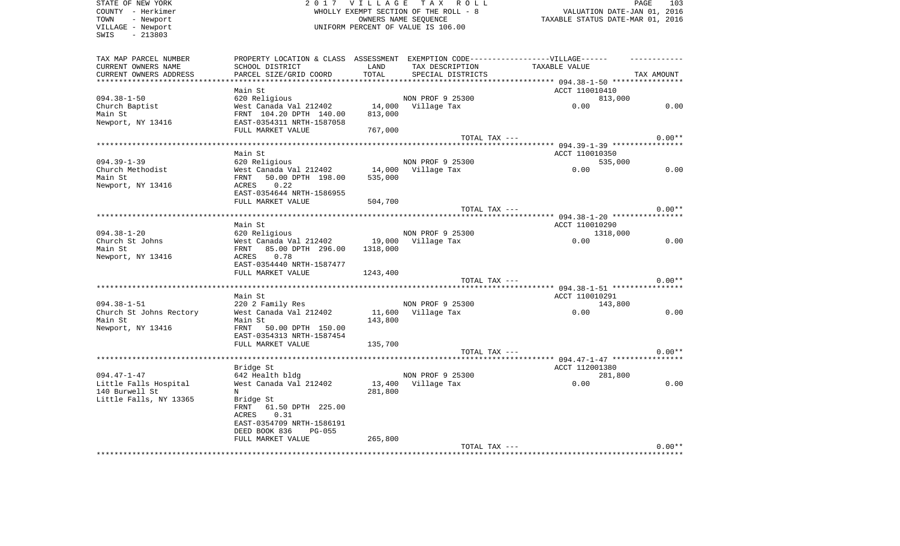STATE OF NEW YORK
COUNTY - Herkimer
TOWN - Newport
VILLAGE - Newport
SWIS - 213803

2 0 1 7 V I L L A G E T A X R O L L
WHOLLY EXEMPT SECTION OF THE ROLL - 8
OWNERS NAME SEQUENCE
UNIFORM PERCENT OF VALUE IS 106.00

VALUATION DATE-JAN 01, 2016
TAXABLE STATUS DATE-MAR 01, 2016

| TAX MAP PARCEL NUMBER / CURRENT OWNERS NAME / CURRENT OWNERS ADDRESS | PROPERTY LOCATION & CLASS / SCHOOL DISTRICT / PARCEL SIZE/GRID COORD | ASSESSMENT LAND / TOTAL | EXEMPTION CODE / TAX DESCRIPTION / SPECIAL DISTRICTS | TAXABLE VALUE | TAX AMOUNT |
|---|---|---|---|---|---|
| 094.38-1-50 | Main St | | | ACCT 110010410 | |
| Church Baptist | 620 Religious | | NON PROF 9 25300 | 813,000 | |
| Main St | West Canada Val 212402 | 14,000 | Village Tax | 0.00 | 0.00 |
| Newport, NY 13416 | FRNT 104.20 DPTH 140.00 | 813,000 | | | |
| | EAST-0354311 NRTH-1587058 | | | | |
| | FULL MARKET VALUE | 767,000 | | | |
| | | | TOTAL TAX --- | | 0.00** |
| 094.39-1-39 | Main St | | | ACCT 110010350 | |
| Church Methodist | 620 Religious | | NON PROF 9 25300 | 535,000 | |
| Main St | West Canada Val 212402 | 14,000 | Village Tax | 0.00 | 0.00 |
| Newport, NY 13416 | FRNT 50.00 DPTH 198.00 | 535,000 | | | |
| | ACRES 0.22 | | | | |
| | EAST-0354644 NRTH-1586955 | | | | |
| | FULL MARKET VALUE | 504,700 | | | |
| | | | TOTAL TAX --- | | 0.00** |
| 094.38-1-20 | Main St | | | ACCT 110010290 | |
| Church St Johns | 620 Religious | | NON PROF 9 25300 | 1318,000 | |
| Main St | West Canada Val 212402 | 19,000 | Village Tax | 0.00 | 0.00 |
| Newport, NY 13416 | FRNT 85.00 DPTH 296.00 | 1318,000 | | | |
| | ACRES 0.78 | | | | |
| | EAST-0354440 NRTH-1587477 | | | | |
| | FULL MARKET VALUE | 1243,400 | | | |
| | | | TOTAL TAX --- | | 0.00** |
| 094.38-1-51 | Main St | | | ACCT 110010291 | |
| Church St Johns Rectory | 220 2 Family Res | | NON PROF 9 25300 | 143,800 | |
| Main St | West Canada Val 212402 | 11,600 | Village Tax | 0.00 | 0.00 |
| Newport, NY 13416 | Main St | 143,800 | | | |
| | FRNT 50.00 DPTH 150.00 | | | | |
| | EAST-0354313 NRTH-1587454 | | | | |
| | FULL MARKET VALUE | 135,700 | | | |
| | | | TOTAL TAX --- | | 0.00** |
| 094.47-1-47 | Bridge St | | | ACCT 112001380 | |
| Little Falls Hospital | 642 Health bldg | | NON PROF 9 25300 | 281,800 | |
| 140 Burwell St | West Canada Val 212402 | 13,400 | Village Tax | 0.00 | 0.00 |
| Little Falls, NY 13365 | N | 281,800 | | | |
| | Bridge St | | | | |
| | FRNT 61.50 DPTH 225.00 | | | | |
| | ACRES 0.31 | | | | |
| | EAST-0354709 NRTH-1586191 | | | | |
| | DEED BOOK 836 PG-055 | | | | |
| | FULL MARKET VALUE | 265,800 | | | |
| | | | TOTAL TAX --- | | 0.00** |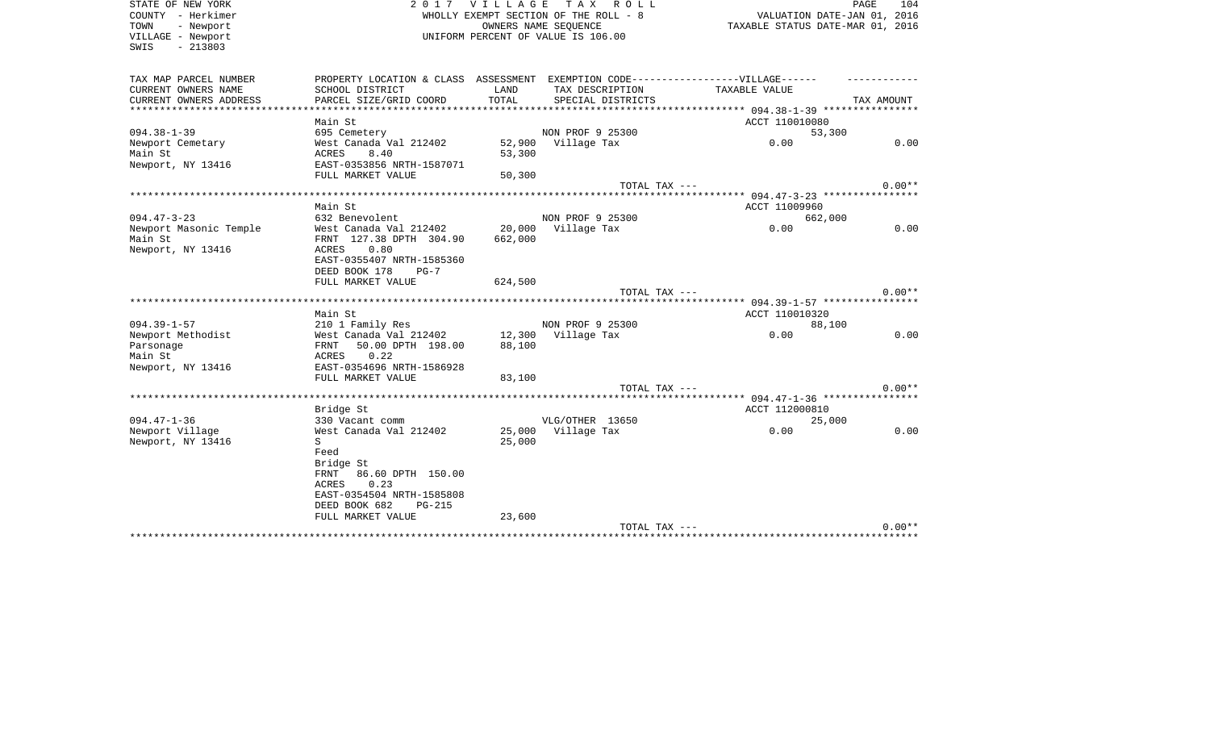STATE OF NEW YORK
COUNTY - Herkimer
TOWN - Newport
VILLAGE - Newport
SWIS - 213803

2 0 1 7 V I L L A G E T A X R O L L
WHOLLY EXEMPT SECTION OF THE ROLL - 8
OWNERS NAME SEQUENCE
UNIFORM PERCENT OF VALUE IS 106.00

VALUATION DATE-JAN 01, 2016
TAXABLE STATUS DATE-MAR 01, 2016

| TAX MAP PARCEL NUMBER<br>CURRENT OWNERS NAME<br>CURRENT OWNERS ADDRESS | PROPERTY LOCATION & CLASS<br>SCHOOL DISTRICT<br>PARCEL SIZE/GRID COORD | ASSESSMENT<br>LAND<br>TOTAL | EXEMPTION CODE------VILLAGE------<br>TAX DESCRIPTION<br>SPECIAL DISTRICTS | TAXABLE VALUE | TAX AMOUNT |
|---|---|---|---|---|---|
| 094.38-1-39 | Main St | | | ACCT 110010080 | |
| 094.38-1-39 | 695 Cemetery | | NON PROF 9 25300 | 53,300 | |
| Newport Cemetary | West Canada Val 212402 | 52,900 | Village Tax | 0.00 | 0.00 |
| Main St | ACRES 8.40 | 53,300 | | | |
| Newport, NY 13416 | EAST-0353856 NRTH-1587071 | | | | |
| | FULL MARKET VALUE | 50,300 | | | |
| | | | TOTAL TAX --- | | 0.00** |
| 094.47-3-23 | Main St | | | ACCT 11009960 | |
| 094.47-3-23 | 632 Benevolent | | NON PROF 9 25300 | 662,000 | |
| Newport Masonic Temple | West Canada Val 212402 | 20,000 | Village Tax | 0.00 | 0.00 |
| Main St | FRNT 127.38 DPTH 304.90 | 662,000 | | | |
| Newport, NY 13416 | ACRES 0.80 | | | | |
| | EAST-0355407 NRTH-1585360 | | | | |
| | DEED BOOK 178 PG-7 | | | | |
| | FULL MARKET VALUE | 624,500 | | | |
| | | | TOTAL TAX --- | | 0.00** |
| 094.39-1-57 | Main St | | | ACCT 110010320 | |
| 094.39-1-57 | 210 1 Family Res | | NON PROF 9 25300 | 88,100 | |
| Newport Methodist | West Canada Val 212402 | 12,300 | Village Tax | 0.00 | 0.00 |
| Parsonage | FRNT 50.00 DPTH 198.00 | 88,100 | | | |
| Main St | ACRES 0.22 | | | | |
| Newport, NY 13416 | EAST-0354696 NRTH-1586928 | | | | |
| | FULL MARKET VALUE | 83,100 | | | |
| | | | TOTAL TAX --- | | 0.00** |
| 094.47-1-36 | Bridge St | | | ACCT 112000810 | |
| 094.47-1-36 | 330 Vacant comm | | VLG/OTHER 13650 | 25,000 | |
| Newport Village | West Canada Val 212402 | 25,000 | Village Tax | 0.00 | 0.00 |
| Newport, NY 13416 | S | 25,000 | | | |
| | Feed | | | | |
| | Bridge St | | | | |
| | FRNT 86.60 DPTH 150.00 | | | | |
| | ACRES 0.23 | | | | |
| | EAST-0354504 NRTH-1585808 | | | | |
| | DEED BOOK 682 PG-215 | | | | |
| | FULL MARKET VALUE | 23,600 | | | |
| | | | TOTAL TAX --- | | 0.00** |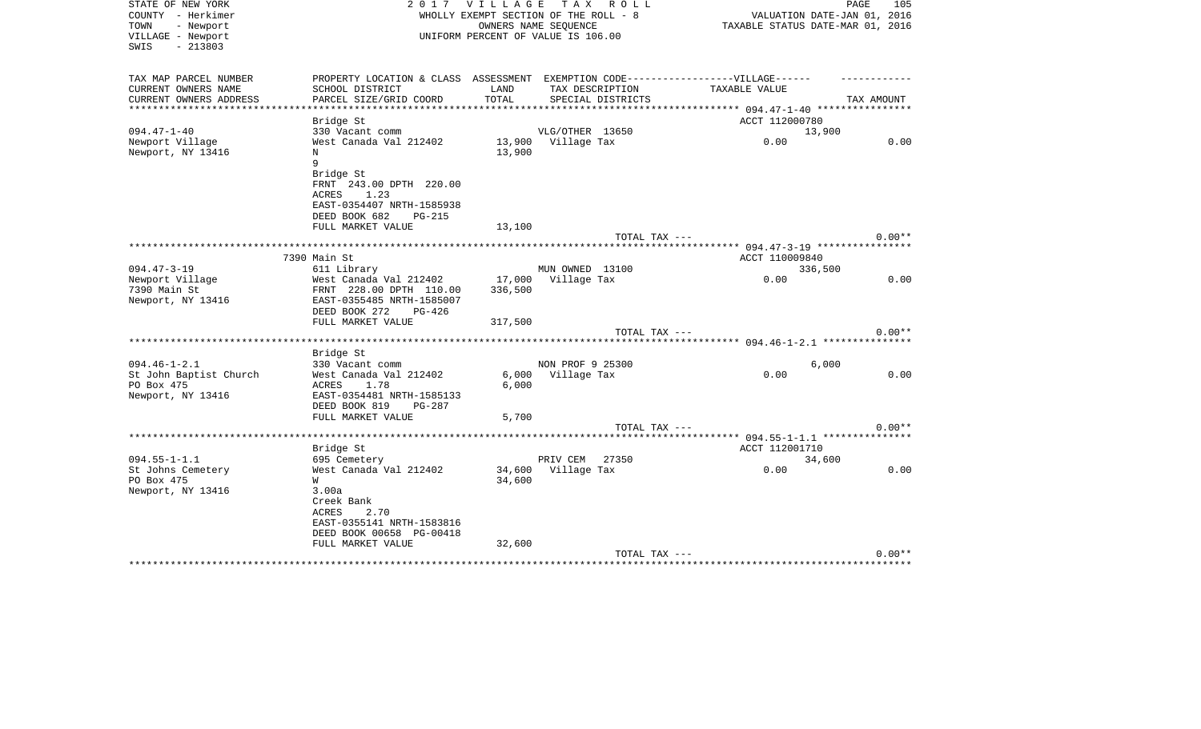STATE OF NEW YORK
COUNTY - Herkimer
TOWN - Newport
VILLAGE - Newport
SWIS - 213803

2 0 1 7 V I L L A G E T A X R O L L
WHOLLY EXEMPT SECTION OF THE ROLL - 8
OWNERS NAME SEQUENCE
UNIFORM PERCENT OF VALUE IS 106.00

VALUATION DATE-JAN 01, 2016
TAXABLE STATUS DATE-MAR 01, 2016

| TAX MAP PARCEL NUMBER / CURRENT OWNERS NAME / CURRENT OWNERS ADDRESS | PROPERTY LOCATION & CLASS / SCHOOL DISTRICT / PARCEL SIZE/GRID COORD | ASSESSMENT LAND / TOTAL | EXEMPTION CODE-----VILLAGE------ / TAX DESCRIPTION / SPECIAL DISTRICTS | TAXABLE VALUE | TAX AMOUNT |
|---|---|---|---|---|---|
| 094.47-1-40 | Bridge St | | | ACCT 112000780 | |
| Newport Village | 330 Vacant comm | | VLG/OTHER 13650 | 13,900 | |
| Newport, NY 13416 | West Canada Val 212402 | 13,900 | Village Tax | 0.00 | 0.00 |
| | N | 13,900 | | | |
| | 9 | | | | |
| | Bridge St | | | | |
| | FRNT 243.00 DPTH 220.00 | | | | |
| | ACRES 1.23 | | | | |
| | EAST-0354407 NRTH-1585938 | | | | |
| | DEED BOOK 682 PG-215 | | | | |
| | FULL MARKET VALUE | 13,100 | | | |
| | | | TOTAL TAX --- | | 0.00** |
| 094.47-3-19 | 7390 Main St | | | ACCT 110009840 | |
| Newport Village | 611 Library | | MUN OWNED 13100 | 336,500 | |
| 7390 Main St | West Canada Val 212402 | 17,000 | Village Tax | 0.00 | 0.00 |
| Newport, NY 13416 | FRNT 228.00 DPTH 110.00 | 336,500 | | | |
| | EAST-0355485 NRTH-1585007 | | | | |
| | DEED BOOK 272 PG-426 | | | | |
| | FULL MARKET VALUE | 317,500 | | | |
| | | | TOTAL TAX --- | | 0.00** |
| 094.46-1-2.1 | Bridge St | | | | |
| St John Baptist Church | 330 Vacant comm | | NON PROF 9 25300 | 6,000 | |
| PO Box 475 | West Canada Val 212402 | 6,000 | Village Tax | 0.00 | 0.00 |
| Newport, NY 13416 | ACRES 1.78 | 6,000 | | | |
| | EAST-0354481 NRTH-1585133 | | | | |
| | DEED BOOK 819 PG-287 | | | | |
| | FULL MARKET VALUE | 5,700 | | | |
| | | | TOTAL TAX --- | | 0.00** |
| 094.55-1-1.1 | Bridge St | | | ACCT 112001710 | |
| St Johns Cemetery | 695 Cemetery | | PRIV CEM 27350 | 34,600 | |
| PO Box 475 | West Canada Val 212402 | 34,600 | Village Tax | 0.00 | 0.00 |
| Newport, NY 13416 | W | 34,600 | | | |
| | 3.00a | | | | |
| | Creek Bank | | | | |
| | ACRES 2.70 | | | | |
| | EAST-0355141 NRTH-1583816 | | | | |
| | DEED BOOK 00658 PG-00418 | | | | |
| | FULL MARKET VALUE | 32,600 | | | |
| | | | TOTAL TAX --- | | 0.00** |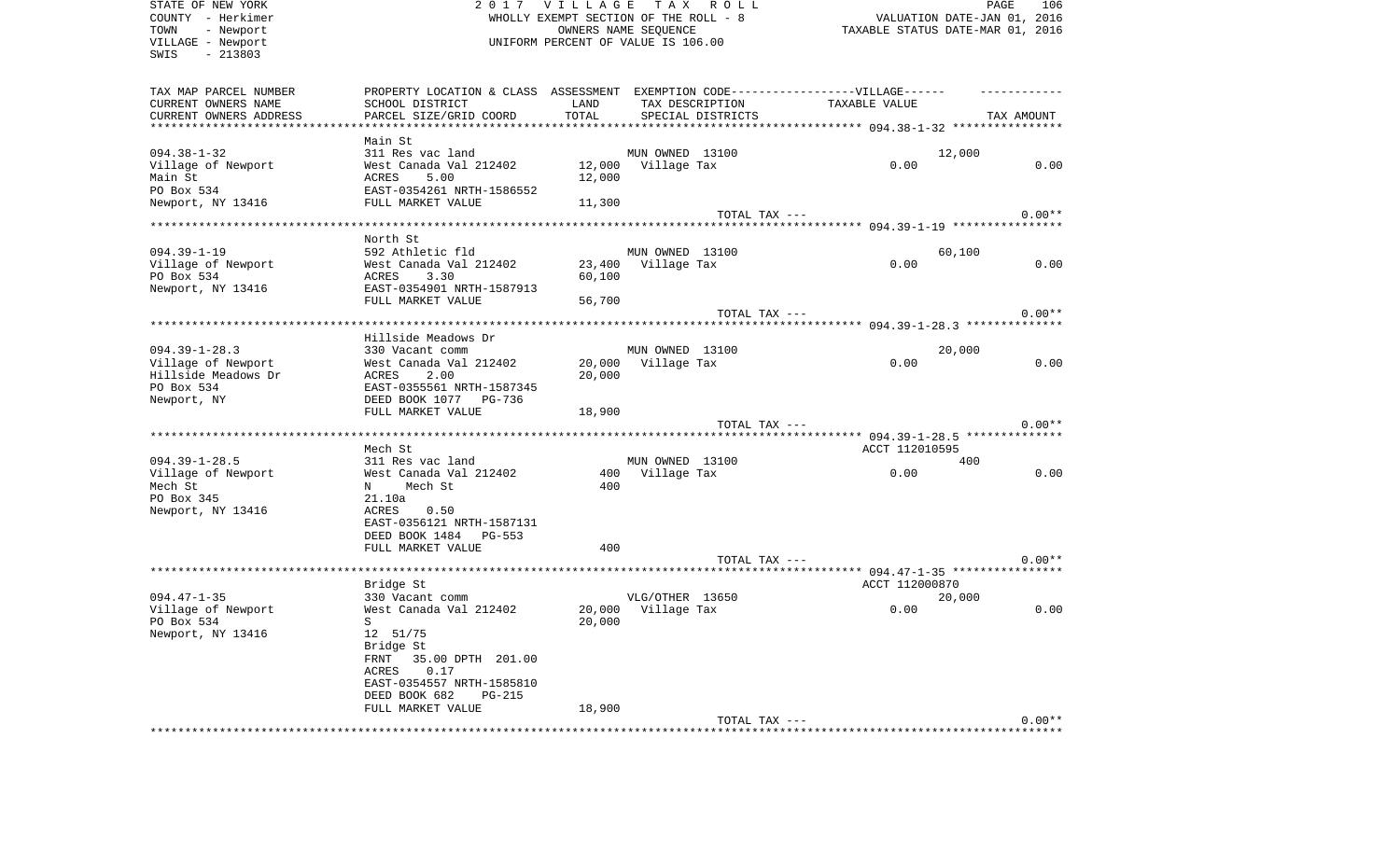STATE OF NEW YORK
COUNTY - Herkimer
TOWN - Newport
VILLAGE - Newport
SWIS - 213803

2 0 1 7 V I L L A G E T A X R O L L
WHOLLY EXEMPT SECTION OF THE ROLL - 8
OWNERS NAME SEQUENCE
UNIFORM PERCENT OF VALUE IS 106.00

VALUATION DATE-JAN 01, 2016
TAXABLE STATUS DATE-MAR 01, 2016

| TAX MAP PARCEL NUMBER / CURRENT OWNERS NAME / CURRENT OWNERS ADDRESS | PROPERTY LOCATION & CLASS / SCHOOL DISTRICT / PARCEL SIZE/GRID COORD | ASSESSMENT LAND / TOTAL | EXEMPTION CODE / TAX DESCRIPTION / SPECIAL DISTRICTS | VILLAGE TAXABLE VALUE | TAX AMOUNT |
|---|---|---|---|---|---|
| **094.38-1-32** | Main St | | | | |
| 094.38-1-32 | 311 Res vac land | | MUN OWNED 13100 | 12,000 | |
| Village of Newport | West Canada Val 212402 | 12,000 | Village Tax | 0.00 | 0.00 |
| Main St | ACRES 5.00 | 12,000 | | | |
| PO Box 534 | EAST-0354261 NRTH-1586552 | | | | |
| Newport, NY 13416 | FULL MARKET VALUE | 11,300 | | | |
| | | | TOTAL TAX --- | | 0.00** |
| **094.39-1-19** | North St | | | | |
| 094.39-1-19 | 592 Athletic fld | | MUN OWNED 13100 | 60,100 | |
| Village of Newport | West Canada Val 212402 | 23,400 | Village Tax | 0.00 | 0.00 |
| PO Box 534 | ACRES 3.30 | 60,100 | | | |
| Newport, NY 13416 | EAST-0354901 NRTH-1587913 | | | | |
| | FULL MARKET VALUE | 56,700 | | | |
| | | | TOTAL TAX --- | | 0.00** |
| **094.39-1-28.3** | Hillside Meadows Dr | | | | |
| 094.39-1-28.3 | 330 Vacant comm | | MUN OWNED 13100 | 20,000 | |
| Village of Newport | West Canada Val 212402 | 20,000 | Village Tax | 0.00 | 0.00 |
| Hillside Meadows Dr | ACRES 2.00 | 20,000 | | | |
| PO Box 534 | EAST-0355561 NRTH-1587345 | | | | |
| Newport, NY | DEED BOOK 1077 PG-736 | | | | |
| | FULL MARKET VALUE | 18,900 | | | |
| | | | TOTAL TAX --- | | 0.00** |
| **094.39-1-28.5** | Mech St | | | ACCT 112010595 | |
| 094.39-1-28.5 | 311 Res vac land | | MUN OWNED 13100 | 400 | |
| Village of Newport | West Canada Val 212402 | 400 | Village Tax | 0.00 | 0.00 |
| Mech St | N Mech St | 400 | | | |
| PO Box 345 | 21.10a | | | | |
| Newport, NY 13416 | ACRES 0.50 | | | | |
| | EAST-0356121 NRTH-1587131 | | | | |
| | DEED BOOK 1484 PG-553 | | | | |
| | FULL MARKET VALUE | 400 | | | |
| | | | TOTAL TAX --- | | 0.00** |
| **094.47-1-35** | Bridge St | | | ACCT 112000870 | |
| 094.47-1-35 | 330 Vacant comm | | VLG/OTHER 13650 | 20,000 | |
| Village of Newport | West Canada Val 212402 | 20,000 | Village Tax | 0.00 | 0.00 |
| PO Box 534 | S | 20,000 | | | |
| Newport, NY 13416 | 12 51/75 | | | | |
| | Bridge St | | | | |
| | FRNT 35.00 DPTH 201.00 | | | | |
| | ACRES 0.17 | | | | |
| | EAST-0354557 NRTH-1585810 | | | | |
| | DEED BOOK 682 PG-215 | | | | |
| | FULL MARKET VALUE | 18,900 | | | |
| | | | TOTAL TAX --- | | 0.00** |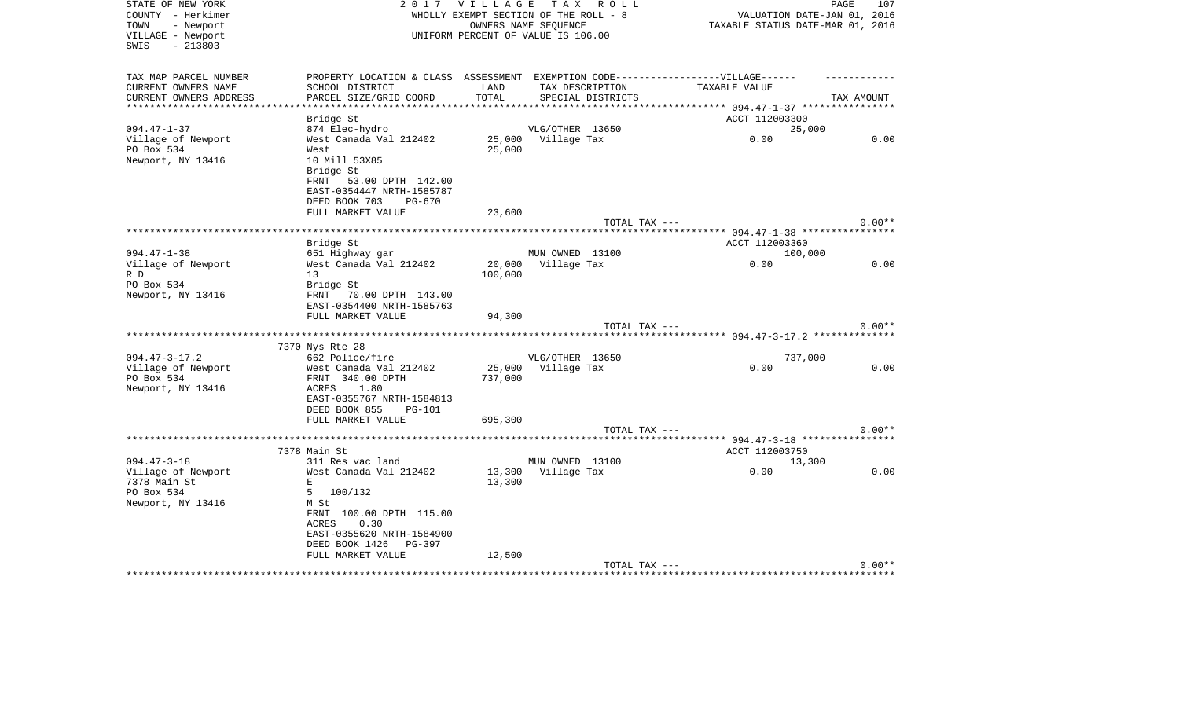STATE OF NEW YORK
COUNTY - Herkimer
TOWN - Newport
VILLAGE - Newport
SWIS - 213803

2 0 1 7 V I L L A G E T A X R O L L
WHOLLY EXEMPT SECTION OF THE ROLL - 8
OWNERS NAME SEQUENCE
UNIFORM PERCENT OF VALUE IS 106.00

VALUATION DATE-JAN 01, 2016
TAXABLE STATUS DATE-MAR 01, 2016

| TAX MAP PARCEL NUMBER<br>CURRENT OWNERS NAME<br>CURRENT OWNERS ADDRESS | PROPERTY LOCATION & CLASS<br>SCHOOL DISTRICT<br>PARCEL SIZE/GRID COORD | ASSESSMENT<br>LAND<br>TOTAL | EXEMPTION CODE------VILLAGE------<br>TAX DESCRIPTION<br>SPECIAL DISTRICTS | TAXABLE VALUE | TAX AMOUNT |
|---|---|---|---|---|---|
| **094.47-1-37** | Bridge St | | | ACCT 112003300 | |
| 094.47-1-37 | 874 Elec-hydro | | VLG/OTHER 13650 | 25,000 | |
| Village of Newport | West Canada Val 212402 | 25,000 | Village Tax | 0.00 | 0.00 |
| PO Box 534 | West | 25,000 | | | |
| Newport, NY 13416 | 10 Mill 53X85 | | | | |
| | Bridge St | | | | |
| | FRNT 53.00 DPTH 142.00 | | | | |
| | EAST-0354447 NRTH-1585787 | | | | |
| | DEED BOOK 703 PG-670 | | | | |
| | FULL MARKET VALUE | 23,600 | | | |
| | | | TOTAL TAX --- | | 0.00** |
| **094.47-1-38** | Bridge St | | | ACCT 112003360 | |
| 094.47-1-38 | 651 Highway gar | | MUN OWNED 13100 | 100,000 | |
| Village of Newport | West Canada Val 212402 | 20,000 | Village Tax | 0.00 | 0.00 |
| R D | 13 | 100,000 | | | |
| PO Box 534 | Bridge St | | | | |
| Newport, NY 13416 | FRNT 70.00 DPTH 143.00 | | | | |
| | EAST-0354400 NRTH-1585763 | | | | |
| | FULL MARKET VALUE | 94,300 | | | |
| | | | TOTAL TAX --- | | 0.00** |
| **094.47-3-17.2** | 7370 Nys Rte 28 | | | | |
| 094.47-3-17.2 | 662 Police/fire | | VLG/OTHER 13650 | 737,000 | |
| Village of Newport | West Canada Val 212402 | 25,000 | Village Tax | 0.00 | 0.00 |
| PO Box 534 | FRNT 340.00 DPTH | 737,000 | | | |
| Newport, NY 13416 | ACRES 1.80 | | | | |
| | EAST-0355767 NRTH-1584813 | | | | |
| | DEED BOOK 855 PG-101 | | | | |
| | FULL MARKET VALUE | 695,300 | | | |
| | | | TOTAL TAX --- | | 0.00** |
| **094.47-3-18** | 7378 Main St | | | ACCT 112003750 | |
| 094.47-3-18 | 311 Res vac land | | MUN OWNED 13100 | 13,300 | |
| Village of Newport | West Canada Val 212402 | 13,300 | Village Tax | 0.00 | 0.00 |
| 7378 Main St | E | 13,300 | | | |
| PO Box 534 | 5 100/132 | | | | |
| Newport, NY 13416 | M St | | | | |
| | FRNT 100.00 DPTH 115.00 | | | | |
| | ACRES 0.30 | | | | |
| | EAST-0355620 NRTH-1584900 | | | | |
| | DEED BOOK 1426 PG-397 | | | | |
| | FULL MARKET VALUE | 12,500 | | | |
| | | | TOTAL TAX --- | | 0.00** |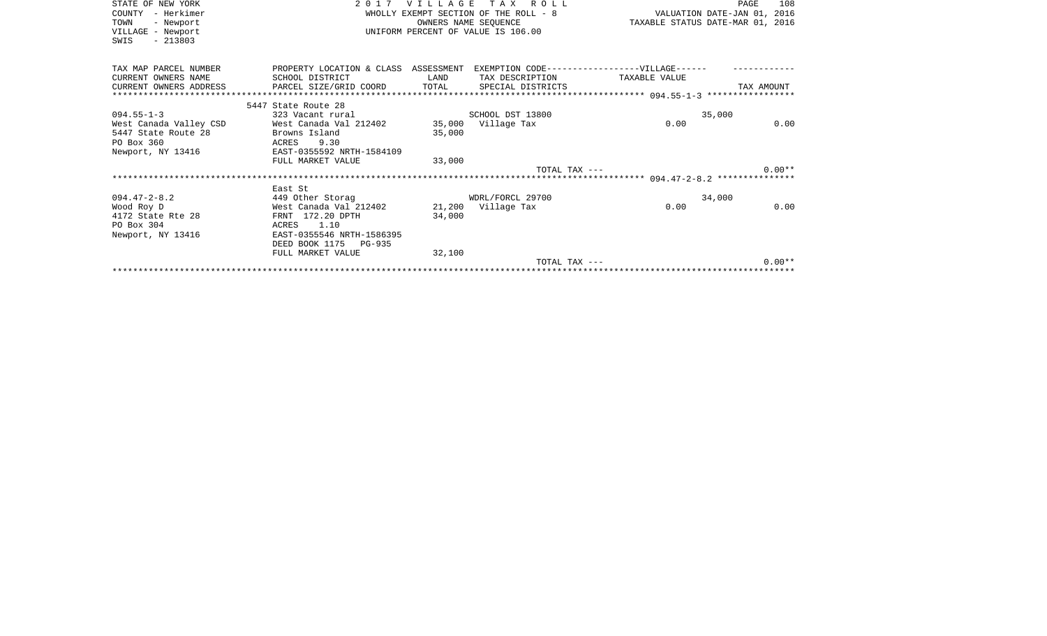STATE OF NEW YORK
COUNTY - Herkimer
TOWN - Newport
VILLAGE - Newport
SWIS - 213803

2 0 1 7 V I L L A G E T A X R O L L
WHOLLY EXEMPT SECTION OF THE ROLL - 8
OWNERS NAME SEQUENCE
UNIFORM PERCENT OF VALUE IS 106.00

VALUATION DATE-JAN 01, 2016
TAXABLE STATUS DATE-MAR 01, 2016

| TAX MAP PARCEL NUMBER / CURRENT OWNERS NAME / CURRENT OWNERS ADDRESS | PROPERTY LOCATION & CLASS / SCHOOL DISTRICT / PARCEL SIZE/GRID COORD | ASSESSMENT LAND / TOTAL | EXEMPTION CODE-----VILLAGE------ / TAX DESCRIPTION / SPECIAL DISTRICTS | TAXABLE VALUE | TAX AMOUNT |
|---|---|---|---|---|---|
| ***094.55-1-3*** | 5447 State Route 28 | | | | |
| 094.55-1-3 | 323 Vacant rural | | SCHOOL DST 13800 | 35,000 | |
| West Canada Valley CSD | West Canada Val 212402 | 35,000 | Village Tax | 0.00 | 0.00 |
| 5447 State Route 28 | Browns Island | 35,000 | | | |
| PO Box 360 | ACRES 9.30 | | | | |
| Newport, NY 13416 | EAST-0355592 NRTH-1584109 | | | | |
| | FULL MARKET VALUE | 33,000 | | | |
| | | | TOTAL TAX --- | | 0.00** |
| ***094.47-2-8.2*** | East St | | | | |
| 094.47-2-8.2 | 449 Other Storag | | WDRL/FORCL 29700 | 34,000 | |
| Wood Roy D | West Canada Val 212402 | 21,200 | Village Tax | 0.00 | 0.00 |
| 4172 State Rte 28 | FRNT 172.20 DPTH | 34,000 | | | |
| PO Box 304 | ACRES 1.10 | | | | |
| Newport, NY 13416 | EAST-0355546 NRTH-1586395 | | | | |
| | DEED BOOK 1175 PG-935 | | | | |
| | FULL MARKET VALUE | 32,100 | | | |
| | | | TOTAL TAX --- | | 0.00** |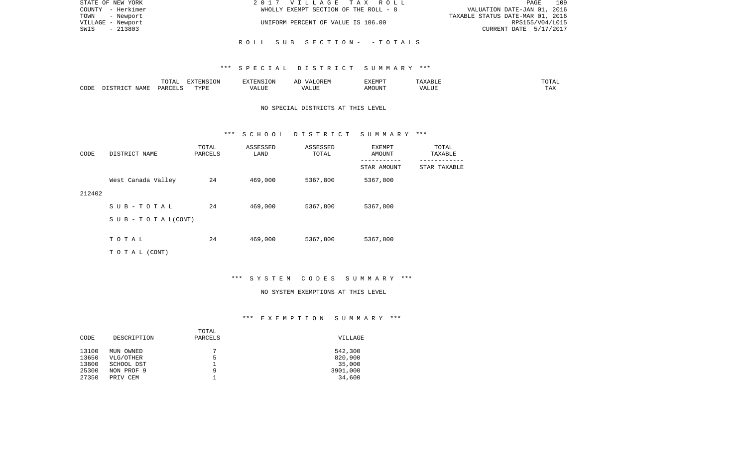STATE OF NEW YORK | 2 0 1 7 V I L L A G E T A X R O L L
COUNTY - Herkimer | WHOLLY EXEMPT SECTION OF THE ROLL - 8 | VALUATION DATE-JAN 01, 2016
TOWN - Newport | | TAXABLE STATUS DATE-MAR 01, 2016
VILLAGE - Newport | UNIFORM PERCENT OF VALUE IS 106.00 | RPS155/V04/L015
SWIS - 213803 | | CURRENT DATE 5/17/2017

## R O L L S U B S E C T I O N - - T O T A L S

### *** S P E C I A L D I S T R I C T S U M M A R Y ***

| CODE | DISTRICT NAME | TOTAL PARCELS | EXTENSION TYPE | EXTENSION VALUE | AD VALOREM VALUE | EXEMPT AMOUNT | TAXABLE VALUE | TOTAL TAX |
|---|---|---|---|---|---|---|---|---|

NO SPECIAL DISTRICTS AT THIS LEVEL

### *** S C H O O L D I S T R I C T S U M M A R Y ***

| CODE | DISTRICT NAME | TOTAL PARCELS | ASSESSED LAND | ASSESSED TOTAL | EXEMPT AMOUNT / STAR AMOUNT | TOTAL TAXABLE / STAR TAXABLE |
|---|---|---|---|---|---|---|
| 212402 | West Canada Valley | 24 | 469,000 | 5367,800 | 5367,800 | |
| | S U B - T O T A L | 24 | 469,000 | 5367,800 | 5367,800 | |
| | S U B - T O T A L(CONT) | | | | | |
| | T O T A L | 24 | 469,000 | 5367,800 | 5367,800 | |
| | T O T A L (CONT) | | | | | |

### *** S Y S T E M C O D E S S U M M A R Y ***

NO SYSTEM EXEMPTIONS AT THIS LEVEL

### *** E X E M P T I O N S U M M A R Y ***

| CODE | DESCRIPTION | TOTAL PARCELS | VILLAGE |
|---|---|---|---|
| 13100 | MUN OWNED | 7 | 542,300 |
| 13650 | VLG/OTHER | 5 | 820,900 |
| 13800 | SCHOOL DST | 1 | 35,000 |
| 25300 | NON PROF 9 | 9 | 3901,000 |
| 27350 | PRIV CEM | 1 | 34,600 |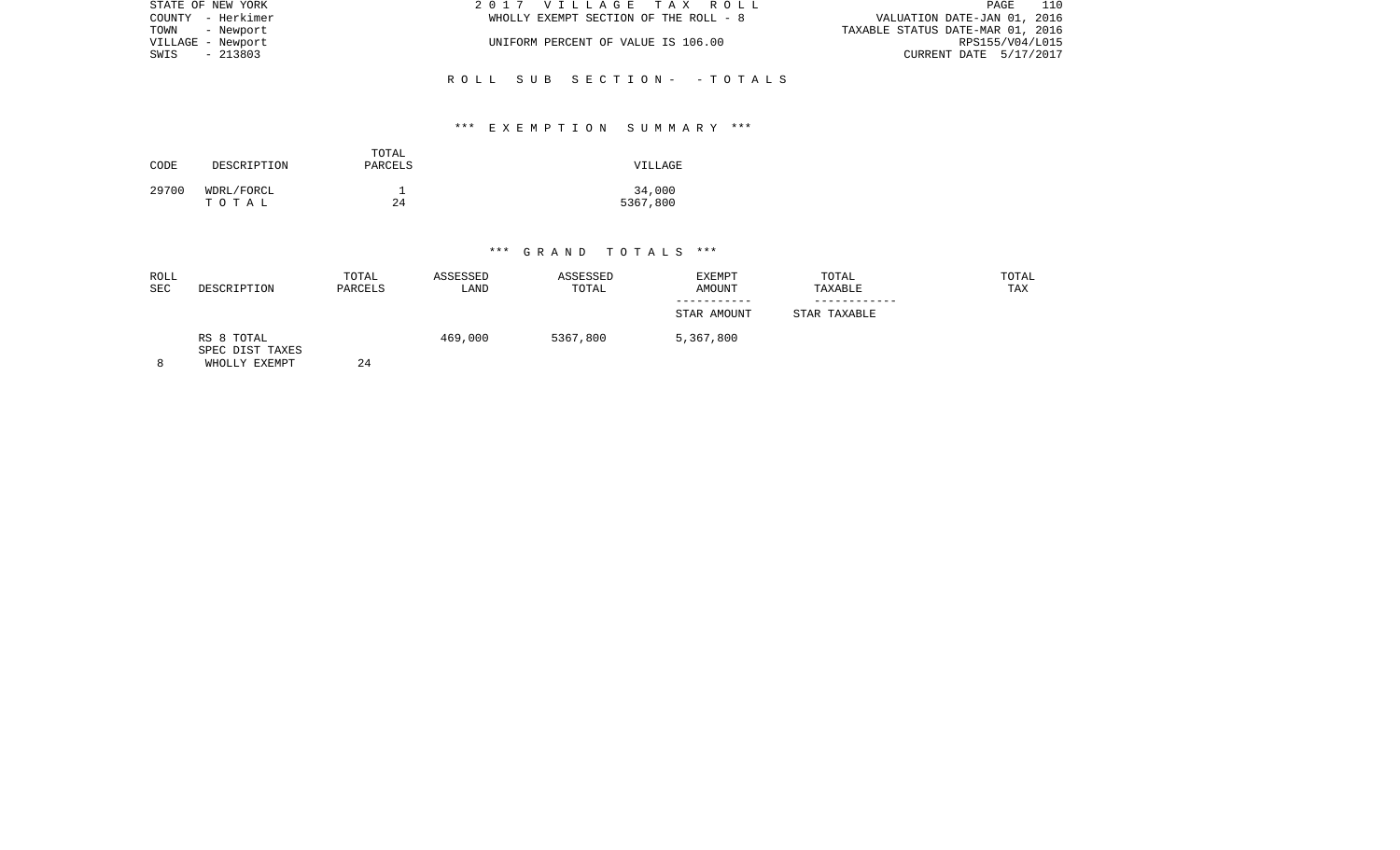## ROLL SUB SECTION- - TOTALS

### *** EXEMPTION SUMMARY ***

| CODE | DESCRIPTION | TOTAL PARCELS | VILLAGE |
|---|---|---|---|
| 29700 | WDRL/FORCL | 1 | 34,000 |
| | T O T A L | 24 | 5367,800 |

### *** GRAND TOTALS ***

| ROLL SEC | DESCRIPTION | TOTAL PARCELS | ASSESSED LAND | ASSESSED TOTAL | EXEMPT AMOUNT / STAR AMOUNT | TOTAL TAXABLE / STAR TAXABLE | TOTAL TAX |
|---|---|---|---|---|---|---|---|
| | RS 8 TOTAL | | 469,000 | 5367,800 | 5,367,800 | | |
| | SPEC DIST TAXES | | | | | | |
| 8 | WHOLLY EXEMPT | 24 | | | | | |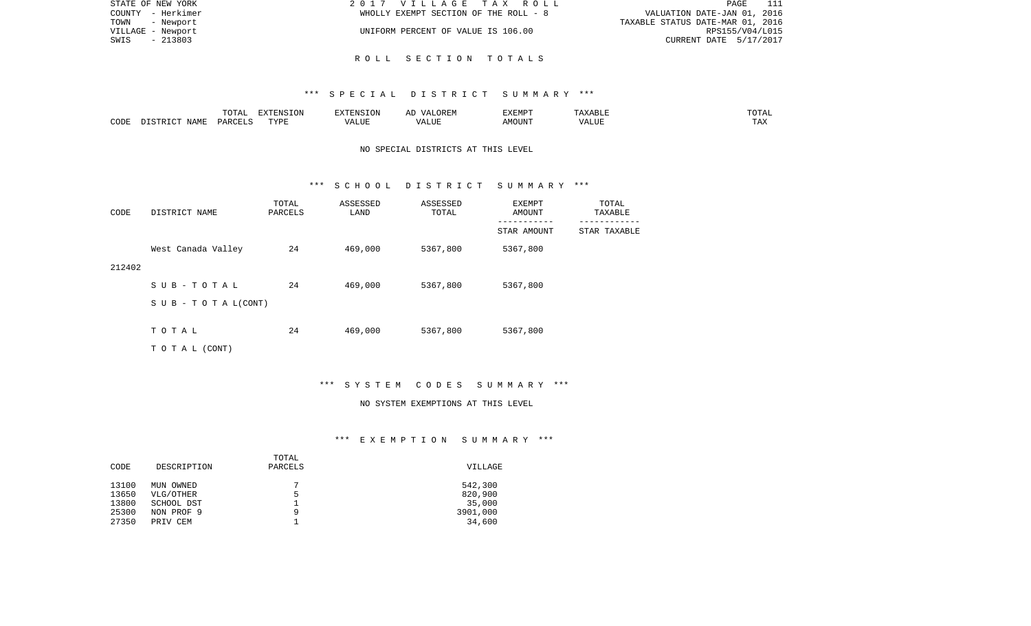STATE OF NEW YORK
COUNTY - Herkimer
TOWN - Newport
VILLAGE - Newport
SWIS - 213803

2017 VILLAGE TAX ROLL
WHOLLY EXEMPT SECTION OF THE ROLL - 8
UNIFORM PERCENT OF VALUE IS 106.00

VALUATION DATE-JAN 01, 2016
TAXABLE STATUS DATE-MAR 01, 2016
RPS155/V04/L015
CURRENT DATE 5/17/2017

## ROLL SECTION TOTALS

### *** SPECIAL DISTRICT SUMMARY ***

| CODE | DISTRICT NAME | TOTAL PARCELS | EXTENSION TYPE | EXTENSION VALUE | AD VALOREM VALUE | EXEMPT AMOUNT | TAXABLE VALUE | TOTAL TAX |
|---|---|---|---|---|---|---|---|---|

NO SPECIAL DISTRICTS AT THIS LEVEL

### *** SCHOOL DISTRICT SUMMARY ***

| CODE | DISTRICT NAME | TOTAL PARCELS | ASSESSED LAND | ASSESSED TOTAL | EXEMPT AMOUNT / STAR AMOUNT | TOTAL TAXABLE / STAR TAXABLE |
|---|---|---|---|---|---|---|
| 212402 | West Canada Valley | 24 | 469,000 | 5367,800 | 5367,800 | |
| | S U B - T O T A L | 24 | 469,000 | 5367,800 | 5367,800 | |
| | S U B - T O T A L(CONT) | | | | | |
| | T O T A L | 24 | 469,000 | 5367,800 | 5367,800 | |
| | T O T A L (CONT) | | | | | |

### *** SYSTEM CODES SUMMARY ***

NO SYSTEM EXEMPTIONS AT THIS LEVEL

### *** EXEMPTION SUMMARY ***

| CODE | DESCRIPTION | TOTAL PARCELS | VILLAGE |
|---|---|---|---|
| 13100 | MUN OWNED | 7 | 542,300 |
| 13650 | VLG/OTHER | 5 | 820,900 |
| 13800 | SCHOOL DST | 1 | 35,000 |
| 25300 | NON PROF 9 | 9 | 3901,000 |
| 27350 | PRIV CEM | 1 | 34,600 |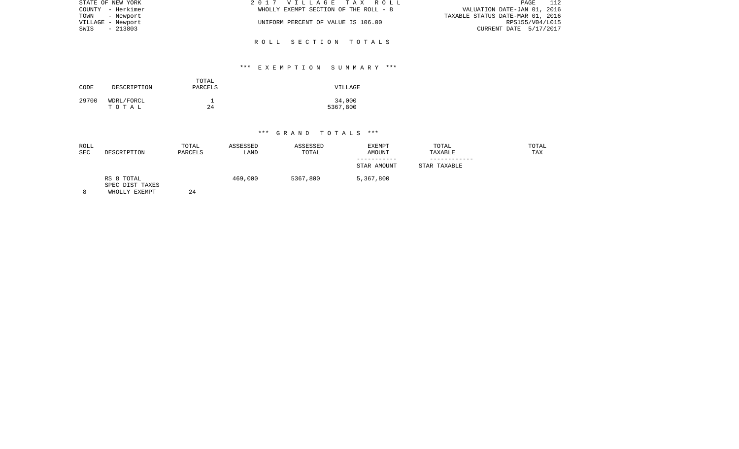STATE OF NEW YORK
COUNTY - Herkimer
TOWN - Newport
VILLAGE - Newport
SWIS - 213803

2 0 1 7 V I L L A G E T A X R O L L
WHOLLY EXEMPT SECTION OF THE ROLL - 8

UNIFORM PERCENT OF VALUE IS 106.00

VALUATION DATE-JAN 01, 2016
TAXABLE STATUS DATE-MAR 01, 2016
RPS155/V04/L015
CURRENT DATE 5/17/2017

## R O L L S E C T I O N T O T A L S

### \*\*\* E X E M P T I O N S U M M A R Y \*\*\*

| CODE | DESCRIPTION | TOTAL PARCELS | VILLAGE |
|---|---|---|---|
| 29700 | WDRL/FORCL | 1 | 34,000 |
| | T O T A L | 24 | 5367,800 |

### \*\*\* G R A N D T O T A L S \*\*\*

| ROLL SEC | DESCRIPTION | TOTAL PARCELS | ASSESSED LAND | ASSESSED TOTAL | EXEMPT AMOUNT / STAR AMOUNT | TOTAL TAXABLE / STAR TAXABLE | TOTAL TAX |
|---|---|---|---|---|---|---|---|
| | RS 8 TOTAL | | 469,000 | 5367,800 | 5,367,800 | | |
| | SPEC DIST TAXES | | | | | | |
| 8 | WHOLLY EXEMPT | 24 | | | | | |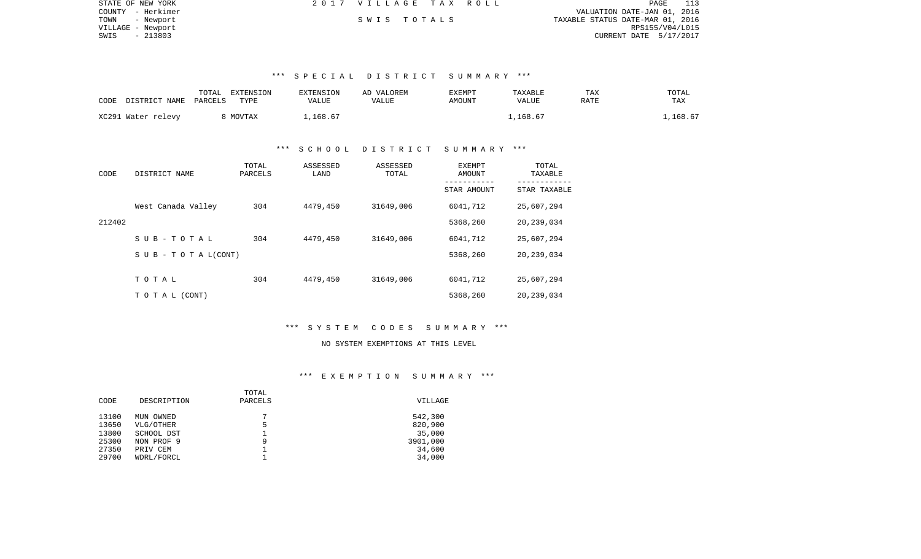STATE OF NEW YORK
COUNTY - Herkimer
TOWN - Newport
VILLAGE - Newport
SWIS - 213803

2 0 1 7 V I L L A G E T A X R O L L

S W I S T O T A L S

VALUATION DATE-JAN 01, 2016
TAXABLE STATUS DATE-MAR 01, 2016
RPS155/V04/L015
CURRENT DATE 5/17/2017

### *** S P E C I A L D I S T R I C T S U M M A R Y ***

| CODE DISTRICT NAME | TOTAL PARCELS | EXTENSION TYPE | EXTENSION VALUE | AD VALOREM VALUE | EXEMPT AMOUNT | TAXABLE VALUE | TAX RATE | TOTAL TAX |
|---|---|---|---|---|---|---|---|---|
| XC291 Water relevy | 8 | MOVTAX | 1,168.67 | | | 1,168.67 | | 1,168.67 |

### *** S C H O O L D I S T R I C T S U M M A R Y ***

| CODE | DISTRICT NAME | TOTAL PARCELS | ASSESSED LAND | ASSESSED TOTAL | EXEMPT AMOUNT / STAR AMOUNT | TOTAL TAXABLE / STAR TAXABLE |
|---|---|---|---|---|---|---|
| | West Canada Valley | 304 | 4479,450 | 31649,006 | 6041,712 | 25,607,294 |
| 212402 | | | | | 5368,260 | 20,239,034 |
| | S U B - T O T A L | 304 | 4479,450 | 31649,006 | 6041,712 | 25,607,294 |
| | S U B - T O T A L(CONT) | | | | 5368,260 | 20,239,034 |
| | T O T A L | 304 | 4479,450 | 31649,006 | 6041,712 | 25,607,294 |
| | T O T A L (CONT) | | | | 5368,260 | 20,239,034 |

### *** S Y S T E M C O D E S S U M M A R Y ***

NO SYSTEM EXEMPTIONS AT THIS LEVEL

### *** E X E M P T I O N S U M M A R Y ***

| CODE | DESCRIPTION | TOTAL PARCELS | VILLAGE |
|---|---|---|---|
| 13100 | MUN OWNED | 7 | 542,300 |
| 13650 | VLG/OTHER | 5 | 820,900 |
| 13800 | SCHOOL DST | 1 | 35,000 |
| 25300 | NON PROF 9 | 9 | 3901,000 |
| 27350 | PRIV CEM | 1 | 34,600 |
| 29700 | WDRL/FORCL | 1 | 34,000 |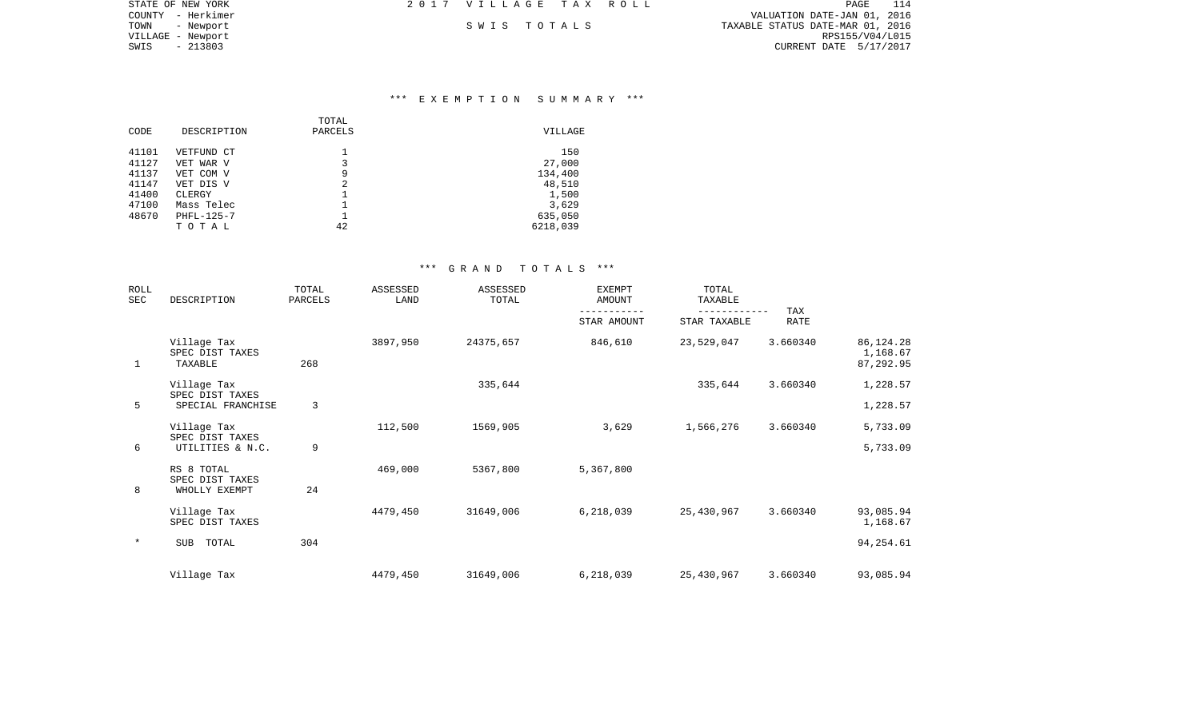STATE OF NEW YORK
COUNTY - Herkimer
TOWN - Newport
VILLAGE - Newport
SWIS - 213803

2 0 1 7 V I L L A G E T A X R O L L

S W I S T O T A L S

VALUATION DATE-JAN 01, 2016
TAXABLE STATUS DATE-MAR 01, 2016
RPS155/V04/L015
CURRENT DATE 5/17/2017

### *** E X E M P T I O N S U M M A R Y ***

| CODE | DESCRIPTION | TOTAL PARCELS | VILLAGE |
|---|---|---|---|
| 41101 | VETFUND CT | 1 | 150 |
| 41127 | VET WAR V | 3 | 27,000 |
| 41137 | VET COM V | 9 | 134,400 |
| 41147 | VET DIS V | 2 | 48,510 |
| 41400 | CLERGY | 1 | 1,500 |
| 47100 | Mass Telec | 1 | 3,629 |
| 48670 | PHFL-125-7 | 1 | 635,050 |
| | T O T A L | 42 | 6218,039 |

### *** G R A N D T O T A L S ***

| ROLL SEC | DESCRIPTION | TOTAL PARCELS | ASSESSED LAND | ASSESSED TOTAL | EXEMPT AMOUNT / STAR AMOUNT | TOTAL TAXABLE / STAR TAXABLE | TAX RATE | |
|---|---|---|---|---|---|---|---|---|
| | Village Tax | | 3897,950 | 24375,657 | 846,610 | 23,529,047 | 3.660340 | 86,124.28 |
| | SPEC DIST TAXES | | | | | | | 1,168.67 |
| 1 | TAXABLE | 268 | | | | | | 87,292.95 |
| | Village Tax | | | 335,644 | | 335,644 | 3.660340 | 1,228.57 |
| | SPEC DIST TAXES | | | | | | | |
| 5 | SPECIAL FRANCHISE | 3 | | | | | | 1,228.57 |
| | Village Tax | | 112,500 | 1569,905 | 3,629 | 1,566,276 | 3.660340 | 5,733.09 |
| | SPEC DIST TAXES | | | | | | | |
| 6 | UTILITIES & N.C. | 9 | | | | | | 5,733.09 |
| | RS 8 TOTAL | | 469,000 | 5367,800 | 5,367,800 | | | |
| | SPEC DIST TAXES | | | | | | | |
| 8 | WHOLLY EXEMPT | 24 | | | | | | |
| | Village Tax | | 4479,450 | 31649,006 | 6,218,039 | 25,430,967 | 3.660340 | 93,085.94 |
| | SPEC DIST TAXES | | | | | | | 1,168.67 |
| * | SUB TOTAL | 304 | | | | | | 94,254.61 |
| | Village Tax | | 4479,450 | 31649,006 | 6,218,039 | 25,430,967 | 3.660340 | 93,085.94 |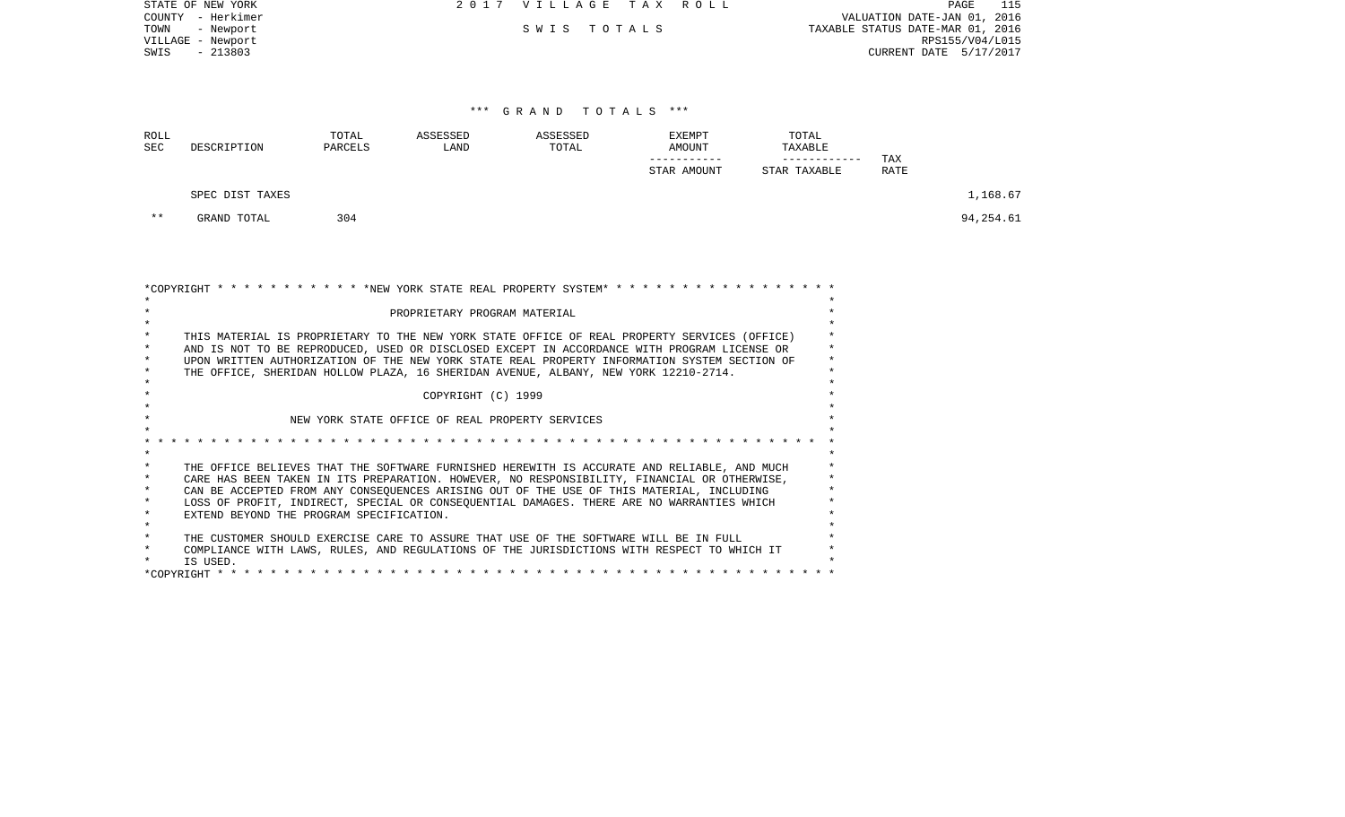STATE OF NEW YORK
COUNTY - Herkimer
TOWN - Newport
VILLAGE - Newport
SWIS - 213803

2 0 1 7 V I L L A G E T A X R O L L

S W I S T O T A L S

VALUATION DATE-JAN 01, 2016
TAXABLE STATUS DATE-MAR 01, 2016
RPS155/V04/L015
CURRENT DATE 5/17/2017

### *** G R A N D T O T A L S ***

| ROLL SEC | DESCRIPTION | TOTAL PARCELS | ASSESSED LAND | ASSESSED TOTAL | EXEMPT AMOUNT / STAR AMOUNT | TOTAL TAXABLE / STAR TAXABLE | TAX RATE | |
|---|---|---|---|---|---|---|---|---|
| | SPEC DIST TAXES | | | | | | | 1,168.67 |
| ** | GRAND TOTAL | 304 | | | | | | 94,254.61 |

```
*COPYRIGHT * * * * * * * * * * * *NEW YORK STATE REAL PROPERTY SYSTEM* * * * * * * * * * * * * * * * * *
*                                                                                                        *
*                                    PROPRIETARY PROGRAM MATERIAL                                        *
*                                                                                                        *
*     THIS MATERIAL IS PROPRIETARY TO THE NEW YORK STATE OFFICE OF REAL PROPERTY SERVICES (OFFICE)       *
*     AND IS NOT TO BE REPRODUCED, USED OR DISCLOSED EXCEPT IN ACCORDANCE WITH PROGRAM LICENSE OR        *
*     UPON WRITTEN AUTHORIZATION OF THE NEW YORK STATE REAL PROPERTY INFORMATION SYSTEM SECTION OF       *
*     THE OFFICE, SHERIDAN HOLLOW PLAZA, 16 SHERIDAN AVENUE, ALBANY, NEW YORK 12210-2714.                *
*                                                                                                        *
*                                         COPYRIGHT (C) 1999                                             *
*                                                                                                        *
*                         NEW YORK STATE OFFICE OF REAL PROPERTY SERVICES                                *
*                                                                                                        *
* * * * * * * * * * * * * * * * * * * * * * * * * * * * * * * * * * * * * * * * * * * * * * * * * * * *
*                                                                                                        *
*     THE OFFICE BELIEVES THAT THE SOFTWARE FURNISHED HEREWITH IS ACCURATE AND RELIABLE, AND MUCH         *
*     CARE HAS BEEN TAKEN IN ITS PREPARATION. HOWEVER, NO RESPONSIBILITY, FINANCIAL OR OTHERWISE,        *
*     CAN BE ACCEPTED FROM ANY CONSEQUENCES ARISING OUT OF THE USE OF THIS MATERIAL, INCLUDING           *
*     LOSS OF PROFIT, INDIRECT, SPECIAL OR CONSEQUENTIAL DAMAGES. THERE ARE NO WARRANTIES WHICH          *
*     EXTEND BEYOND THE PROGRAM SPECIFICATION.                                                           *
*                                                                                                        *
*     THE CUSTOMER SHOULD EXERCISE CARE TO ASSURE THAT USE OF THE SOFTWARE WILL BE IN FULL               *
*     COMPLIANCE WITH LAWS, RULES, AND REGULATIONS OF THE JURISDICTIONS WITH RESPECT TO WHICH IT         *
*     IS USED.                                                                                           *
*COPYRIGHT * * * * * * * * * * * * * * * * * * * * * * * * * * * * * * * * * * * * * * * * * * * * * *
```